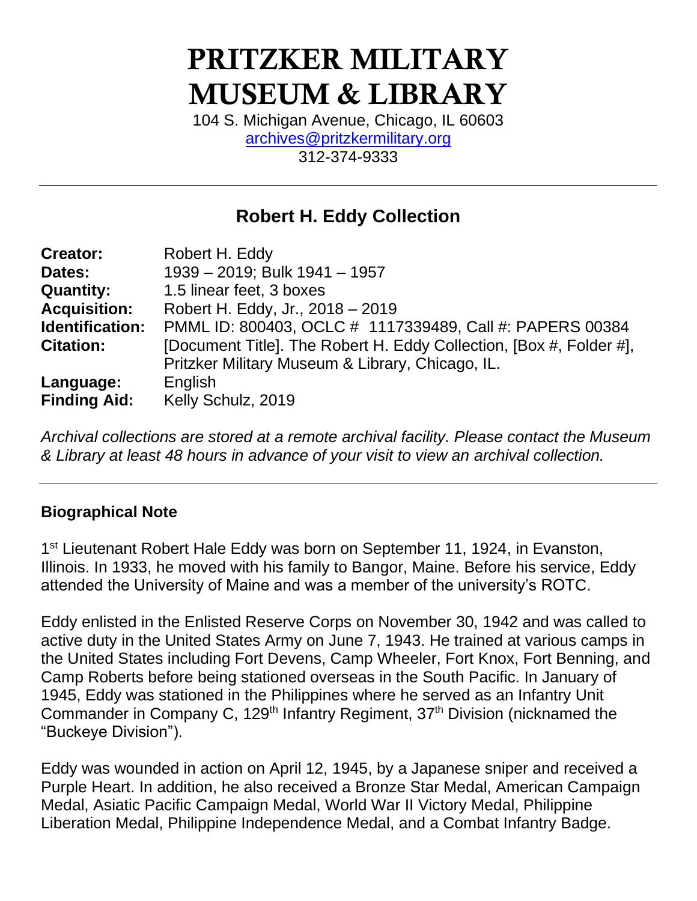# PRITZKER MILITARY MUSEUM & LIBRARY

104 S. Michigan Avenue, Chicago, IL 60603
archives@pritzkermilitary.org
312-374-9333

---

## Robert H. Eddy Collection

| | |
|---|---|
| **Creator:** | Robert H. Eddy |
| **Dates:** | 1939 – 2019; Bulk 1941 – 1957 |
| **Quantity:** | 1.5 linear feet, 3 boxes |
| **Acquisition:** | Robert H. Eddy, Jr., 2018 – 2019 |
| **Identification:** | PMML ID: 800403, OCLC # 1117339489, Call #: PAPERS 00384 |
| **Citation:** | [Document Title]. The Robert H. Eddy Collection, [Box #, Folder #], Pritzker Military Museum & Library, Chicago, IL. |
| **Language:** | English |
| **Finding Aid:** | Kelly Schulz, 2019 |

*Archival collections are stored at a remote archival facility. Please contact the Museum & Library at least 48 hours in advance of your visit to view an archival collection.*

---

### Biographical Note

1st Lieutenant Robert Hale Eddy was born on September 11, 1924, in Evanston, Illinois. In 1933, he moved with his family to Bangor, Maine. Before his service, Eddy attended the University of Maine and was a member of the university's ROTC.

Eddy enlisted in the Enlisted Reserve Corps on November 30, 1942 and was called to active duty in the United States Army on June 7, 1943. He trained at various camps in the United States including Fort Devens, Camp Wheeler, Fort Knox, Fort Benning, and Camp Roberts before being stationed overseas in the South Pacific. In January of 1945, Eddy was stationed in the Philippines where he served as an Infantry Unit Commander in Company C, 129th Infantry Regiment, 37th Division (nicknamed the "Buckeye Division").

Eddy was wounded in action on April 12, 1945, by a Japanese sniper and received a Purple Heart. In addition, he also received a Bronze Star Medal, American Campaign Medal, Asiatic Pacific Campaign Medal, World War II Victory Medal, Philippine Liberation Medal, Philippine Independence Medal, and a Combat Infantry Badge.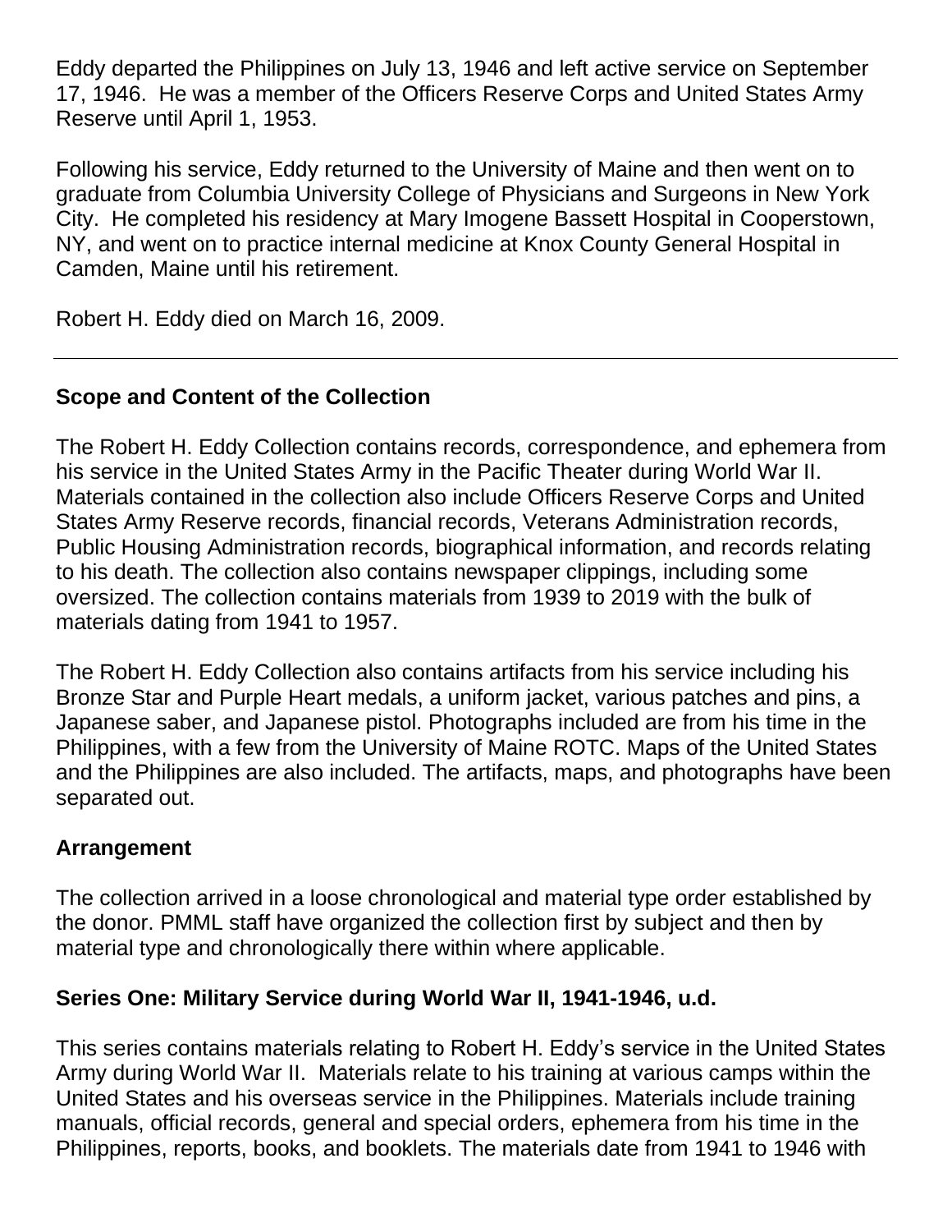Eddy departed the Philippines on July 13, 1946 and left active service on September 17, 1946. He was a member of the Officers Reserve Corps and United States Army Reserve until April 1, 1953.

Following his service, Eddy returned to the University of Maine and then went on to graduate from Columbia University College of Physicians and Surgeons in New York City. He completed his residency at Mary Imogene Bassett Hospital in Cooperstown, NY, and went on to practice internal medicine at Knox County General Hospital in Camden, Maine until his retirement.

Robert H. Eddy died on March 16, 2009.

---

## Scope and Content of the Collection

The Robert H. Eddy Collection contains records, correspondence, and ephemera from his service in the United States Army in the Pacific Theater during World War II. Materials contained in the collection also include Officers Reserve Corps and United States Army Reserve records, financial records, Veterans Administration records, Public Housing Administration records, biographical information, and records relating to his death. The collection also contains newspaper clippings, including some oversized. The collection contains materials from 1939 to 2019 with the bulk of materials dating from 1941 to 1957.

The Robert H. Eddy Collection also contains artifacts from his service including his Bronze Star and Purple Heart medals, a uniform jacket, various patches and pins, a Japanese saber, and Japanese pistol. Photographs included are from his time in the Philippines, with a few from the University of Maine ROTC. Maps of the United States and the Philippines are also included. The artifacts, maps, and photographs have been separated out.

## Arrangement

The collection arrived in a loose chronological and material type order established by the donor. PMML staff have organized the collection first by subject and then by material type and chronologically there within where applicable.

## Series One: Military Service during World War II, 1941-1946, u.d.

This series contains materials relating to Robert H. Eddy's service in the United States Army during World War II. Materials relate to his training at various camps within the United States and his overseas service in the Philippines. Materials include training manuals, official records, general and special orders, ephemera from his time in the Philippines, reports, books, and booklets. The materials date from 1941 to 1946 with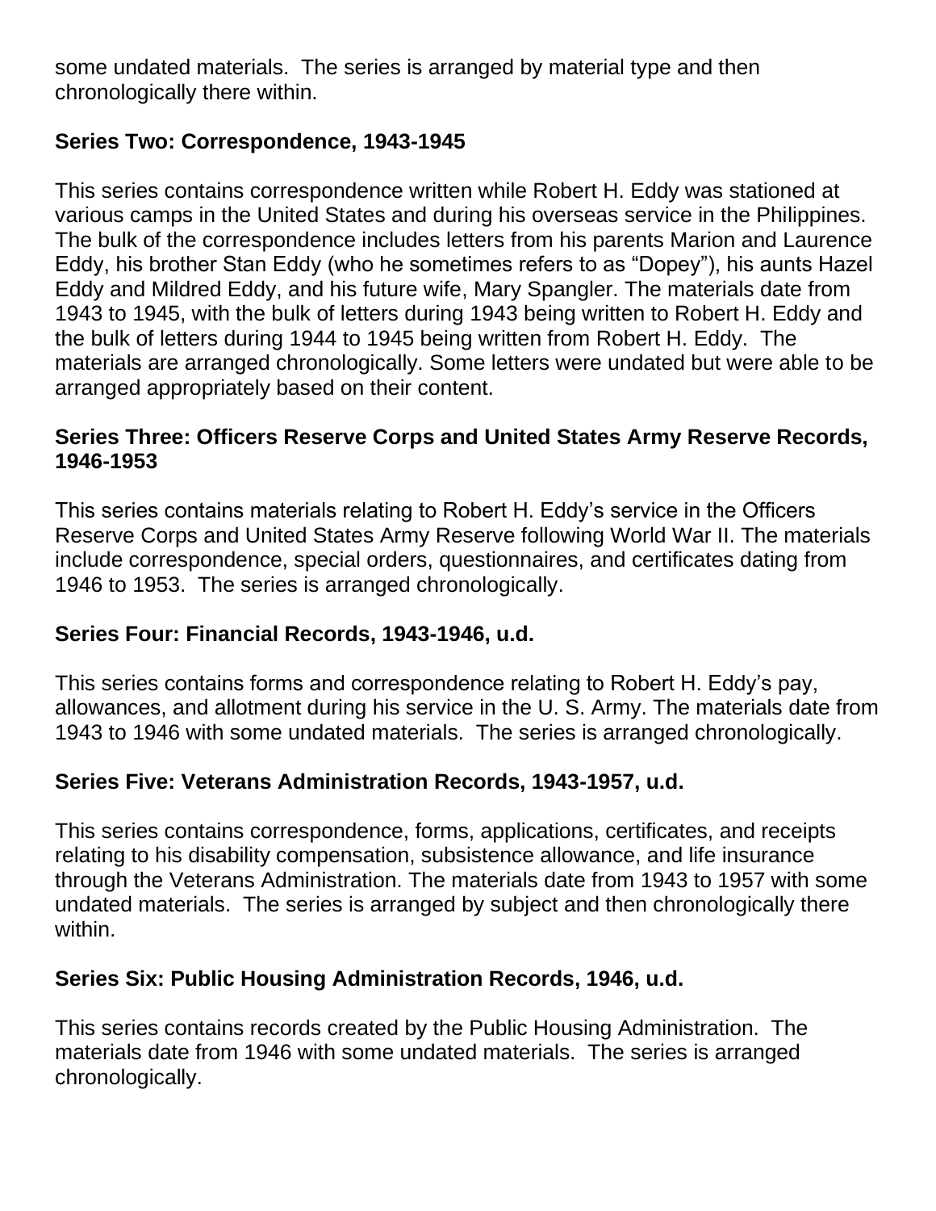some undated materials. The series is arranged by material type and then chronologically there within.

**Series Two: Correspondence, 1943-1945**

This series contains correspondence written while Robert H. Eddy was stationed at various camps in the United States and during his overseas service in the Philippines. The bulk of the correspondence includes letters from his parents Marion and Laurence Eddy, his brother Stan Eddy (who he sometimes refers to as "Dopey"), his aunts Hazel Eddy and Mildred Eddy, and his future wife, Mary Spangler. The materials date from 1943 to 1945, with the bulk of letters during 1943 being written to Robert H. Eddy and the bulk of letters during 1944 to 1945 being written from Robert H. Eddy. The materials are arranged chronologically. Some letters were undated but were able to be arranged appropriately based on their content.

**Series Three: Officers Reserve Corps and United States Army Reserve Records, 1946-1953**

This series contains materials relating to Robert H. Eddy's service in the Officers Reserve Corps and United States Army Reserve following World War II. The materials include correspondence, special orders, questionnaires, and certificates dating from 1946 to 1953. The series is arranged chronologically.

**Series Four: Financial Records, 1943-1946, u.d.**

This series contains forms and correspondence relating to Robert H. Eddy's pay, allowances, and allotment during his service in the U. S. Army. The materials date from 1943 to 1946 with some undated materials. The series is arranged chronologically.

**Series Five: Veterans Administration Records, 1943-1957, u.d.**

This series contains correspondence, forms, applications, certificates, and receipts relating to his disability compensation, subsistence allowance, and life insurance through the Veterans Administration. The materials date from 1943 to 1957 with some undated materials. The series is arranged by subject and then chronologically there within.

**Series Six: Public Housing Administration Records, 1946, u.d.**

This series contains records created by the Public Housing Administration. The materials date from 1946 with some undated materials. The series is arranged chronologically.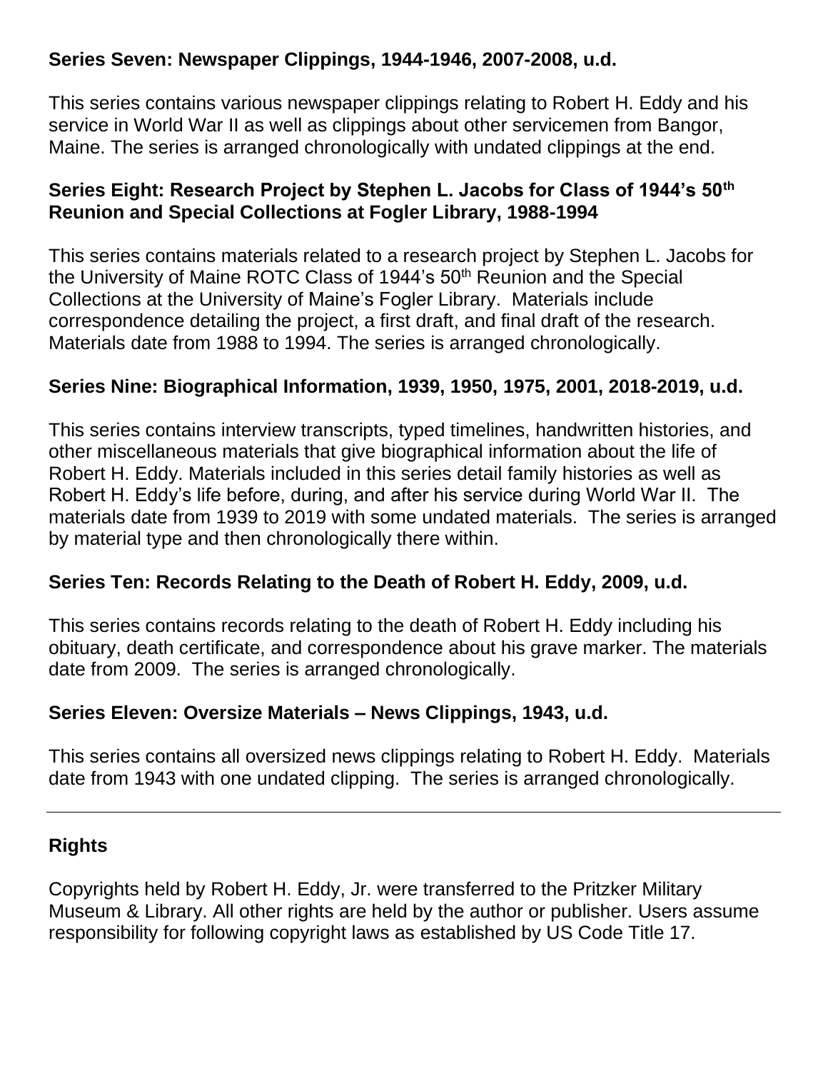### Series Seven: Newspaper Clippings, 1944-1946, 2007-2008, u.d.

This series contains various newspaper clippings relating to Robert H. Eddy and his service in World War II as well as clippings about other servicemen from Bangor, Maine. The series is arranged chronologically with undated clippings at the end.

### Series Eight: Research Project by Stephen L. Jacobs for Class of 1944's 50th Reunion and Special Collections at Fogler Library, 1988-1994

This series contains materials related to a research project by Stephen L. Jacobs for the University of Maine ROTC Class of 1944's 50th Reunion and the Special Collections at the University of Maine's Fogler Library. Materials include correspondence detailing the project, a first draft, and final draft of the research. Materials date from 1988 to 1994. The series is arranged chronologically.

### Series Nine: Biographical Information, 1939, 1950, 1975, 2001, 2018-2019, u.d.

This series contains interview transcripts, typed timelines, handwritten histories, and other miscellaneous materials that give biographical information about the life of Robert H. Eddy. Materials included in this series detail family histories as well as Robert H. Eddy's life before, during, and after his service during World War II. The materials date from 1939 to 2019 with some undated materials. The series is arranged by material type and then chronologically there within.

### Series Ten: Records Relating to the Death of Robert H. Eddy, 2009, u.d.

This series contains records relating to the death of Robert H. Eddy including his obituary, death certificate, and correspondence about his grave marker. The materials date from 2009. The series is arranged chronologically.

### Series Eleven: Oversize Materials – News Clippings, 1943, u.d.

This series contains all oversized news clippings relating to Robert H. Eddy. Materials date from 1943 with one undated clipping. The series is arranged chronologically.

---

## Rights

Copyrights held by Robert H. Eddy, Jr. were transferred to the Pritzker Military Museum & Library. All other rights are held by the author or publisher. Users assume responsibility for following copyright laws as established by US Code Title 17.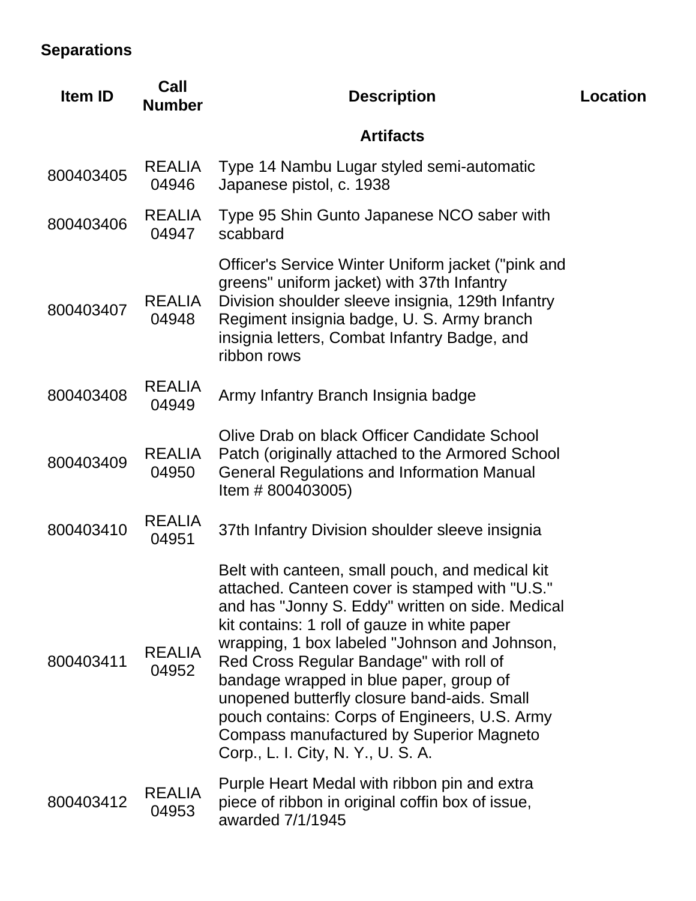**Separations**

| Item ID | Call Number | Description | Location |
| --- | --- | --- | --- |
| | | **Artifacts** | |
| 800403405 | REALIA 04946 | Type 14 Nambu Lugar styled semi-automatic Japanese pistol, c. 1938 | |
| 800403406 | REALIA 04947 | Type 95 Shin Gunto Japanese NCO saber with scabbard | |
| 800403407 | REALIA 04948 | Officer's Service Winter Uniform jacket ("pink and greens" uniform jacket) with 37th Infantry Division shoulder sleeve insignia, 129th Infantry Regiment insignia badge, U. S. Army branch insignia letters, Combat Infantry Badge, and ribbon rows | |
| 800403408 | REALIA 04949 | Army Infantry Branch Insignia badge | |
| 800403409 | REALIA 04950 | Olive Drab on black Officer Candidate School Patch (originally attached to the Armored School General Regulations and Information Manual Item # 800403005) | |
| 800403410 | REALIA 04951 | 37th Infantry Division shoulder sleeve insignia | |
| 800403411 | REALIA 04952 | Belt with canteen, small pouch, and medical kit attached. Canteen cover is stamped with "U.S." and has "Jonny S. Eddy" written on side. Medical kit contains: 1 roll of gauze in white paper wrapping, 1 box labeled "Johnson and Johnson, Red Cross Regular Bandage" with roll of bandage wrapped in blue paper, group of unopened butterfly closure band-aids. Small pouch contains: Corps of Engineers, U.S. Army Compass manufactured by Superior Magneto Corp., L. I. City, N. Y., U. S. A. | |
| 800403412 | REALIA 04953 | Purple Heart Medal with ribbon pin and extra piece of ribbon in original coffin box of issue, awarded 7/1/1945 | |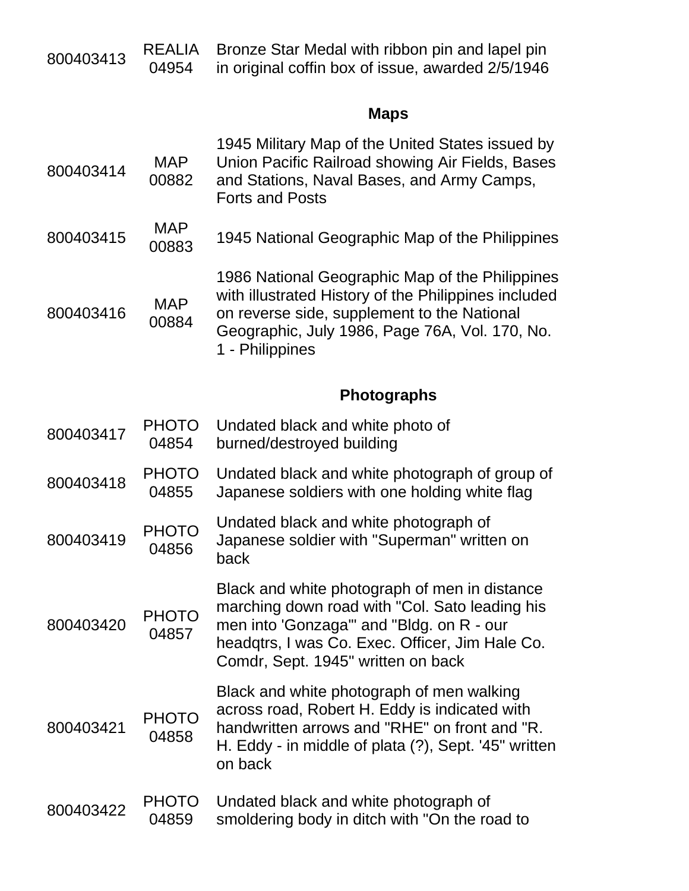| | | |
|---|---|---|
| 800403413 | REALIA 04954 | Bronze Star Medal with ribbon pin and lapel pin in original coffin box of issue, awarded 2/5/1946 |

### Maps

| | | |
|---|---|---|
| 800403414 | MAP 00882 | 1945 Military Map of the United States issued by Union Pacific Railroad showing Air Fields, Bases and Stations, Naval Bases, and Army Camps, Forts and Posts |
| 800403415 | MAP 00883 | 1945 National Geographic Map of the Philippines |
| 800403416 | MAP 00884 | 1986 National Geographic Map of the Philippines with illustrated History of the Philippines included on reverse side, supplement to the National Geographic, July 1986, Page 76A, Vol. 170, No. 1 - Philippines |

### Photographs

| | | |
|---|---|---|
| 800403417 | PHOTO 04854 | Undated black and white photo of burned/destroyed building |
| 800403418 | PHOTO 04855 | Undated black and white photograph of group of Japanese soldiers with one holding white flag |
| 800403419 | PHOTO 04856 | Undated black and white photograph of Japanese soldier with "Superman" written on back |
| 800403420 | PHOTO 04857 | Black and white photograph of men in distance marching down road with "Col. Sato leading his men into 'Gonzaga'" and "Bldg. on R - our headqtrs, I was Co. Exec. Officer, Jim Hale Co. Comdr, Sept. 1945" written on back |
| 800403421 | PHOTO 04858 | Black and white photograph of men walking across road, Robert H. Eddy is indicated with handwritten arrows and "RHE" on front and "R. H. Eddy - in middle of plata (?), Sept. '45" written on back |
| 800403422 | PHOTO 04859 | Undated black and white photograph of smoldering body in ditch with "On the road to |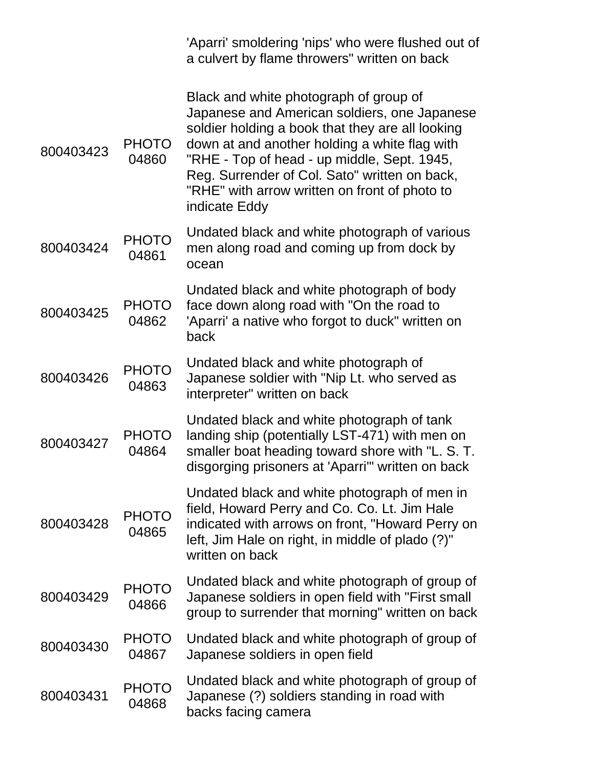| | | 'Aparri' smoldering 'nips' who were flushed out of a culvert by flame throwers" written on back |
|---|---|---|
| 800403423 | PHOTO 04860 | Black and white photograph of group of Japanese and American soldiers, one Japanese soldier holding a book that they are all looking down at and another holding a white flag with "RHE - Top of head - up middle, Sept. 1945, Reg. Surrender of Col. Sato" written on back, "RHE" with arrow written on front of photo to indicate Eddy |
| 800403424 | PHOTO 04861 | Undated black and white photograph of various men along road and coming up from dock by ocean |
| 800403425 | PHOTO 04862 | Undated black and white photograph of body face down along road with "On the road to 'Aparri' a native who forgot to duck" written on back |
| 800403426 | PHOTO 04863 | Undated black and white photograph of Japanese soldier with "Nip Lt. who served as interpreter" written on back |
| 800403427 | PHOTO 04864 | Undated black and white photograph of tank landing ship (potentially LST-471) with men on smaller boat heading toward shore with "L. S. T. disgorging prisoners at 'Aparri'" written on back |
| 800403428 | PHOTO 04865 | Undated black and white photograph of men in field, Howard Perry and Co. Co. Lt. Jim Hale indicated with arrows on front, "Howard Perry on left, Jim Hale on right, in middle of plado (?)" written on back |
| 800403429 | PHOTO 04866 | Undated black and white photograph of group of Japanese soldiers in open field with "First small group to surrender that morning" written on back |
| 800403430 | PHOTO 04867 | Undated black and white photograph of group of Japanese soldiers in open field |
| 800403431 | PHOTO 04868 | Undated black and white photograph of group of Japanese (?) soldiers standing in road with backs facing camera |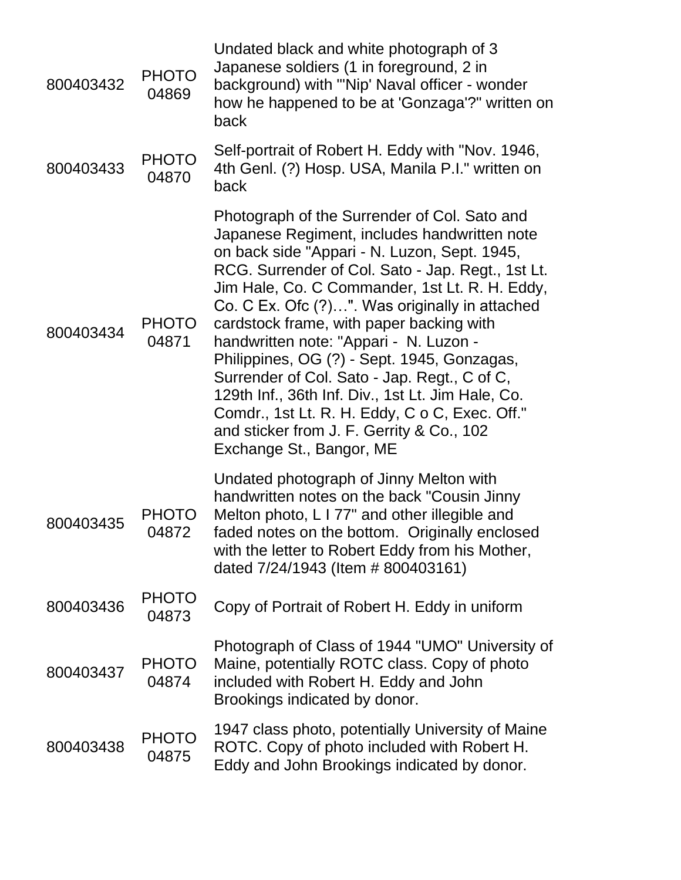| | | |
|---|---|---|
| 800403432 | PHOTO 04869 | Undated black and white photograph of 3 Japanese soldiers (1 in foreground, 2 in background) with "'Nip' Naval officer - wonder how he happened to be at 'Gonzaga'?" written on back |
| 800403433 | PHOTO 04870 | Self-portrait of Robert H. Eddy with "Nov. 1946, 4th Genl. (?) Hosp. USA, Manila P.I." written on back |
| 800403434 | PHOTO 04871 | Photograph of the Surrender of Col. Sato and Japanese Regiment, includes handwritten note on back side "Appari - N. Luzon, Sept. 1945, RCG. Surrender of Col. Sato - Jap. Regt., 1st Lt. Jim Hale, Co. C Commander, 1st Lt. R. H. Eddy, Co. C Ex. Ofc (?)…". Was originally in attached cardstock frame, with paper backing with handwritten note: "Appari - N. Luzon - Philippines, OG (?) - Sept. 1945, Gonzagas, Surrender of Col. Sato - Jap. Regt., C of C, 129th Inf., 36th Inf. Div., 1st Lt. Jim Hale, Co. Comdr., 1st Lt. R. H. Eddy, C o C, Exec. Off." and sticker from J. F. Gerrity & Co., 102 Exchange St., Bangor, ME |
| 800403435 | PHOTO 04872 | Undated photograph of Jinny Melton with handwritten notes on the back "Cousin Jinny Melton photo, L I 77" and other illegible and faded notes on the bottom. Originally enclosed with the letter to Robert Eddy from his Mother, dated 7/24/1943 (Item # 800403161) |
| 800403436 | PHOTO 04873 | Copy of Portrait of Robert H. Eddy in uniform |
| 800403437 | PHOTO 04874 | Photograph of Class of 1944 "UMO" University of Maine, potentially ROTC class. Copy of photo included with Robert H. Eddy and John Brookings indicated by donor. |
| 800403438 | PHOTO 04875 | 1947 class photo, potentially University of Maine ROTC. Copy of photo included with Robert H. Eddy and John Brookings indicated by donor. |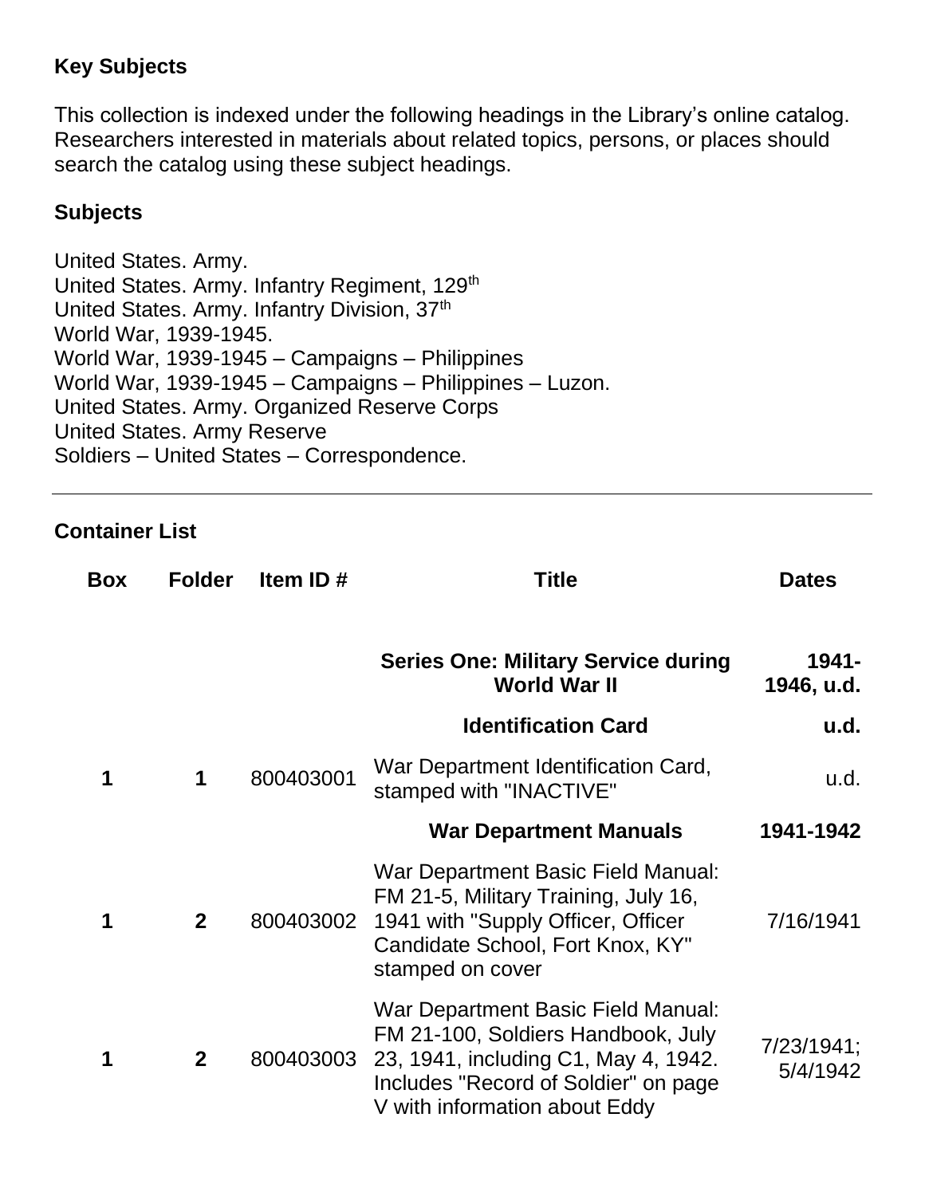### Key Subjects

This collection is indexed under the following headings in the Library's online catalog. Researchers interested in materials about related topics, persons, or places should search the catalog using these subject headings.

### Subjects

United States. Army.
United States. Army. Infantry Regiment, 129th
United States. Army. Infantry Division, 37th
World War, 1939-1945.
World War, 1939-1945 – Campaigns – Philippines
World War, 1939-1945 – Campaigns – Philippines – Luzon.
United States. Army. Organized Reserve Corps
United States. Army Reserve
Soldiers – United States – Correspondence.

---

### Container List

| Box | Folder | Item ID # | Title | Dates |
|---|---|---|---|---|
| | | | **Series One: Military Service during World War II** | **1941-1946, u.d.** |
| | | | **Identification Card** | **u.d.** |
| **1** | **1** | 800403001 | War Department Identification Card, stamped with "INACTIVE" | u.d. |
| | | | **War Department Manuals** | **1941-1942** |
| **1** | **2** | 800403002 | War Department Basic Field Manual: FM 21-5, Military Training, July 16, 1941 with "Supply Officer, Officer Candidate School, Fort Knox, KY" stamped on cover | 7/16/1941 |
| **1** | **2** | 800403003 | War Department Basic Field Manual: FM 21-100, Soldiers Handbook, July 23, 1941, including C1, May 4, 1942. Includes "Record of Soldier" on page V with information about Eddy | 7/23/1941; 5/4/1942 |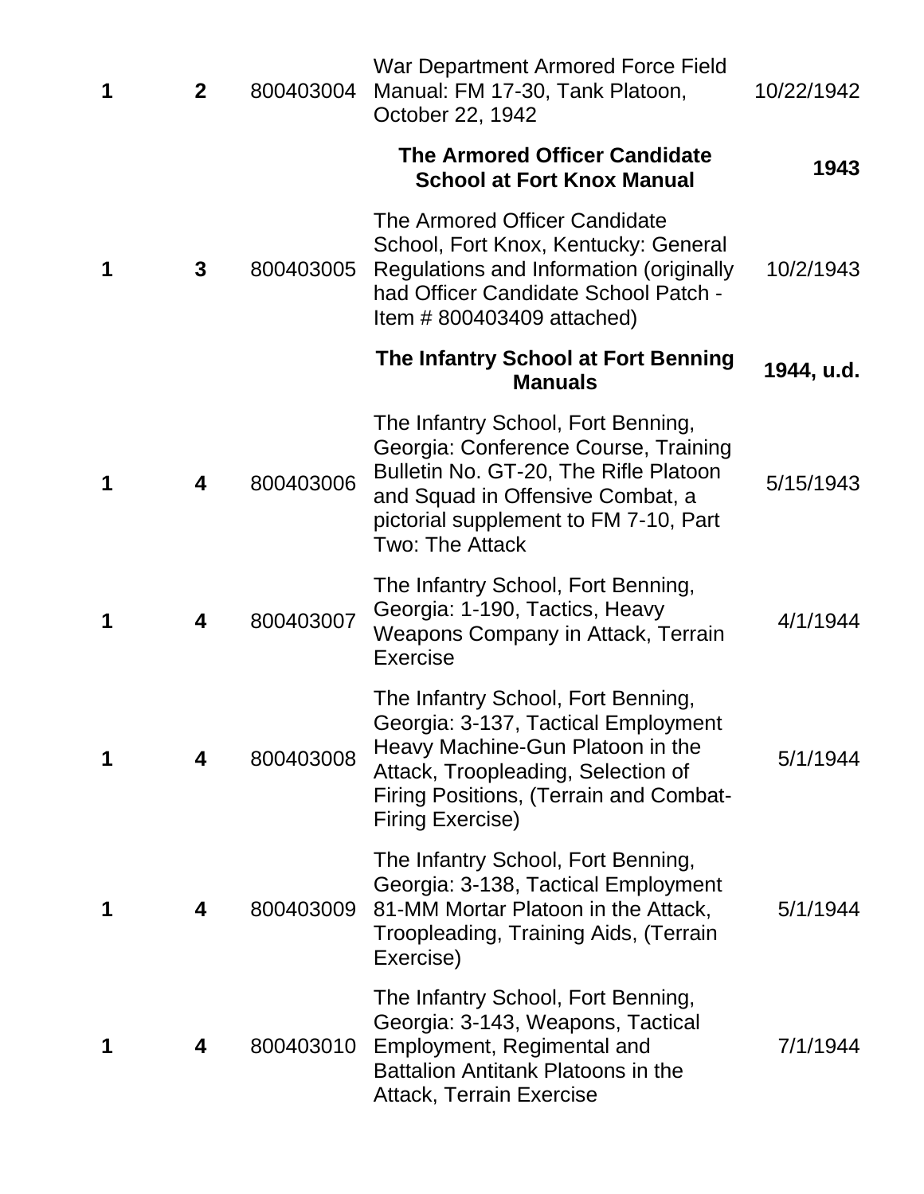| | | | | |
|---|---|---|---|---|
| **1** | **2** | 800403004 | War Department Armored Force Field Manual: FM 17-30, Tank Platoon, October 22, 1942 | 10/22/1942 |
| | | | **The Armored Officer Candidate School at Fort Knox Manual** | **1943** |
| **1** | **3** | 800403005 | The Armored Officer Candidate School, Fort Knox, Kentucky: General Regulations and Information (originally had Officer Candidate School Patch - Item # 800403409 attached) | 10/2/1943 |
| | | | **The Infantry School at Fort Benning Manuals** | **1944, u.d.** |
| **1** | **4** | 800403006 | The Infantry School, Fort Benning, Georgia: Conference Course, Training Bulletin No. GT-20, The Rifle Platoon and Squad in Offensive Combat, a pictorial supplement to FM 7-10, Part Two: The Attack | 5/15/1943 |
| **1** | **4** | 800403007 | The Infantry School, Fort Benning, Georgia: 1-190, Tactics, Heavy Weapons Company in Attack, Terrain Exercise | 4/1/1944 |
| **1** | **4** | 800403008 | The Infantry School, Fort Benning, Georgia: 3-137, Tactical Employment Heavy Machine-Gun Platoon in the Attack, Troopleading, Selection of Firing Positions, (Terrain and Combat-Firing Exercise) | 5/1/1944 |
| **1** | **4** | 800403009 | The Infantry School, Fort Benning, Georgia: 3-138, Tactical Employment 81-MM Mortar Platoon in the Attack, Troopleading, Training Aids, (Terrain Exercise) | 5/1/1944 |
| **1** | **4** | 800403010 | The Infantry School, Fort Benning, Georgia: 3-143, Weapons, Tactical Employment, Regimental and Battalion Antitank Platoons in the Attack, Terrain Exercise | 7/1/1944 |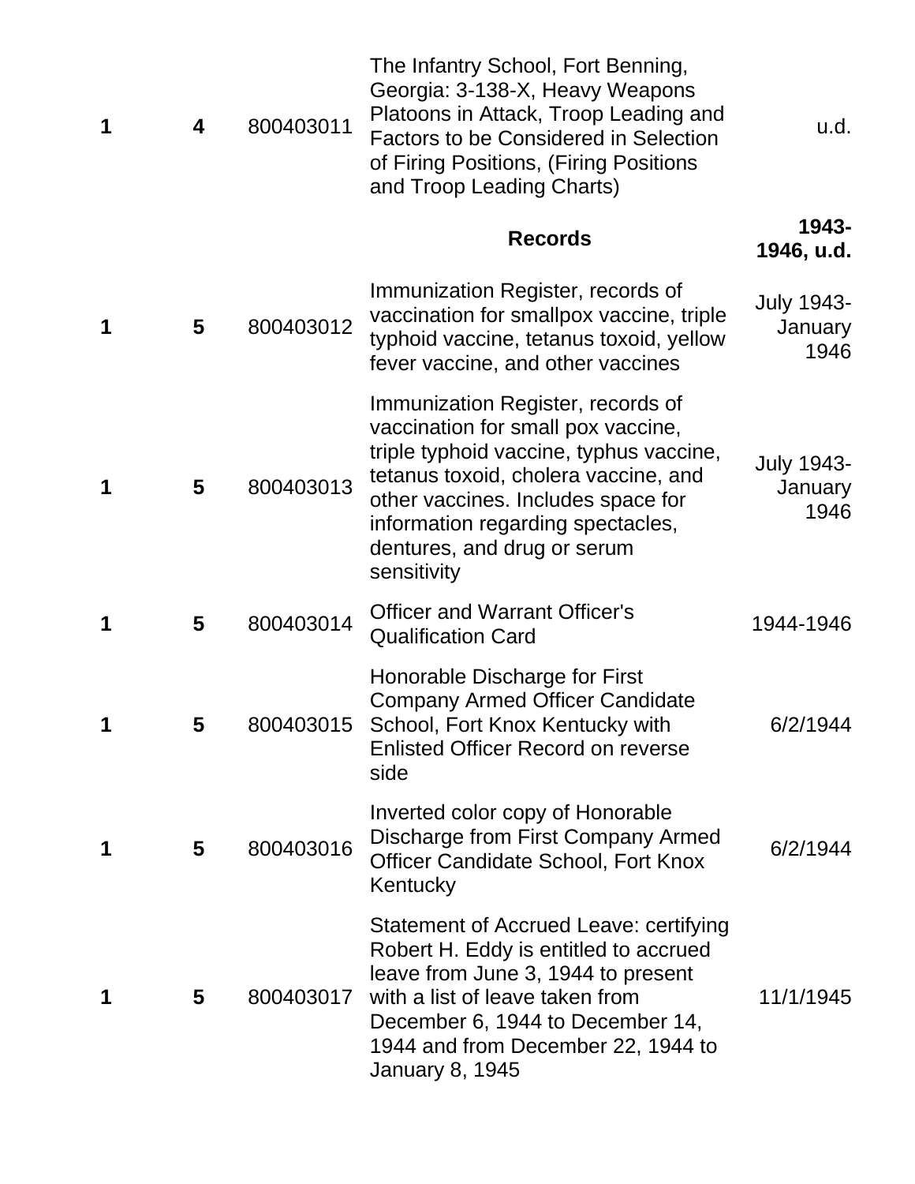| | | | | |
|---|---|---|---|---|
| **1** | **4** | 800403011 | The Infantry School, Fort Benning, Georgia: 3-138-X, Heavy Weapons Platoons in Attack, Troop Leading and Factors to be Considered in Selection of Firing Positions, (Firing Positions and Troop Leading Charts) | u.d. |
| | | | **Records** | **1943-1946, u.d.** |
| **1** | **5** | 800403012 | Immunization Register, records of vaccination for smallpox vaccine, triple typhoid vaccine, tetanus toxoid, yellow fever vaccine, and other vaccines | July 1943-January 1946 |
| **1** | **5** | 800403013 | Immunization Register, records of vaccination for small pox vaccine, triple typhoid vaccine, typhus vaccine, tetanus toxoid, cholera vaccine, and other vaccines. Includes space for information regarding spectacles, dentures, and drug or serum sensitivity | July 1943-January 1946 |
| **1** | **5** | 800403014 | Officer and Warrant Officer's Qualification Card | 1944-1946 |
| **1** | **5** | 800403015 | Honorable Discharge for First Company Armed Officer Candidate School, Fort Knox Kentucky with Enlisted Officer Record on reverse side | 6/2/1944 |
| **1** | **5** | 800403016 | Inverted color copy of Honorable Discharge from First Company Armed Officer Candidate School, Fort Knox Kentucky | 6/2/1944 |
| **1** | **5** | 800403017 | Statement of Accrued Leave: certifying Robert H. Eddy is entitled to accrued leave from June 3, 1944 to present with a list of leave taken from December 6, 1944 to December 14, 1944 and from December 22, 1944 to January 8, 1945 | 11/1/1945 |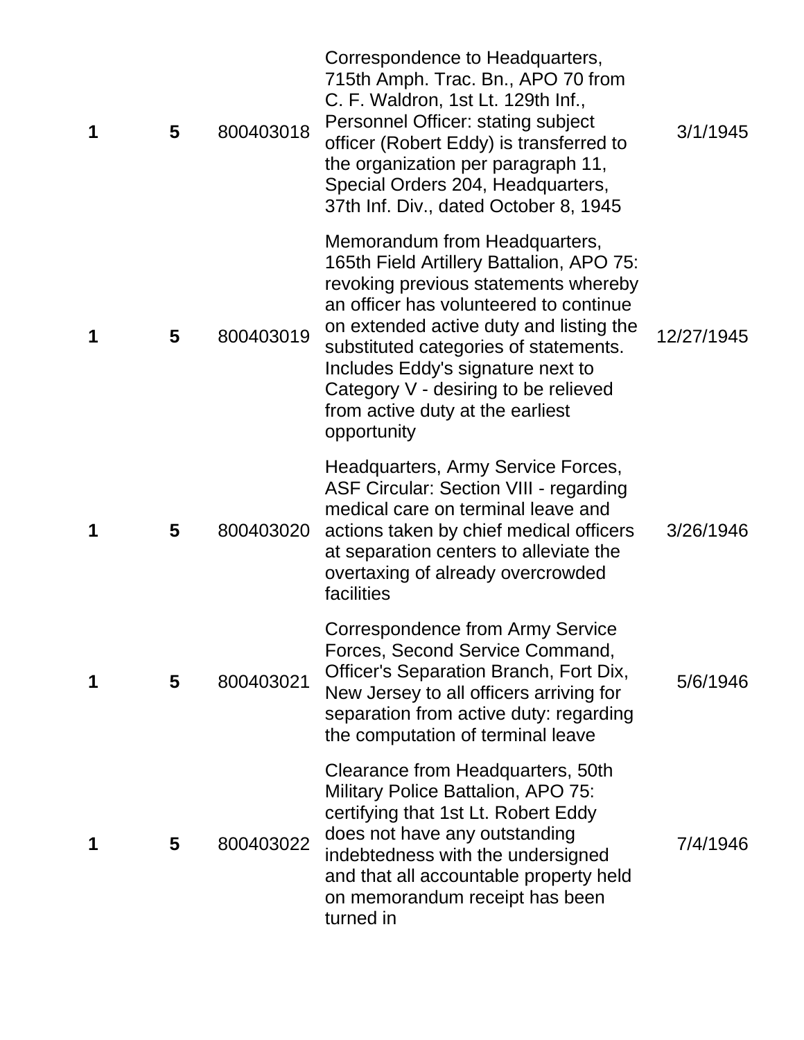| | | | | |
|---|---|---|---|---|
| **1** | **5** | 800403018 | Correspondence to Headquarters, 715th Amph. Trac. Bn., APO 70 from C. F. Waldron, 1st Lt. 129th Inf., Personnel Officer: stating subject officer (Robert Eddy) is transferred to the organization per paragraph 11, Special Orders 204, Headquarters, 37th Inf. Div., dated October 8, 1945 | 3/1/1945 |
| **1** | **5** | 800403019 | Memorandum from Headquarters, 165th Field Artillery Battalion, APO 75: revoking previous statements whereby an officer has volunteered to continue on extended active duty and listing the substituted categories of statements. Includes Eddy's signature next to Category V - desiring to be relieved from active duty at the earliest opportunity | 12/27/1945 |
| **1** | **5** | 800403020 | Headquarters, Army Service Forces, ASF Circular: Section VIII - regarding medical care on terminal leave and actions taken by chief medical officers at separation centers to alleviate the overtaxing of already overcrowded facilities | 3/26/1946 |
| **1** | **5** | 800403021 | Correspondence from Army Service Forces, Second Service Command, Officer's Separation Branch, Fort Dix, New Jersey to all officers arriving for separation from active duty: regarding the computation of terminal leave | 5/6/1946 |
| **1** | **5** | 800403022 | Clearance from Headquarters, 50th Military Police Battalion, APO 75: certifying that 1st Lt. Robert Eddy does not have any outstanding indebtedness with the undersigned and that all accountable property held on memorandum receipt has been turned in | 7/4/1946 |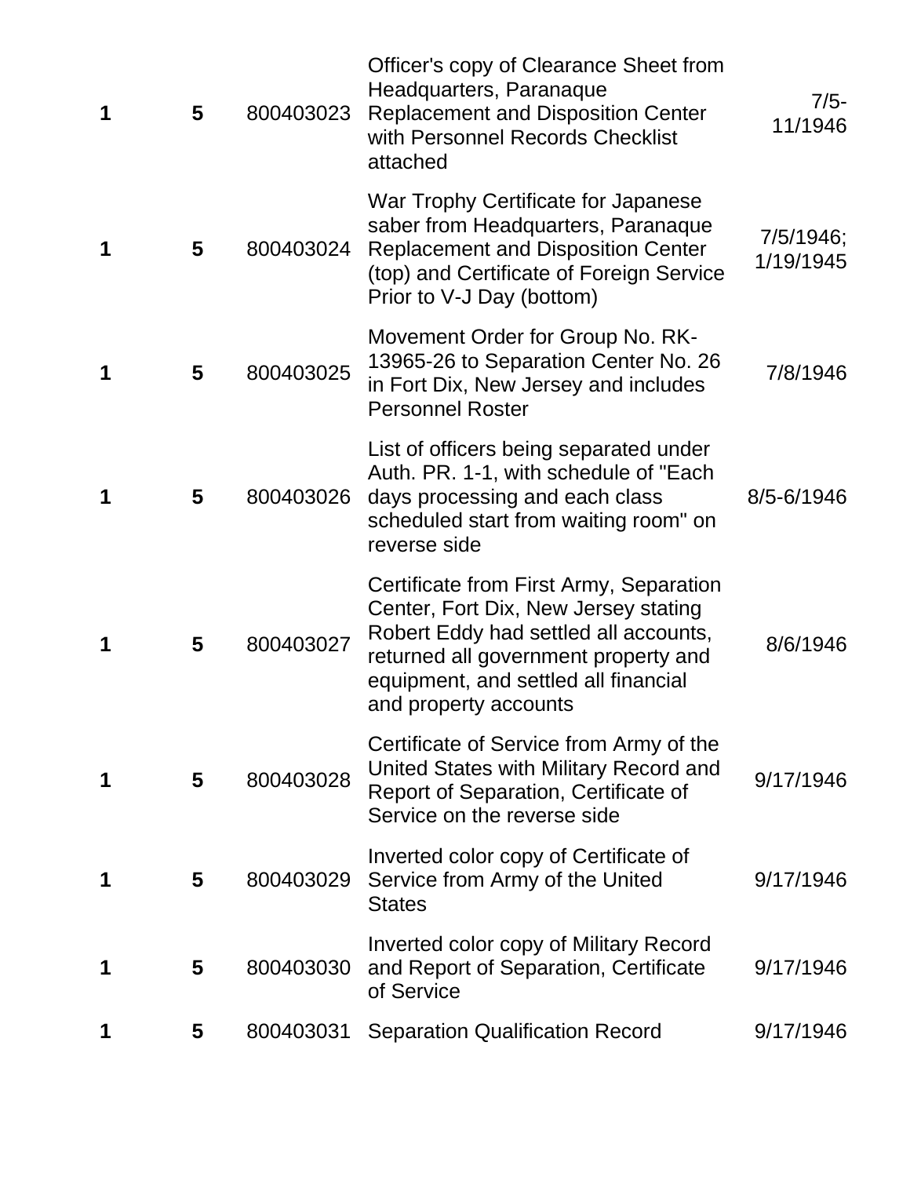| | | | | |
|---|---|---|---|---|
| **1** | **5** | 800403023 | Officer's copy of Clearance Sheet from Headquarters, Paranaque Replacement and Disposition Center with Personnel Records Checklist attached | 7/5-11/1946 |
| **1** | **5** | 800403024 | War Trophy Certificate for Japanese saber from Headquarters, Paranaque Replacement and Disposition Center (top) and Certificate of Foreign Service Prior to V-J Day (bottom) | 7/5/1946; 1/19/1945 |
| **1** | **5** | 800403025 | Movement Order for Group No. RK-13965-26 to Separation Center No. 26 in Fort Dix, New Jersey and includes Personnel Roster | 7/8/1946 |
| **1** | **5** | 800403026 | List of officers being separated under Auth. PR. 1-1, with schedule of "Each days processing and each class scheduled start from waiting room" on reverse side | 8/5-6/1946 |
| **1** | **5** | 800403027 | Certificate from First Army, Separation Center, Fort Dix, New Jersey stating Robert Eddy had settled all accounts, returned all government property and equipment, and settled all financial and property accounts | 8/6/1946 |
| **1** | **5** | 800403028 | Certificate of Service from Army of the United States with Military Record and Report of Separation, Certificate of Service on the reverse side | 9/17/1946 |
| **1** | **5** | 800403029 | Inverted color copy of Certificate of Service from Army of the United States | 9/17/1946 |
| **1** | **5** | 800403030 | Inverted color copy of Military Record and Report of Separation, Certificate of Service | 9/17/1946 |
| **1** | **5** | 800403031 | Separation Qualification Record | 9/17/1946 |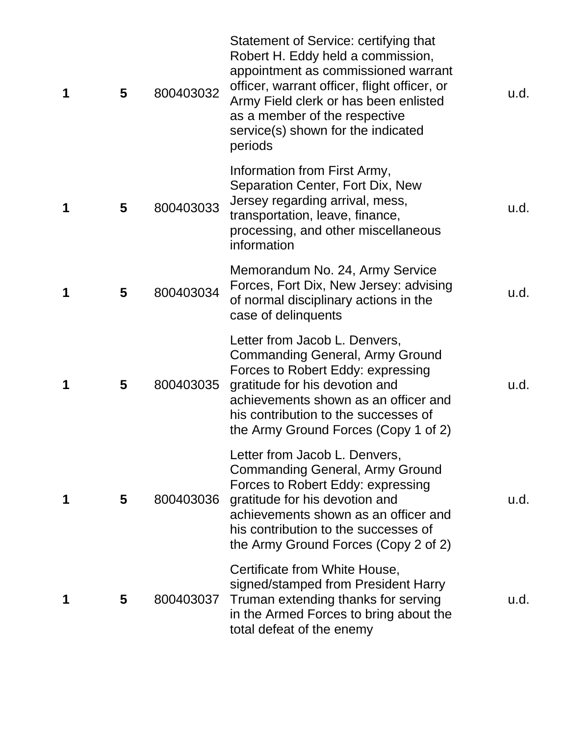| | | | | |
|---|---|---|---|---|
| **1** | **5** | 800403032 | Statement of Service: certifying that Robert H. Eddy held a commission, appointment as commissioned warrant officer, warrant officer, flight officer, or Army Field clerk or has been enlisted as a member of the respective service(s) shown for the indicated periods | u.d. |
| **1** | **5** | 800403033 | Information from First Army, Separation Center, Fort Dix, New Jersey regarding arrival, mess, transportation, leave, finance, processing, and other miscellaneous information | u.d. |
| **1** | **5** | 800403034 | Memorandum No. 24, Army Service Forces, Fort Dix, New Jersey: advising of normal disciplinary actions in the case of delinquents | u.d. |
| **1** | **5** | 800403035 | Letter from Jacob L. Denvers, Commanding General, Army Ground Forces to Robert Eddy: expressing gratitude for his devotion and achievements shown as an officer and his contribution to the successes of the Army Ground Forces (Copy 1 of 2) | u.d. |
| **1** | **5** | 800403036 | Letter from Jacob L. Denvers, Commanding General, Army Ground Forces to Robert Eddy: expressing gratitude for his devotion and achievements shown as an officer and his contribution to the successes of the Army Ground Forces (Copy 2 of 2) | u.d. |
| **1** | **5** | 800403037 | Certificate from White House, signed/stamped from President Harry Truman extending thanks for serving in the Armed Forces to bring about the total defeat of the enemy | u.d. |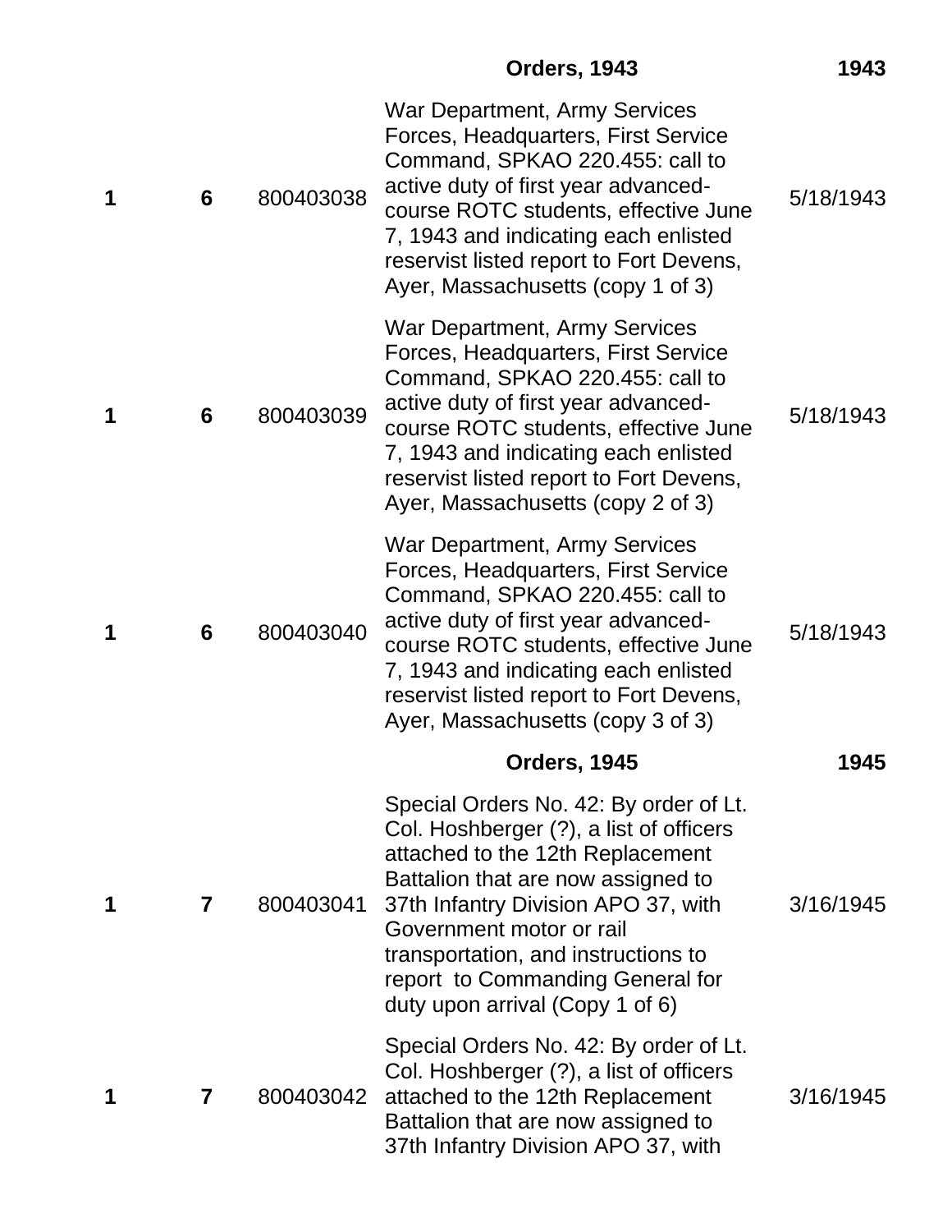| | | | **Orders, 1943** | **1943** |
|---|---|---|---|---|
| **1** | **6** | 800403038 | War Department, Army Services Forces, Headquarters, First Service Command, SPKAO 220.455: call to active duty of first year advanced-course ROTC students, effective June 7, 1943 and indicating each enlisted reservist listed report to Fort Devens, Ayer, Massachusetts (copy 1 of 3) | 5/18/1943 |
| **1** | **6** | 800403039 | War Department, Army Services Forces, Headquarters, First Service Command, SPKAO 220.455: call to active duty of first year advanced-course ROTC students, effective June 7, 1943 and indicating each enlisted reservist listed report to Fort Devens, Ayer, Massachusetts (copy 2 of 3) | 5/18/1943 |
| **1** | **6** | 800403040 | War Department, Army Services Forces, Headquarters, First Service Command, SPKAO 220.455: call to active duty of first year advanced-course ROTC students, effective June 7, 1943 and indicating each enlisted reservist listed report to Fort Devens, Ayer, Massachusetts (copy 3 of 3) | 5/18/1943 |
| | | | **Orders, 1945** | **1945** |
| **1** | **7** | 800403041 | Special Orders No. 42: By order of Lt. Col. Hoshberger (?), a list of officers attached to the 12th Replacement Battalion that are now assigned to 37th Infantry Division APO 37, with Government motor or rail transportation, and instructions to report to Commanding General for duty upon arrival (Copy 1 of 6) | 3/16/1945 |
| **1** | **7** | 800403042 | Special Orders No. 42: By order of Lt. Col. Hoshberger (?), a list of officers attached to the 12th Replacement Battalion that are now assigned to 37th Infantry Division APO 37, with | 3/16/1945 |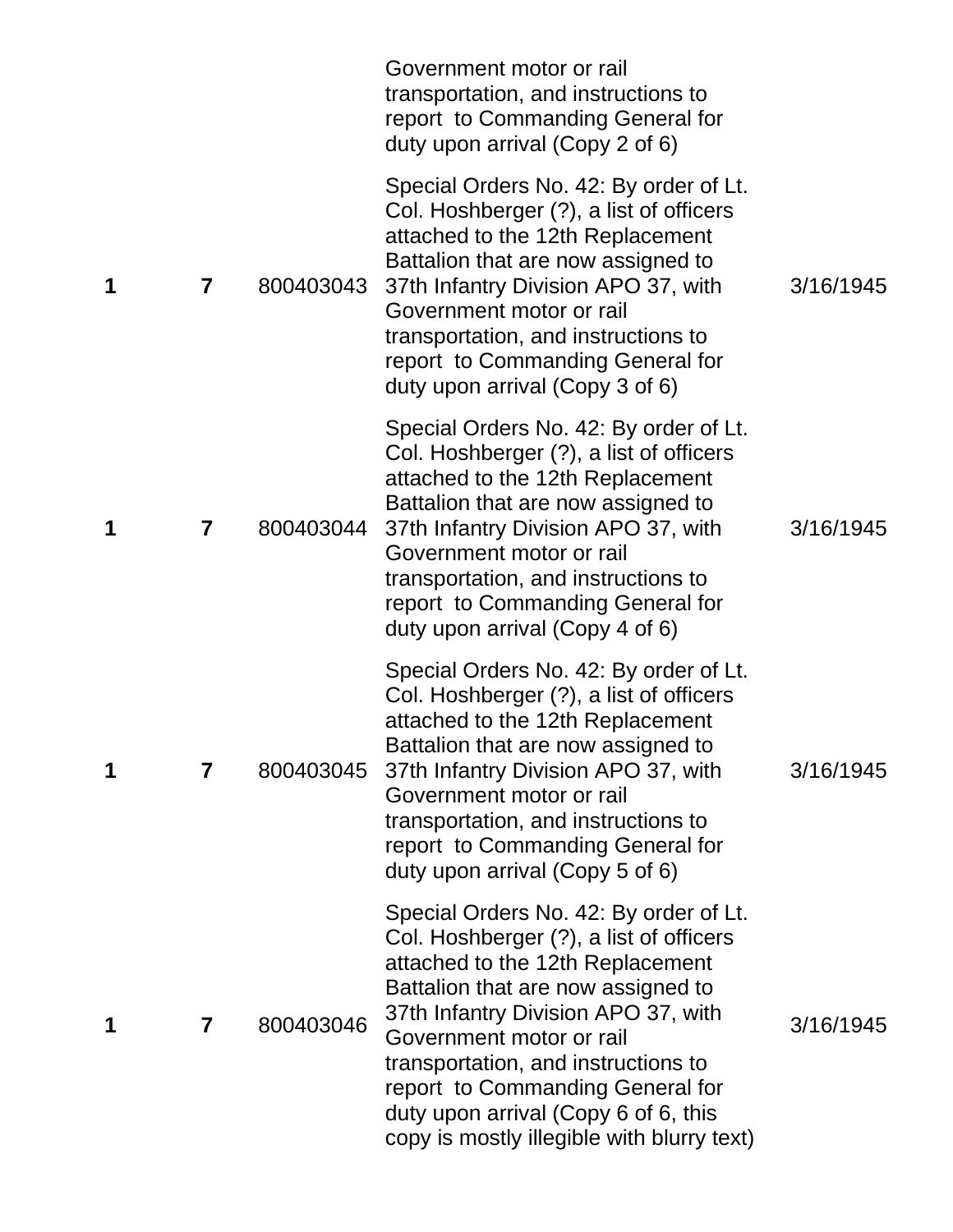| | | | | |
|---|---|---|---|---|
| | | | Government motor or rail transportation, and instructions to report to Commanding General for duty upon arrival (Copy 2 of 6) | |
| **1** | **7** | 800403043 | Special Orders No. 42: By order of Lt. Col. Hoshberger (?), a list of officers attached to the 12th Replacement Battalion that are now assigned to 37th Infantry Division APO 37, with Government motor or rail transportation, and instructions to report to Commanding General for duty upon arrival (Copy 3 of 6) | 3/16/1945 |
| **1** | **7** | 800403044 | Special Orders No. 42: By order of Lt. Col. Hoshberger (?), a list of officers attached to the 12th Replacement Battalion that are now assigned to 37th Infantry Division APO 37, with Government motor or rail transportation, and instructions to report to Commanding General for duty upon arrival (Copy 4 of 6) | 3/16/1945 |
| **1** | **7** | 800403045 | Special Orders No. 42: By order of Lt. Col. Hoshberger (?), a list of officers attached to the 12th Replacement Battalion that are now assigned to 37th Infantry Division APO 37, with Government motor or rail transportation, and instructions to report to Commanding General for duty upon arrival (Copy 5 of 6) | 3/16/1945 |
| **1** | **7** | 800403046 | Special Orders No. 42: By order of Lt. Col. Hoshberger (?), a list of officers attached to the 12th Replacement Battalion that are now assigned to 37th Infantry Division APO 37, with Government motor or rail transportation, and instructions to report to Commanding General for duty upon arrival (Copy 6 of 6, this copy is mostly illegible with blurry text) | 3/16/1945 |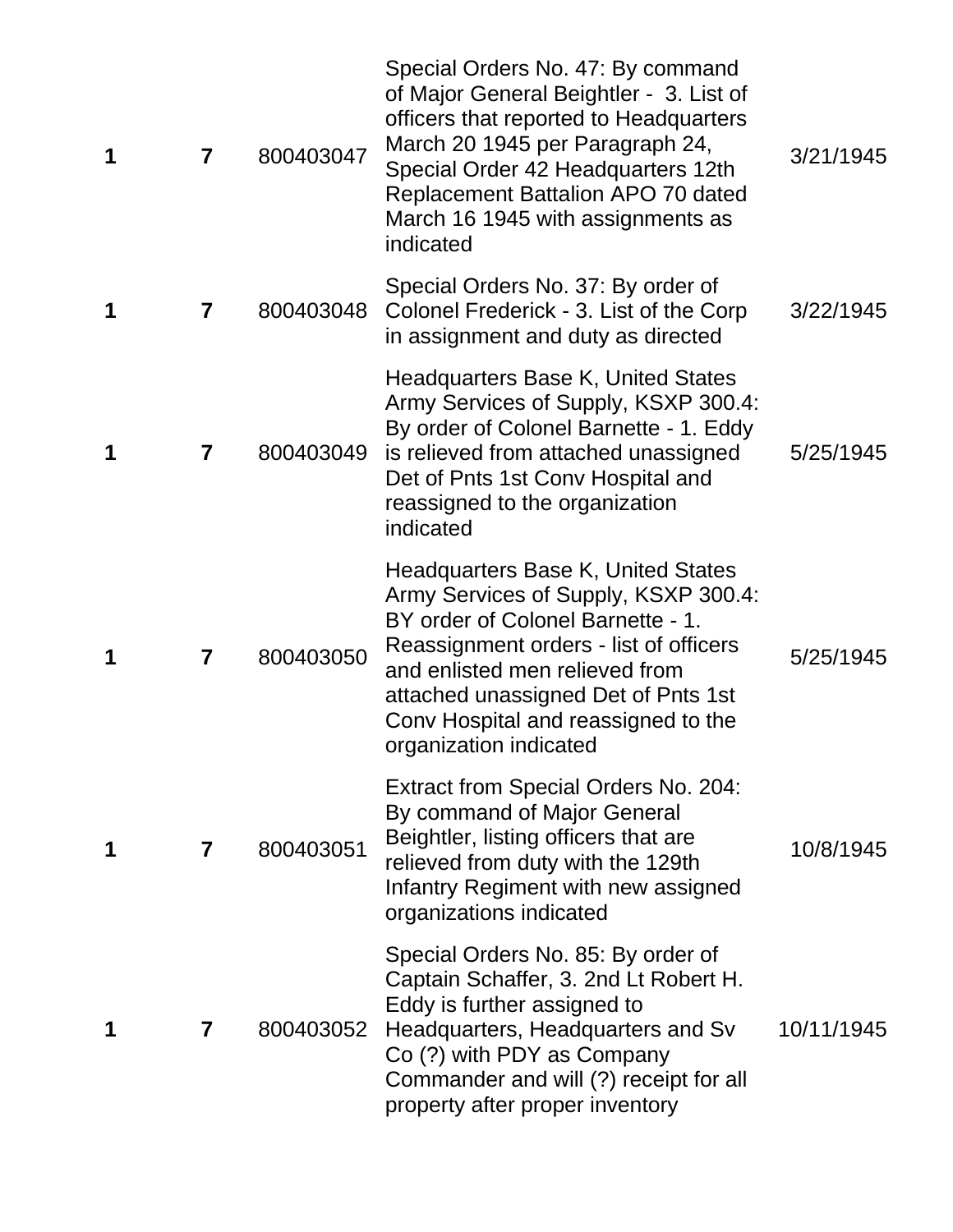| | | | | |
|---|---|---|---|---|
| **1** | **7** | 800403047 | Special Orders No. 47: By command of Major General Beightler - 3. List of officers that reported to Headquarters March 20 1945 per Paragraph 24, Special Order 42 Headquarters 12th Replacement Battalion APO 70 dated March 16 1945 with assignments as indicated | 3/21/1945 |
| **1** | **7** | 800403048 | Special Orders No. 37: By order of Colonel Frederick - 3. List of the Corp in assignment and duty as directed | 3/22/1945 |
| **1** | **7** | 800403049 | Headquarters Base K, United States Army Services of Supply, KSXP 300.4: By order of Colonel Barnette - 1. Eddy is relieved from attached unassigned Det of Pnts 1st Conv Hospital and reassigned to the organization indicated | 5/25/1945 |
| **1** | **7** | 800403050 | Headquarters Base K, United States Army Services of Supply, KSXP 300.4: BY order of Colonel Barnette - 1. Reassignment orders - list of officers and enlisted men relieved from attached unassigned Det of Pnts 1st Conv Hospital and reassigned to the organization indicated | 5/25/1945 |
| **1** | **7** | 800403051 | Extract from Special Orders No. 204: By command of Major General Beightler, listing officers that are relieved from duty with the 129th Infantry Regiment with new assigned organizations indicated | 10/8/1945 |
| **1** | **7** | 800403052 | Special Orders No. 85: By order of Captain Schaffer, 3. 2nd Lt Robert H. Eddy is further assigned to Headquarters, Headquarters and Sv Co (?) with PDY as Company Commander and will (?) receipt for all property after proper inventory | 10/11/1945 |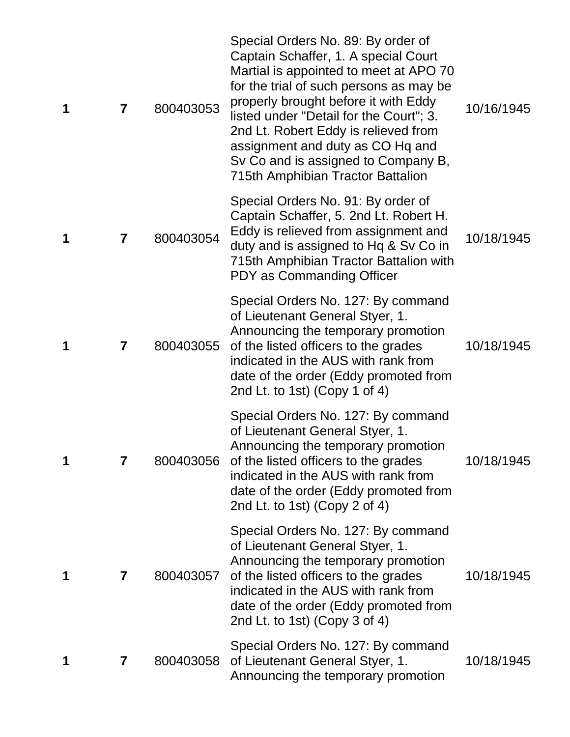| | | | | |
|---|---|---|---|---|
| **1** | **7** | 800403053 | Special Orders No. 89: By order of Captain Schaffer, 1. A special Court Martial is appointed to meet at APO 70 for the trial of such persons as may be properly brought before it with Eddy listed under "Detail for the Court"; 3. 2nd Lt. Robert Eddy is relieved from assignment and duty as CO Hq and Sv Co and is assigned to Company B, 715th Amphibian Tractor Battalion | 10/16/1945 |
| **1** | **7** | 800403054 | Special Orders No. 91: By order of Captain Schaffer, 5. 2nd Lt. Robert H. Eddy is relieved from assignment and duty and is assigned to Hq & Sv Co in 715th Amphibian Tractor Battalion with PDY as Commanding Officer | 10/18/1945 |
| **1** | **7** | 800403055 | Special Orders No. 127: By command of Lieutenant General Styer, 1. Announcing the temporary promotion of the listed officers to the grades indicated in the AUS with rank from date of the order (Eddy promoted from 2nd Lt. to 1st) (Copy 1 of 4) | 10/18/1945 |
| **1** | **7** | 800403056 | Special Orders No. 127: By command of Lieutenant General Styer, 1. Announcing the temporary promotion of the listed officers to the grades indicated in the AUS with rank from date of the order (Eddy promoted from 2nd Lt. to 1st) (Copy 2 of 4) | 10/18/1945 |
| **1** | **7** | 800403057 | Special Orders No. 127: By command of Lieutenant General Styer, 1. Announcing the temporary promotion of the listed officers to the grades indicated in the AUS with rank from date of the order (Eddy promoted from 2nd Lt. to 1st) (Copy 3 of 4) | 10/18/1945 |
| **1** | **7** | 800403058 | Special Orders No. 127: By command of Lieutenant General Styer, 1. Announcing the temporary promotion | 10/18/1945 |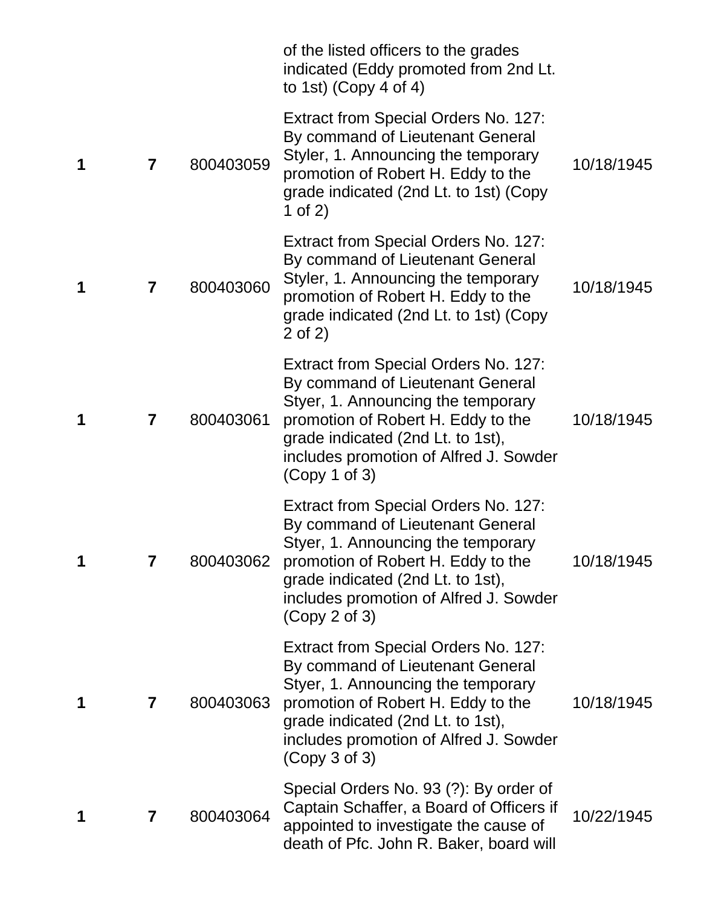|  |  |  | of the listed officers to the grades indicated (Eddy promoted from 2nd Lt. to 1st) (Copy 4 of 4) |  |
|---|---|---|---|---|
| **1** | **7** | 800403059 | Extract from Special Orders No. 127: By command of Lieutenant General Styler, 1. Announcing the temporary promotion of Robert H. Eddy to the grade indicated (2nd Lt. to 1st) (Copy 1 of 2) | 10/18/1945 |
| **1** | **7** | 800403060 | Extract from Special Orders No. 127: By command of Lieutenant General Styler, 1. Announcing the temporary promotion of Robert H. Eddy to the grade indicated (2nd Lt. to 1st) (Copy 2 of 2) | 10/18/1945 |
| **1** | **7** | 800403061 | Extract from Special Orders No. 127: By command of Lieutenant General Styer, 1. Announcing the temporary promotion of Robert H. Eddy to the grade indicated (2nd Lt. to 1st), includes promotion of Alfred J. Sowder (Copy 1 of 3) | 10/18/1945 |
| **1** | **7** | 800403062 | Extract from Special Orders No. 127: By command of Lieutenant General Styer, 1. Announcing the temporary promotion of Robert H. Eddy to the grade indicated (2nd Lt. to 1st), includes promotion of Alfred J. Sowder (Copy 2 of 3) | 10/18/1945 |
| **1** | **7** | 800403063 | Extract from Special Orders No. 127: By command of Lieutenant General Styer, 1. Announcing the temporary promotion of Robert H. Eddy to the grade indicated (2nd Lt. to 1st), includes promotion of Alfred J. Sowder (Copy 3 of 3) | 10/18/1945 |
| **1** | **7** | 800403064 | Special Orders No. 93 (?): By order of Captain Schaffer, a Board of Officers if appointed to investigate the cause of death of Pfc. John R. Baker, board will | 10/22/1945 |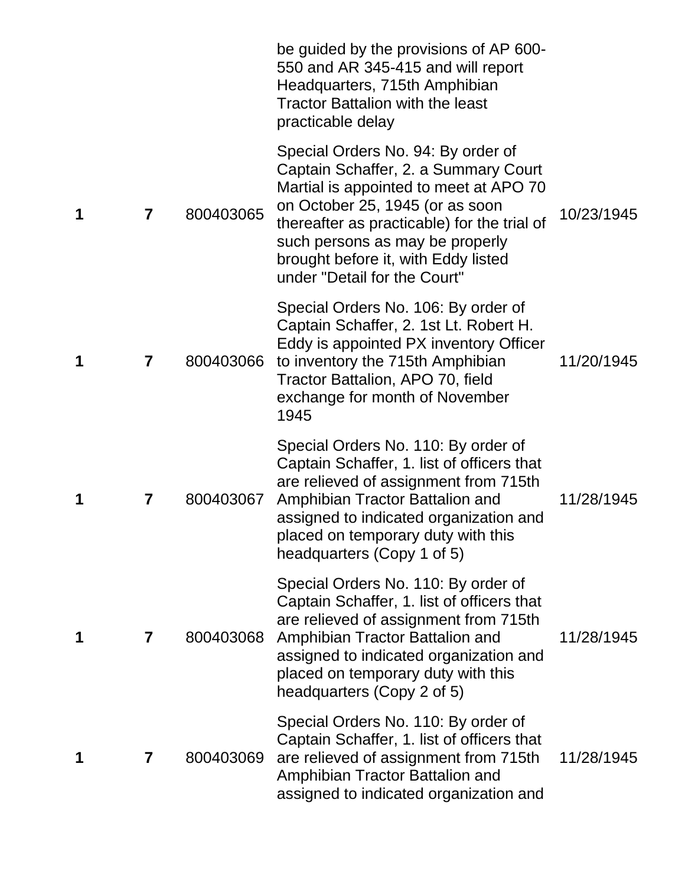| | | | | |
|---|---|---|---|---|
| | | | be guided by the provisions of AP 600-550 and AR 345-415 and will report Headquarters, 715th Amphibian Tractor Battalion with the least practicable delay | |
| **1** | **7** | 800403065 | Special Orders No. 94: By order of Captain Schaffer, 2. a Summary Court Martial is appointed to meet at APO 70 on October 25, 1945 (or as soon thereafter as practicable) for the trial of such persons as may be properly brought before it, with Eddy listed under "Detail for the Court" | 10/23/1945 |
| **1** | **7** | 800403066 | Special Orders No. 106: By order of Captain Schaffer, 2. 1st Lt. Robert H. Eddy is appointed PX inventory Officer to inventory the 715th Amphibian Tractor Battalion, APO 70, field exchange for month of November 1945 | 11/20/1945 |
| **1** | **7** | 800403067 | Special Orders No. 110: By order of Captain Schaffer, 1. list of officers that are relieved of assignment from 715th Amphibian Tractor Battalion and assigned to indicated organization and placed on temporary duty with this headquarters (Copy 1 of 5) | 11/28/1945 |
| **1** | **7** | 800403068 | Special Orders No. 110: By order of Captain Schaffer, 1. list of officers that are relieved of assignment from 715th Amphibian Tractor Battalion and assigned to indicated organization and placed on temporary duty with this headquarters (Copy 2 of 5) | 11/28/1945 |
| **1** | **7** | 800403069 | Special Orders No. 110: By order of Captain Schaffer, 1. list of officers that are relieved of assignment from 715th Amphibian Tractor Battalion and assigned to indicated organization and | 11/28/1945 |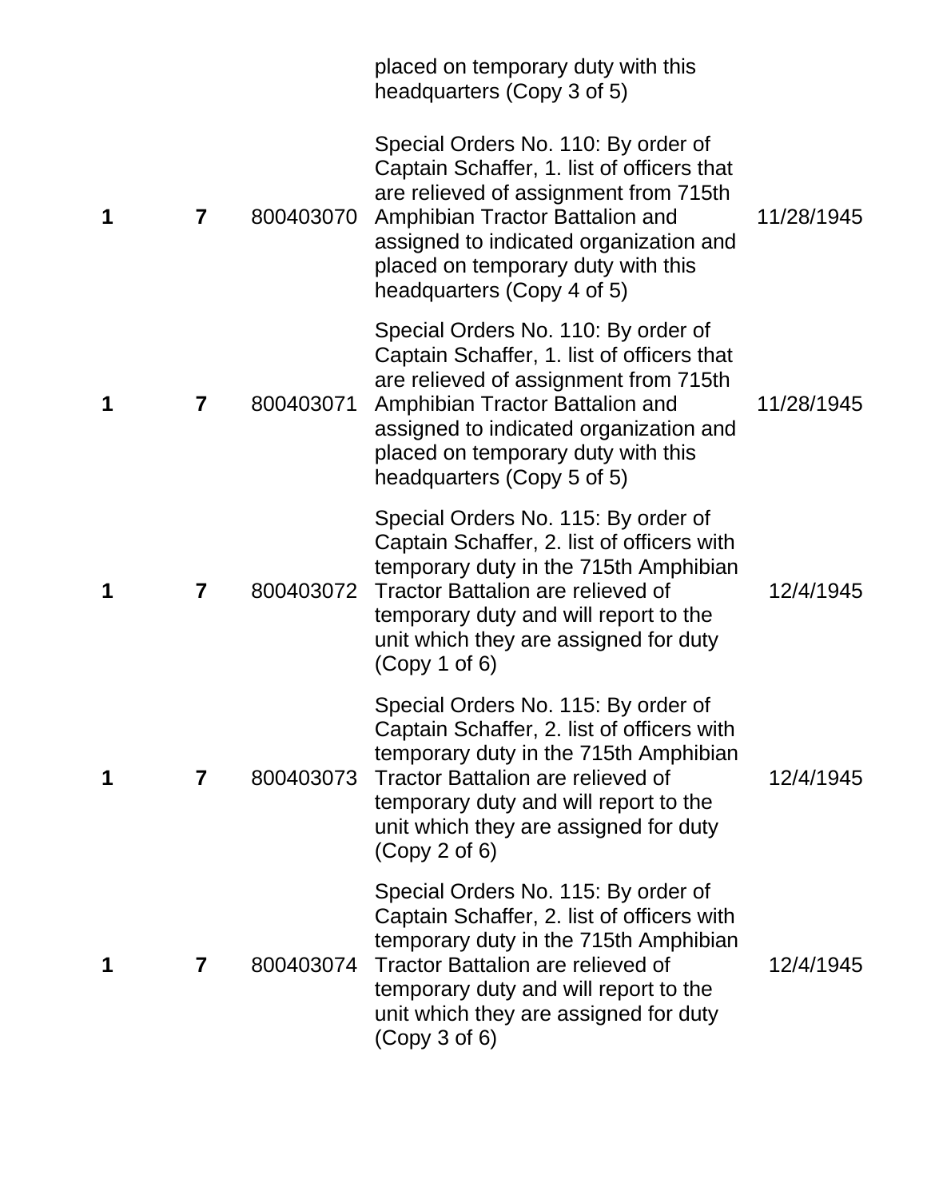| | | | placed on temporary duty with this headquarters (Copy 3 of 5) | |
|---|---|---|---|---|
| **1** | **7** | 800403070 | Special Orders No. 110: By order of Captain Schaffer, 1. list of officers that are relieved of assignment from 715th Amphibian Tractor Battalion and assigned to indicated organization and placed on temporary duty with this headquarters (Copy 4 of 5) | 11/28/1945 |
| **1** | **7** | 800403071 | Special Orders No. 110: By order of Captain Schaffer, 1. list of officers that are relieved of assignment from 715th Amphibian Tractor Battalion and assigned to indicated organization and placed on temporary duty with this headquarters (Copy 5 of 5) | 11/28/1945 |
| **1** | **7** | 800403072 | Special Orders No. 115: By order of Captain Schaffer, 2. list of officers with temporary duty in the 715th Amphibian Tractor Battalion are relieved of temporary duty and will report to the unit which they are assigned for duty (Copy 1 of 6) | 12/4/1945 |
| **1** | **7** | 800403073 | Special Orders No. 115: By order of Captain Schaffer, 2. list of officers with temporary duty in the 715th Amphibian Tractor Battalion are relieved of temporary duty and will report to the unit which they are assigned for duty (Copy 2 of 6) | 12/4/1945 |
| **1** | **7** | 800403074 | Special Orders No. 115: By order of Captain Schaffer, 2. list of officers with temporary duty in the 715th Amphibian Tractor Battalion are relieved of temporary duty and will report to the unit which they are assigned for duty (Copy 3 of 6) | 12/4/1945 |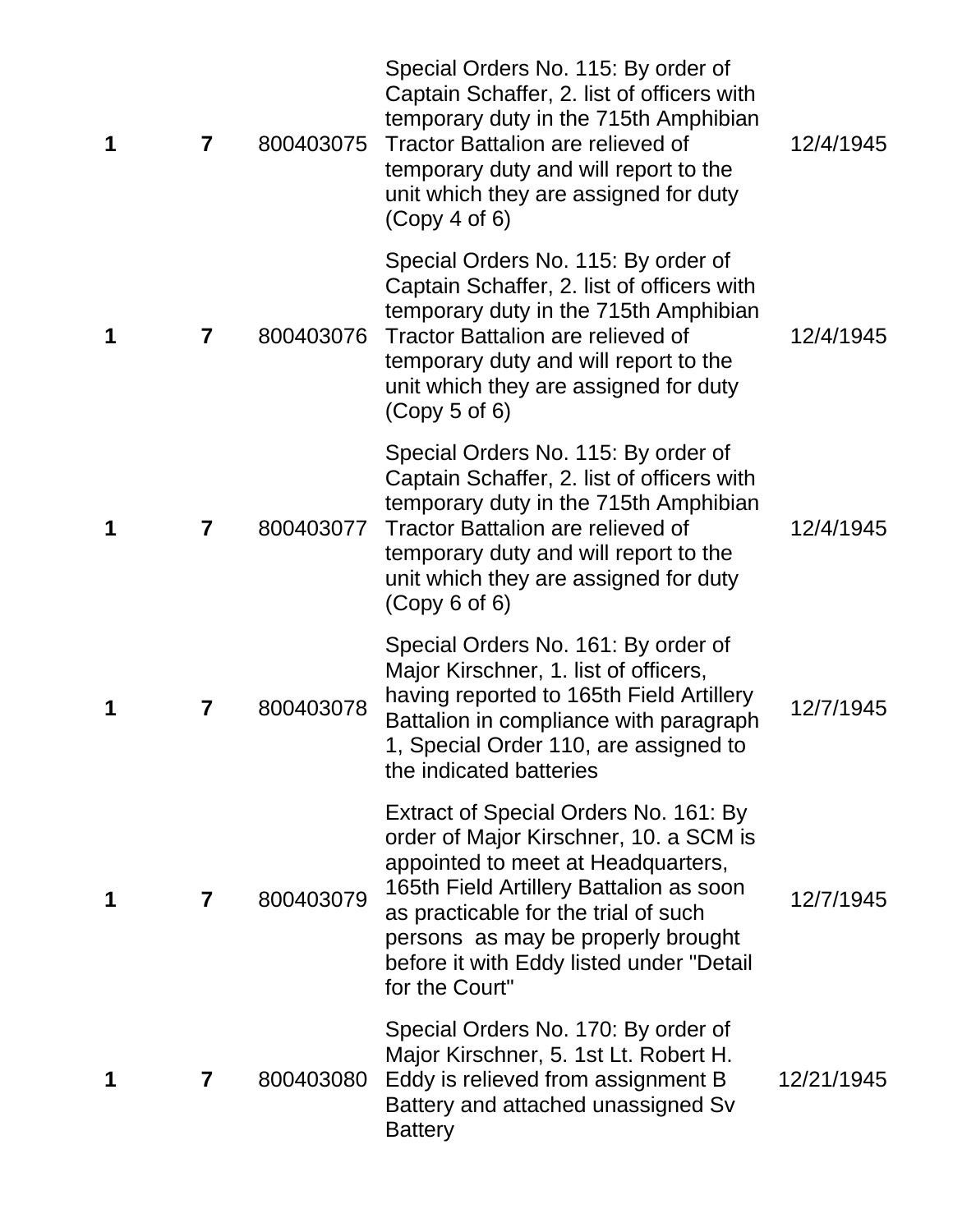| | | | | |
|---|---|---|---|---|
| **1** | **7** | 800403075 | Special Orders No. 115: By order of Captain Schaffer, 2. list of officers with temporary duty in the 715th Amphibian Tractor Battalion are relieved of temporary duty and will report to the unit which they are assigned for duty (Copy 4 of 6) | 12/4/1945 |
| **1** | **7** | 800403076 | Special Orders No. 115: By order of Captain Schaffer, 2. list of officers with temporary duty in the 715th Amphibian Tractor Battalion are relieved of temporary duty and will report to the unit which they are assigned for duty (Copy 5 of 6) | 12/4/1945 |
| **1** | **7** | 800403077 | Special Orders No. 115: By order of Captain Schaffer, 2. list of officers with temporary duty in the 715th Amphibian Tractor Battalion are relieved of temporary duty and will report to the unit which they are assigned for duty (Copy 6 of 6) | 12/4/1945 |
| **1** | **7** | 800403078 | Special Orders No. 161: By order of Major Kirschner, 1. list of officers, having reported to 165th Field Artillery Battalion in compliance with paragraph 1, Special Order 110, are assigned to the indicated batteries | 12/7/1945 |
| **1** | **7** | 800403079 | Extract of Special Orders No. 161: By order of Major Kirschner, 10. a SCM is appointed to meet at Headquarters, 165th Field Artillery Battalion as soon as practicable for the trial of such persons as may be properly brought before it with Eddy listed under "Detail for the Court" | 12/7/1945 |
| **1** | **7** | 800403080 | Special Orders No. 170: By order of Major Kirschner, 5. 1st Lt. Robert H. Eddy is relieved from assignment B Battery and attached unassigned Sv Battery | 12/21/1945 |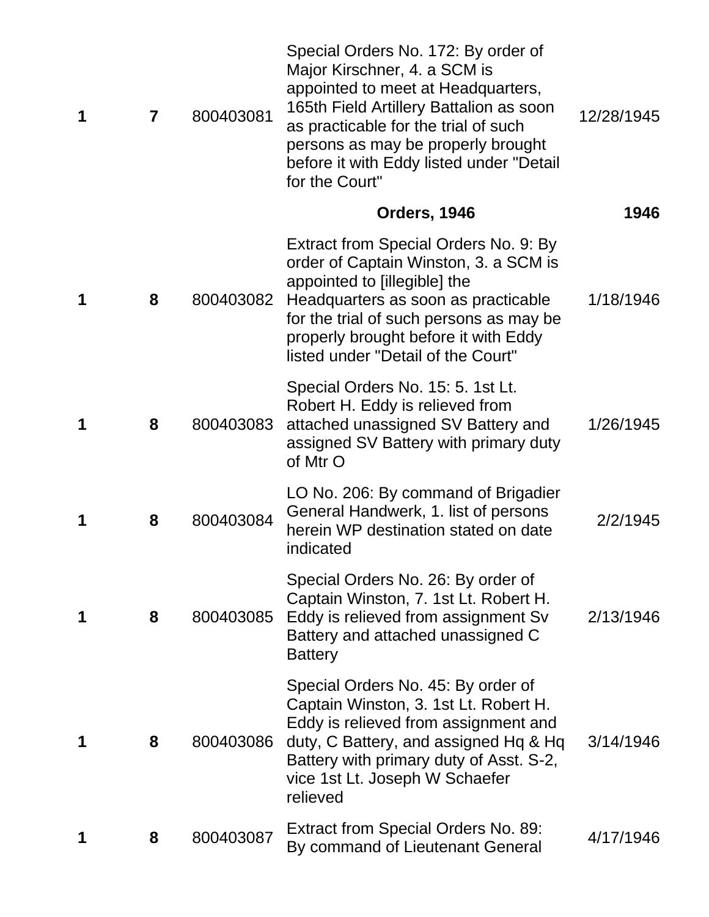| | | | | |
|---|---|---|---|---|
| **1** | **7** | 800403081 | Special Orders No. 172: By order of Major Kirschner, 4. a SCM is appointed to meet at Headquarters, 165th Field Artillery Battalion as soon as practicable for the trial of such persons as may be properly brought before it with Eddy listed under "Detail for the Court" | 12/28/1945 |
| | | | **Orders, 1946** | **1946** |
| **1** | **8** | 800403082 | Extract from Special Orders No. 9: By order of Captain Winston, 3. a SCM is appointed to [illegible] the Headquarters as soon as practicable for the trial of such persons as may be properly brought before it with Eddy listed under "Detail of the Court" | 1/18/1946 |
| **1** | **8** | 800403083 | Special Orders No. 15: 5. 1st Lt. Robert H. Eddy is relieved from attached unassigned SV Battery and assigned SV Battery with primary duty of Mtr O | 1/26/1945 |
| **1** | **8** | 800403084 | LO No. 206: By command of Brigadier General Handwerk, 1. list of persons herein WP destination stated on date indicated | 2/2/1945 |
| **1** | **8** | 800403085 | Special Orders No. 26: By order of Captain Winston, 7. 1st Lt. Robert H. Eddy is relieved from assignment Sv Battery and attached unassigned C Battery | 2/13/1946 |
| **1** | **8** | 800403086 | Special Orders No. 45: By order of Captain Winston, 3. 1st Lt. Robert H. Eddy is relieved from assignment and duty, C Battery, and assigned Hq & Hq Battery with primary duty of Asst. S-2, vice 1st Lt. Joseph W Schaefer relieved | 3/14/1946 |
| **1** | **8** | 800403087 | Extract from Special Orders No. 89: By command of Lieutenant General | 4/17/1946 |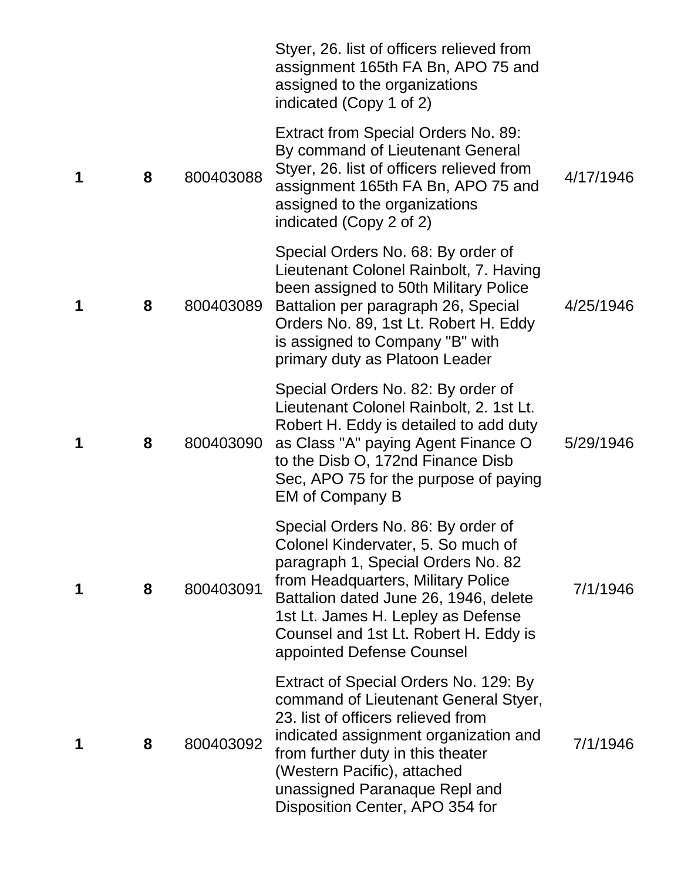| | | | | |
|---|---|---|---|---|
| | | | Styer, 26. list of officers relieved from assignment 165th FA Bn, APO 75 and assigned to the organizations indicated (Copy 1 of 2) | |
| **1** | **8** | 800403088 | Extract from Special Orders No. 89: By command of Lieutenant General Styer, 26. list of officers relieved from assignment 165th FA Bn, APO 75 and assigned to the organizations indicated (Copy 2 of 2) | 4/17/1946 |
| **1** | **8** | 800403089 | Special Orders No. 68: By order of Lieutenant Colonel Rainbolt, 7. Having been assigned to 50th Military Police Battalion per paragraph 26, Special Orders No. 89, 1st Lt. Robert H. Eddy is assigned to Company "B" with primary duty as Platoon Leader | 4/25/1946 |
| **1** | **8** | 800403090 | Special Orders No. 82: By order of Lieutenant Colonel Rainbolt, 2. 1st Lt. Robert H. Eddy is detailed to add duty as Class "A" paying Agent Finance O to the Disb O, 172nd Finance Disb Sec, APO 75 for the purpose of paying EM of Company B | 5/29/1946 |
| **1** | **8** | 800403091 | Special Orders No. 86: By order of Colonel Kindervater, 5. So much of paragraph 1, Special Orders No. 82 from Headquarters, Military Police Battalion dated June 26, 1946, delete 1st Lt. James H. Lepley as Defense Counsel and 1st Lt. Robert H. Eddy is appointed Defense Counsel | 7/1/1946 |
| **1** | **8** | 800403092 | Extract of Special Orders No. 129: By command of Lieutenant General Styer, 23. list of officers relieved from indicated assignment organization and from further duty in this theater (Western Pacific), attached unassigned Paranaque Repl and Disposition Center, APO 354 for | 7/1/1946 |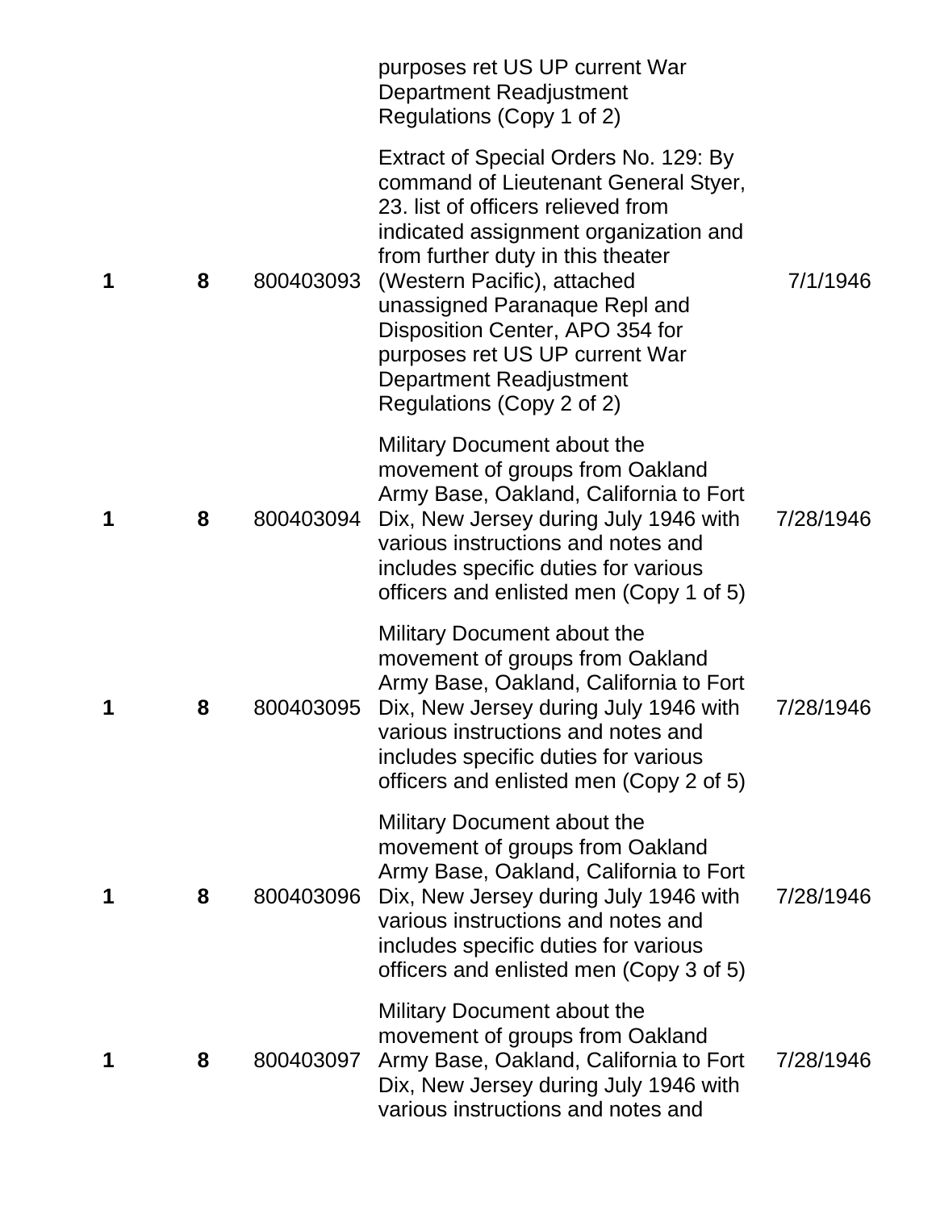| | | | | |
|---|---|---|---|---|
| | | | purposes ret US UP current War Department Readjustment Regulations (Copy 1 of 2) | |
| **1** | **8** | 800403093 | Extract of Special Orders No. 129: By command of Lieutenant General Styer, 23. list of officers relieved from indicated assignment organization and from further duty in this theater (Western Pacific), attached unassigned Paranaque Repl and Disposition Center, APO 354 for purposes ret US UP current War Department Readjustment Regulations (Copy 2 of 2) | 7/1/1946 |
| **1** | **8** | 800403094 | Military Document about the movement of groups from Oakland Army Base, Oakland, California to Fort Dix, New Jersey during July 1946 with various instructions and notes and includes specific duties for various officers and enlisted men (Copy 1 of 5) | 7/28/1946 |
| **1** | **8** | 800403095 | Military Document about the movement of groups from Oakland Army Base, Oakland, California to Fort Dix, New Jersey during July 1946 with various instructions and notes and includes specific duties for various officers and enlisted men (Copy 2 of 5) | 7/28/1946 |
| **1** | **8** | 800403096 | Military Document about the movement of groups from Oakland Army Base, Oakland, California to Fort Dix, New Jersey during July 1946 with various instructions and notes and includes specific duties for various officers and enlisted men (Copy 3 of 5) | 7/28/1946 |
| **1** | **8** | 800403097 | Military Document about the movement of groups from Oakland Army Base, Oakland, California to Fort Dix, New Jersey during July 1946 with various instructions and notes and | 7/28/1946 |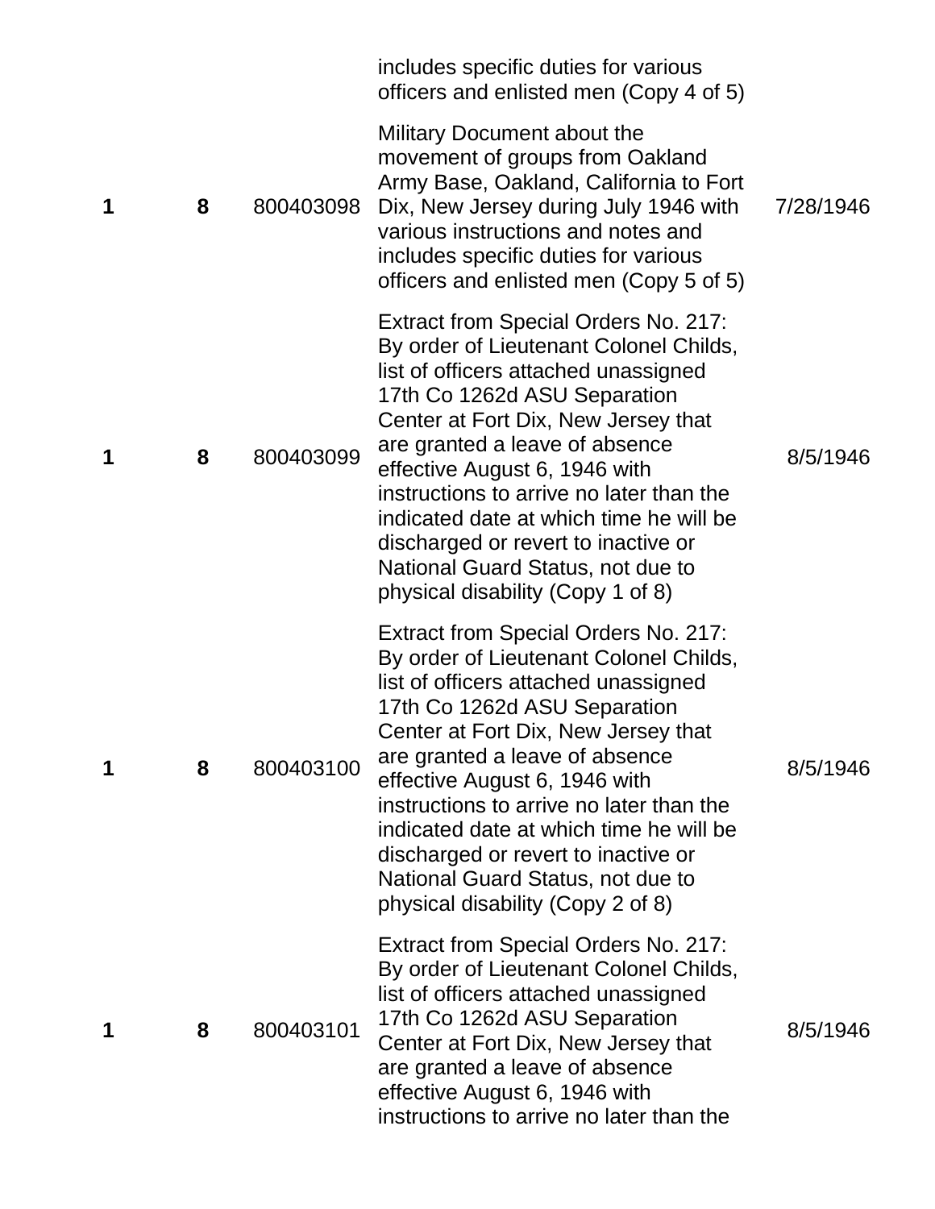|  |  |  |  |  |
|---|---|---|---|---|
|  |  |  | includes specific duties for various officers and enlisted men (Copy 4 of 5) |  |
| **1** | **8** | 800403098 | Military Document about the movement of groups from Oakland Army Base, Oakland, California to Fort Dix, New Jersey during July 1946 with various instructions and notes and includes specific duties for various officers and enlisted men (Copy 5 of 5) | 7/28/1946 |
| **1** | **8** | 800403099 | Extract from Special Orders No. 217: By order of Lieutenant Colonel Childs, list of officers attached unassigned 17th Co 1262d ASU Separation Center at Fort Dix, New Jersey that are granted a leave of absence effective August 6, 1946 with instructions to arrive no later than the indicated date at which time he will be discharged or revert to inactive or National Guard Status, not due to physical disability (Copy 1 of 8) | 8/5/1946 |
| **1** | **8** | 800403100 | Extract from Special Orders No. 217: By order of Lieutenant Colonel Childs, list of officers attached unassigned 17th Co 1262d ASU Separation Center at Fort Dix, New Jersey that are granted a leave of absence effective August 6, 1946 with instructions to arrive no later than the indicated date at which time he will be discharged or revert to inactive or National Guard Status, not due to physical disability (Copy 2 of 8) | 8/5/1946 |
| **1** | **8** | 800403101 | Extract from Special Orders No. 217: By order of Lieutenant Colonel Childs, list of officers attached unassigned 17th Co 1262d ASU Separation Center at Fort Dix, New Jersey that are granted a leave of absence effective August 6, 1946 with instructions to arrive no later than the | 8/5/1946 |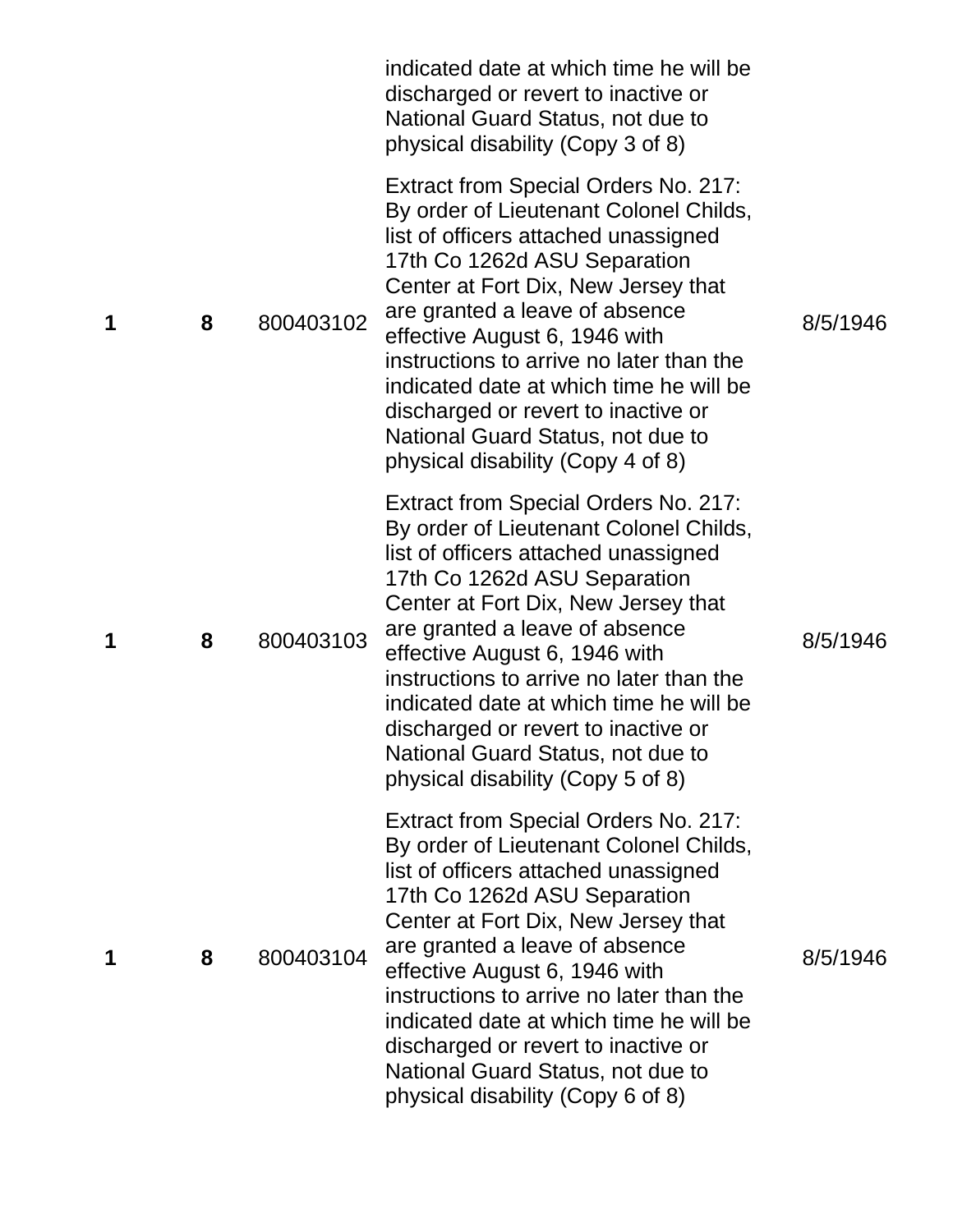| | | | | |
|---|---|---|---|---|
| | | | indicated date at which time he will be discharged or revert to inactive or National Guard Status, not due to physical disability (Copy 3 of 8) | |
| **1** | **8** | 800403102 | Extract from Special Orders No. 217: By order of Lieutenant Colonel Childs, list of officers attached unassigned 17th Co 1262d ASU Separation Center at Fort Dix, New Jersey that are granted a leave of absence effective August 6, 1946 with instructions to arrive no later than the indicated date at which time he will be discharged or revert to inactive or National Guard Status, not due to physical disability (Copy 4 of 8) | 8/5/1946 |
| **1** | **8** | 800403103 | Extract from Special Orders No. 217: By order of Lieutenant Colonel Childs, list of officers attached unassigned 17th Co 1262d ASU Separation Center at Fort Dix, New Jersey that are granted a leave of absence effective August 6, 1946 with instructions to arrive no later than the indicated date at which time he will be discharged or revert to inactive or National Guard Status, not due to physical disability (Copy 5 of 8) | 8/5/1946 |
| **1** | **8** | 800403104 | Extract from Special Orders No. 217: By order of Lieutenant Colonel Childs, list of officers attached unassigned 17th Co 1262d ASU Separation Center at Fort Dix, New Jersey that are granted a leave of absence effective August 6, 1946 with instructions to arrive no later than the indicated date at which time he will be discharged or revert to inactive or National Guard Status, not due to physical disability (Copy 6 of 8) | 8/5/1946 |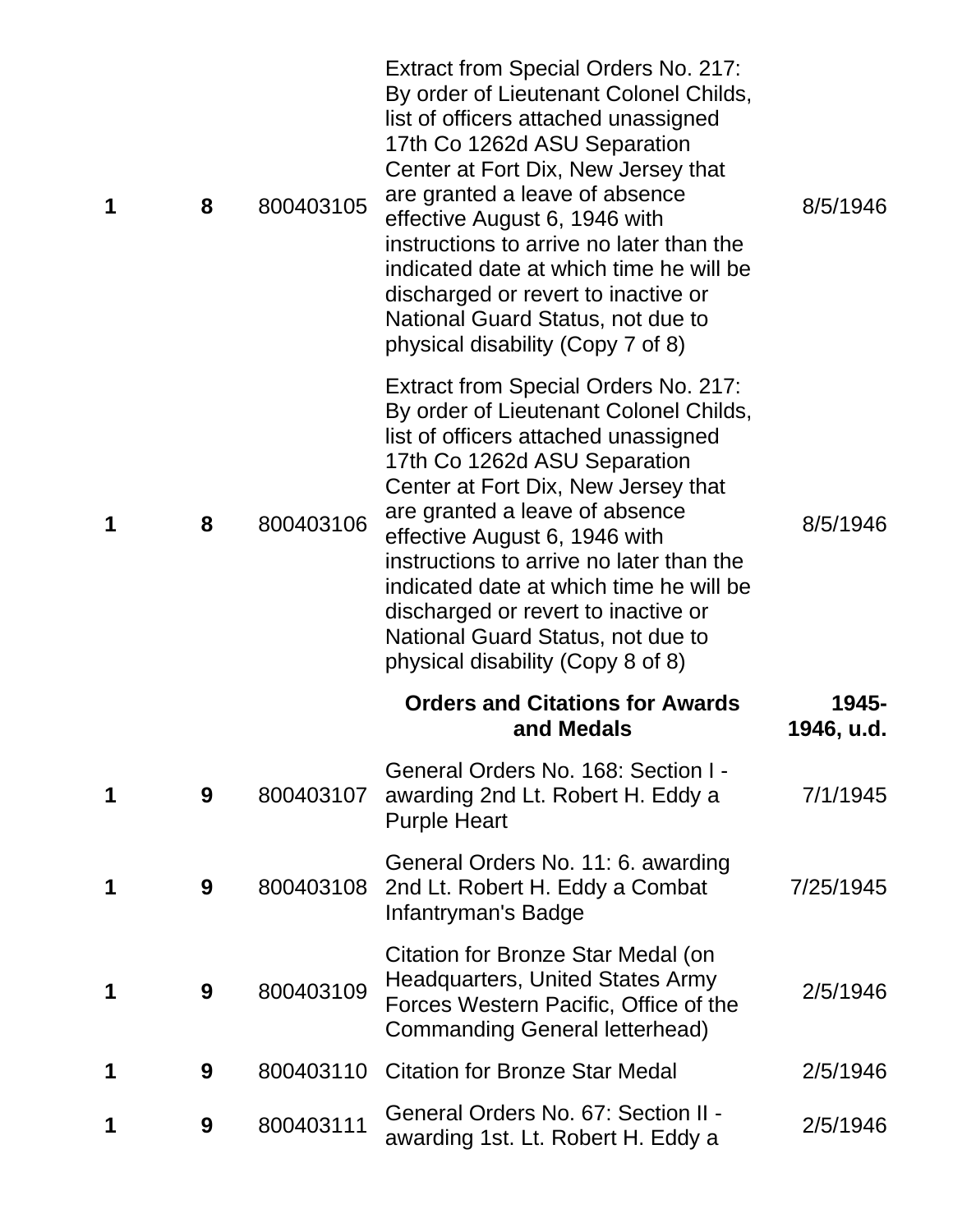| | | | | |
|---|---|---|---|---|
| **1** | **8** | 800403105 | Extract from Special Orders No. 217: By order of Lieutenant Colonel Childs, list of officers attached unassigned 17th Co 1262d ASU Separation Center at Fort Dix, New Jersey that are granted a leave of absence effective August 6, 1946 with instructions to arrive no later than the indicated date at which time he will be discharged or revert to inactive or National Guard Status, not due to physical disability (Copy 7 of 8) | 8/5/1946 |
| **1** | **8** | 800403106 | Extract from Special Orders No. 217: By order of Lieutenant Colonel Childs, list of officers attached unassigned 17th Co 1262d ASU Separation Center at Fort Dix, New Jersey that are granted a leave of absence effective August 6, 1946 with instructions to arrive no later than the indicated date at which time he will be discharged or revert to inactive or National Guard Status, not due to physical disability (Copy 8 of 8) | 8/5/1946 |
| | | | **Orders and Citations for Awards and Medals** | **1945-1946, u.d.** |
| **1** | **9** | 800403107 | General Orders No. 168: Section I - awarding 2nd Lt. Robert H. Eddy a Purple Heart | 7/1/1945 |
| **1** | **9** | 800403108 | General Orders No. 11: 6. awarding 2nd Lt. Robert H. Eddy a Combat Infantryman's Badge | 7/25/1945 |
| **1** | **9** | 800403109 | Citation for Bronze Star Medal (on Headquarters, United States Army Forces Western Pacific, Office of the Commanding General letterhead) | 2/5/1946 |
| **1** | **9** | 800403110 | Citation for Bronze Star Medal | 2/5/1946 |
| **1** | **9** | 800403111 | General Orders No. 67: Section II - awarding 1st. Lt. Robert H. Eddy a | 2/5/1946 |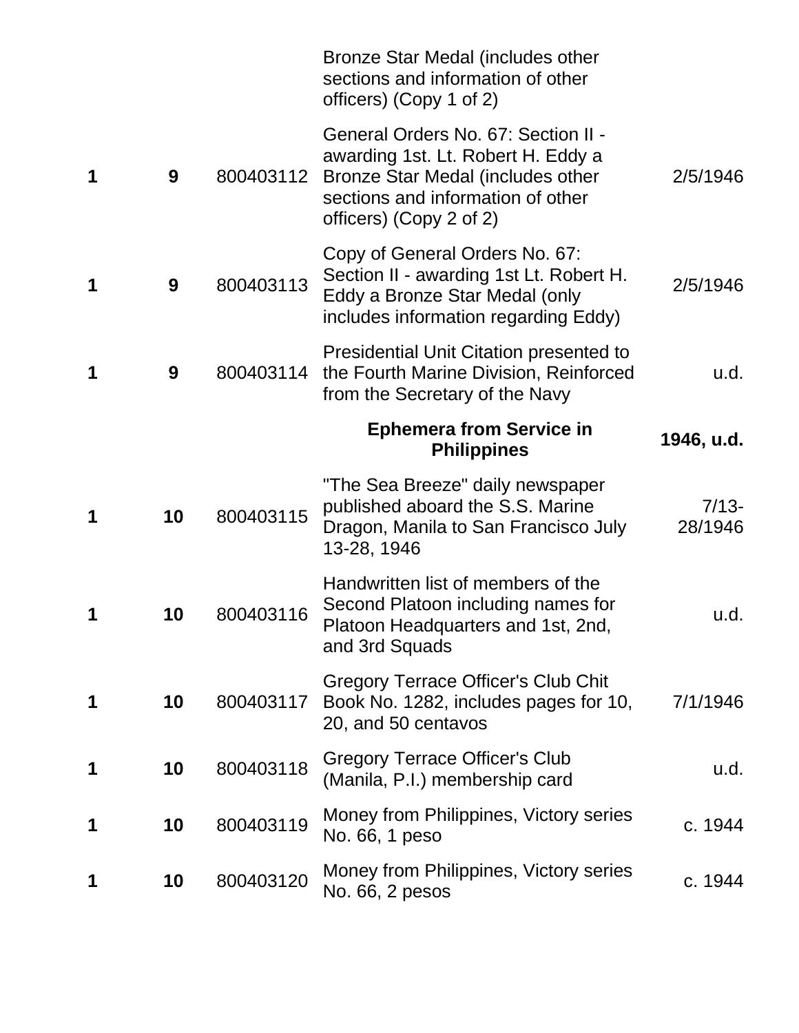| | | | | |
|---|---|---|---|---|
| | | | Bronze Star Medal (includes other sections and information of other officers) (Copy 1 of 2) | |
| **1** | **9** | 800403112 | General Orders No. 67: Section II - awarding 1st. Lt. Robert H. Eddy a Bronze Star Medal (includes other sections and information of other officers) (Copy 2 of 2) | 2/5/1946 |
| **1** | **9** | 800403113 | Copy of General Orders No. 67: Section II - awarding 1st Lt. Robert H. Eddy a Bronze Star Medal (only includes information regarding Eddy) | 2/5/1946 |
| **1** | **9** | 800403114 | Presidential Unit Citation presented to the Fourth Marine Division, Reinforced from the Secretary of the Navy | u.d. |
| | | | **Ephemera from Service in Philippines** | **1946, u.d.** |
| **1** | **10** | 800403115 | "The Sea Breeze" daily newspaper published aboard the S.S. Marine Dragon, Manila to San Francisco July 13-28, 1946 | 7/13-28/1946 |
| **1** | **10** | 800403116 | Handwritten list of members of the Second Platoon including names for Platoon Headquarters and 1st, 2nd, and 3rd Squads | u.d. |
| **1** | **10** | 800403117 | Gregory Terrace Officer's Club Chit Book No. 1282, includes pages for 10, 20, and 50 centavos | 7/1/1946 |
| **1** | **10** | 800403118 | Gregory Terrace Officer's Club (Manila, P.I.) membership card | u.d. |
| **1** | **10** | 800403119 | Money from Philippines, Victory series No. 66, 1 peso | c. 1944 |
| **1** | **10** | 800403120 | Money from Philippines, Victory series No. 66, 2 pesos | c. 1944 |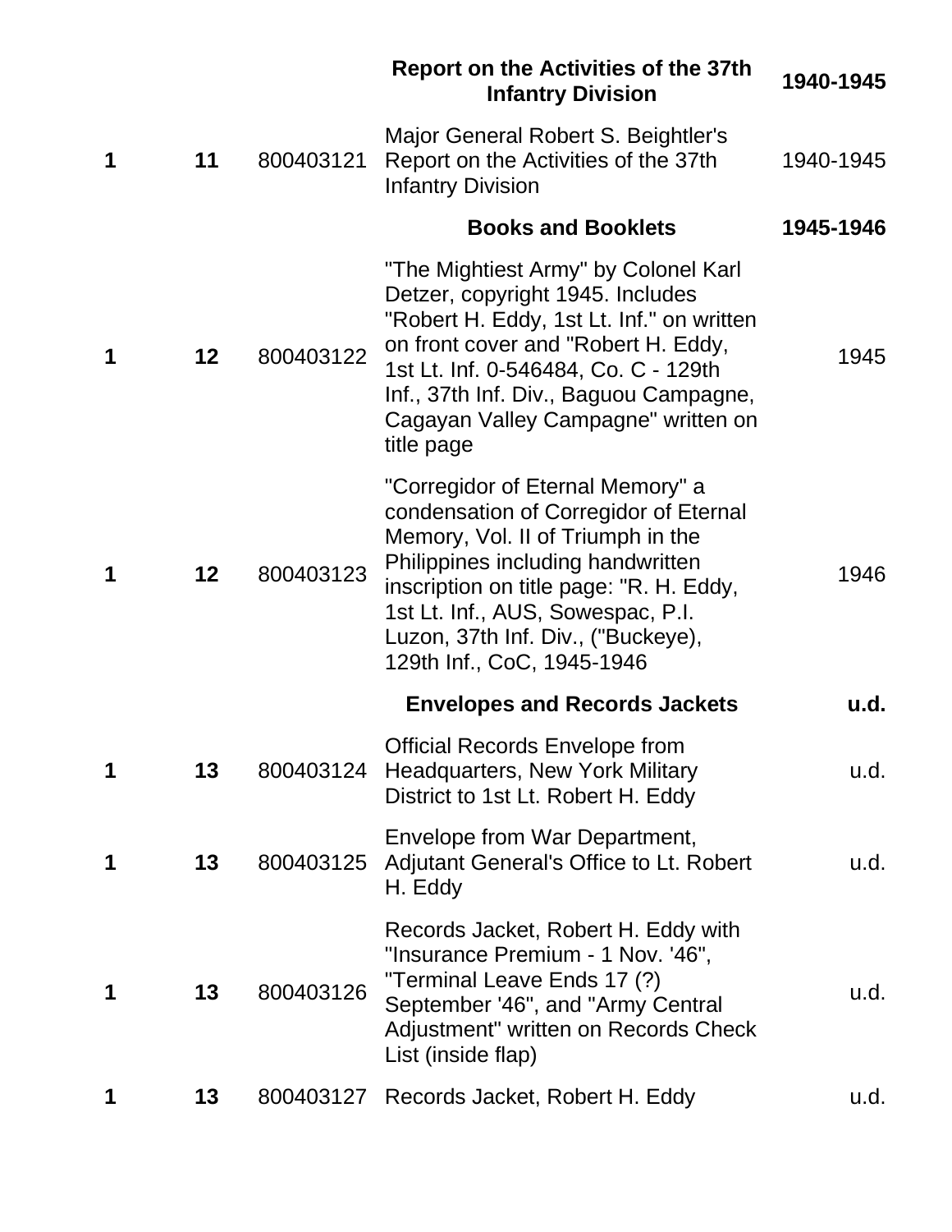| | | | **Report on the Activities of the 37th Infantry Division** | **1940-1945** |
|---|---|---|---|---|
| **1** | **11** | 800403121 | Major General Robert S. Beightler's Report on the Activities of the 37th Infantry Division | 1940-1945 |
| | | | **Books and Booklets** | **1945-1946** |
| **1** | **12** | 800403122 | "The Mightiest Army" by Colonel Karl Detzer, copyright 1945. Includes "Robert H. Eddy, 1st Lt. Inf." on written on front cover and "Robert H. Eddy, 1st Lt. Inf. 0-546484, Co. C - 129th Inf., 37th Inf. Div., Baguou Campagne, Cagayan Valley Campagne" written on title page | 1945 |
| **1** | **12** | 800403123 | "Corregidor of Eternal Memory" a condensation of Corregidor of Eternal Memory, Vol. II of Triumph in the Philippines including handwritten inscription on title page: "R. H. Eddy, 1st Lt. Inf., AUS, Sowespac, P.I. Luzon, 37th Inf. Div., ("Buckeye), 129th Inf., CoC, 1945-1946 | 1946 |
| | | | **Envelopes and Records Jackets** | **u.d.** |
| **1** | **13** | 800403124 | Official Records Envelope from Headquarters, New York Military District to 1st Lt. Robert H. Eddy | u.d. |
| **1** | **13** | 800403125 | Envelope from War Department, Adjutant General's Office to Lt. Robert H. Eddy | u.d. |
| **1** | **13** | 800403126 | Records Jacket, Robert H. Eddy with "Insurance Premium - 1 Nov. '46", "Terminal Leave Ends 17 (?) September '46", and "Army Central Adjustment" written on Records Check List (inside flap) | u.d. |
| **1** | **13** | 800403127 | Records Jacket, Robert H. Eddy | u.d. |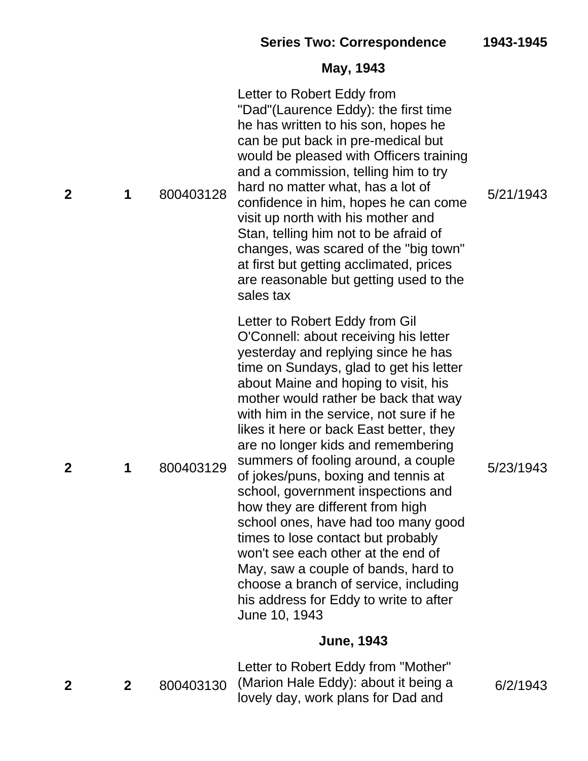**Series Two: Correspondence 1943-1945**

**May, 1943**

| Box | Folder | ID | Description | Date |
|---|---|---|---|---|
| **2** | **1** | 800403128 | Letter to Robert Eddy from "Dad"(Laurence Eddy): the first time he has written to his son, hopes he can be put back in pre-medical but would be pleased with Officers training and a commission, telling him to try hard no matter what, has a lot of confidence in him, hopes he can come visit up north with his mother and Stan, telling him not to be afraid of changes, was scared of the "big town" at first but getting acclimated, prices are reasonable but getting used to the sales tax | 5/21/1943 |
| **2** | **1** | 800403129 | Letter to Robert Eddy from Gil O'Connell: about receiving his letter yesterday and replying since he has time on Sundays, glad to get his letter about Maine and hoping to visit, his mother would rather be back that way with him in the service, not sure if he likes it here or back East better, they are no longer kids and remembering summers of fooling around, a couple of jokes/puns, boxing and tennis at school, government inspections and how they are different from high school ones, have had too many good times to lose contact but probably won't see each other at the end of May, saw a couple of bands, hard to choose a branch of service, including his address for Eddy to write to after June 10, 1943 | 5/23/1943 |

**June, 1943**

| Box | Folder | ID | Description | Date |
|---|---|---|---|---|
| **2** | **2** | 800403130 | Letter to Robert Eddy from "Mother" (Marion Hale Eddy): about it being a lovely day, work plans for Dad and | 6/2/1943 |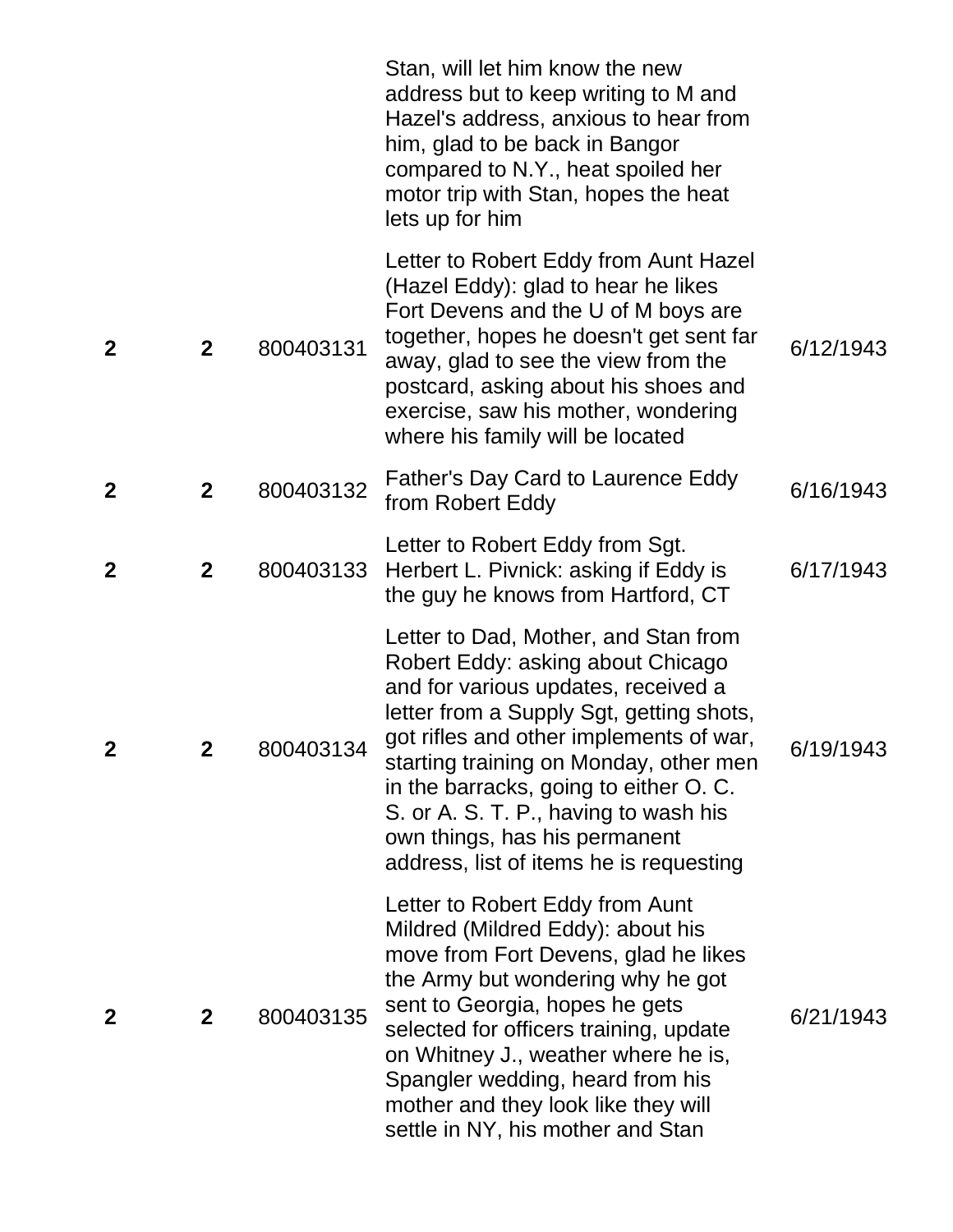| | | | | |
|---|---|---|---|---|
| | | | Stan, will let him know the new address but to keep writing to M and Hazel's address, anxious to hear from him, glad to be back in Bangor compared to N.Y., heat spoiled her motor trip with Stan, hopes the heat lets up for him | |
| **2** | **2** | 800403131 | Letter to Robert Eddy from Aunt Hazel (Hazel Eddy): glad to hear he likes Fort Devens and the U of M boys are together, hopes he doesn't get sent far away, glad to see the view from the postcard, asking about his shoes and exercise, saw his mother, wondering where his family will be located | 6/12/1943 |
| **2** | **2** | 800403132 | Father's Day Card to Laurence Eddy from Robert Eddy | 6/16/1943 |
| **2** | **2** | 800403133 | Letter to Robert Eddy from Sgt. Herbert L. Pivnick: asking if Eddy is the guy he knows from Hartford, CT | 6/17/1943 |
| **2** | **2** | 800403134 | Letter to Dad, Mother, and Stan from Robert Eddy: asking about Chicago and for various updates, received a letter from a Supply Sgt, getting shots, got rifles and other implements of war, starting training on Monday, other men in the barracks, going to either O. C. S. or A. S. T. P., having to wash his own things, has his permanent address, list of items he is requesting | 6/19/1943 |
| **2** | **2** | 800403135 | Letter to Robert Eddy from Aunt Mildred (Mildred Eddy): about his move from Fort Devens, glad he likes the Army but wondering why he got sent to Georgia, hopes he gets selected for officers training, update on Whitney J., weather where he is, Spangler wedding, heard from his mother and they look like they will settle in NY, his mother and Stan | 6/21/1943 |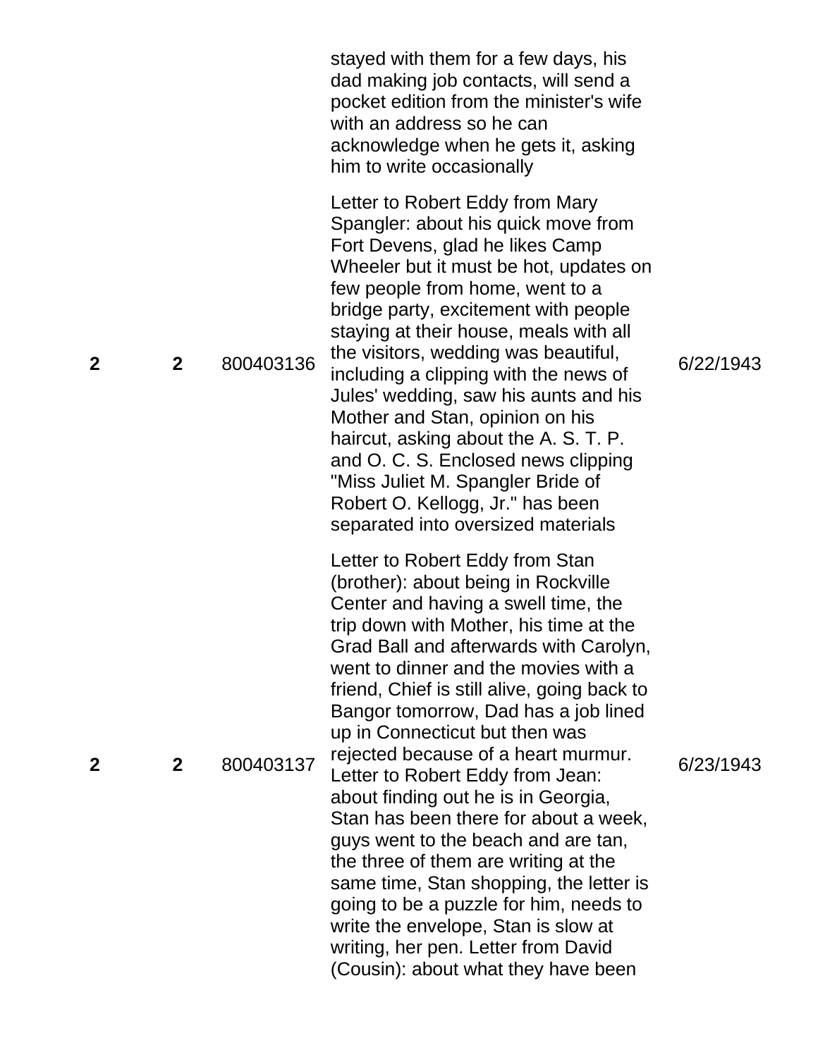|  |  |  | stayed with them for a few days, his dad making job contacts, will send a pocket edition from the minister's wife with an address so he can acknowledge when he gets it, asking him to write occasionally |  |
| --- | --- | --- | --- | --- |
| **2** | **2** | 800403136 | Letter to Robert Eddy from Mary Spangler: about his quick move from Fort Devens, glad he likes Camp Wheeler but it must be hot, updates on few people from home, went to a bridge party, excitement with people staying at their house, meals with all the visitors, wedding was beautiful, including a clipping with the news of Jules' wedding, saw his aunts and his Mother and Stan, opinion on his haircut, asking about the A. S. T. P. and O. C. S. Enclosed news clipping "Miss Juliet M. Spangler Bride of Robert O. Kellogg, Jr." has been separated into oversized materials | 6/22/1943 |
| **2** | **2** | 800403137 | Letter to Robert Eddy from Stan (brother): about being in Rockville Center and having a swell time, the trip down with Mother, his time at the Grad Ball and afterwards with Carolyn, went to dinner and the movies with a friend, Chief is still alive, going back to Bangor tomorrow, Dad has a job lined up in Connecticut but then was rejected because of a heart murmur. Letter to Robert Eddy from Jean: about finding out he is in Georgia, Stan has been there for about a week, guys went to the beach and are tan, the three of them are writing at the same time, Stan shopping, the letter is going to be a puzzle for him, needs to write the envelope, Stan is slow at writing, her pen. Letter from David (Cousin): about what they have been | 6/23/1943 |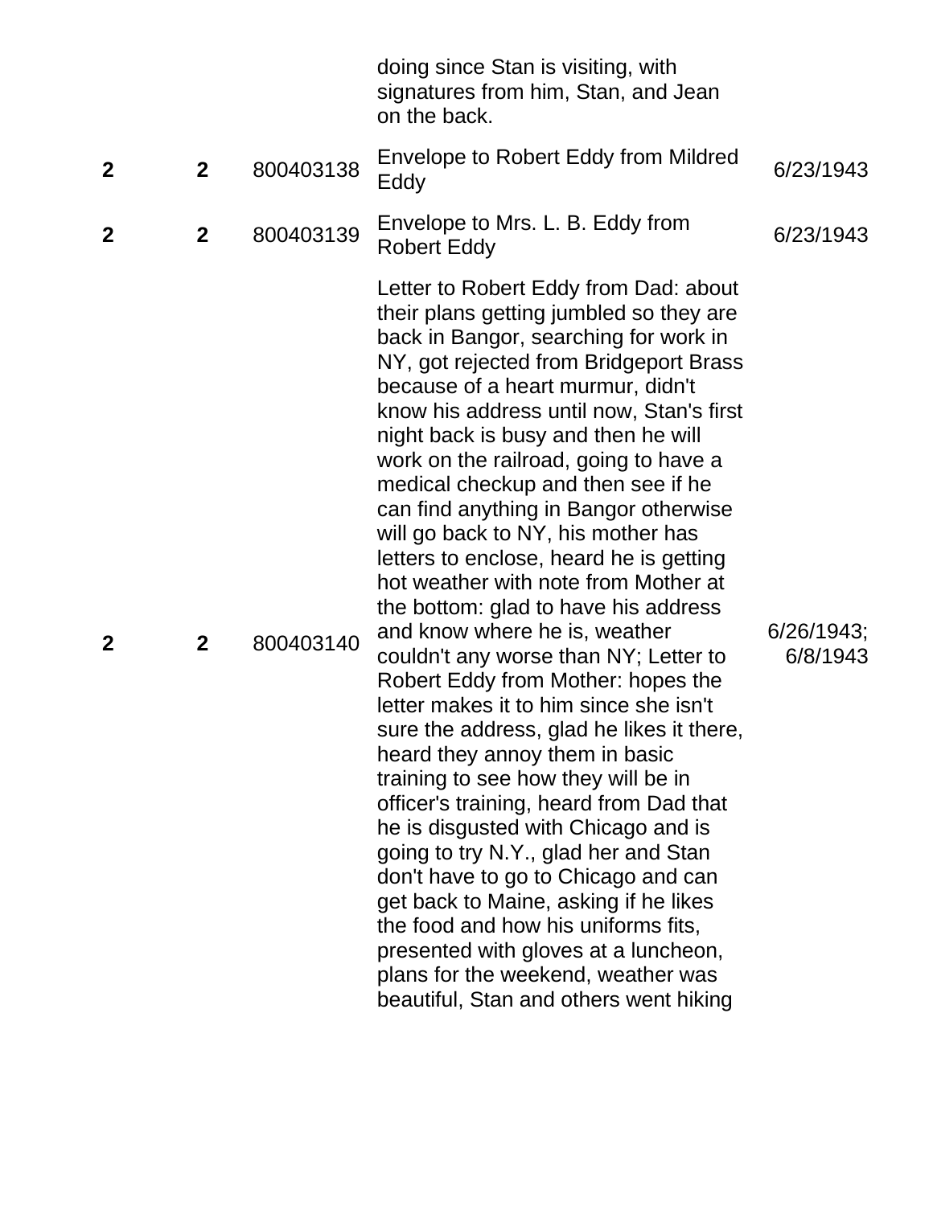| | | | doing since Stan is visiting, with signatures from him, Stan, and Jean on the back. | |
|---|---|---|---|---|
| **2** | **2** | 800403138 | Envelope to Robert Eddy from Mildred Eddy | 6/23/1943 |
| **2** | **2** | 800403139 | Envelope to Mrs. L. B. Eddy from Robert Eddy | 6/23/1943 |
| **2** | **2** | 800403140 | Letter to Robert Eddy from Dad: about their plans getting jumbled so they are back in Bangor, searching for work in NY, got rejected from Bridgeport Brass because of a heart murmur, didn't know his address until now, Stan's first night back is busy and then he will work on the railroad, going to have a medical checkup and then see if he can find anything in Bangor otherwise will go back to NY, his mother has letters to enclose, heard he is getting hot weather with note from Mother at the bottom: glad to have his address and know where he is, weather couldn't any worse than NY; Letter to Robert Eddy from Mother: hopes the letter makes it to him since she isn't sure the address, glad he likes it there, heard they annoy them in basic training to see how they will be in officer's training, heard from Dad that he is disgusted with Chicago and is going to try N.Y., glad her and Stan don't have to go to Chicago and can get back to Maine, asking if he likes the food and how his uniforms fits, presented with gloves at a luncheon, plans for the weekend, weather was beautiful, Stan and others went hiking | 6/26/1943; 6/8/1943 |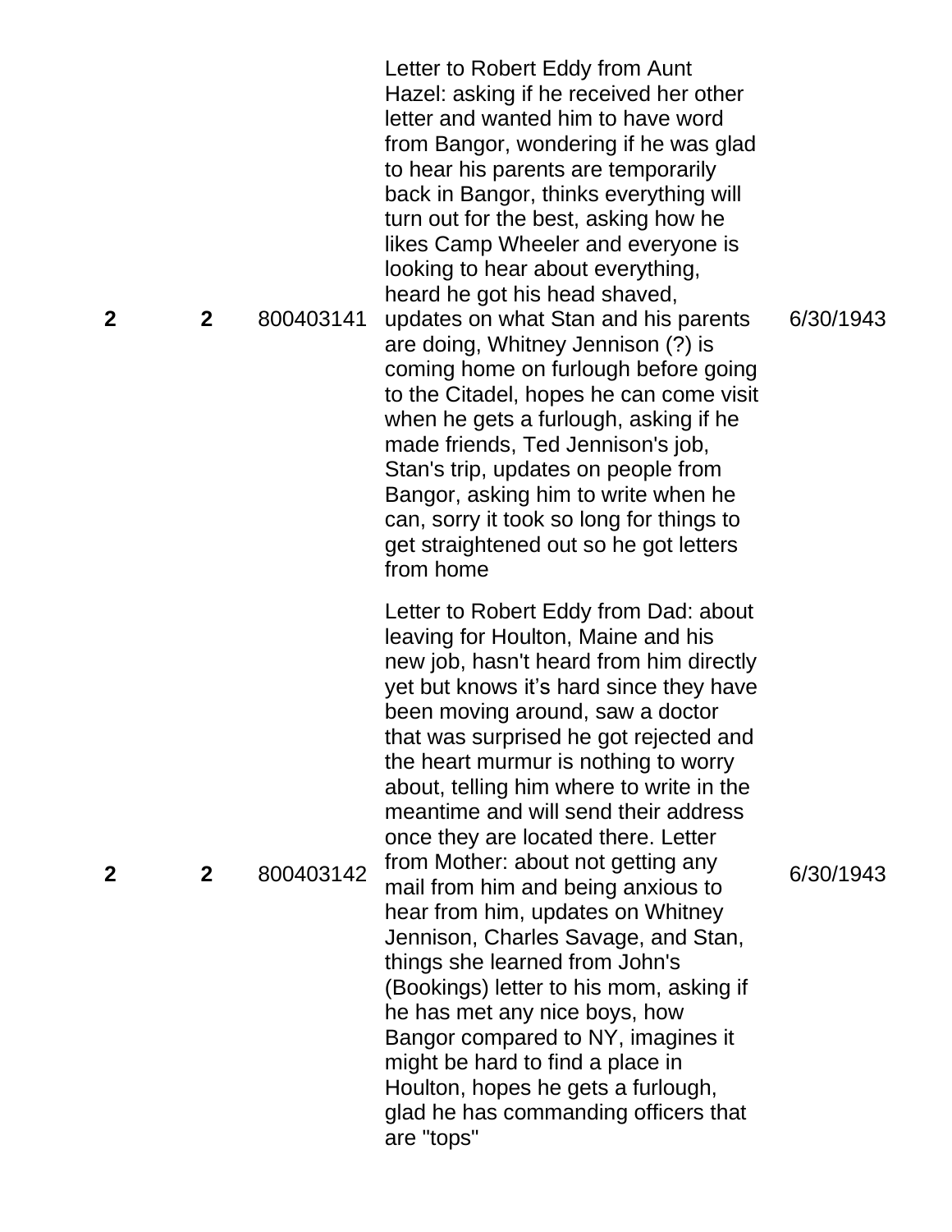| | | | | |
|---|---|---|---|---|
| **2** | **2** | 800403141 | Letter to Robert Eddy from Aunt Hazel: asking if he received her other letter and wanted him to have word from Bangor, wondering if he was glad to hear his parents are temporarily back in Bangor, thinks everything will turn out for the best, asking how he likes Camp Wheeler and everyone is looking to hear about everything, heard he got his head shaved, updates on what Stan and his parents are doing, Whitney Jennison (?) is coming home on furlough before going to the Citadel, hopes he can come visit when he gets a furlough, asking if he made friends, Ted Jennison's job, Stan's trip, updates on people from Bangor, asking him to write when he can, sorry it took so long for things to get straightened out so he got letters from home | 6/30/1943 |
| **2** | **2** | 800403142 | Letter to Robert Eddy from Dad: about leaving for Houlton, Maine and his new job, hasn't heard from him directly yet but knows it's hard since they have been moving around, saw a doctor that was surprised he got rejected and the heart murmur is nothing to worry about, telling him where to write in the meantime and will send their address once they are located there. Letter from Mother: about not getting any mail from him and being anxious to hear from him, updates on Whitney Jennison, Charles Savage, and Stan, things she learned from John's (Bookings) letter to his mom, asking if he has met any nice boys, how Bangor compared to NY, imagines it might be hard to find a place in Houlton, hopes he gets a furlough, glad he has commanding officers that are "tops" | 6/30/1943 |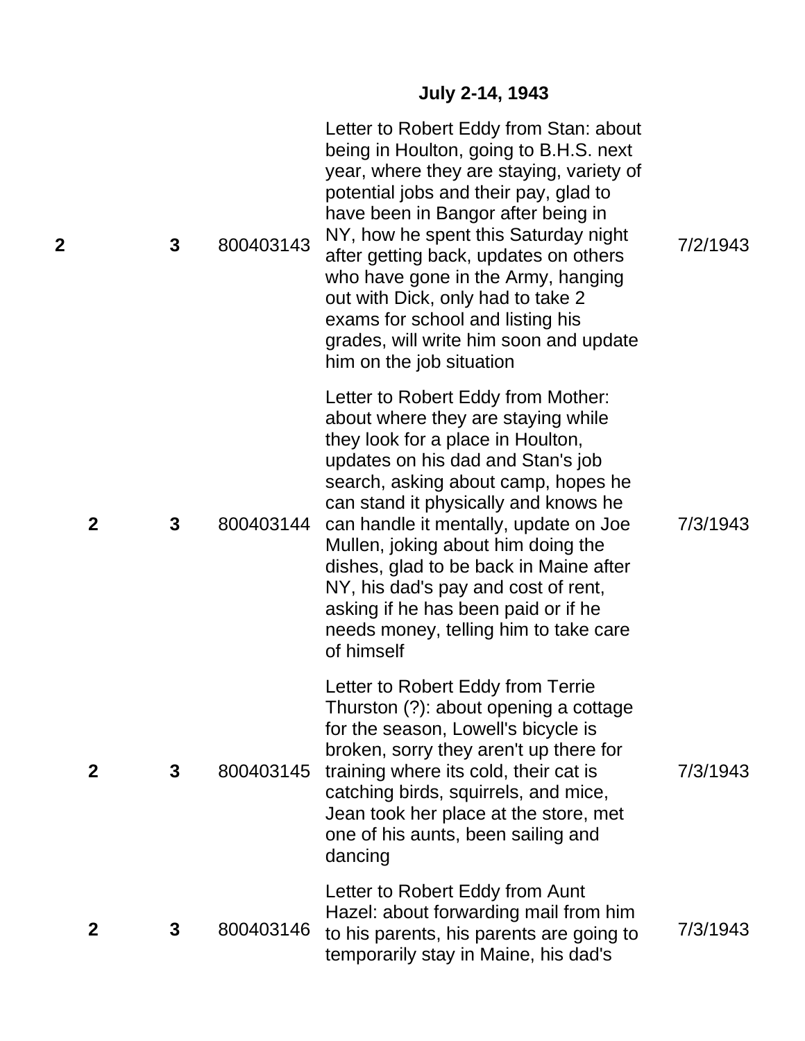**July 2-14, 1943**

| | | | | |
|---|---|---|---|---|
| **2** | **3** | 800403143 | Letter to Robert Eddy from Stan: about being in Houlton, going to B.H.S. next year, where they are staying, variety of potential jobs and their pay, glad to have been in Bangor after being in NY, how he spent this Saturday night after getting back, updates on others who have gone in the Army, hanging out with Dick, only had to take 2 exams for school and listing his grades, will write him soon and update him on the job situation | 7/2/1943 |
| **2** | **3** | 800403144 | Letter to Robert Eddy from Mother: about where they are staying while they look for a place in Houlton, updates on his dad and Stan's job search, asking about camp, hopes he can stand it physically and knows he can handle it mentally, update on Joe Mullen, joking about him doing the dishes, glad to be back in Maine after NY, his dad's pay and cost of rent, asking if he has been paid or if he needs money, telling him to take care of himself | 7/3/1943 |
| **2** | **3** | 800403145 | Letter to Robert Eddy from Terrie Thurston (?): about opening a cottage for the season, Lowell's bicycle is broken, sorry they aren't up there for training where its cold, their cat is catching birds, squirrels, and mice, Jean took her place at the store, met one of his aunts, been sailing and dancing | 7/3/1943 |
| **2** | **3** | 800403146 | Letter to Robert Eddy from Aunt Hazel: about forwarding mail from him to his parents, his parents are going to temporarily stay in Maine, his dad's | 7/3/1943 |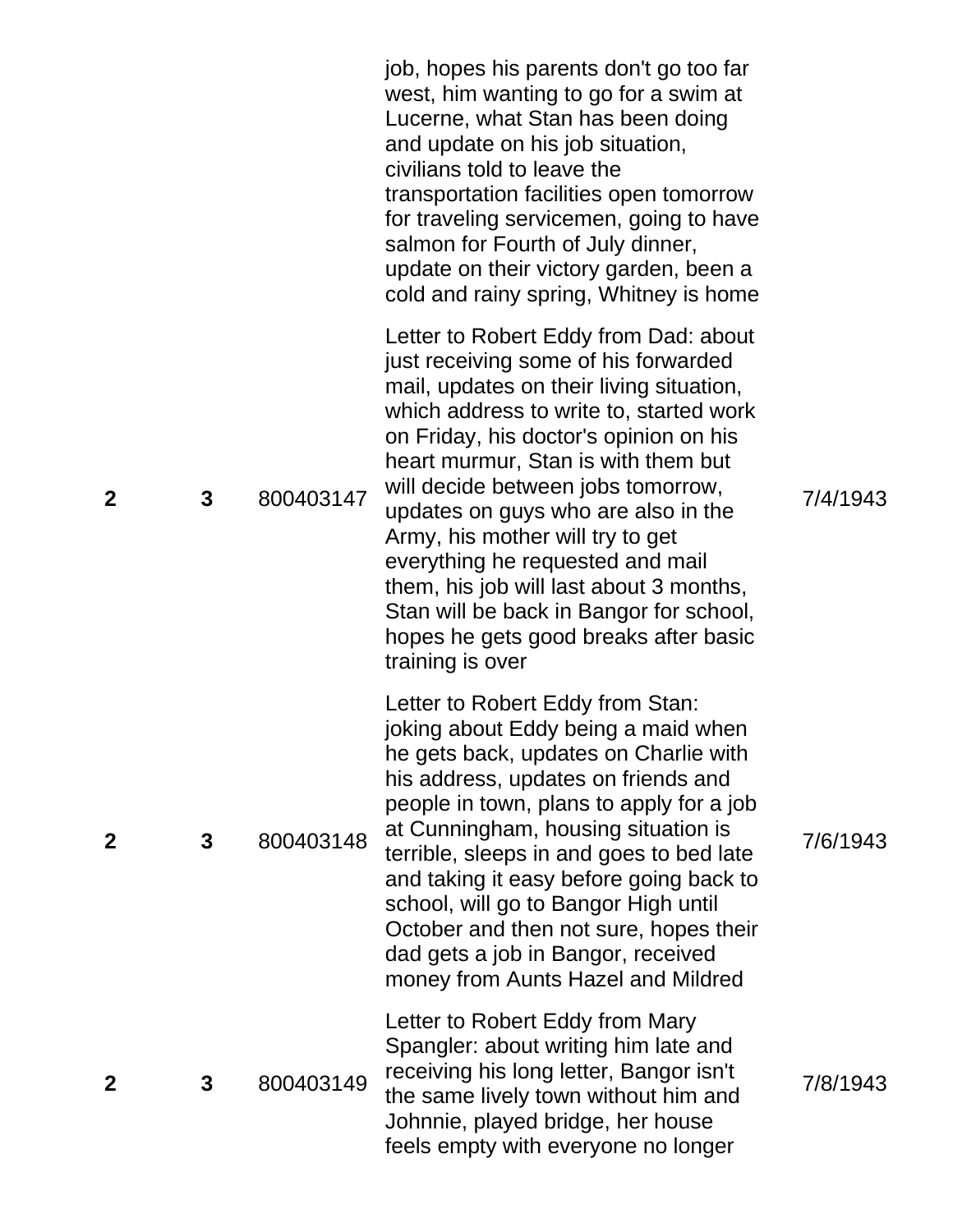|  |  |  |  |  |
|---|---|---|---|---|
|  |  |  | job, hopes his parents don't go too far west, him wanting to go for a swim at Lucerne, what Stan has been doing and update on his job situation, civilians told to leave the transportation facilities open tomorrow for traveling servicemen, going to have salmon for Fourth of July dinner, update on their victory garden, been a cold and rainy spring, Whitney is home |  |
| **2** | **3** | 800403147 | Letter to Robert Eddy from Dad: about just receiving some of his forwarded mail, updates on their living situation, which address to write to, started work on Friday, his doctor's opinion on his heart murmur, Stan is with them but will decide between jobs tomorrow, updates on guys who are also in the Army, his mother will try to get everything he requested and mail them, his job will last about 3 months, Stan will be back in Bangor for school, hopes he gets good breaks after basic training is over | 7/4/1943 |
| **2** | **3** | 800403148 | Letter to Robert Eddy from Stan: joking about Eddy being a maid when he gets back, updates on Charlie with his address, updates on friends and people in town, plans to apply for a job at Cunningham, housing situation is terrible, sleeps in and goes to bed late and taking it easy before going back to school, will go to Bangor High until October and then not sure, hopes their dad gets a job in Bangor, received money from Aunts Hazel and Mildred | 7/6/1943 |
| **2** | **3** | 800403149 | Letter to Robert Eddy from Mary Spangler: about writing him late and receiving his long letter, Bangor isn't the same lively town without him and Johnnie, played bridge, her house feels empty with everyone no longer | 7/8/1943 |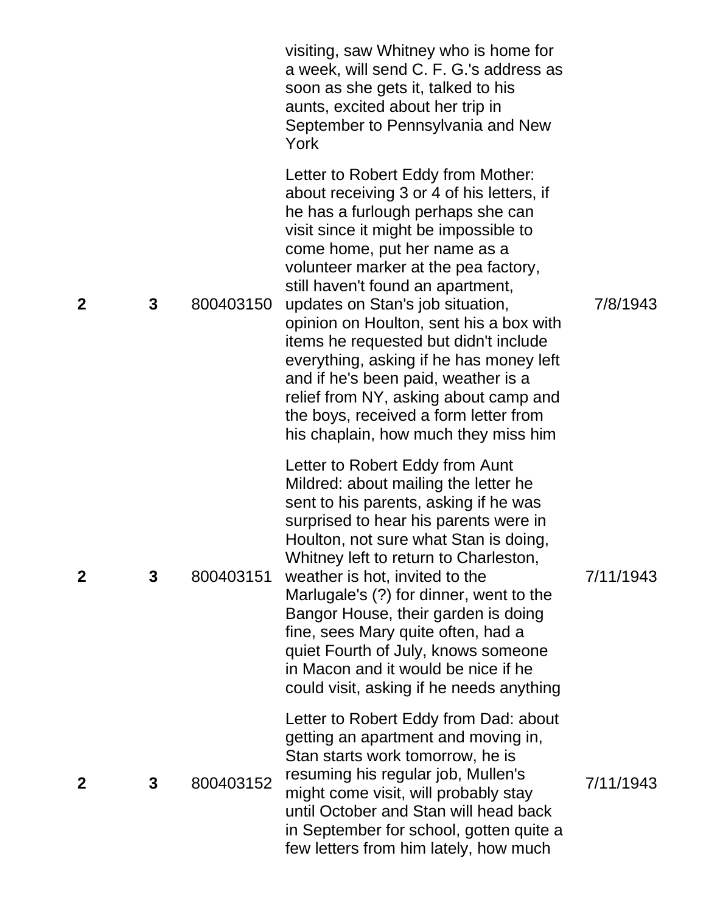| | | | | |
|---|---|---|---|---|
| | | | visiting, saw Whitney who is home for a week, will send C. F. G.'s address as soon as she gets it, talked to his aunts, excited about her trip in September to Pennsylvania and New York | |
| **2** | **3** | 800403150 | Letter to Robert Eddy from Mother: about receiving 3 or 4 of his letters, if he has a furlough perhaps she can visit since it might be impossible to come home, put her name as a volunteer marker at the pea factory, still haven't found an apartment, updates on Stan's job situation, opinion on Houlton, sent his a box with items he requested but didn't include everything, asking if he has money left and if he's been paid, weather is a relief from NY, asking about camp and the boys, received a form letter from his chaplain, how much they miss him | 7/8/1943 |
| **2** | **3** | 800403151 | Letter to Robert Eddy from Aunt Mildred: about mailing the letter he sent to his parents, asking if he was surprised to hear his parents were in Houlton, not sure what Stan is doing, Whitney left to return to Charleston, weather is hot, invited to the Marlugale's (?) for dinner, went to the Bangor House, their garden is doing fine, sees Mary quite often, had a quiet Fourth of July, knows someone in Macon and it would be nice if he could visit, asking if he needs anything | 7/11/1943 |
| **2** | **3** | 800403152 | Letter to Robert Eddy from Dad: about getting an apartment and moving in, Stan starts work tomorrow, he is resuming his regular job, Mullen's might come visit, will probably stay until October and Stan will head back in September for school, gotten quite a few letters from him lately, how much | 7/11/1943 |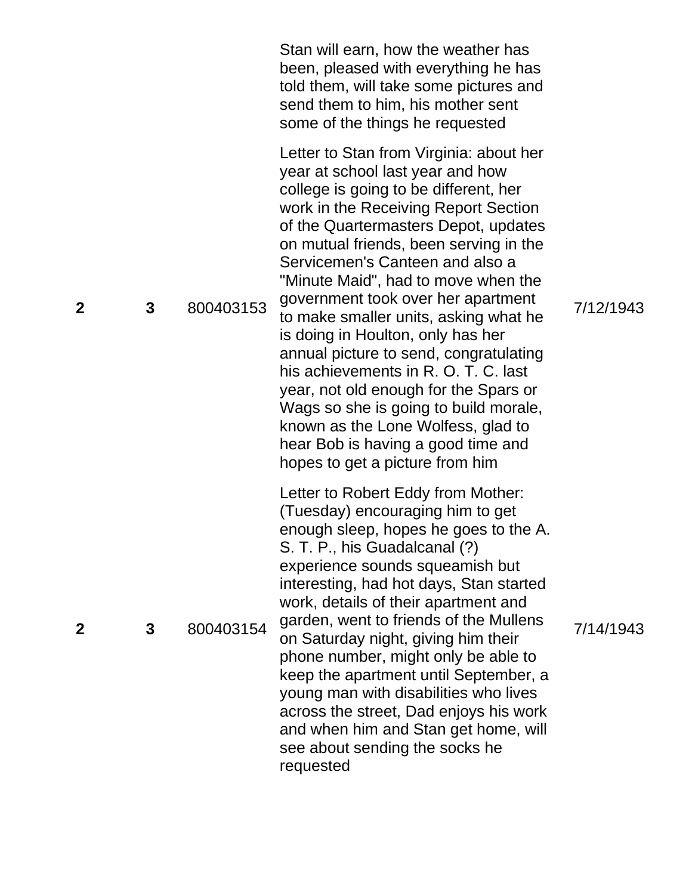|  |  |  | Stan will earn, how the weather has been, pleased with everything he has told them, will take some pictures and send them to him, his mother sent some of the things he requested |  |
|---|---|---|---|---|
| 2 | 3 | 800403153 | Letter to Stan from Virginia: about her year at school last year and how college is going to be different, her work in the Receiving Report Section of the Quartermasters Depot, updates on mutual friends, been serving in the Servicemen's Canteen and also a "Minute Maid", had to move when the government took over her apartment to make smaller units, asking what he is doing in Houlton, only has her annual picture to send, congratulating his achievements in R. O. T. C. last year, not old enough for the Spars or Wags so she is going to build morale, known as the Lone Wolfess, glad to hear Bob is having a good time and hopes to get a picture from him | 7/12/1943 |
| 2 | 3 | 800403154 | Letter to Robert Eddy from Mother: (Tuesday) encouraging him to get enough sleep, hopes he goes to the A. S. T. P., his Guadalcanal (?) experience sounds squeamish but interesting, had hot days, Stan started work, details of their apartment and garden, went to friends of the Mullens on Saturday night, giving him their phone number, might only be able to keep the apartment until September, a young man with disabilities who lives across the street, Dad enjoys his work and when him and Stan get home, will see about sending the socks he requested | 7/14/1943 |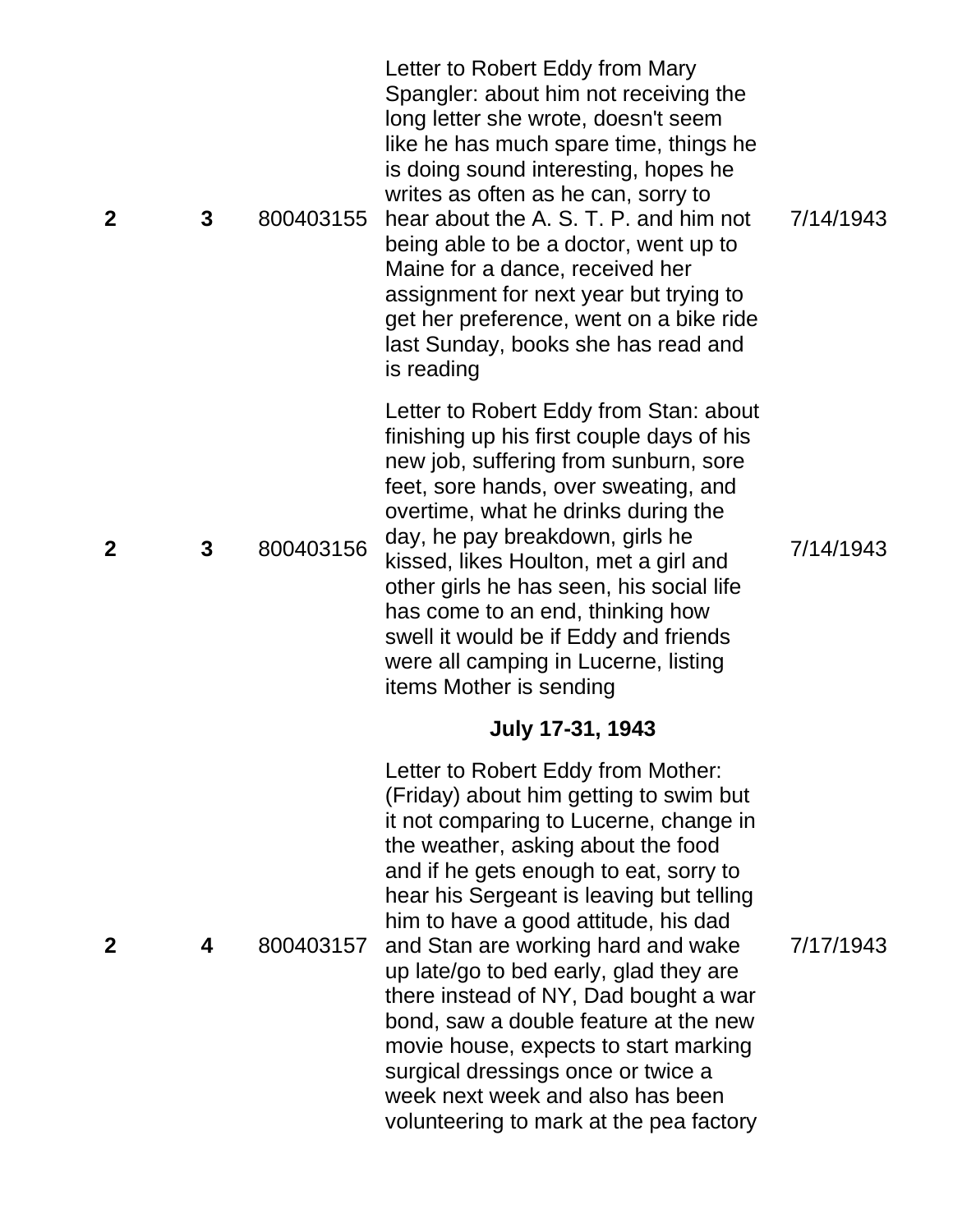| | | | | |
|---|---|---|---|---|
| **2** | **3** | 800403155 | Letter to Robert Eddy from Mary Spangler: about him not receiving the long letter she wrote, doesn't seem like he has much spare time, things he is doing sound interesting, hopes he writes as often as he can, sorry to hear about the A. S. T. P. and him not being able to be a doctor, went up to Maine for a dance, received her assignment for next year but trying to get her preference, went on a bike ride last Sunday, books she has read and is reading | 7/14/1943 |
| **2** | **3** | 800403156 | Letter to Robert Eddy from Stan: about finishing up his first couple days of his new job, suffering from sunburn, sore feet, sore hands, over sweating, and overtime, what he drinks during the day, he pay breakdown, girls he kissed, likes Houlton, met a girl and other girls he has seen, his social life has come to an end, thinking how swell it would be if Eddy and friends were all camping in Lucerne, listing items Mother is sending | 7/14/1943 |
| | | | **July 17-31, 1943** | |
| **2** | **4** | 800403157 | Letter to Robert Eddy from Mother: (Friday) about him getting to swim but it not comparing to Lucerne, change in the weather, asking about the food and if he gets enough to eat, sorry to hear his Sergeant is leaving but telling him to have a good attitude, his dad and Stan are working hard and wake up late/go to bed early, glad they are there instead of NY, Dad bought a war bond, saw a double feature at the new movie house, expects to start marking surgical dressings once or twice a week next week and also has been volunteering to mark at the pea factory | 7/17/1943 |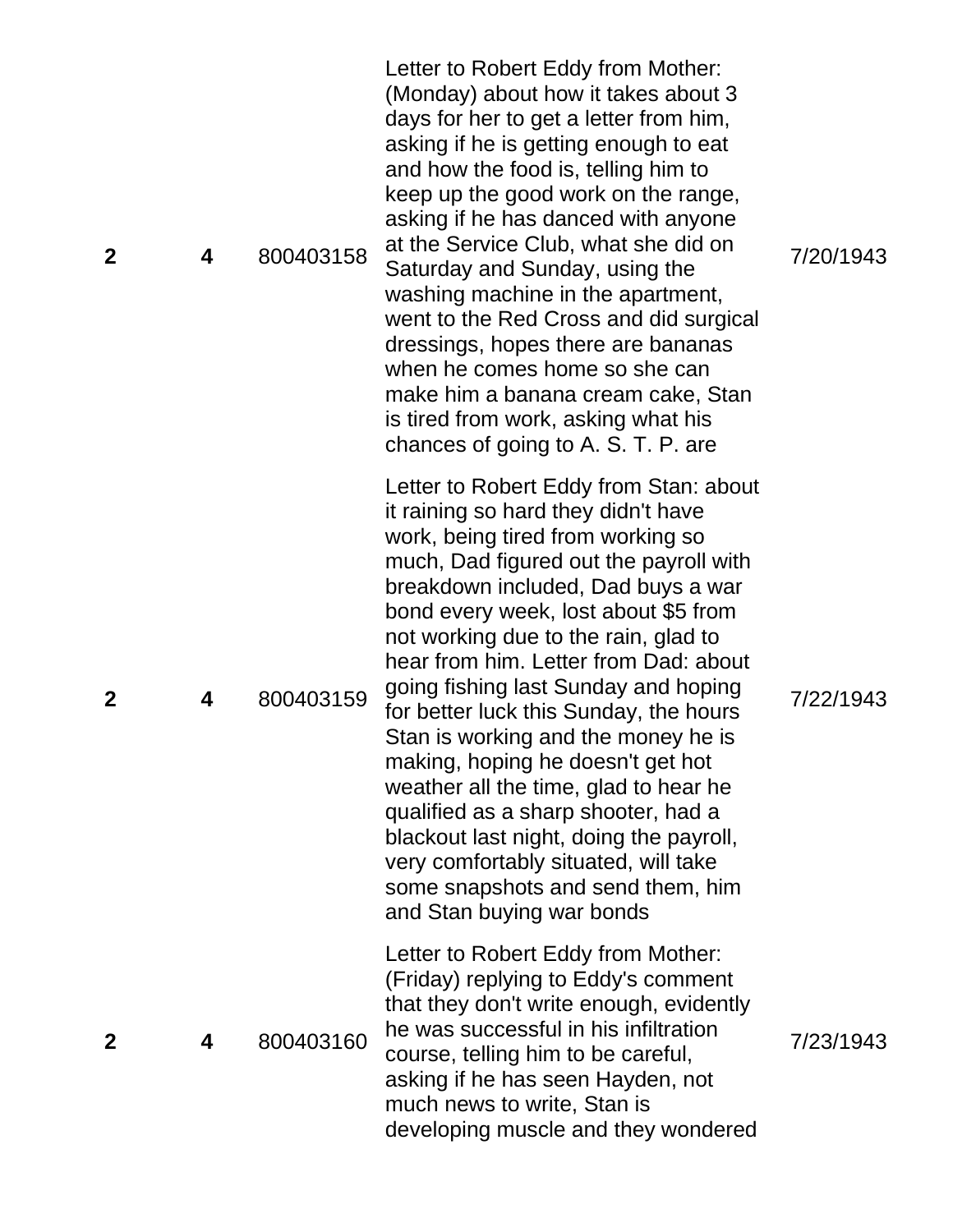| | | | | |
|---|---|---|---|---|
| **2** | **4** | 800403158 | Letter to Robert Eddy from Mother: (Monday) about how it takes about 3 days for her to get a letter from him, asking if he is getting enough to eat and how the food is, telling him to keep up the good work on the range, asking if he has danced with anyone at the Service Club, what she did on Saturday and Sunday, using the washing machine in the apartment, went to the Red Cross and did surgical dressings, hopes there are bananas when he comes home so she can make him a banana cream cake, Stan is tired from work, asking what his chances of going to A. S. T. P. are | 7/20/1943 |
| **2** | **4** | 800403159 | Letter to Robert Eddy from Stan: about it raining so hard they didn't have work, being tired from working so much, Dad figured out the payroll with breakdown included, Dad buys a war bond every week, lost about $5 from not working due to the rain, glad to hear from him. Letter from Dad: about going fishing last Sunday and hoping for better luck this Sunday, the hours Stan is working and the money he is making, hoping he doesn't get hot weather all the time, glad to hear he qualified as a sharp shooter, had a blackout last night, doing the payroll, very comfortably situated, will take some snapshots and send them, him and Stan buying war bonds | 7/22/1943 |
| **2** | **4** | 800403160 | Letter to Robert Eddy from Mother: (Friday) replying to Eddy's comment that they don't write enough, evidently he was successful in his infiltration course, telling him to be careful, asking if he has seen Hayden, not much news to write, Stan is developing muscle and they wondered | 7/23/1943 |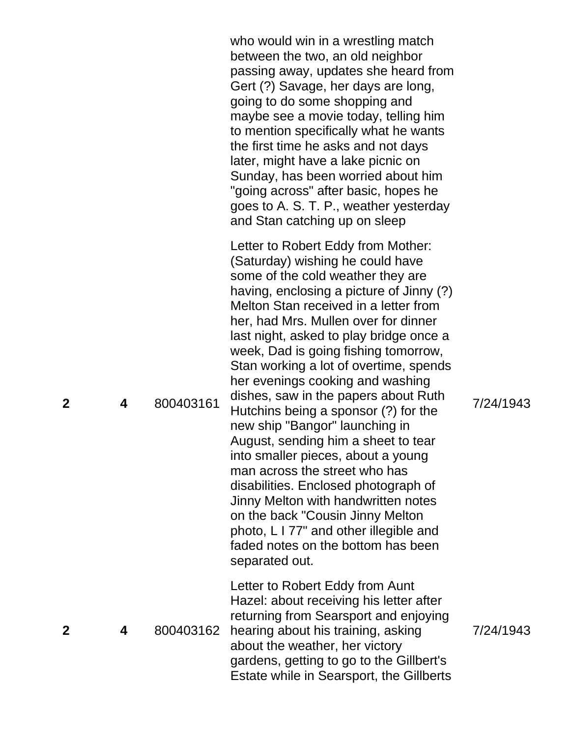| | | | | |
|---|---|---|---|---|
| | | | who would win in a wrestling match between the two, an old neighbor passing away, updates she heard from Gert (?) Savage, her days are long, going to do some shopping and maybe see a movie today, telling him to mention specifically what he wants the first time he asks and not days later, might have a lake picnic on Sunday, has been worried about him "going across" after basic, hopes he goes to A. S. T. P., weather yesterday and Stan catching up on sleep | |
| **2** | **4** | 800403161 | Letter to Robert Eddy from Mother: (Saturday) wishing he could have some of the cold weather they are having, enclosing a picture of Jinny (?) Melton Stan received in a letter from her, had Mrs. Mullen over for dinner last night, asked to play bridge once a week, Dad is going fishing tomorrow, Stan working a lot of overtime, spends her evenings cooking and washing dishes, saw in the papers about Ruth Hutchins being a sponsor (?) for the new ship "Bangor" launching in August, sending him a sheet to tear into smaller pieces, about a young man across the street who has disabilities. Enclosed photograph of Jinny Melton with handwritten notes on the back "Cousin Jinny Melton photo, L I 77" and other illegible and faded notes on the bottom has been separated out. | 7/24/1943 |
| **2** | **4** | 800403162 | Letter to Robert Eddy from Aunt Hazel: about receiving his letter after returning from Searsport and enjoying hearing about his training, asking about the weather, her victory gardens, getting to go to the Gillbert's Estate while in Searsport, the Gillberts | 7/24/1943 |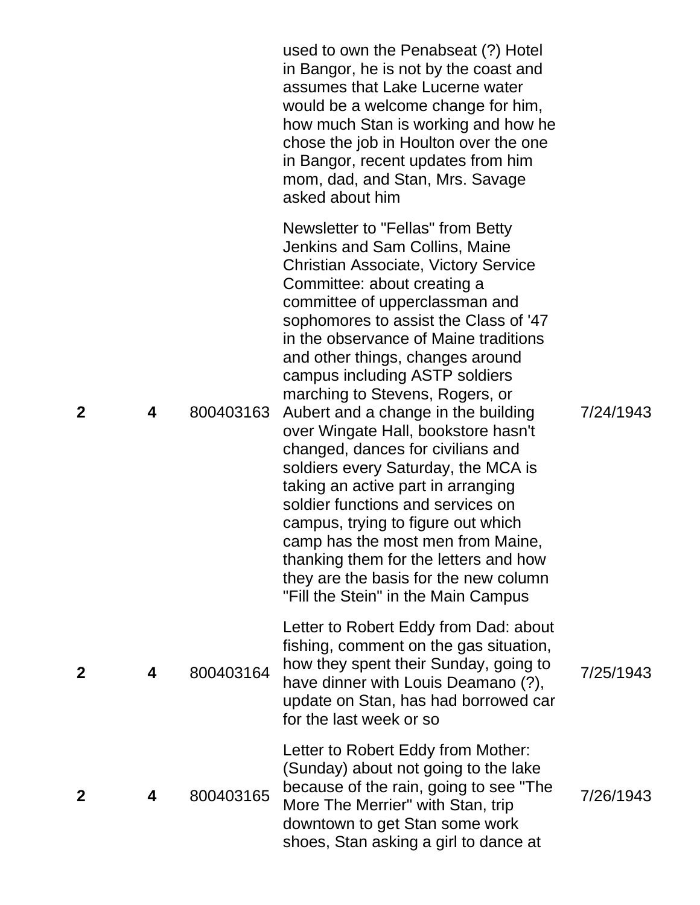| | | | | |
|---|---|---|---|---|
| | | | used to own the Penabseat (?) Hotel in Bangor, he is not by the coast and assumes that Lake Lucerne water would be a welcome change for him, how much Stan is working and how he chose the job in Houlton over the one in Bangor, recent updates from him mom, dad, and Stan, Mrs. Savage asked about him | |
| **2** | **4** | 800403163 | Newsletter to "Fellas" from Betty Jenkins and Sam Collins, Maine Christian Associate, Victory Service Committee: about creating a committee of upperclassman and sophomores to assist the Class of '47 in the observance of Maine traditions and other things, changes around campus including ASTP soldiers marching to Stevens, Rogers, or Aubert and a change in the building over Wingate Hall, bookstore hasn't changed, dances for civilians and soldiers every Saturday, the MCA is taking an active part in arranging soldier functions and services on campus, trying to figure out which camp has the most men from Maine, thanking them for the letters and how they are the basis for the new column "Fill the Stein" in the Main Campus | 7/24/1943 |
| **2** | **4** | 800403164 | Letter to Robert Eddy from Dad: about fishing, comment on the gas situation, how they spent their Sunday, going to have dinner with Louis Deamano (?), update on Stan, has had borrowed car for the last week or so | 7/25/1943 |
| **2** | **4** | 800403165 | Letter to Robert Eddy from Mother: (Sunday) about not going to the lake because of the rain, going to see "The More The Merrier" with Stan, trip downtown to get Stan some work shoes, Stan asking a girl to dance at | 7/26/1943 |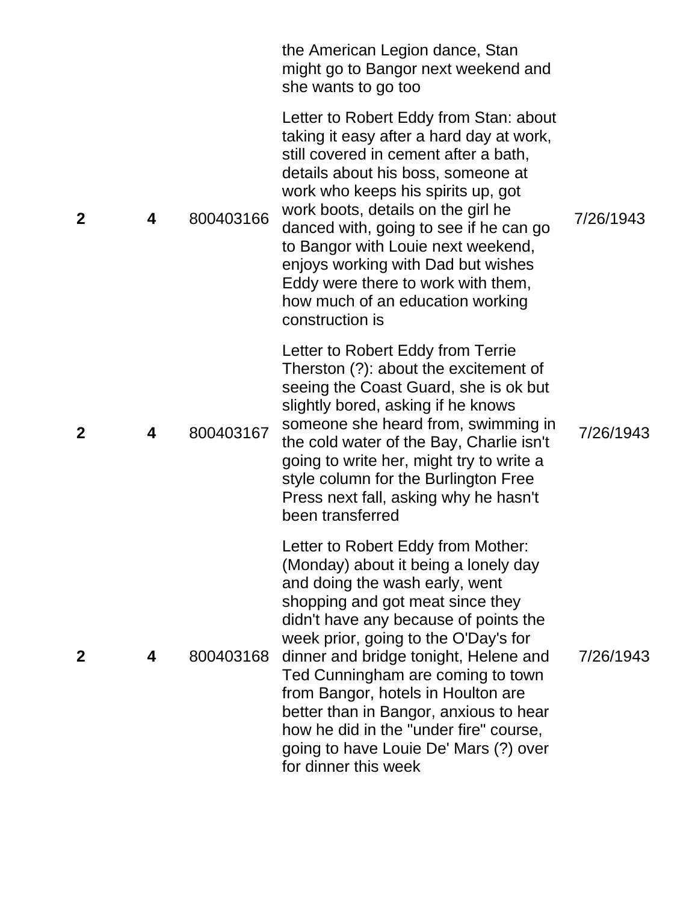| | | | | |
|---|---|---|---|---|
| | | | the American Legion dance, Stan might go to Bangor next weekend and she wants to go too | |
| **2** | **4** | 800403166 | Letter to Robert Eddy from Stan: about taking it easy after a hard day at work, still covered in cement after a bath, details about his boss, someone at work who keeps his spirits up, got work boots, details on the girl he danced with, going to see if he can go to Bangor with Louie next weekend, enjoys working with Dad but wishes Eddy were there to work with them, how much of an education working construction is | 7/26/1943 |
| **2** | **4** | 800403167 | Letter to Robert Eddy from Terrie Therston (?): about the excitement of seeing the Coast Guard, she is ok but slightly bored, asking if he knows someone she heard from, swimming in the cold water of the Bay, Charlie isn't going to write her, might try to write a style column for the Burlington Free Press next fall, asking why he hasn't been transferred | 7/26/1943 |
| **2** | **4** | 800403168 | Letter to Robert Eddy from Mother: (Monday) about it being a lonely day and doing the wash early, went shopping and got meat since they didn't have any because of points the week prior, going to the O'Day's for dinner and bridge tonight, Helene and Ted Cunningham are coming to town from Bangor, hotels in Houlton are better than in Bangor, anxious to hear how he did in the "under fire" course, going to have Louie De' Mars (?) over for dinner this week | 7/26/1943 |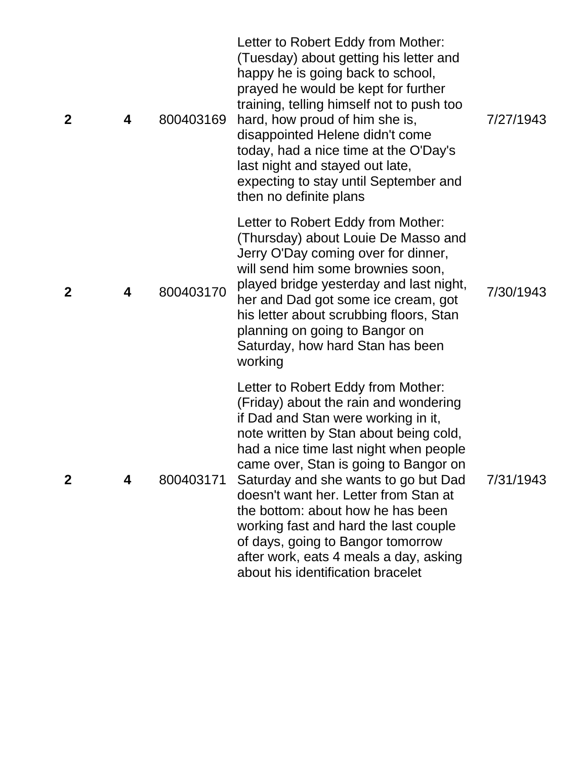| | | | | |
|---|---|---|---|---|
| **2** | **4** | 800403169 | Letter to Robert Eddy from Mother: (Tuesday) about getting his letter and happy he is going back to school, prayed he would be kept for further training, telling himself not to push too hard, how proud of him she is, disappointed Helene didn't come today, had a nice time at the O'Day's last night and stayed out late, expecting to stay until September and then no definite plans | 7/27/1943 |
| **2** | **4** | 800403170 | Letter to Robert Eddy from Mother: (Thursday) about Louie De Masso and Jerry O'Day coming over for dinner, will send him some brownies soon, played bridge yesterday and last night, her and Dad got some ice cream, got his letter about scrubbing floors, Stan planning on going to Bangor on Saturday, how hard Stan has been working | 7/30/1943 |
| **2** | **4** | 800403171 | Letter to Robert Eddy from Mother: (Friday) about the rain and wondering if Dad and Stan were working in it, note written by Stan about being cold, had a nice time last night when people came over, Stan is going to Bangor on Saturday and she wants to go but Dad doesn't want her. Letter from Stan at the bottom: about how he has been working fast and hard the last couple of days, going to Bangor tomorrow after work, eats 4 meals a day, asking about his identification bracelet | 7/31/1943 |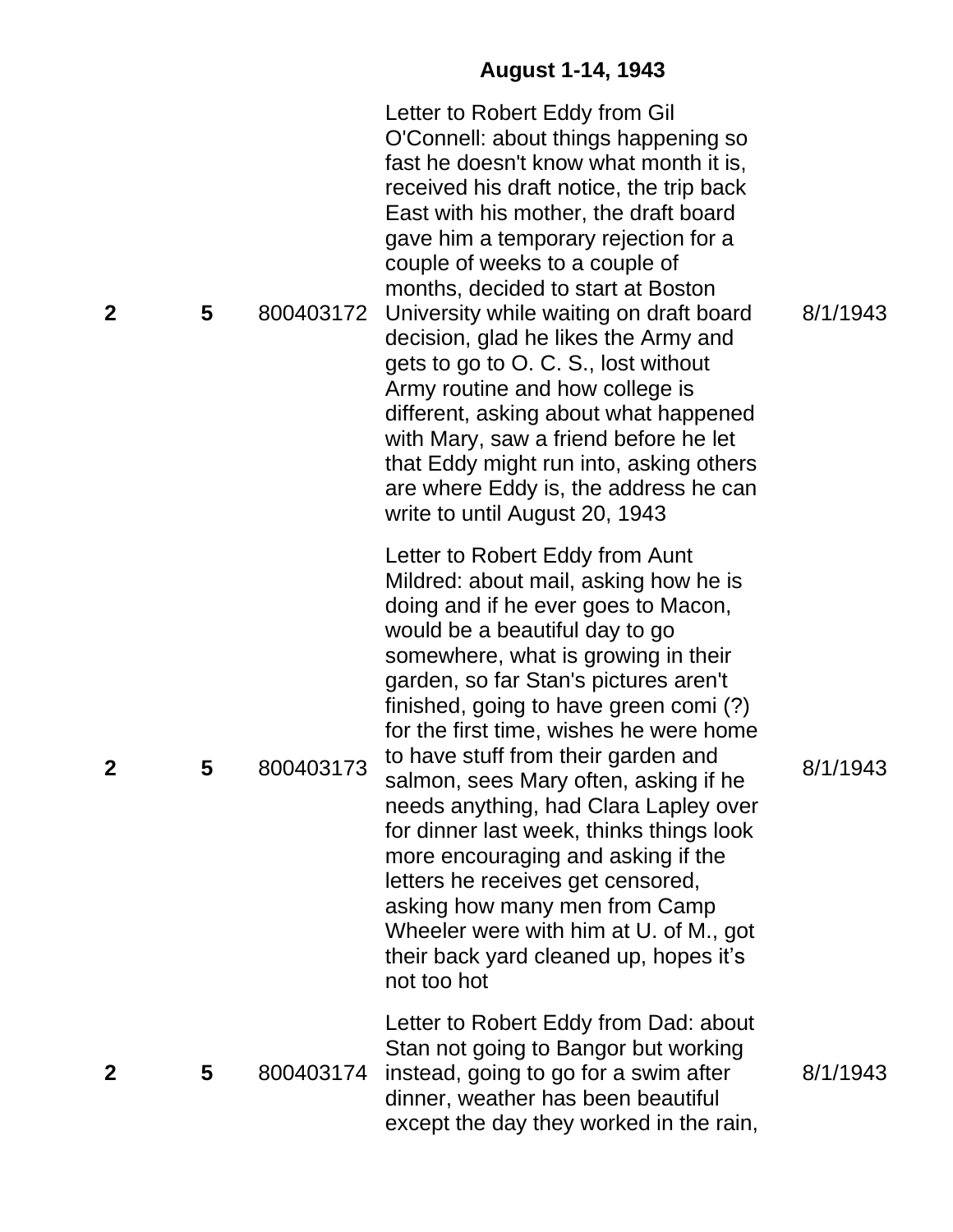## August 1-14, 1943

| | | | | |
|---|---|---|---|---|
| **2** | **5** | 800403172 | Letter to Robert Eddy from Gil O'Connell: about things happening so fast he doesn't know what month it is, received his draft notice, the trip back East with his mother, the draft board gave him a temporary rejection for a couple of weeks to a couple of months, decided to start at Boston University while waiting on draft board decision, glad he likes the Army and gets to go to O. C. S., lost without Army routine and how college is different, asking about what happened with Mary, saw a friend before he let that Eddy might run into, asking others are where Eddy is, the address he can write to until August 20, 1943 | 8/1/1943 |
| **2** | **5** | 800403173 | Letter to Robert Eddy from Aunt Mildred: about mail, asking how he is doing and if he ever goes to Macon, would be a beautiful day to go somewhere, what is growing in their garden, so far Stan's pictures aren't finished, going to have green comi (?) for the first time, wishes he were home to have stuff from their garden and salmon, sees Mary often, asking if he needs anything, had Clara Lapley over for dinner last week, thinks things look more encouraging and asking if the letters he receives get censored, asking how many men from Camp Wheeler were with him at U. of M., got their back yard cleaned up, hopes it's not too hot | 8/1/1943 |
| **2** | **5** | 800403174 | Letter to Robert Eddy from Dad: about Stan not going to Bangor but working instead, going to go for a swim after dinner, weather has been beautiful except the day they worked in the rain, | 8/1/1943 |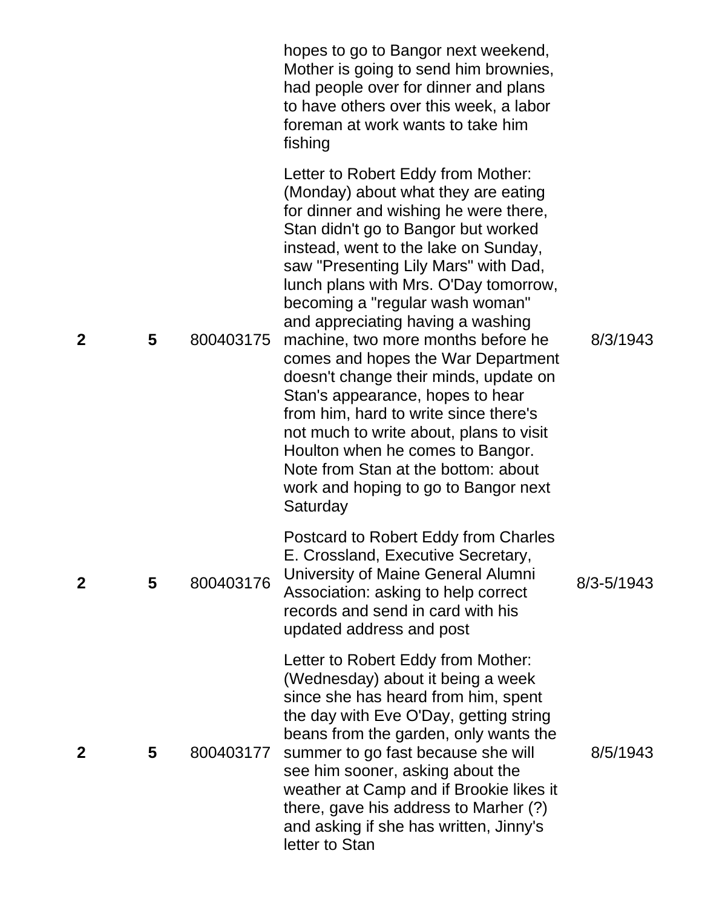| | | | | |
|---|---|---|---|---|
| | | | hopes to go to Bangor next weekend, Mother is going to send him brownies, had people over for dinner and plans to have others over this week, a labor foreman at work wants to take him fishing | |
| **2** | **5** | 800403175 | Letter to Robert Eddy from Mother: (Monday) about what they are eating for dinner and wishing he were there, Stan didn't go to Bangor but worked instead, went to the lake on Sunday, saw "Presenting Lily Mars" with Dad, lunch plans with Mrs. O'Day tomorrow, becoming a "regular wash woman" and appreciating having a washing machine, two more months before he comes and hopes the War Department doesn't change their minds, update on Stan's appearance, hopes to hear from him, hard to write since there's not much to write about, plans to visit Houlton when he comes to Bangor. Note from Stan at the bottom: about work and hoping to go to Bangor next Saturday | 8/3/1943 |
| **2** | **5** | 800403176 | Postcard to Robert Eddy from Charles E. Crossland, Executive Secretary, University of Maine General Alumni Association: asking to help correct records and send in card with his updated address and post | 8/3-5/1943 |
| **2** | **5** | 800403177 | Letter to Robert Eddy from Mother: (Wednesday) about it being a week since she has heard from him, spent the day with Eve O'Day, getting string beans from the garden, only wants the summer to go fast because she will see him sooner, asking about the weather at Camp and if Brookie likes it there, gave his address to Marher (?) and asking if she has written, Jinny's letter to Stan | 8/5/1943 |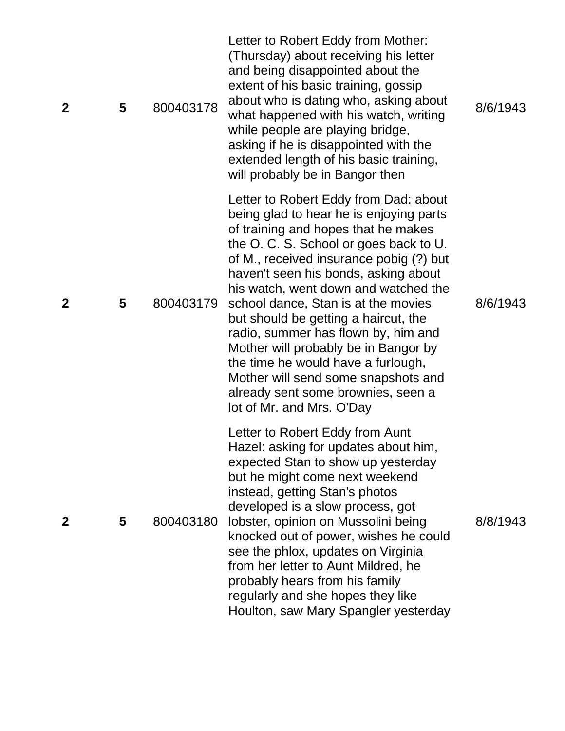| | | | | |
|---|---|---|---|---|
| **2** | **5** | 800403178 | Letter to Robert Eddy from Mother: (Thursday) about receiving his letter and being disappointed about the extent of his basic training, gossip about who is dating who, asking about what happened with his watch, writing while people are playing bridge, asking if he is disappointed with the extended length of his basic training, will probably be in Bangor then | 8/6/1943 |
| **2** | **5** | 800403179 | Letter to Robert Eddy from Dad: about being glad to hear he is enjoying parts of training and hopes that he makes the O. C. S. School or goes back to U. of M., received insurance pobig (?) but haven't seen his bonds, asking about his watch, went down and watched the school dance, Stan is at the movies but should be getting a haircut, the radio, summer has flown by, him and Mother will probably be in Bangor by the time he would have a furlough, Mother will send some snapshots and already sent some brownies, seen a lot of Mr. and Mrs. O'Day | 8/6/1943 |
| **2** | **5** | 800403180 | Letter to Robert Eddy from Aunt Hazel: asking for updates about him, expected Stan to show up yesterday but he might come next weekend instead, getting Stan's photos developed is a slow process, got lobster, opinion on Mussolini being knocked out of power, wishes he could see the phlox, updates on Virginia from her letter to Aunt Mildred, he probably hears from his family regularly and she hopes they like Houlton, saw Mary Spangler yesterday | 8/8/1943 |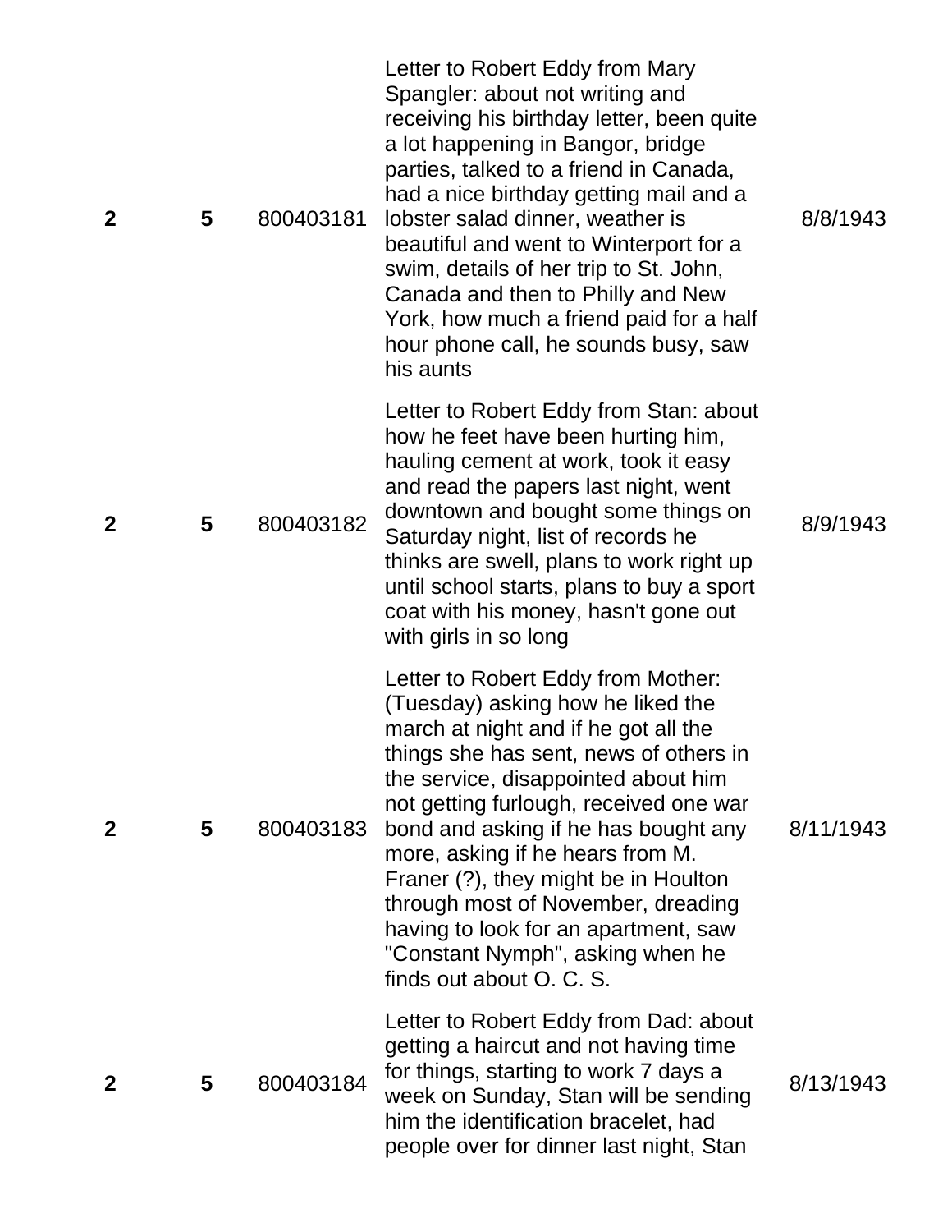| | | | | |
|---|---|---|---|---|
| **2** | **5** | 800403181 | Letter to Robert Eddy from Mary Spangler: about not writing and receiving his birthday letter, been quite a lot happening in Bangor, bridge parties, talked to a friend in Canada, had a nice birthday getting mail and a lobster salad dinner, weather is beautiful and went to Winterport for a swim, details of her trip to St. John, Canada and then to Philly and New York, how much a friend paid for a half hour phone call, he sounds busy, saw his aunts | 8/8/1943 |
| **2** | **5** | 800403182 | Letter to Robert Eddy from Stan: about how he feet have been hurting him, hauling cement at work, took it easy and read the papers last night, went downtown and bought some things on Saturday night, list of records he thinks are swell, plans to work right up until school starts, plans to buy a sport coat with his money, hasn't gone out with girls in so long | 8/9/1943 |
| **2** | **5** | 800403183 | Letter to Robert Eddy from Mother: (Tuesday) asking how he liked the march at night and if he got all the things she has sent, news of others in the service, disappointed about him not getting furlough, received one war bond and asking if he has bought any more, asking if he hears from M. Franer (?), they might be in Houlton through most of November, dreading having to look for an apartment, saw "Constant Nymph", asking when he finds out about O. C. S. | 8/11/1943 |
| **2** | **5** | 800403184 | Letter to Robert Eddy from Dad: about getting a haircut and not having time for things, starting to work 7 days a week on Sunday, Stan will be sending him the identification bracelet, had people over for dinner last night, Stan | 8/13/1943 |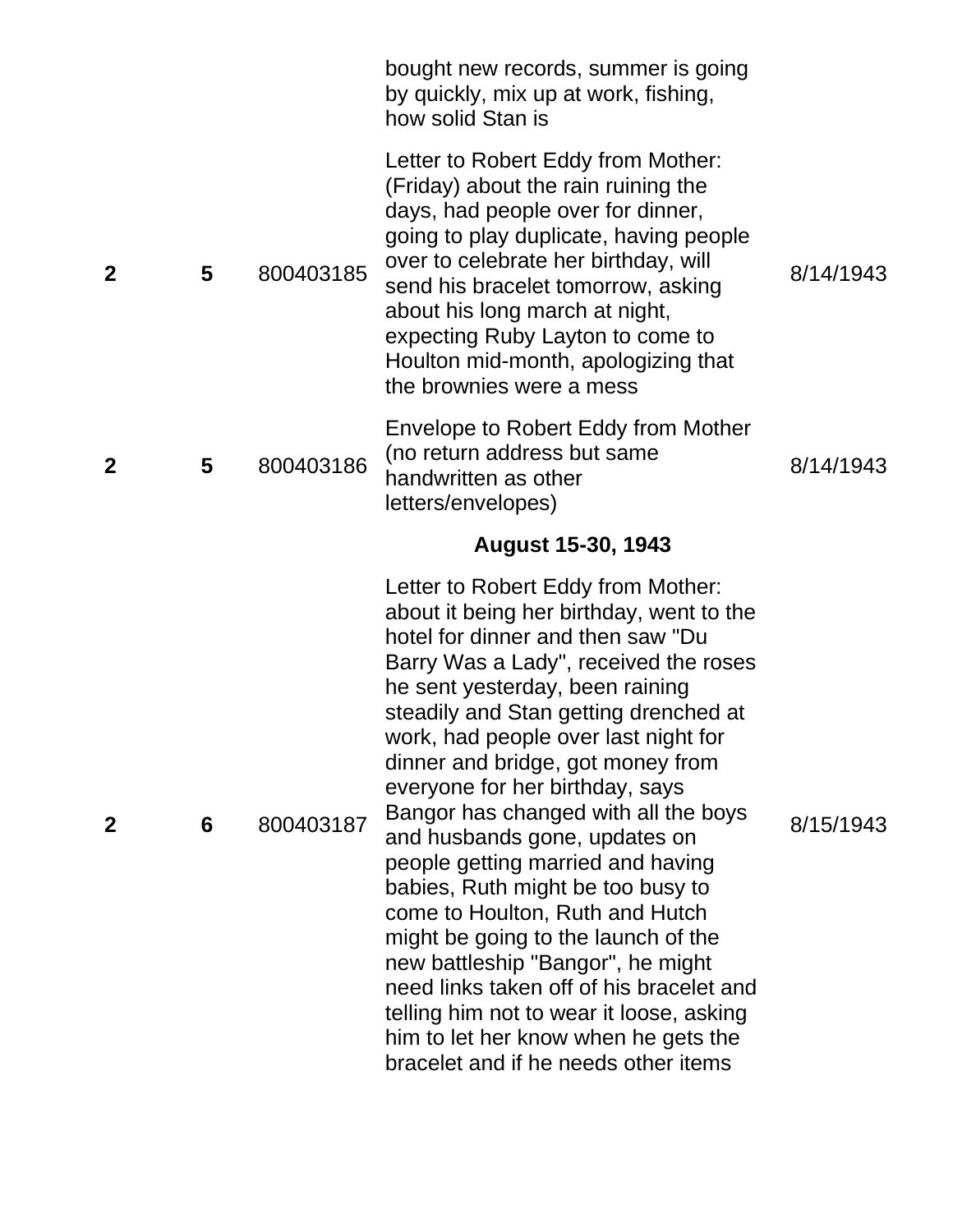| | | | bought new records, summer is going by quickly, mix up at work, fishing, how solid Stan is | |
|---|---|---|---|---|
| 2 | 5 | 800403185 | Letter to Robert Eddy from Mother: (Friday) about the rain ruining the days, had people over for dinner, going to play duplicate, having people over to celebrate her birthday, will send his bracelet tomorrow, asking about his long march at night, expecting Ruby Layton to come to Houlton mid-month, apologizing that the brownies were a mess | 8/14/1943 |
| 2 | 5 | 800403186 | Envelope to Robert Eddy from Mother (no return address but same handwritten as other letters/envelopes) | 8/14/1943 |
| | | | **August 15-30, 1943** | |
| 2 | 6 | 800403187 | Letter to Robert Eddy from Mother: about it being her birthday, went to the hotel for dinner and then saw "Du Barry Was a Lady", received the roses he sent yesterday, been raining steadily and Stan getting drenched at work, had people over last night for dinner and bridge, got money from everyone for her birthday, says Bangor has changed with all the boys and husbands gone, updates on people getting married and having babies, Ruth might be too busy to come to Houlton, Ruth and Hutch might be going to the launch of the new battleship "Bangor", he might need links taken off of his bracelet and telling him not to wear it loose, asking him to let her know when he gets the bracelet and if he needs other items | 8/15/1943 |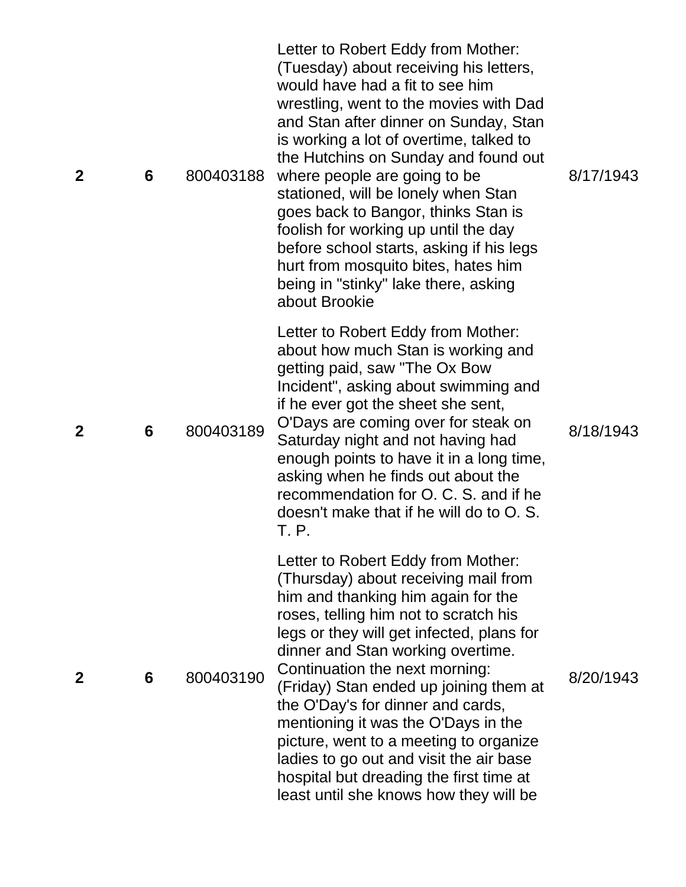| | | | | |
|---|---|---|---|---|
| **2** | **6** | 800403188 | Letter to Robert Eddy from Mother: (Tuesday) about receiving his letters, would have had a fit to see him wrestling, went to the movies with Dad and Stan after dinner on Sunday, Stan is working a lot of overtime, talked to the Hutchins on Sunday and found out where people are going to be stationed, will be lonely when Stan goes back to Bangor, thinks Stan is foolish for working up until the day before school starts, asking if his legs hurt from mosquito bites, hates him being in "stinky" lake there, asking about Brookie | 8/17/1943 |
| **2** | **6** | 800403189 | Letter to Robert Eddy from Mother: about how much Stan is working and getting paid, saw "The Ox Bow Incident", asking about swimming and if he ever got the sheet she sent, O'Days are coming over for steak on Saturday night and not having had enough points to have it in a long time, asking when he finds out about the recommendation for O. C. S. and if he doesn't make that if he will do to O. S. T. P. | 8/18/1943 |
| **2** | **6** | 800403190 | Letter to Robert Eddy from Mother: (Thursday) about receiving mail from him and thanking him again for the roses, telling him not to scratch his legs or they will get infected, plans for dinner and Stan working overtime. Continuation the next morning: (Friday) Stan ended up joining them at the O'Day's for dinner and cards, mentioning it was the O'Days in the picture, went to a meeting to organize ladies to go out and visit the air base hospital but dreading the first time at least until she knows how they will be | 8/20/1943 |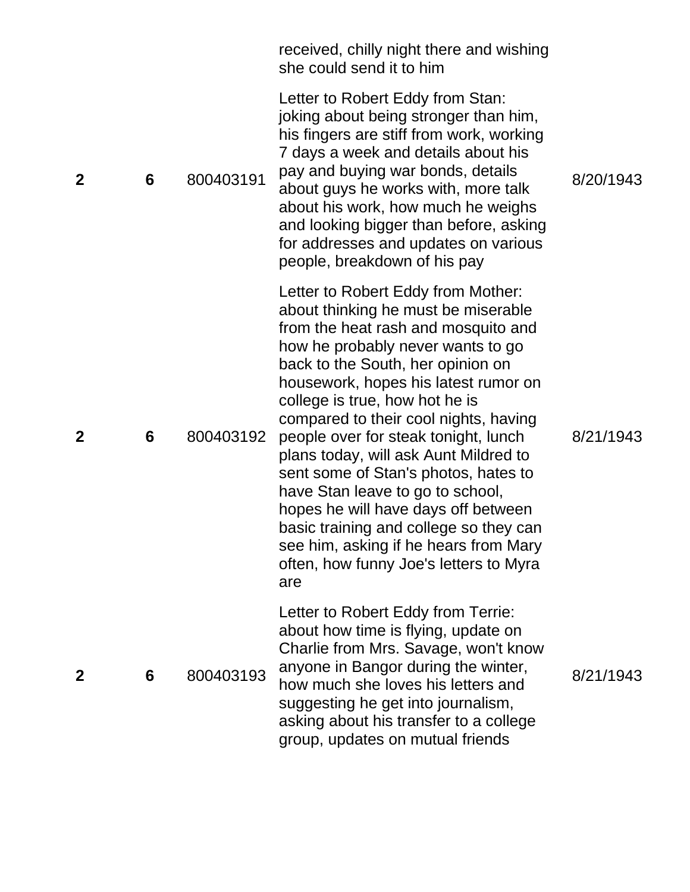| | | | received, chilly night there and wishing she could send it to him | |
|---|---|---|---|---|
| **2** | **6** | 800403191 | Letter to Robert Eddy from Stan: joking about being stronger than him, his fingers are stiff from work, working 7 days a week and details about his pay and buying war bonds, details about guys he works with, more talk about his work, how much he weighs and looking bigger than before, asking for addresses and updates on various people, breakdown of his pay | 8/20/1943 |
| **2** | **6** | 800403192 | Letter to Robert Eddy from Mother: about thinking he must be miserable from the heat rash and mosquito and how he probably never wants to go back to the South, her opinion on housework, hopes his latest rumor on college is true, how hot he is compared to their cool nights, having people over for steak tonight, lunch plans today, will ask Aunt Mildred to sent some of Stan's photos, hates to have Stan leave to go to school, hopes he will have days off between basic training and college so they can see him, asking if he hears from Mary often, how funny Joe's letters to Myra are | 8/21/1943 |
| **2** | **6** | 800403193 | Letter to Robert Eddy from Terrie: about how time is flying, update on Charlie from Mrs. Savage, won't know anyone in Bangor during the winter, how much she loves his letters and suggesting he get into journalism, asking about his transfer to a college group, updates on mutual friends | 8/21/1943 |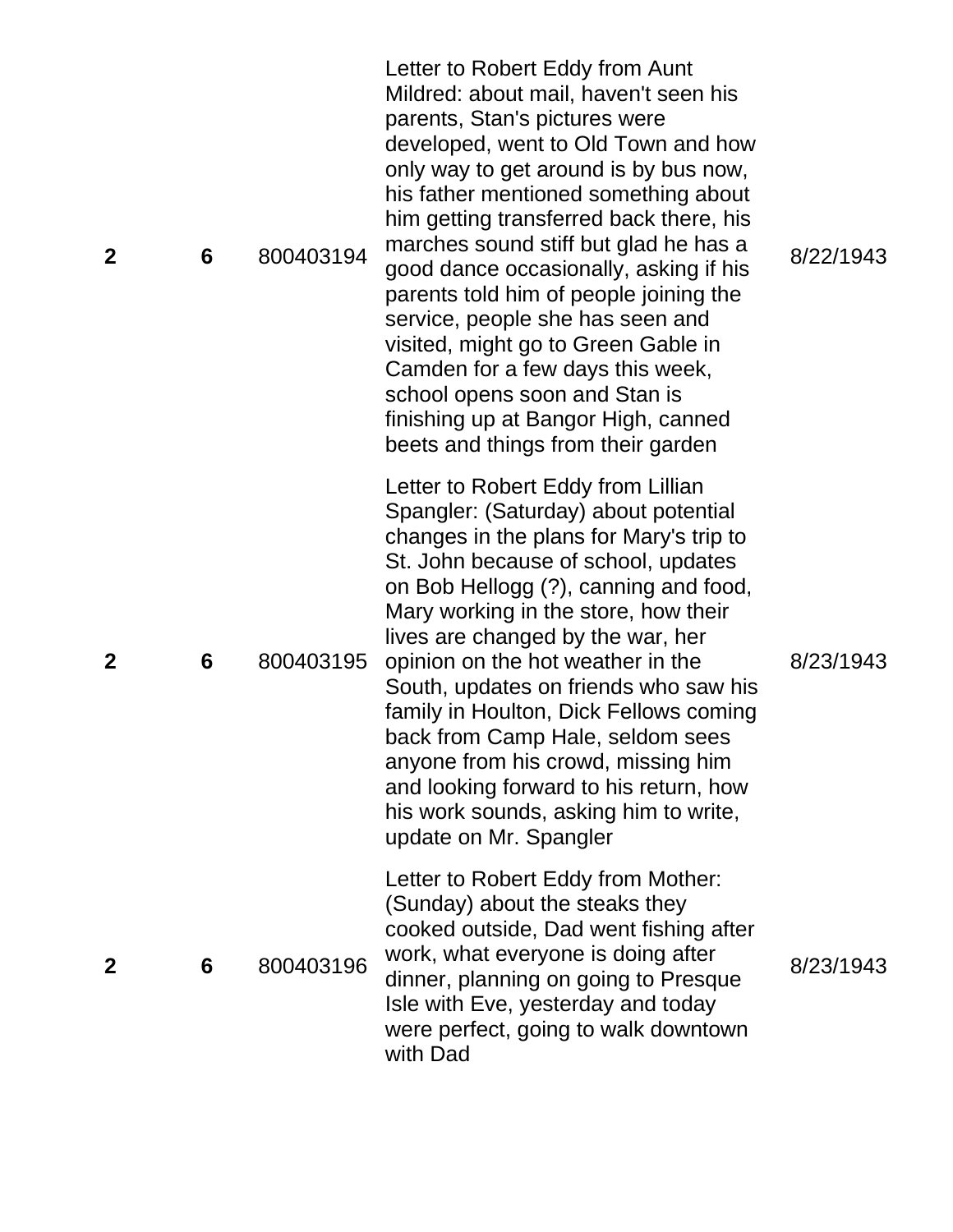| | | | | |
|---|---|---|---|---|
| **2** | **6** | 800403194 | Letter to Robert Eddy from Aunt Mildred: about mail, haven't seen his parents, Stan's pictures were developed, went to Old Town and how only way to get around is by bus now, his father mentioned something about him getting transferred back there, his marches sound stiff but glad he has a good dance occasionally, asking if his parents told him of people joining the service, people she has seen and visited, might go to Green Gable in Camden for a few days this week, school opens soon and Stan is finishing up at Bangor High, canned beets and things from their garden | 8/22/1943 |
| **2** | **6** | 800403195 | Letter to Robert Eddy from Lillian Spangler: (Saturday) about potential changes in the plans for Mary's trip to St. John because of school, updates on Bob Hellogg (?), canning and food, Mary working in the store, how their lives are changed by the war, her opinion on the hot weather in the South, updates on friends who saw his family in Houlton, Dick Fellows coming back from Camp Hale, seldom sees anyone from his crowd, missing him and looking forward to his return, how his work sounds, asking him to write, update on Mr. Spangler | 8/23/1943 |
| **2** | **6** | 800403196 | Letter to Robert Eddy from Mother: (Sunday) about the steaks they cooked outside, Dad went fishing after work, what everyone is doing after dinner, planning on going to Presque Isle with Eve, yesterday and today were perfect, going to walk downtown with Dad | 8/23/1943 |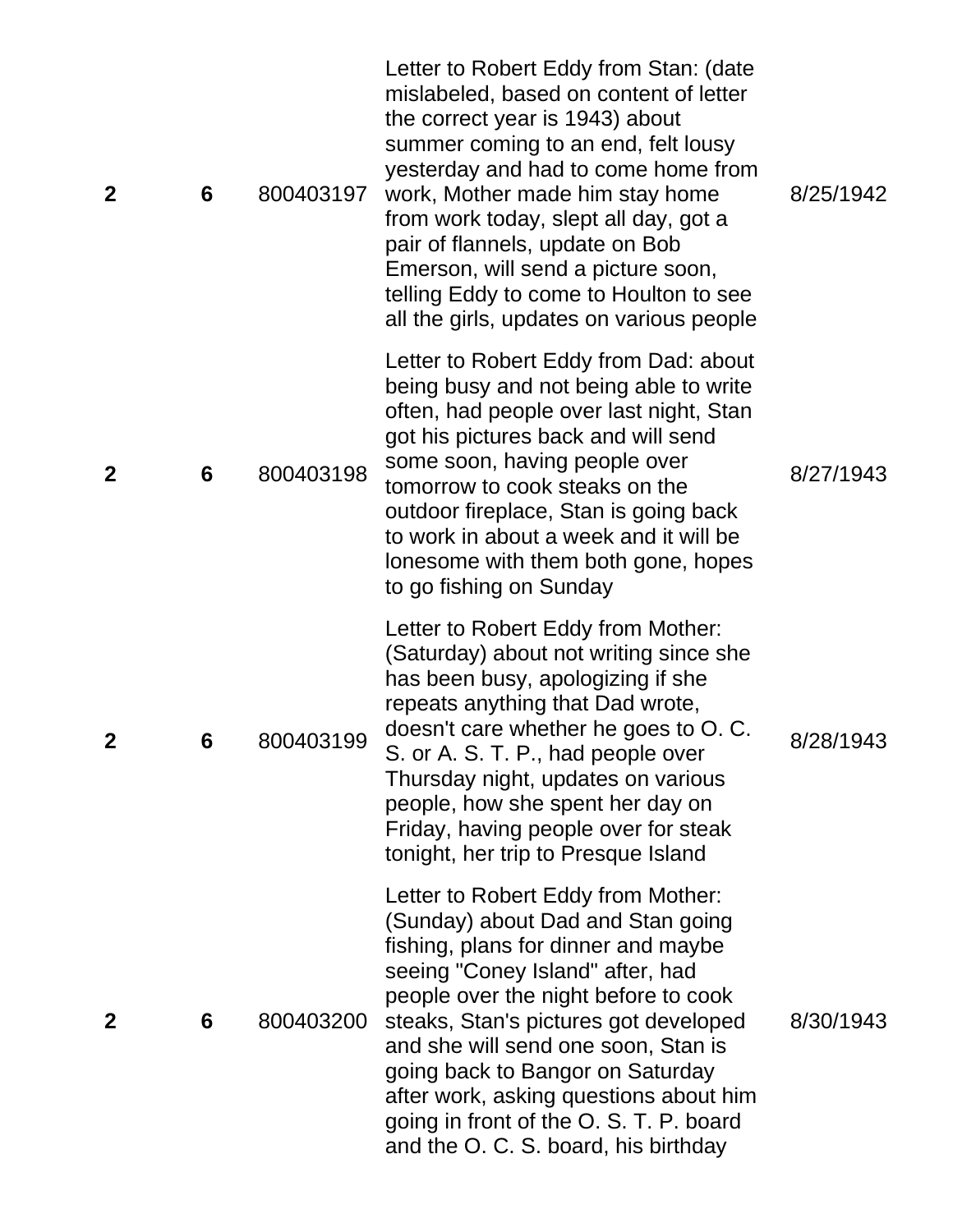| | | | | |
|---|---|---|---|---|
| **2** | **6** | 800403197 | Letter to Robert Eddy from Stan: (date mislabeled, based on content of letter the correct year is 1943) about summer coming to an end, felt lousy yesterday and had to come home from work, Mother made him stay home from work today, slept all day, got a pair of flannels, update on Bob Emerson, will send a picture soon, telling Eddy to come to Houlton to see all the girls, updates on various people | 8/25/1942 |
| **2** | **6** | 800403198 | Letter to Robert Eddy from Dad: about being busy and not being able to write often, had people over last night, Stan got his pictures back and will send some soon, having people over tomorrow to cook steaks on the outdoor fireplace, Stan is going back to work in about a week and it will be lonesome with them both gone, hopes to go fishing on Sunday | 8/27/1943 |
| **2** | **6** | 800403199 | Letter to Robert Eddy from Mother: (Saturday) about not writing since she has been busy, apologizing if she repeats anything that Dad wrote, doesn't care whether he goes to O. C. S. or A. S. T. P., had people over Thursday night, updates on various people, how she spent her day on Friday, having people over for steak tonight, her trip to Presque Island | 8/28/1943 |
| **2** | **6** | 800403200 | Letter to Robert Eddy from Mother: (Sunday) about Dad and Stan going fishing, plans for dinner and maybe seeing "Coney Island" after, had people over the night before to cook steaks, Stan's pictures got developed and she will send one soon, Stan is going back to Bangor on Saturday after work, asking questions about him going in front of the O. S. T. P. board and the O. C. S. board, his birthday | 8/30/1943 |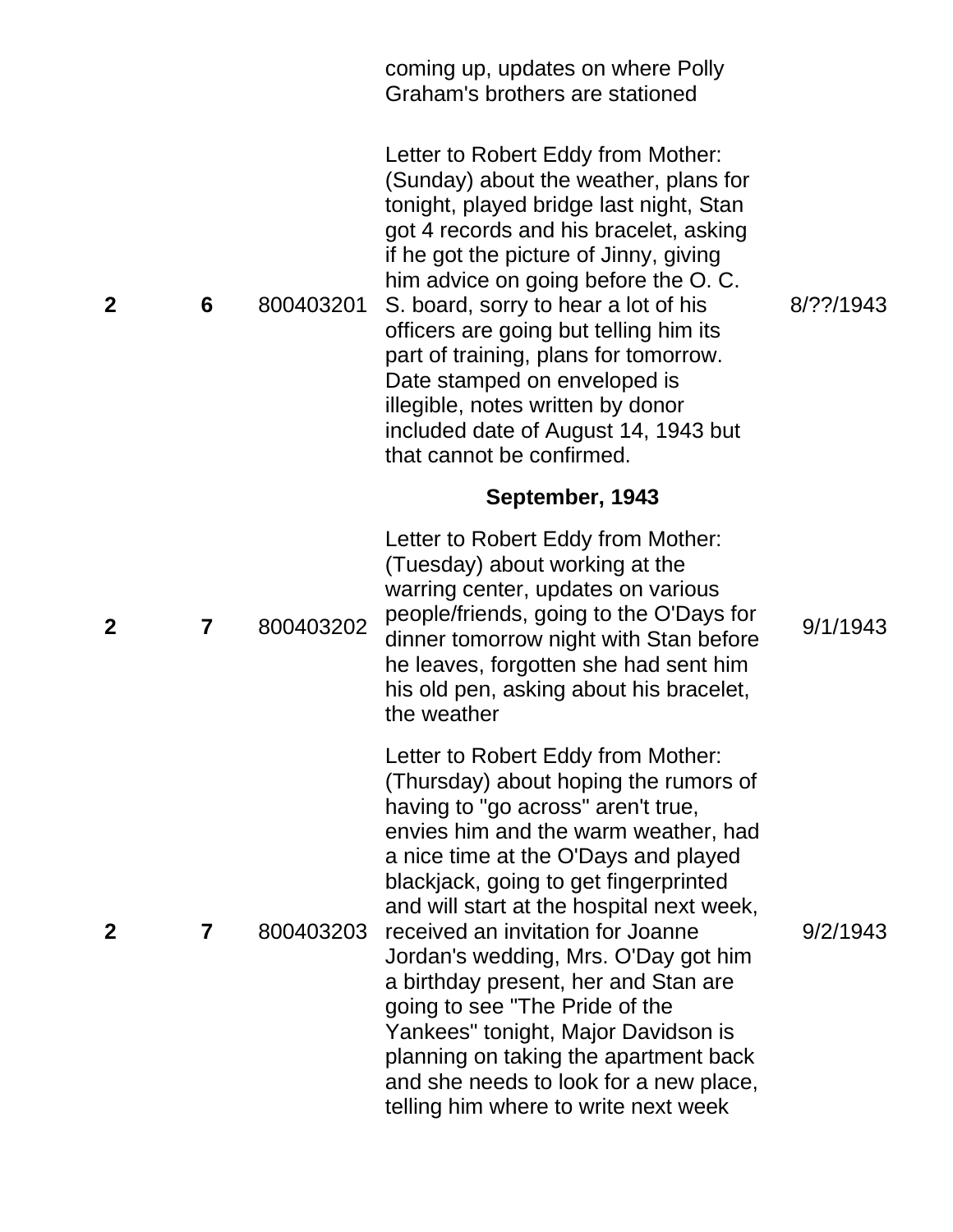| | | | coming up, updates on where Polly Graham's brothers are stationed | |
|---|---|---|---|---|
| 2 | 6 | 800403201 | Letter to Robert Eddy from Mother: (Sunday) about the weather, plans for tonight, played bridge last night, Stan got 4 records and his bracelet, asking if he got the picture of Jinny, giving him advice on going before the O. C. S. board, sorry to hear a lot of his officers are going but telling him its part of training, plans for tomorrow. Date stamped on enveloped is illegible, notes written by donor included date of August 14, 1943 but that cannot be confirmed. | 8/??/1943 |
| | | | **September, 1943** | |
| 2 | 7 | 800403202 | Letter to Robert Eddy from Mother: (Tuesday) about working at the warring center, updates on various people/friends, going to the O'Days for dinner tomorrow night with Stan before he leaves, forgotten she had sent him his old pen, asking about his bracelet, the weather | 9/1/1943 |
| 2 | 7 | 800403203 | Letter to Robert Eddy from Mother: (Thursday) about hoping the rumors of having to "go across" aren't true, envies him and the warm weather, had a nice time at the O'Days and played blackjack, going to get fingerprinted and will start at the hospital next week, received an invitation for Joanne Jordan's wedding, Mrs. O'Day got him a birthday present, her and Stan are going to see "The Pride of the Yankees" tonight, Major Davidson is planning on taking the apartment back and she needs to look for a new place, telling him where to write next week | 9/2/1943 |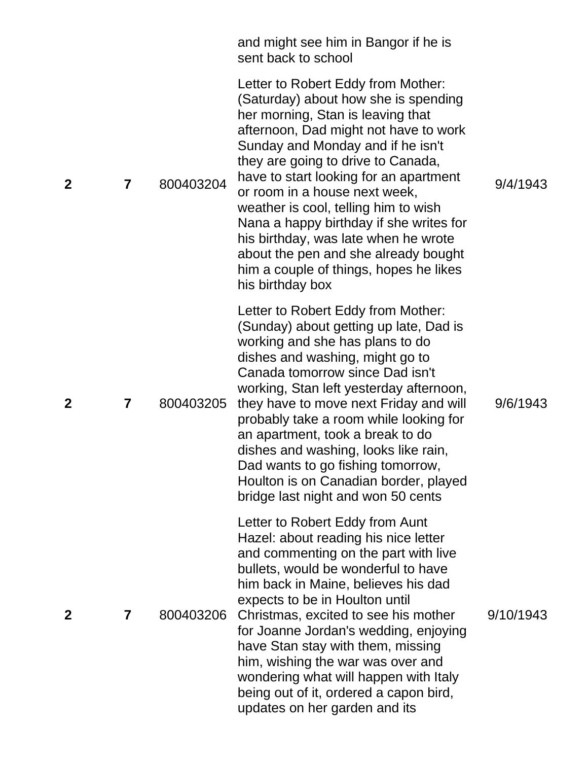| | | | | |
|---|---|---|---|---|
| | | | and might see him in Bangor if he is sent back to school | |
| **2** | **7** | 800403204 | Letter to Robert Eddy from Mother: (Saturday) about how she is spending her morning, Stan is leaving that afternoon, Dad might not have to work Sunday and Monday and if he isn't they are going to drive to Canada, have to start looking for an apartment or room in a house next week, weather is cool, telling him to wish Nana a happy birthday if she writes for his birthday, was late when he wrote about the pen and she already bought him a couple of things, hopes he likes his birthday box | 9/4/1943 |
| **2** | **7** | 800403205 | Letter to Robert Eddy from Mother: (Sunday) about getting up late, Dad is working and she has plans to do dishes and washing, might go to Canada tomorrow since Dad isn't working, Stan left yesterday afternoon, they have to move next Friday and will probably take a room while looking for an apartment, took a break to do dishes and washing, looks like rain, Dad wants to go fishing tomorrow, Houlton is on Canadian border, played bridge last night and won 50 cents | 9/6/1943 |
| **2** | **7** | 800403206 | Letter to Robert Eddy from Aunt Hazel: about reading his nice letter and commenting on the part with live bullets, would be wonderful to have him back in Maine, believes his dad expects to be in Houlton until Christmas, excited to see his mother for Joanne Jordan's wedding, enjoying have Stan stay with them, missing him, wishing the war was over and wondering what will happen with Italy being out of it, ordered a capon bird, updates on her garden and its | 9/10/1943 |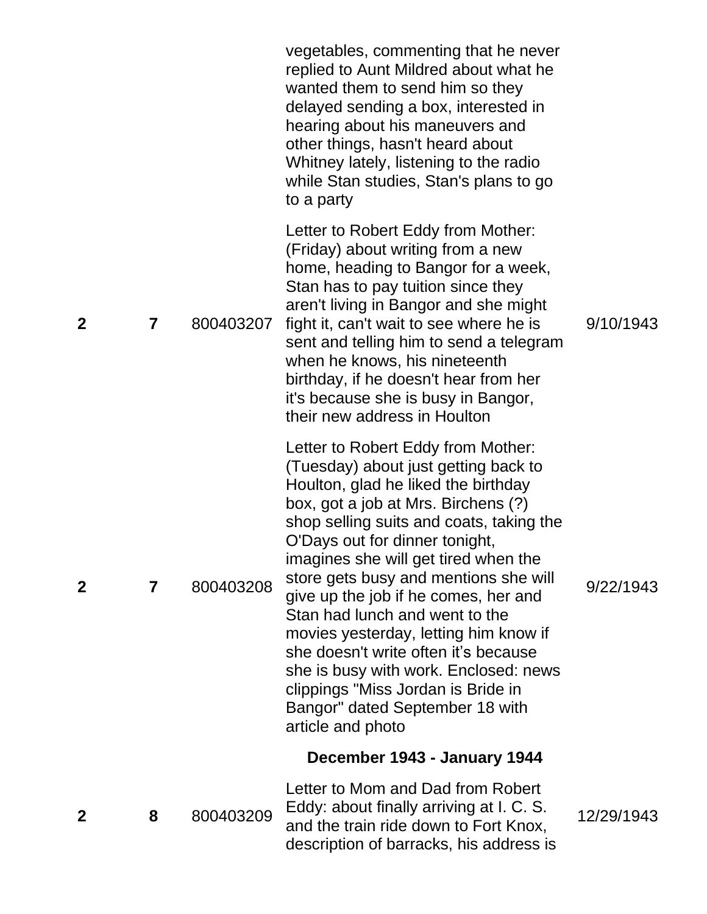| | | | | |
|---|---|---|---|---|
| | | | vegetables, commenting that he never replied to Aunt Mildred about what he wanted them to send him so they delayed sending a box, interested in hearing about his maneuvers and other things, hasn't heard about Whitney lately, listening to the radio while Stan studies, Stan's plans to go to a party | |
| **2** | **7** | 800403207 | Letter to Robert Eddy from Mother: (Friday) about writing from a new home, heading to Bangor for a week, Stan has to pay tuition since they aren't living in Bangor and she might fight it, can't wait to see where he is sent and telling him to send a telegram when he knows, his nineteenth birthday, if he doesn't hear from her it's because she is busy in Bangor, their new address in Houlton | 9/10/1943 |
| **2** | **7** | 800403208 | Letter to Robert Eddy from Mother: (Tuesday) about just getting back to Houlton, glad he liked the birthday box, got a job at Mrs. Birchens (?) shop selling suits and coats, taking the O'Days out for dinner tonight, imagines she will get tired when the store gets busy and mentions she will give up the job if he comes, her and Stan had lunch and went to the movies yesterday, letting him know if she doesn't write often it's because she is busy with work. Enclosed: news clippings "Miss Jordan is Bride in Bangor" dated September 18 with article and photo | 9/22/1943 |
| | | | **December 1943 - January 1944** | |
| **2** | **8** | 800403209 | Letter to Mom and Dad from Robert Eddy: about finally arriving at I. C. S. and the train ride down to Fort Knox, description of barracks, his address is | 12/29/1943 |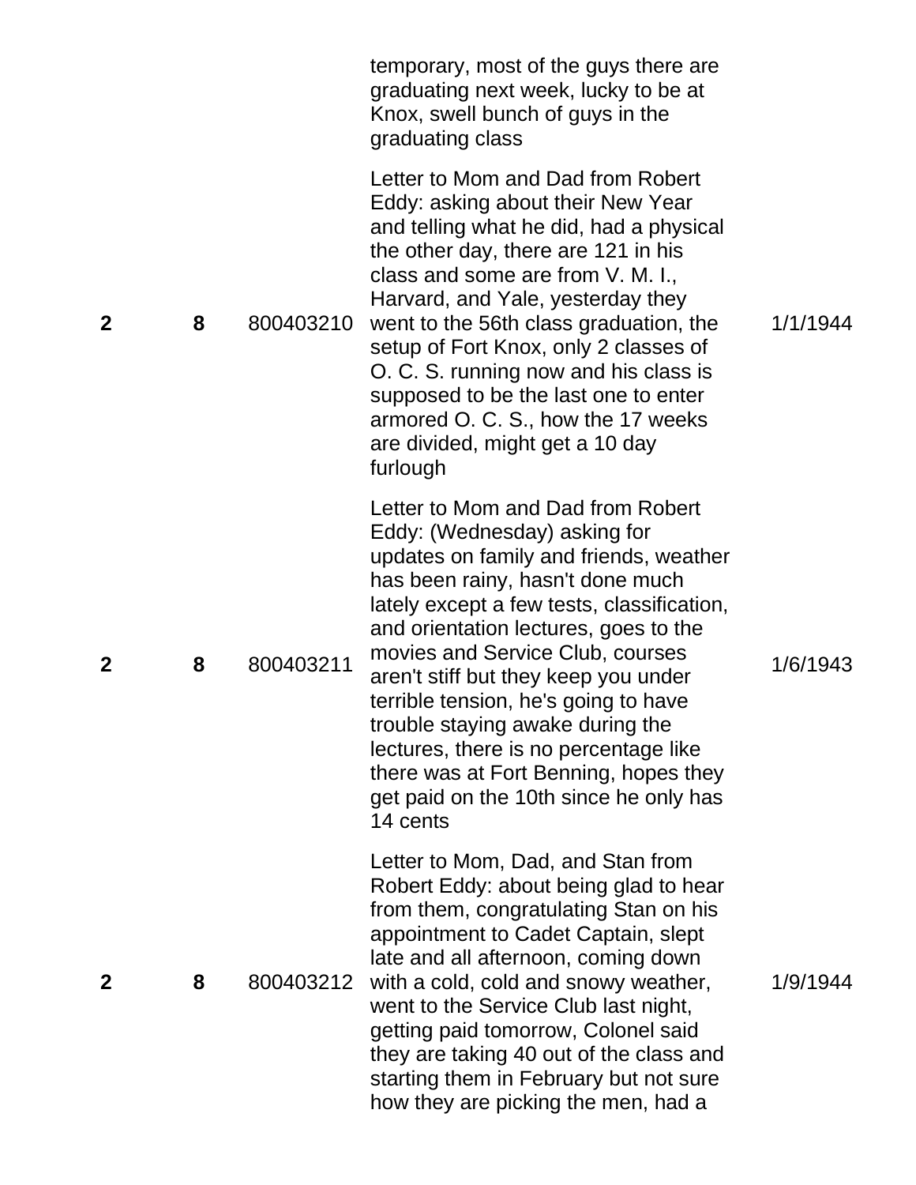| | | | | |
|---|---|---|---|---|
| | | | temporary, most of the guys there are graduating next week, lucky to be at Knox, swell bunch of guys in the graduating class | |
| 2 | 8 | 800403210 | Letter to Mom and Dad from Robert Eddy: asking about their New Year and telling what he did, had a physical the other day, there are 121 in his class and some are from V. M. I., Harvard, and Yale, yesterday they went to the 56th class graduation, the setup of Fort Knox, only 2 classes of O. C. S. running now and his class is supposed to be the last one to enter armored O. C. S., how the 17 weeks are divided, might get a 10 day furlough | 1/1/1944 |
| 2 | 8 | 800403211 | Letter to Mom and Dad from Robert Eddy: (Wednesday) asking for updates on family and friends, weather has been rainy, hasn't done much lately except a few tests, classification, and orientation lectures, goes to the movies and Service Club, courses aren't stiff but they keep you under terrible tension, he's going to have trouble staying awake during the lectures, there is no percentage like there was at Fort Benning, hopes they get paid on the 10th since he only has 14 cents | 1/6/1943 |
| 2 | 8 | 800403212 | Letter to Mom, Dad, and Stan from Robert Eddy: about being glad to hear from them, congratulating Stan on his appointment to Cadet Captain, slept late and all afternoon, coming down with a cold, cold and snowy weather, went to the Service Club last night, getting paid tomorrow, Colonel said they are taking 40 out of the class and starting them in February but not sure how they are picking the men, had a | 1/9/1944 |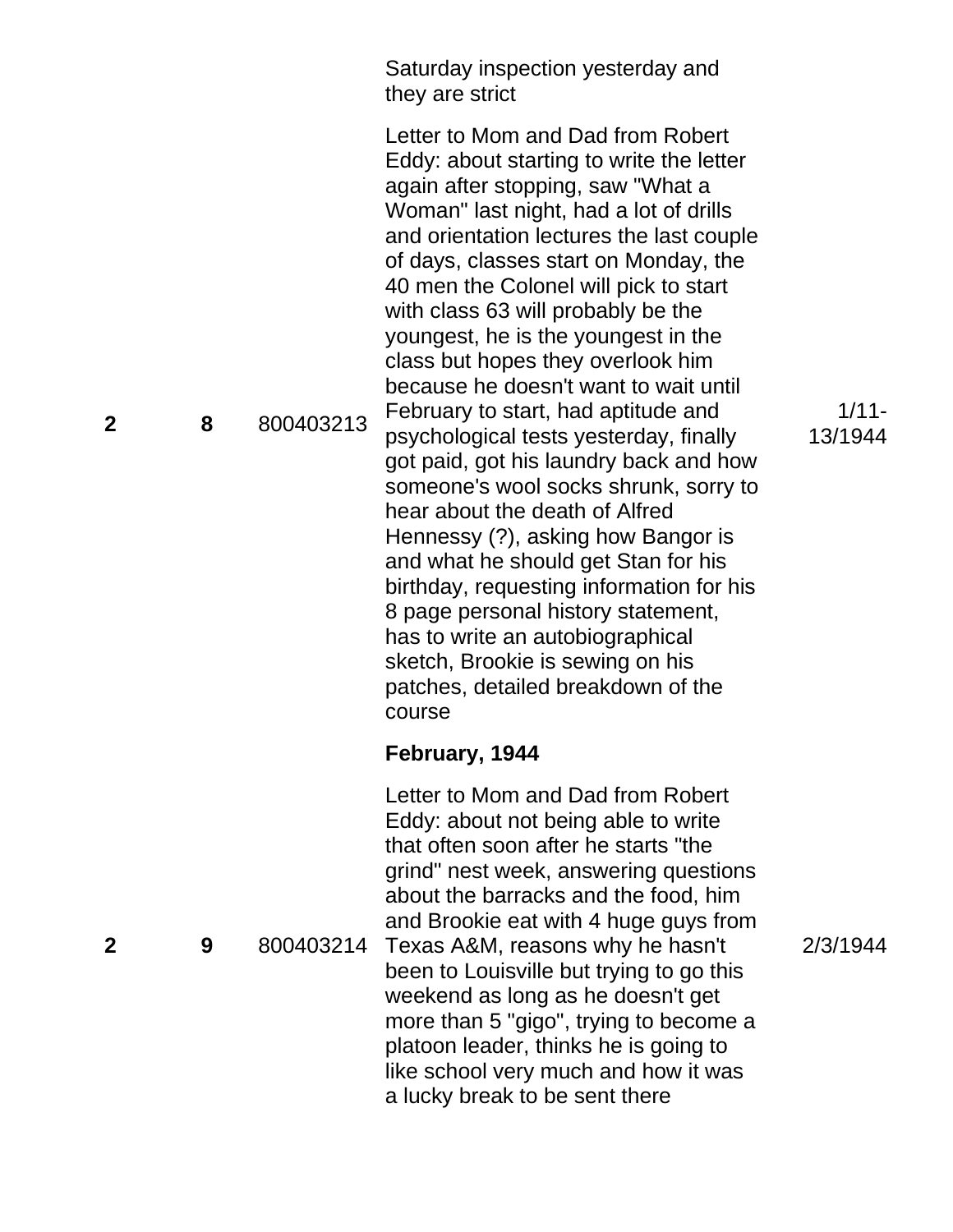| | | | Saturday inspection yesterday and they are strict | |
|---|---|---|---|---|
| 2 | 8 | 800403213 | Letter to Mom and Dad from Robert Eddy: about starting to write the letter again after stopping, saw "What a Woman" last night, had a lot of drills and orientation lectures the last couple of days, classes start on Monday, the 40 men the Colonel will pick to start with class 63 will probably be the youngest, he is the youngest in the class but hopes they overlook him because he doesn't want to wait until February to start, had aptitude and psychological tests yesterday, finally got paid, got his laundry back and how someone's wool socks shrunk, sorry to hear about the death of Alfred Hennessy (?), asking how Bangor is and what he should get Stan for his birthday, requesting information for his 8 page personal history statement, has to write an autobiographical sketch, Brookie is sewing on his patches, detailed breakdown of the course | 1/11-13/1944 |
| | | | **February, 1944** | |
| 2 | 9 | 800403214 | Letter to Mom and Dad from Robert Eddy: about not being able to write that often soon after he starts "the grind" nest week, answering questions about the barracks and the food, him and Brookie eat with 4 huge guys from Texas A&M, reasons why he hasn't been to Louisville but trying to go this weekend as long as he doesn't get more than 5 "gigo", trying to become a platoon leader, thinks he is going to like school very much and how it was a lucky break to be sent there | 2/3/1944 |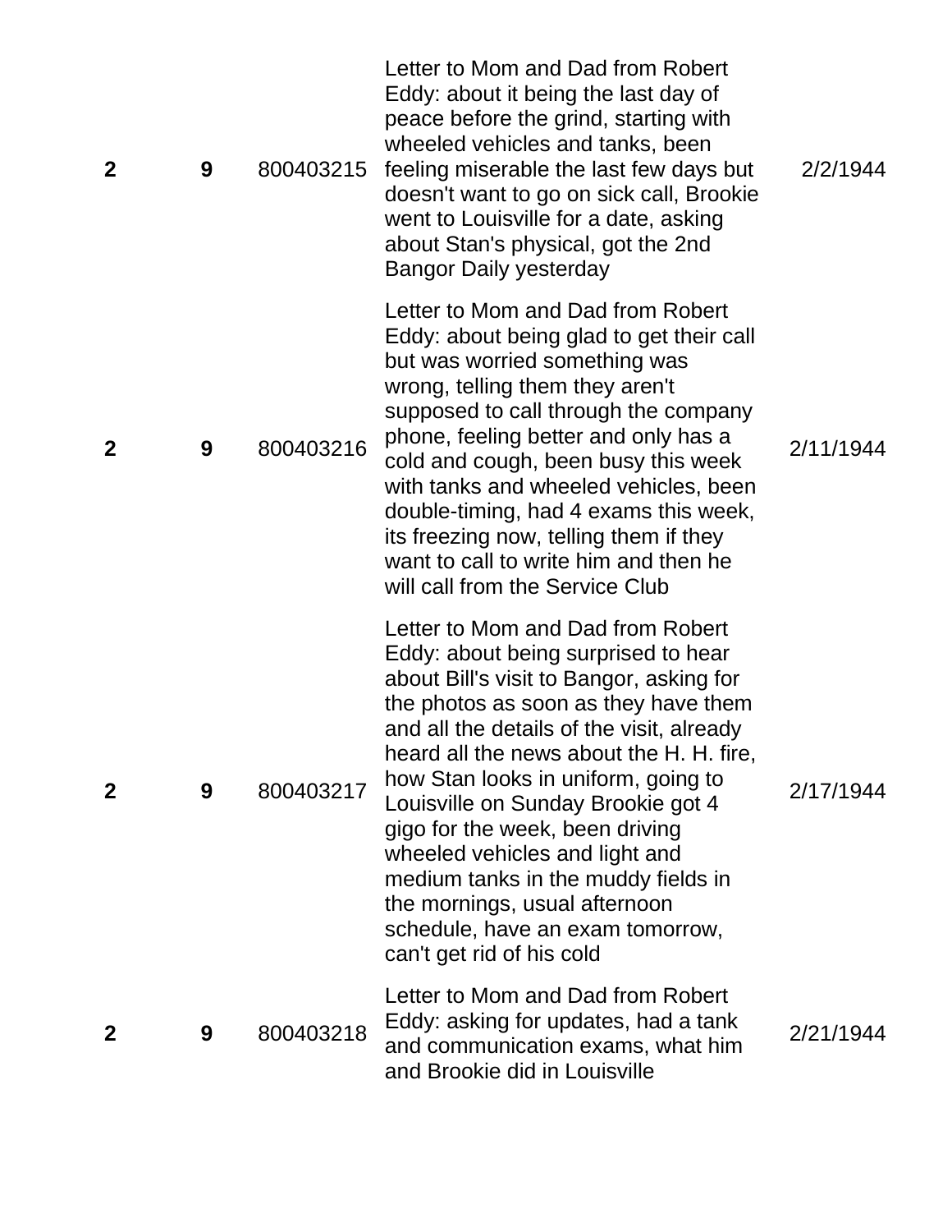| | | | | |
|---|---|---|---|---|
| **2** | **9** | 800403215 | Letter to Mom and Dad from Robert Eddy: about it being the last day of peace before the grind, starting with wheeled vehicles and tanks, been feeling miserable the last few days but doesn't want to go on sick call, Brookie went to Louisville for a date, asking about Stan's physical, got the 2nd Bangor Daily yesterday | 2/2/1944 |
| **2** | **9** | 800403216 | Letter to Mom and Dad from Robert Eddy: about being glad to get their call but was worried something was wrong, telling them they aren't supposed to call through the company phone, feeling better and only has a cold and cough, been busy this week with tanks and wheeled vehicles, been double-timing, had 4 exams this week, its freezing now, telling them if they want to call to write him and then he will call from the Service Club | 2/11/1944 |
| **2** | **9** | 800403217 | Letter to Mom and Dad from Robert Eddy: about being surprised to hear about Bill's visit to Bangor, asking for the photos as soon as they have them and all the details of the visit, already heard all the news about the H. H. fire, how Stan looks in uniform, going to Louisville on Sunday Brookie got 4 gigo for the week, been driving wheeled vehicles and light and medium tanks in the muddy fields in the mornings, usual afternoon schedule, have an exam tomorrow, can't get rid of his cold | 2/17/1944 |
| **2** | **9** | 800403218 | Letter to Mom and Dad from Robert Eddy: asking for updates, had a tank and communication exams, what him and Brookie did in Louisville | 2/21/1944 |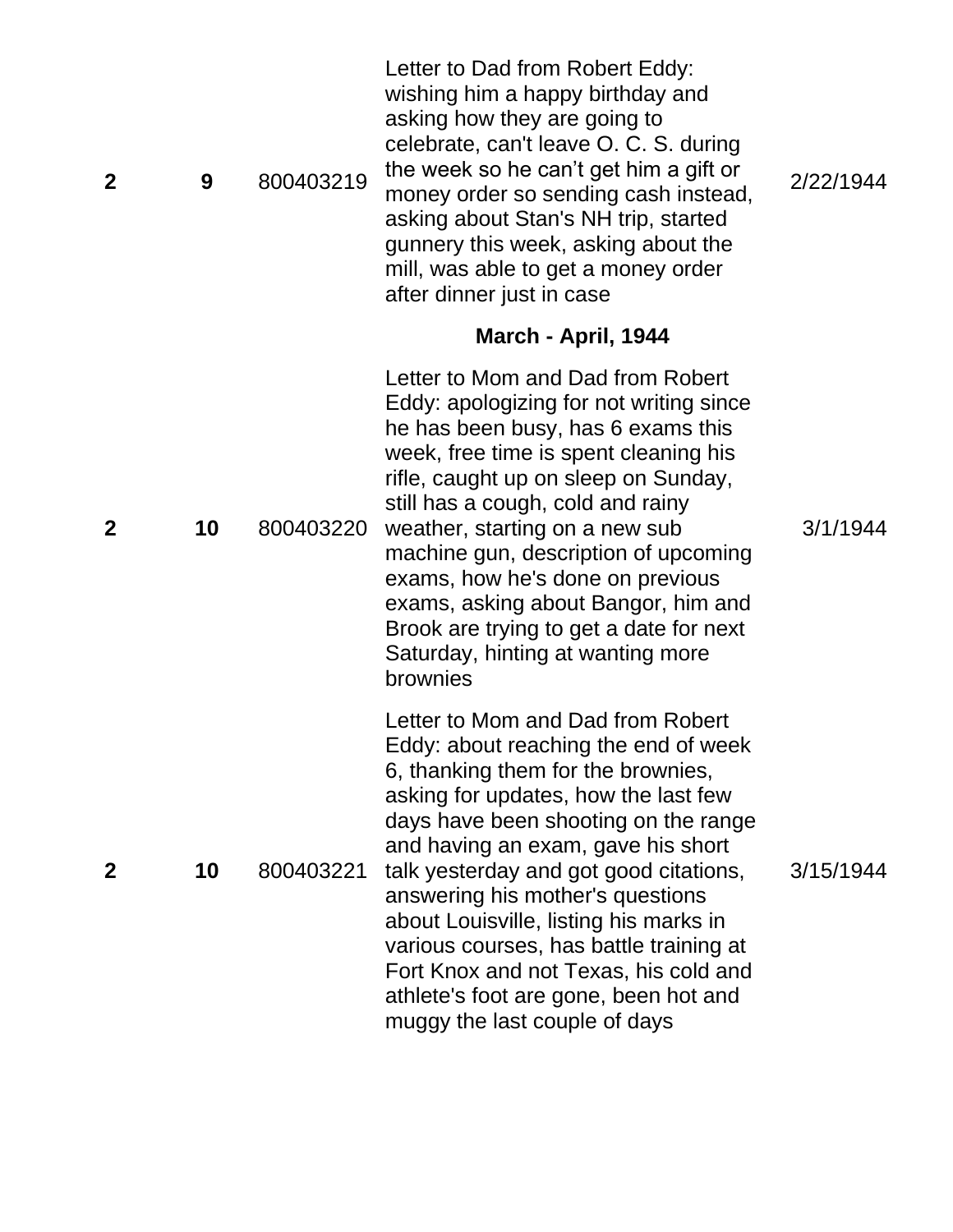| | | | | |
|---|---|---|---|---|
| **2** | **9** | 800403219 | Letter to Dad from Robert Eddy: wishing him a happy birthday and asking how they are going to celebrate, can't leave O. C. S. during the week so he can't get him a gift or money order so sending cash instead, asking about Stan's NH trip, started gunnery this week, asking about the mill, was able to get a money order after dinner just in case | 2/22/1944 |
| | | | **March - April, 1944** | |
| **2** | **10** | 800403220 | Letter to Mom and Dad from Robert Eddy: apologizing for not writing since he has been busy, has 6 exams this week, free time is spent cleaning his rifle, caught up on sleep on Sunday, still has a cough, cold and rainy weather, starting on a new sub machine gun, description of upcoming exams, how he's done on previous exams, asking about Bangor, him and Brook are trying to get a date for next Saturday, hinting at wanting more brownies | 3/1/1944 |
| **2** | **10** | 800403221 | Letter to Mom and Dad from Robert Eddy: about reaching the end of week 6, thanking them for the brownies, asking for updates, how the last few days have been shooting on the range and having an exam, gave his short talk yesterday and got good citations, answering his mother's questions about Louisville, listing his marks in various courses, has battle training at Fort Knox and not Texas, his cold and athlete's foot are gone, been hot and muggy the last couple of days | 3/15/1944 |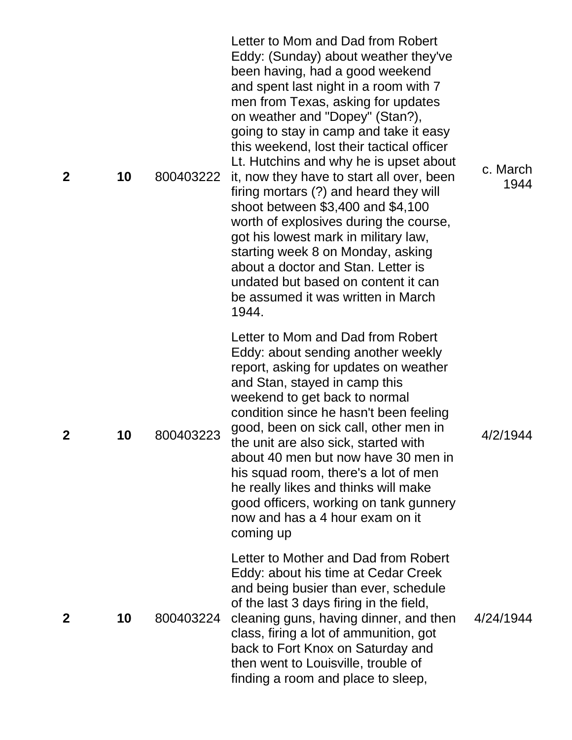| | | | | |
|---|---|---|---|---|
| **2** | **10** | 800403222 | Letter to Mom and Dad from Robert Eddy: (Sunday) about weather they've been having, had a good weekend and spent last night in a room with 7 men from Texas, asking for updates on weather and "Dopey" (Stan?), going to stay in camp and take it easy this weekend, lost their tactical officer Lt. Hutchins and why he is upset about it, now they have to start all over, been firing mortars (?) and heard they will shoot between $3,400 and $4,100 worth of explosives during the course, got his lowest mark in military law, starting week 8 on Monday, asking about a doctor and Stan. Letter is undated but based on content it can be assumed it was written in March 1944. | c. March 1944 |
| **2** | **10** | 800403223 | Letter to Mom and Dad from Robert Eddy: about sending another weekly report, asking for updates on weather and Stan, stayed in camp this weekend to get back to normal condition since he hasn't been feeling good, been on sick call, other men in the unit are also sick, started with about 40 men but now have 30 men in his squad room, there's a lot of men he really likes and thinks will make good officers, working on tank gunnery now and has a 4 hour exam on it coming up | 4/2/1944 |
| **2** | **10** | 800403224 | Letter to Mother and Dad from Robert Eddy: about his time at Cedar Creek and being busier than ever, schedule of the last 3 days firing in the field, cleaning guns, having dinner, and then class, firing a lot of ammunition, got back to Fort Knox on Saturday and then went to Louisville, trouble of finding a room and place to sleep, | 4/24/1944 |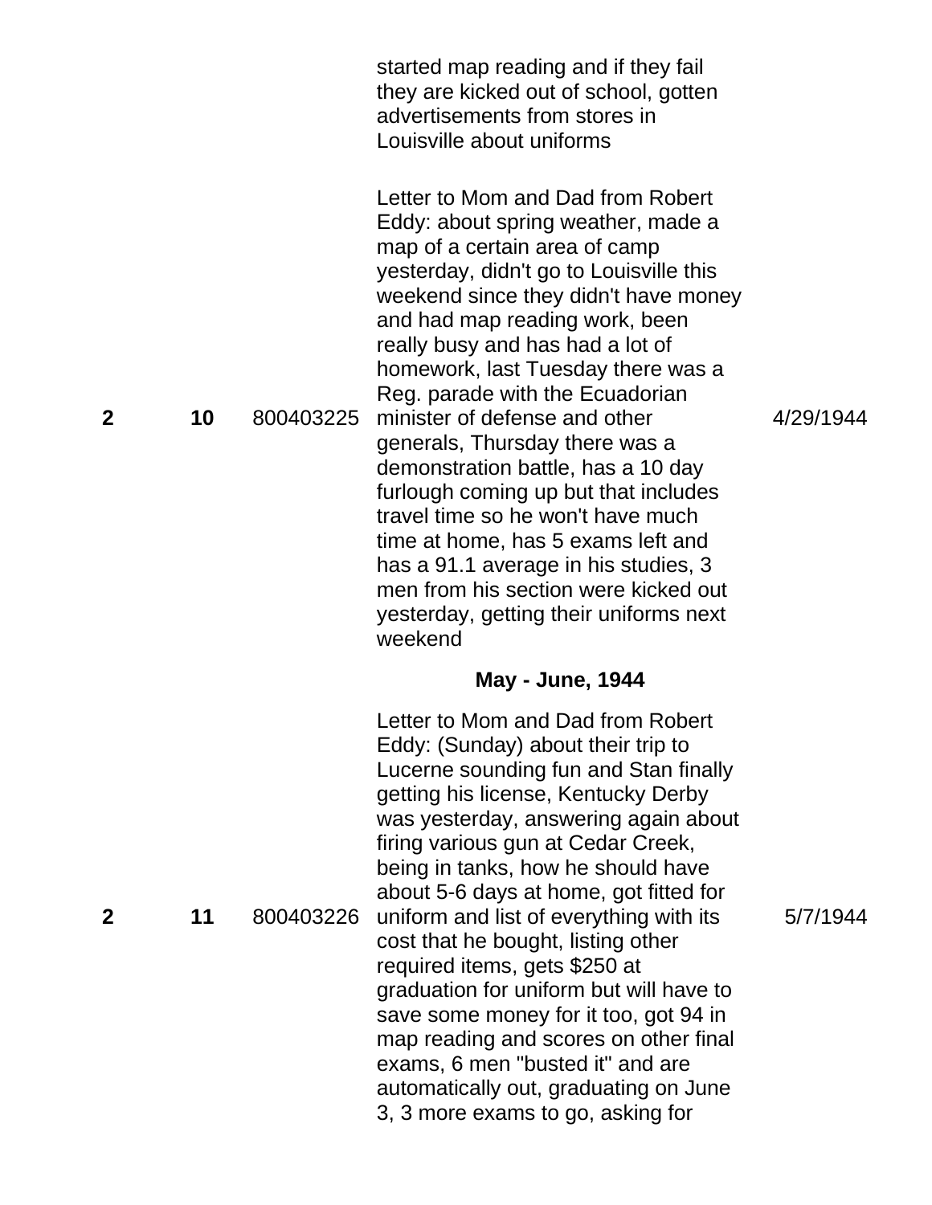| | | | started map reading and if they fail they are kicked out of school, gotten advertisements from stores in Louisville about uniforms | |
|---|---|---|---|---|
| 2 | 10 | 800403225 | Letter to Mom and Dad from Robert Eddy: about spring weather, made a map of a certain area of camp yesterday, didn't go to Louisville this weekend since they didn't have money and had map reading work, been really busy and has had a lot of homework, last Tuesday there was a Reg. parade with the Ecuadorian minister of defense and other generals, Thursday there was a demonstration battle, has a 10 day furlough coming up but that includes travel time so he won't have much time at home, has 5 exams left and has a 91.1 average in his studies, 3 men from his section were kicked out yesterday, getting their uniforms next weekend | 4/29/1944 |
| | | | **May - June, 1944** | |
| 2 | 11 | 800403226 | Letter to Mom and Dad from Robert Eddy: (Sunday) about their trip to Lucerne sounding fun and Stan finally getting his license, Kentucky Derby was yesterday, answering again about firing various gun at Cedar Creek, being in tanks, how he should have about 5-6 days at home, got fitted for uniform and list of everything with its cost that he bought, listing other required items, gets $250 at graduation for uniform but will have to save some money for it too, got 94 in map reading and scores on other final exams, 6 men "busted it" and are automatically out, graduating on June 3, 3 more exams to go, asking for | 5/7/1944 |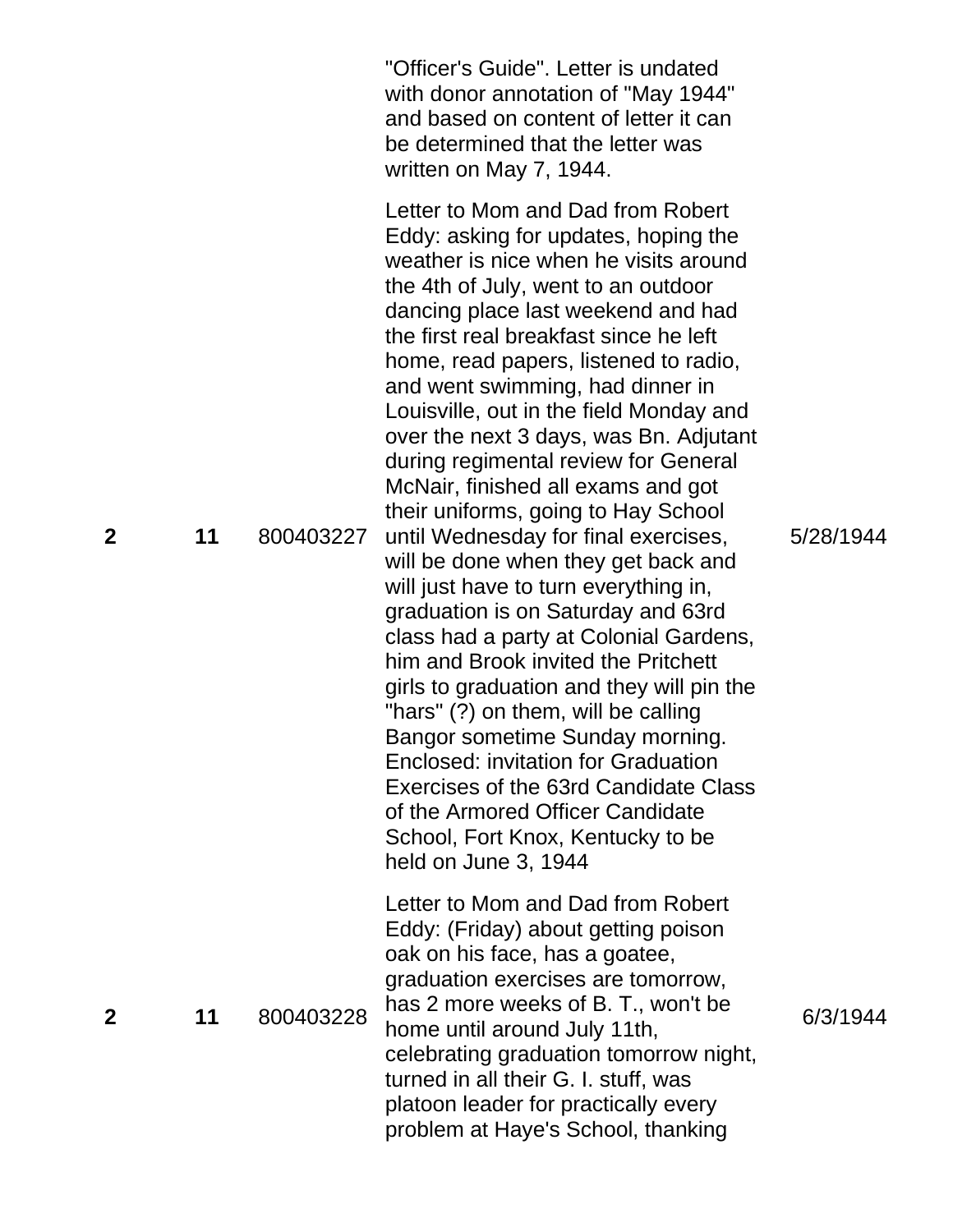| | | | | |
|---|---|---|---|---|
| | | | "Officer's Guide". Letter is undated with donor annotation of "May 1944" and based on content of letter it can be determined that the letter was written on May 7, 1944. | |
| 2 | 11 | 800403227 | Letter to Mom and Dad from Robert Eddy: asking for updates, hoping the weather is nice when he visits around the 4th of July, went to an outdoor dancing place last weekend and had the first real breakfast since he left home, read papers, listened to radio, and went swimming, had dinner in Louisville, out in the field Monday and over the next 3 days, was Bn. Adjutant during regimental review for General McNair, finished all exams and got their uniforms, going to Hay School until Wednesday for final exercises, will be done when they get back and will just have to turn everything in, graduation is on Saturday and 63rd class had a party at Colonial Gardens, him and Brook invited the Pritchett girls to graduation and they will pin the "hars" (?) on them, will be calling Bangor sometime Sunday morning. Enclosed: invitation for Graduation Exercises of the 63rd Candidate Class of the Armored Officer Candidate School, Fort Knox, Kentucky to be held on June 3, 1944 | 5/28/1944 |
| 2 | 11 | 800403228 | Letter to Mom and Dad from Robert Eddy: (Friday) about getting poison oak on his face, has a goatee, graduation exercises are tomorrow, has 2 more weeks of B. T., won't be home until around July 11th, celebrating graduation tomorrow night, turned in all their G. I. stuff, was platoon leader for practically every problem at Haye's School, thanking | 6/3/1944 |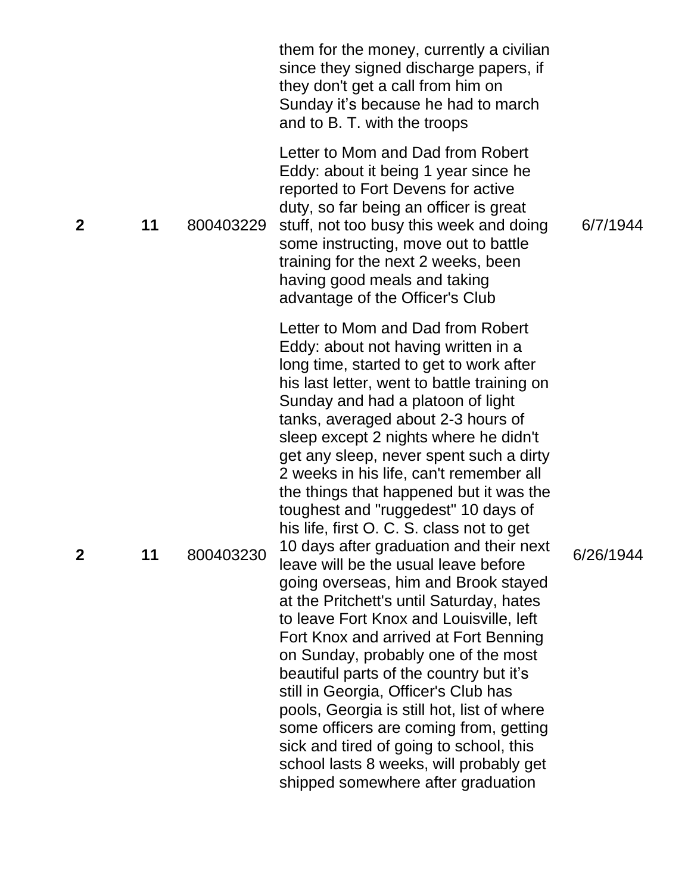| | | | | |
|---|---|---|---|---|
| | | | them for the money, currently a civilian since they signed discharge papers, if they don't get a call from him on Sunday it's because he had to march and to B. T. with the troops | |
| **2** | **11** | 800403229 | Letter to Mom and Dad from Robert Eddy: about it being 1 year since he reported to Fort Devens for active duty, so far being an officer is great stuff, not too busy this week and doing some instructing, move out to battle training for the next 2 weeks, been having good meals and taking advantage of the Officer's Club | 6/7/1944 |
| **2** | **11** | 800403230 | Letter to Mom and Dad from Robert Eddy: about not having written in a long time, started to get to work after his last letter, went to battle training on Sunday and had a platoon of light tanks, averaged about 2-3 hours of sleep except 2 nights where he didn't get any sleep, never spent such a dirty 2 weeks in his life, can't remember all the things that happened but it was the toughest and "ruggedest" 10 days of his life, first O. C. S. class not to get 10 days after graduation and their next leave will be the usual leave before going overseas, him and Brook stayed at the Pritchett's until Saturday, hates to leave Fort Knox and Louisville, left Fort Knox and arrived at Fort Benning on Sunday, probably one of the most beautiful parts of the country but it's still in Georgia, Officer's Club has pools, Georgia is still hot, list of where some officers are coming from, getting sick and tired of going to school, this school lasts 8 weeks, will probably get shipped somewhere after graduation | 6/26/1944 |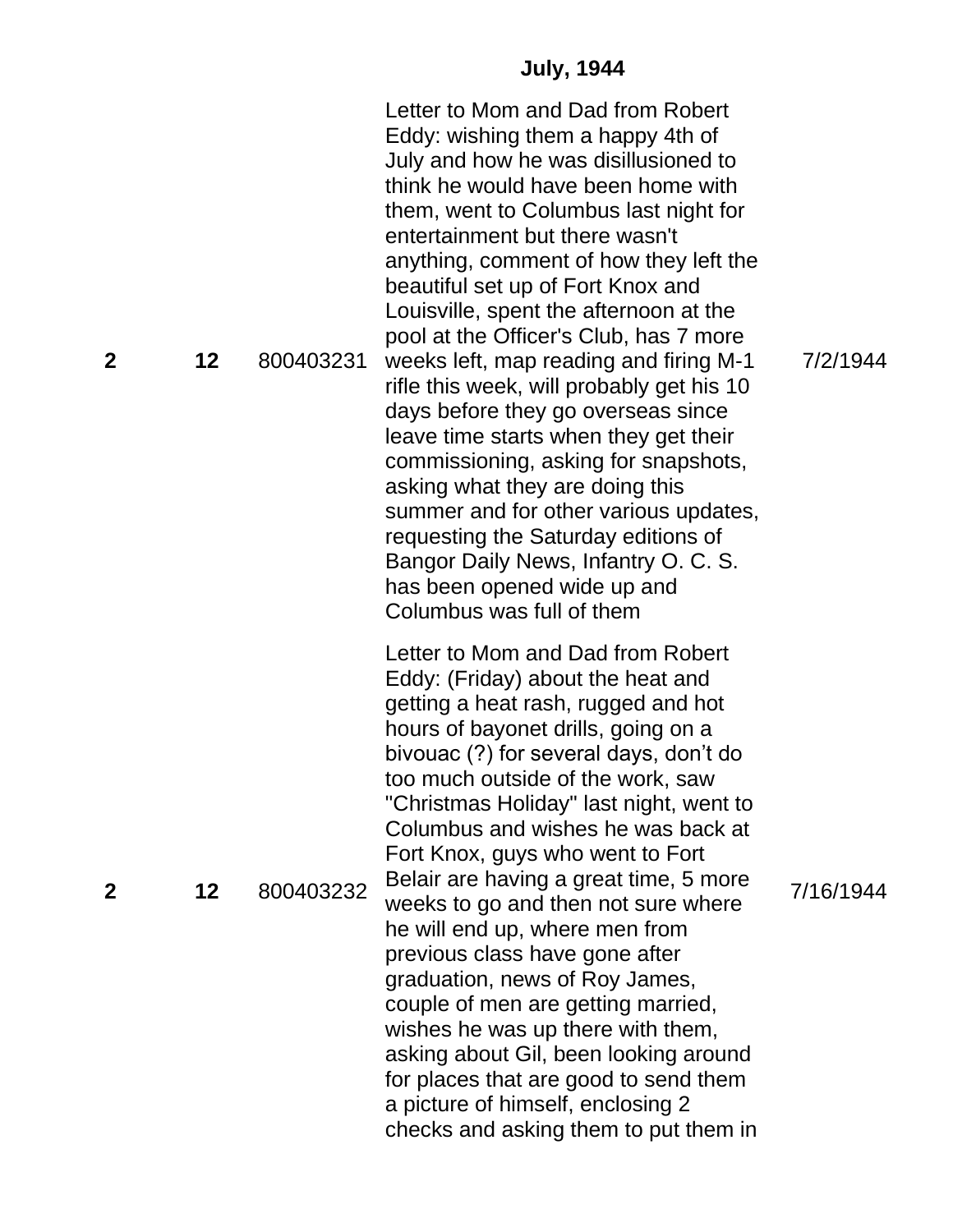**July, 1944**

| | | | | |
|---|---|---|---|---|
| **2** | **12** | 800403231 | Letter to Mom and Dad from Robert Eddy: wishing them a happy 4th of July and how he was disillusioned to think he would have been home with them, went to Columbus last night for entertainment but there wasn't anything, comment of how they left the beautiful set up of Fort Knox and Louisville, spent the afternoon at the pool at the Officer's Club, has 7 more weeks left, map reading and firing M-1 rifle this week, will probably get his 10 days before they go overseas since leave time starts when they get their commissioning, asking for snapshots, asking what they are doing this summer and for other various updates, requesting the Saturday editions of Bangor Daily News, Infantry O. C. S. has been opened wide up and Columbus was full of them | 7/2/1944 |
| **2** | **12** | 800403232 | Letter to Mom and Dad from Robert Eddy: (Friday) about the heat and getting a heat rash, rugged and hot hours of bayonet drills, going on a bivouac (?) for several days, don't do too much outside of the work, saw "Christmas Holiday" last night, went to Columbus and wishes he was back at Fort Knox, guys who went to Fort Belair are having a great time, 5 more weeks to go and then not sure where he will end up, where men from previous class have gone after graduation, news of Roy James, couple of men are getting married, wishes he was up there with them, asking about Gil, been looking around for places that are good to send them a picture of himself, enclosing 2 checks and asking them to put them in | 7/16/1944 |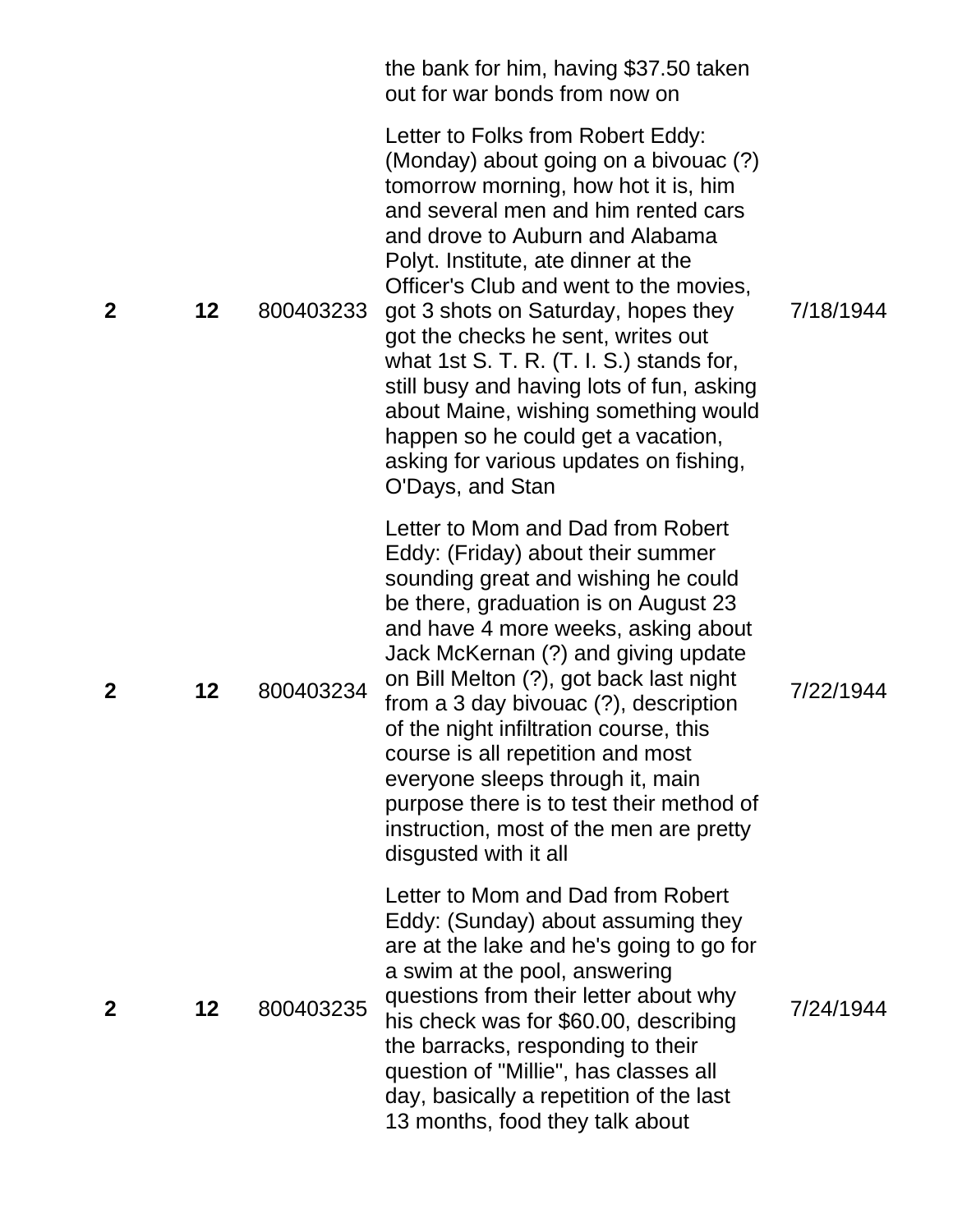| | | | | |
|---|---|---|---|---|
| | | | the bank for him, having $37.50 taken out for war bonds from now on | |
| 2 | 12 | 800403233 | Letter to Folks from Robert Eddy: (Monday) about going on a bivouac (?) tomorrow morning, how hot it is, him and several men and him rented cars and drove to Auburn and Alabama Polyt. Institute, ate dinner at the Officer's Club and went to the movies, got 3 shots on Saturday, hopes they got the checks he sent, writes out what 1st S. T. R. (T. I. S.) stands for, still busy and having lots of fun, asking about Maine, wishing something would happen so he could get a vacation, asking for various updates on fishing, O'Days, and Stan | 7/18/1944 |
| 2 | 12 | 800403234 | Letter to Mom and Dad from Robert Eddy: (Friday) about their summer sounding great and wishing he could be there, graduation is on August 23 and have 4 more weeks, asking about Jack McKernan (?) and giving update on Bill Melton (?), got back last night from a 3 day bivouac (?), description of the night infiltration course, this course is all repetition and most everyone sleeps through it, main purpose there is to test their method of instruction, most of the men are pretty disgusted with it all | 7/22/1944 |
| 2 | 12 | 800403235 | Letter to Mom and Dad from Robert Eddy: (Sunday) about assuming they are at the lake and he's going to go for a swim at the pool, answering questions from their letter about why his check was for $60.00, describing the barracks, responding to their question of "Millie", has classes all day, basically a repetition of the last 13 months, food they talk about | 7/24/1944 |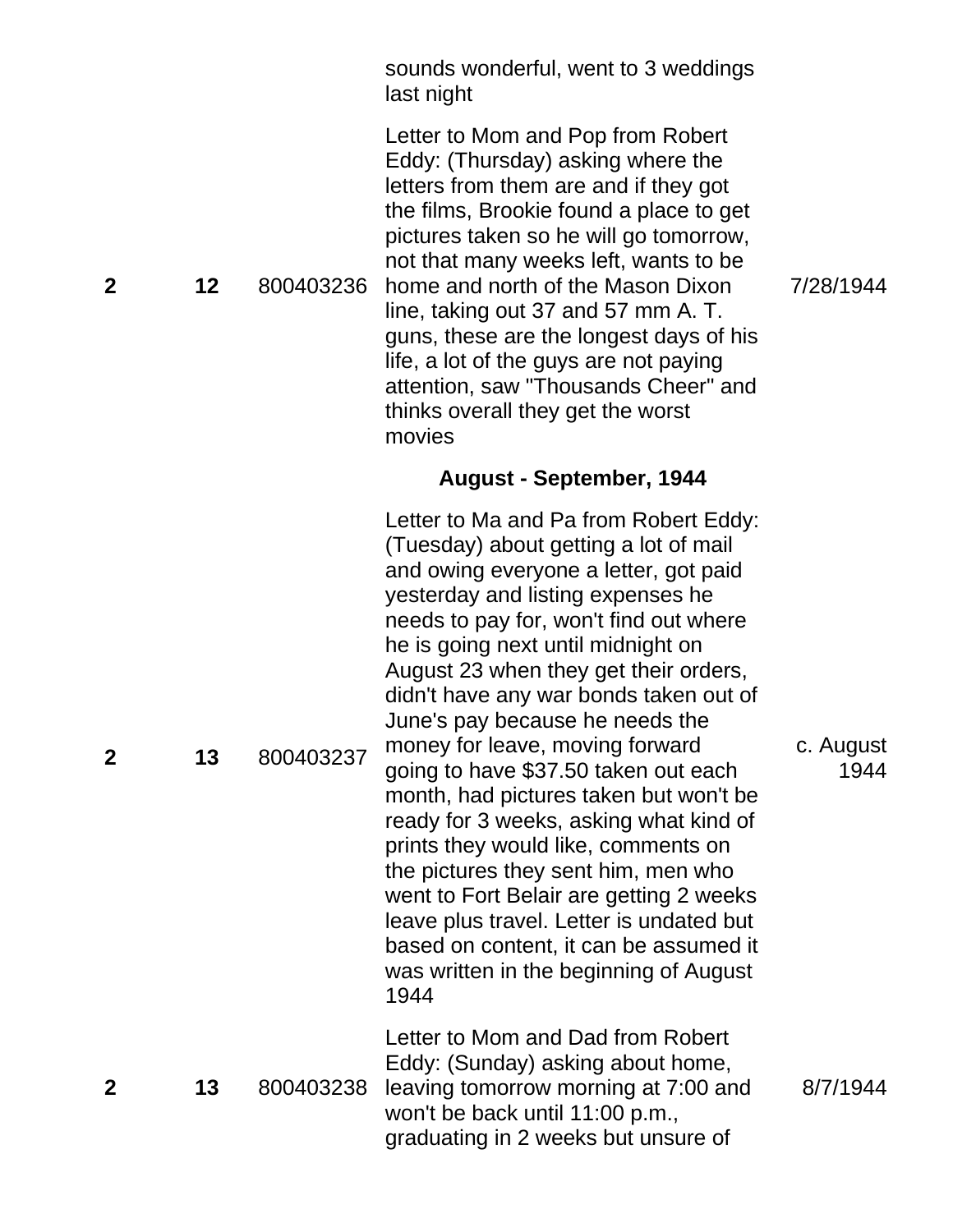| | | | sounds wonderful, went to 3 weddings last night | |
|---|---|---|---|---|
| **2** | **12** | 800403236 | Letter to Mom and Pop from Robert Eddy: (Thursday) asking where the letters from them are and if they got the films, Brookie found a place to get pictures taken so he will go tomorrow, not that many weeks left, wants to be home and north of the Mason Dixon line, taking out 37 and 57 mm A. T. guns, these are the longest days of his life, a lot of the guys are not paying attention, saw "Thousands Cheer" and thinks overall they get the worst movies | 7/28/1944 |
| | | | **August - September, 1944** | |
| **2** | **13** | 800403237 | Letter to Ma and Pa from Robert Eddy: (Tuesday) about getting a lot of mail and owing everyone a letter, got paid yesterday and listing expenses he needs to pay for, won't find out where he is going next until midnight on August 23 when they get their orders, didn't have any war bonds taken out of June's pay because he needs the money for leave, moving forward going to have $37.50 taken out each month, had pictures taken but won't be ready for 3 weeks, asking what kind of prints they would like, comments on the pictures they sent him, men who went to Fort Belair are getting 2 weeks leave plus travel. Letter is undated but based on content, it can be assumed it was written in the beginning of August 1944 | c. August 1944 |
| **2** | **13** | 800403238 | Letter to Mom and Dad from Robert Eddy: (Sunday) asking about home, leaving tomorrow morning at 7:00 and won't be back until 11:00 p.m., graduating in 2 weeks but unsure of | 8/7/1944 |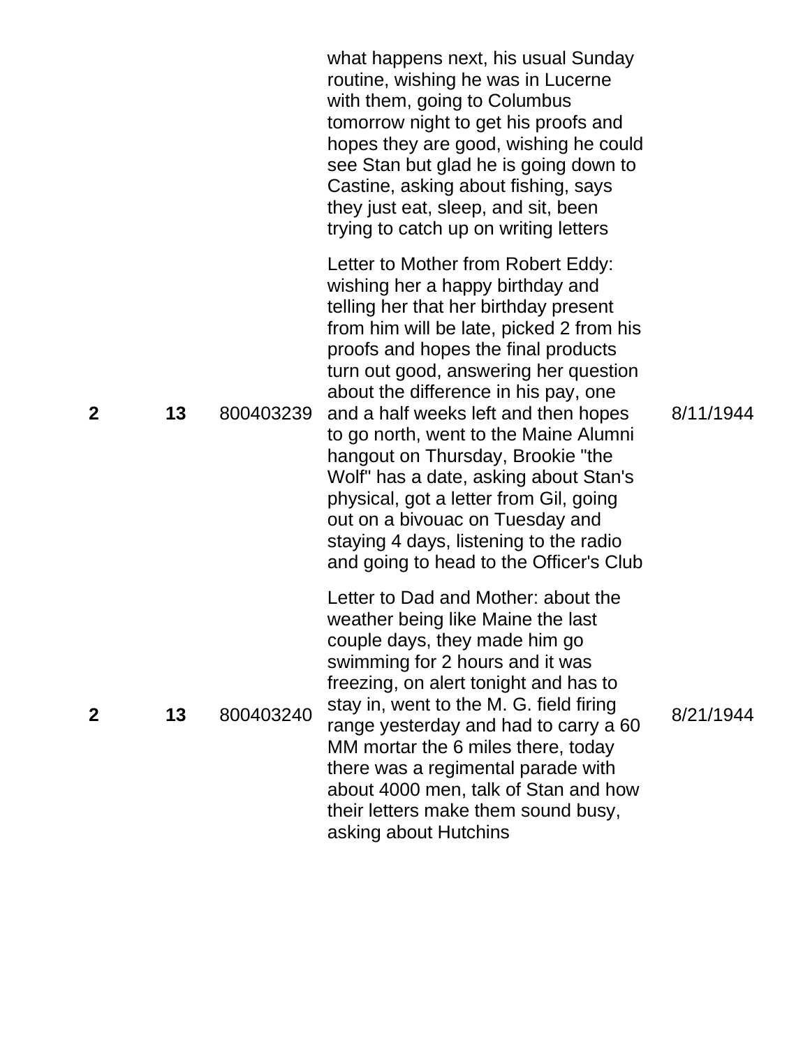|  |  |  |  |  |
|---|---|---|---|---|
|  |  |  | what happens next, his usual Sunday routine, wishing he was in Lucerne with them, going to Columbus tomorrow night to get his proofs and hopes they are good, wishing he could see Stan but glad he is going down to Castine, asking about fishing, says they just eat, sleep, and sit, been trying to catch up on writing letters |  |
| **2** | **13** | 800403239 | Letter to Mother from Robert Eddy: wishing her a happy birthday and telling her that her birthday present from him will be late, picked 2 from his proofs and hopes the final products turn out good, answering her question about the difference in his pay, one and a half weeks left and then hopes to go north, went to the Maine Alumni hangout on Thursday, Brookie "the Wolf" has a date, asking about Stan's physical, got a letter from Gil, going out on a bivouac on Tuesday and staying 4 days, listening to the radio and going to head to the Officer's Club | 8/11/1944 |
| **2** | **13** | 800403240 | Letter to Dad and Mother: about the weather being like Maine the last couple days, they made him go swimming for 2 hours and it was freezing, on alert tonight and has to stay in, went to the M. G. field firing range yesterday and had to carry a 60 MM mortar the 6 miles there, today there was a regimental parade with about 4000 men, talk of Stan and how their letters make them sound busy, asking about Hutchins | 8/21/1944 |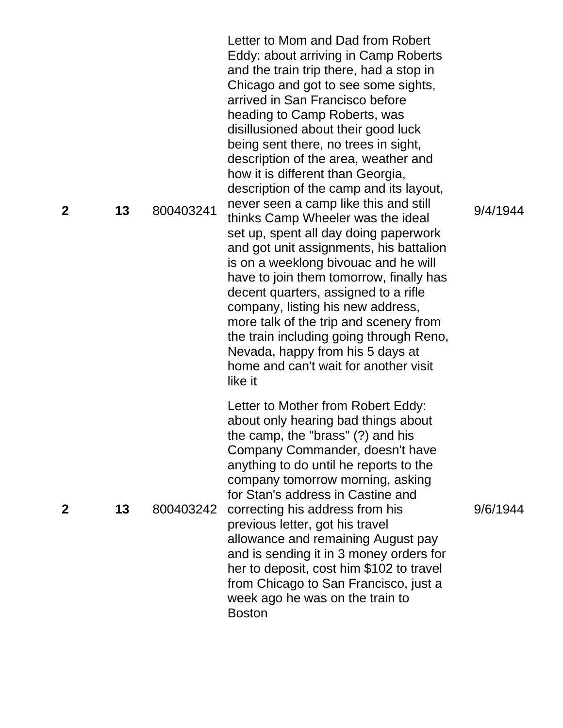| | | | | |
|---|---|---|---|---|
| **2** | **13** | 800403241 | Letter to Mom and Dad from Robert Eddy: about arriving in Camp Roberts and the train trip there, had a stop in Chicago and got to see some sights, arrived in San Francisco before heading to Camp Roberts, was disillusioned about their good luck being sent there, no trees in sight, description of the area, weather and how it is different than Georgia, description of the camp and its layout, never seen a camp like this and still thinks Camp Wheeler was the ideal set up, spent all day doing paperwork and got unit assignments, his battalion is on a weeklong bivouac and he will have to join them tomorrow, finally has decent quarters, assigned to a rifle company, listing his new address, more talk of the trip and scenery from the train including going through Reno, Nevada, happy from his 5 days at home and can't wait for another visit like it | 9/4/1944 |
| **2** | **13** | 800403242 | Letter to Mother from Robert Eddy: about only hearing bad things about the camp, the "brass" (?) and his Company Commander, doesn't have anything to do until he reports to the company tomorrow morning, asking for Stan's address in Castine and correcting his address from his previous letter, got his travel allowance and remaining August pay and is sending it in 3 money orders for her to deposit, cost him $102 to travel from Chicago to San Francisco, just a week ago he was on the train to Boston | 9/6/1944 |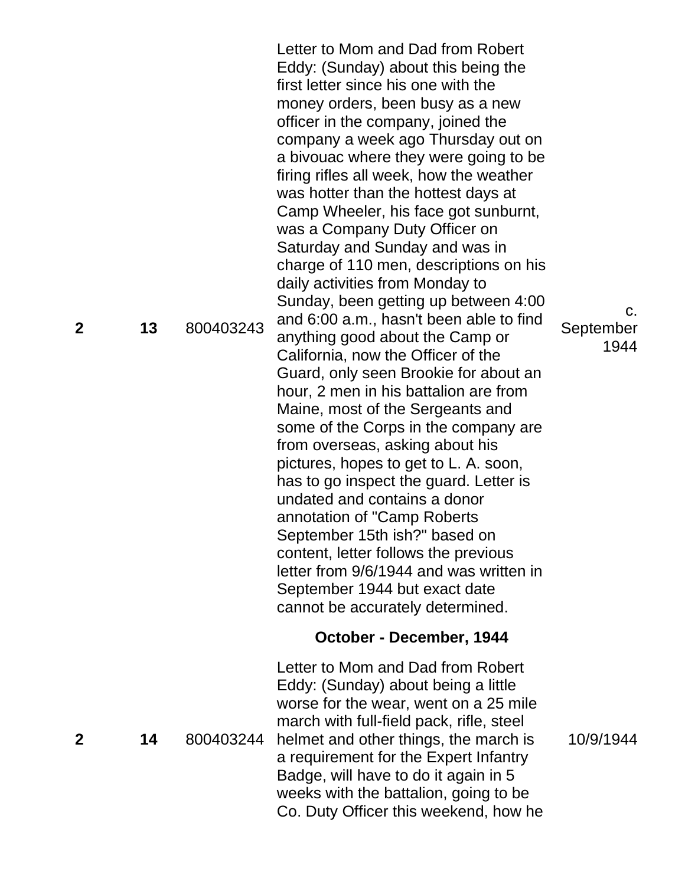| | | | | |
|---|---|---|---|---|
| **2** | **13** | 800403243 | Letter to Mom and Dad from Robert Eddy: (Sunday) about this being the first letter since his one with the money orders, been busy as a new officer in the company, joined the company a week ago Thursday out on a bivouac where they were going to be firing rifles all week, how the weather was hotter than the hottest days at Camp Wheeler, his face got sunburnt, was a Company Duty Officer on Saturday and Sunday and was in charge of 110 men, descriptions on his daily activities from Monday to Sunday, been getting up between 4:00 and 6:00 a.m., hasn't been able to find anything good about the Camp or California, now the Officer of the Guard, only seen Brookie for about an hour, 2 men in his battalion are from Maine, most of the Sergeants and some of the Corps in the company are from overseas, asking about his pictures, hopes to get to L. A. soon, has to go inspect the guard. Letter is undated and contains a donor annotation of "Camp Roberts September 15th ish?" based on content, letter follows the previous letter from 9/6/1944 and was written in September 1944 but exact date cannot be accurately determined. | c. September 1944 |
| | | | **October - December, 1944** | |
| **2** | **14** | 800403244 | Letter to Mom and Dad from Robert Eddy: (Sunday) about being a little worse for the wear, went on a 25 mile march with full-field pack, rifle, steel helmet and other things, the march is a requirement for the Expert Infantry Badge, will have to do it again in 5 weeks with the battalion, going to be Co. Duty Officer this weekend, how he | 10/9/1944 |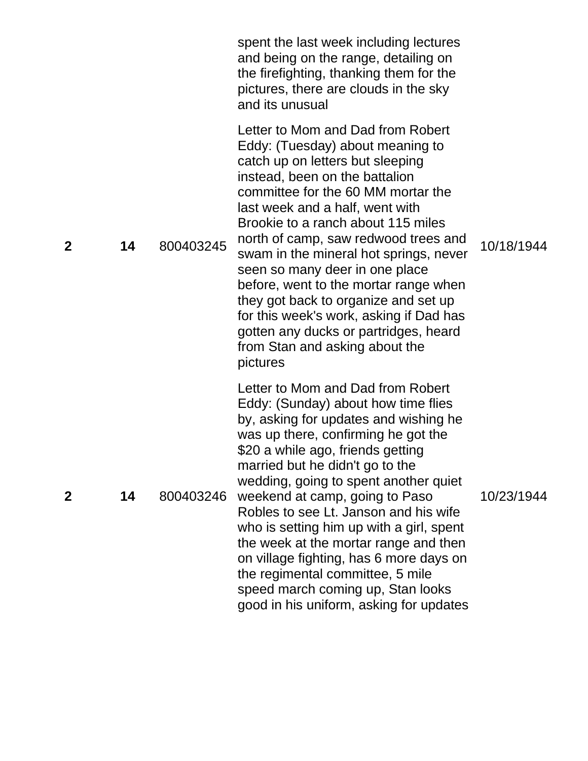| | | | spent the last week including lectures and being on the range, detailing on the firefighting, thanking them for the pictures, there are clouds in the sky and its unusual | |
|---|---|---|---|---|
| **2** | **14** | 800403245 | Letter to Mom and Dad from Robert Eddy: (Tuesday) about meaning to catch up on letters but sleeping instead, been on the battalion committee for the 60 MM mortar the last week and a half, went with Brookie to a ranch about 115 miles north of camp, saw redwood trees and swam in the mineral hot springs, never seen so many deer in one place before, went to the mortar range when they got back to organize and set up for this week's work, asking if Dad has gotten any ducks or partridges, heard from Stan and asking about the pictures | 10/18/1944 |
| **2** | **14** | 800403246 | Letter to Mom and Dad from Robert Eddy: (Sunday) about how time flies by, asking for updates and wishing he was up there, confirming he got the $20 a while ago, friends getting married but he didn't go to the wedding, going to spent another quiet weekend at camp, going to Paso Robles to see Lt. Janson and his wife who is setting him up with a girl, spent the week at the mortar range and then on village fighting, has 6 more days on the regimental committee, 5 mile speed march coming up, Stan looks good in his uniform, asking for updates | 10/23/1944 |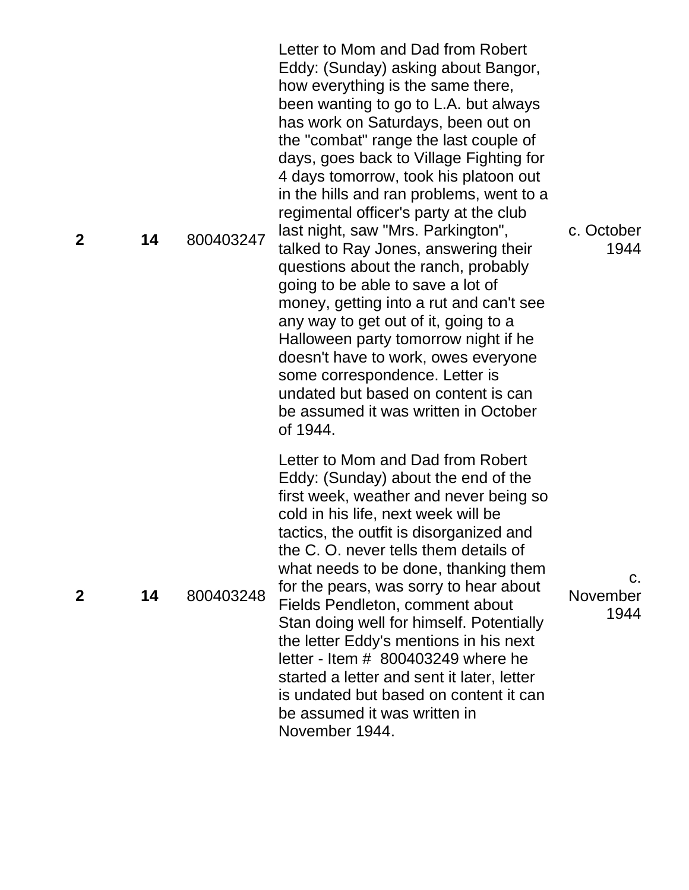| | | | | |
|---|---|---|---|---|
| **2** | **14** | 800403247 | Letter to Mom and Dad from Robert Eddy: (Sunday) asking about Bangor, how everything is the same there, been wanting to go to L.A. but always has work on Saturdays, been out on the "combat" range the last couple of days, goes back to Village Fighting for 4 days tomorrow, took his platoon out in the hills and ran problems, went to a regimental officer's party at the club last night, saw "Mrs. Parkington", talked to Ray Jones, answering their questions about the ranch, probably going to be able to save a lot of money, getting into a rut and can't see any way to get out of it, going to a Halloween party tomorrow night if he doesn't have to work, owes everyone some correspondence. Letter is undated but based on content is can be assumed it was written in October of 1944. | c. October 1944 |
| **2** | **14** | 800403248 | Letter to Mom and Dad from Robert Eddy: (Sunday) about the end of the first week, weather and never being so cold in his life, next week will be tactics, the outfit is disorganized and the C. O. never tells them details of what needs to be done, thanking them for the pears, was sorry to hear about Fields Pendleton, comment about Stan doing well for himself. Potentially the letter Eddy's mentions in his next letter - Item # 800403249 where he started a letter and sent it later, letter is undated but based on content it can be assumed it was written in November 1944. | c. November 1944 |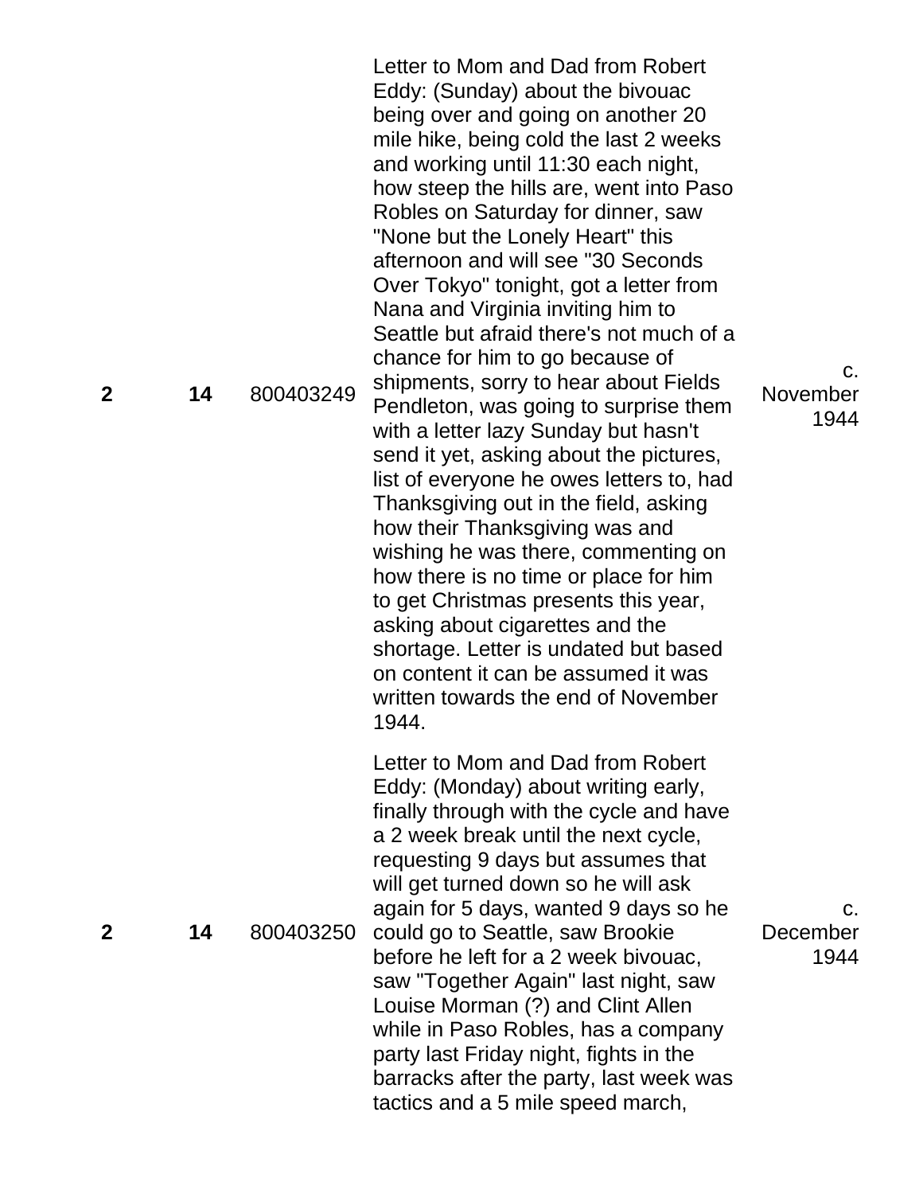| | | | | |
|---|---|---|---|---|
| **2** | **14** | 800403249 | Letter to Mom and Dad from Robert Eddy: (Sunday) about the bivouac being over and going on another 20 mile hike, being cold the last 2 weeks and working until 11:30 each night, how steep the hills are, went into Paso Robles on Saturday for dinner, saw "None but the Lonely Heart" this afternoon and will see "30 Seconds Over Tokyo" tonight, got a letter from Nana and Virginia inviting him to Seattle but afraid there's not much of a chance for him to go because of shipments, sorry to hear about Fields Pendleton, was going to surprise them with a letter lazy Sunday but hasn't send it yet, asking about the pictures, list of everyone he owes letters to, had Thanksgiving out in the field, asking how their Thanksgiving was and wishing he was there, commenting on how there is no time or place for him to get Christmas presents this year, asking about cigarettes and the shortage. Letter is undated but based on content it can be assumed it was written towards the end of November 1944. | c. November 1944 |
| **2** | **14** | 800403250 | Letter to Mom and Dad from Robert Eddy: (Monday) about writing early, finally through with the cycle and have a 2 week break until the next cycle, requesting 9 days but assumes that will get turned down so he will ask again for 5 days, wanted 9 days so he could go to Seattle, saw Brookie before he left for a 2 week bivouac, saw "Together Again" last night, saw Louise Morman (?) and Clint Allen while in Paso Robles, has a company party last Friday night, fights in the barracks after the party, last week was tactics and a 5 mile speed march, | c. December 1944 |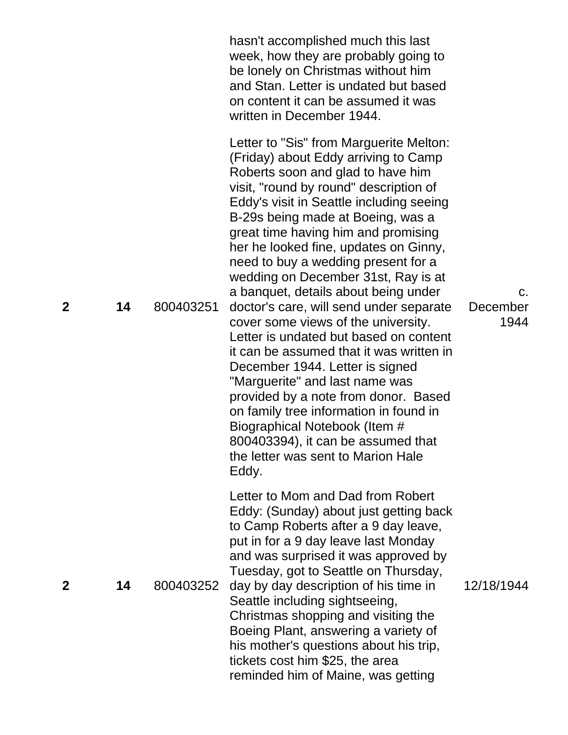| | | | hasn't accomplished much this last week, how they are probably going to be lonely on Christmas without him and Stan. Letter is undated but based on content it can be assumed it was written in December 1944. | |
|---|---|---|---|---|
| 2 | 14 | 800403251 | Letter to "Sis" from Marguerite Melton: (Friday) about Eddy arriving to Camp Roberts soon and glad to have him visit, "round by round" description of Eddy's visit in Seattle including seeing B-29s being made at Boeing, was a great time having him and promising her he looked fine, updates on Ginny, need to buy a wedding present for a wedding on December 31st, Ray is at a banquet, details about being under doctor's care, will send under separate cover some views of the university. Letter is undated but based on content it can be assumed that it was written in December 1944. Letter is signed "Marguerite" and last name was provided by a note from donor. Based on family tree information in found in Biographical Notebook (Item # 800403394), it can be assumed that the letter was sent to Marion Hale Eddy. | c. December 1944 |
| 2 | 14 | 800403252 | Letter to Mom and Dad from Robert Eddy: (Sunday) about just getting back to Camp Roberts after a 9 day leave, put in for a 9 day leave last Monday and was surprised it was approved by Tuesday, got to Seattle on Thursday, day by day description of his time in Seattle including sightseeing, Christmas shopping and visiting the Boeing Plant, answering a variety of his mother's questions about his trip, tickets cost him $25, the area reminded him of Maine, was getting | 12/18/1944 |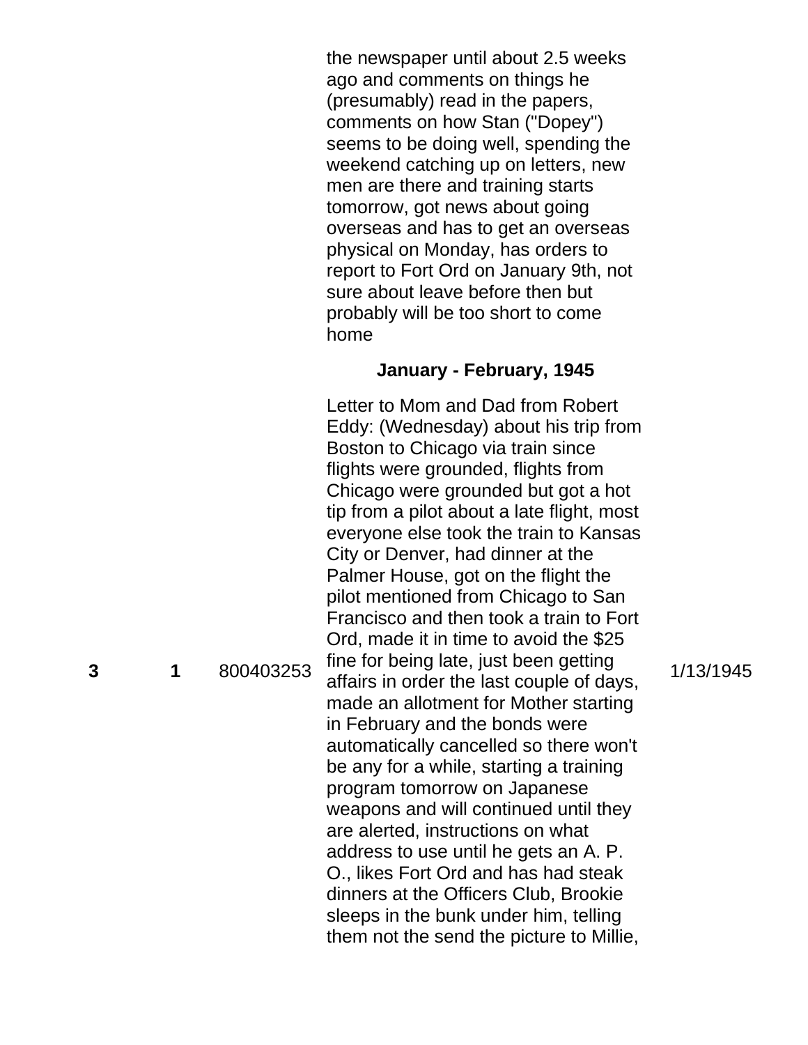| | | | the newspaper until about 2.5 weeks ago and comments on things he (presumably) read in the papers, comments on how Stan ("Dopey") seems to be doing well, spending the weekend catching up on letters, new men are there and training starts tomorrow, got news about going overseas and has to get an overseas physical on Monday, has orders to report to Fort Ord on January 9th, not sure about leave before then but probably will be too short to come home | |
|---|---|---|---|---|
| | | | **January - February, 1945** | |
| **3** | **1** | 800403253 | Letter to Mom and Dad from Robert Eddy: (Wednesday) about his trip from Boston to Chicago via train since flights were grounded, flights from Chicago were grounded but got a hot tip from a pilot about a late flight, most everyone else took the train to Kansas City or Denver, had dinner at the Palmer House, got on the flight the pilot mentioned from Chicago to San Francisco and then took a train to Fort Ord, made it in time to avoid the $25 fine for being late, just been getting affairs in order the last couple of days, made an allotment for Mother starting in February and the bonds were automatically cancelled so there won't be any for a while, starting a training program tomorrow on Japanese weapons and will continued until they are alerted, instructions on what address to use until he gets an A. P. O., likes Fort Ord and has had steak dinners at the Officers Club, Brookie sleeps in the bunk under him, telling them not the send the picture to Millie, | 1/13/1945 |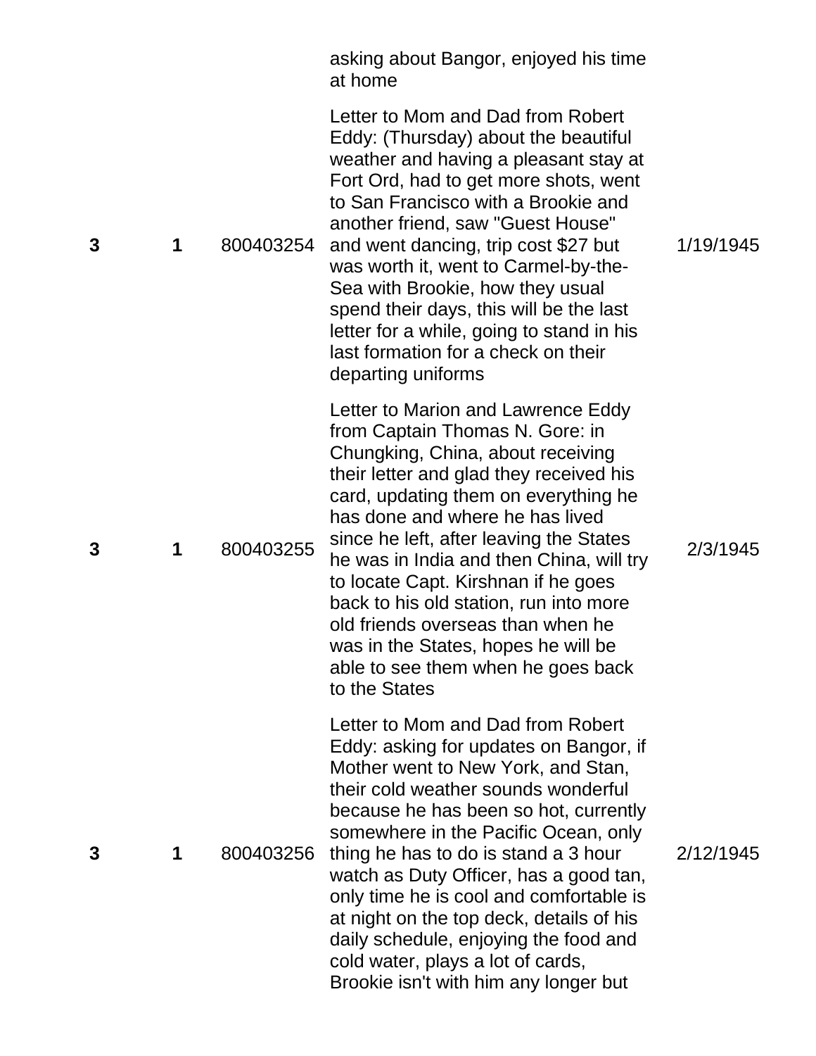| | | | asking about Bangor, enjoyed his time at home | |
|---|---|---|---|---|
| 3 | 1 | 800403254 | Letter to Mom and Dad from Robert Eddy: (Thursday) about the beautiful weather and having a pleasant stay at Fort Ord, had to get more shots, went to San Francisco with a Brookie and another friend, saw "Guest House" and went dancing, trip cost $27 but was worth it, went to Carmel-by-the-Sea with Brookie, how they usual spend their days, this will be the last letter for a while, going to stand in his last formation for a check on their departing uniforms | 1/19/1945 |
| 3 | 1 | 800403255 | Letter to Marion and Lawrence Eddy from Captain Thomas N. Gore: in Chungking, China, about receiving their letter and glad they received his card, updating them on everything he has done and where he has lived since he left, after leaving the States he was in India and then China, will try to locate Capt. Kirshnan if he goes back to his old station, run into more old friends overseas than when he was in the States, hopes he will be able to see them when he goes back to the States | 2/3/1945 |
| 3 | 1 | 800403256 | Letter to Mom and Dad from Robert Eddy: asking for updates on Bangor, if Mother went to New York, and Stan, their cold weather sounds wonderful because he has been so hot, currently somewhere in the Pacific Ocean, only thing he has to do is stand a 3 hour watch as Duty Officer, has a good tan, only time he is cool and comfortable is at night on the top deck, details of his daily schedule, enjoying the food and cold water, plays a lot of cards, Brookie isn't with him any longer but | 2/12/1945 |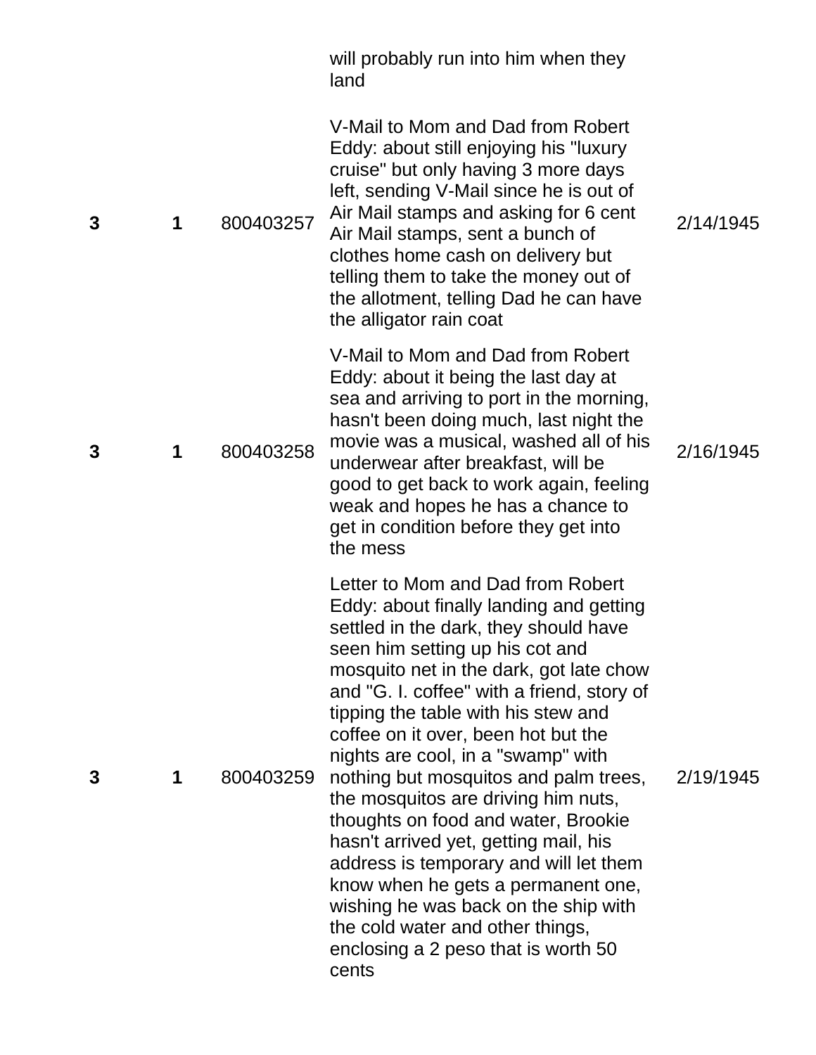|   |   |   |   |   |
|---|---|---|---|---|
|   |   |   | will probably run into him when they land |   |
| 3 | 1 | 800403257 | V-Mail to Mom and Dad from Robert Eddy: about still enjoying his "luxury cruise" but only having 3 more days left, sending V-Mail since he is out of Air Mail stamps and asking for 6 cent Air Mail stamps, sent a bunch of clothes home cash on delivery but telling them to take the money out of the allotment, telling Dad he can have the alligator rain coat | 2/14/1945 |
| 3 | 1 | 800403258 | V-Mail to Mom and Dad from Robert Eddy: about it being the last day at sea and arriving to port in the morning, hasn't been doing much, last night the movie was a musical, washed all of his underwear after breakfast, will be good to get back to work again, feeling weak and hopes he has a chance to get in condition before they get into the mess | 2/16/1945 |
| 3 | 1 | 800403259 | Letter to Mom and Dad from Robert Eddy: about finally landing and getting settled in the dark, they should have seen him setting up his cot and mosquito net in the dark, got late chow and "G. I. coffee" with a friend, story of tipping the table with his stew and coffee on it over, been hot but the nights are cool, in a "swamp" with nothing but mosquitos and palm trees, the mosquitos are driving him nuts, thoughts on food and water, Brookie hasn't arrived yet, getting mail, his address is temporary and will let them know when he gets a permanent one, wishing he was back on the ship with the cold water and other things, enclosing a 2 peso that is worth 50 cents | 2/19/1945 |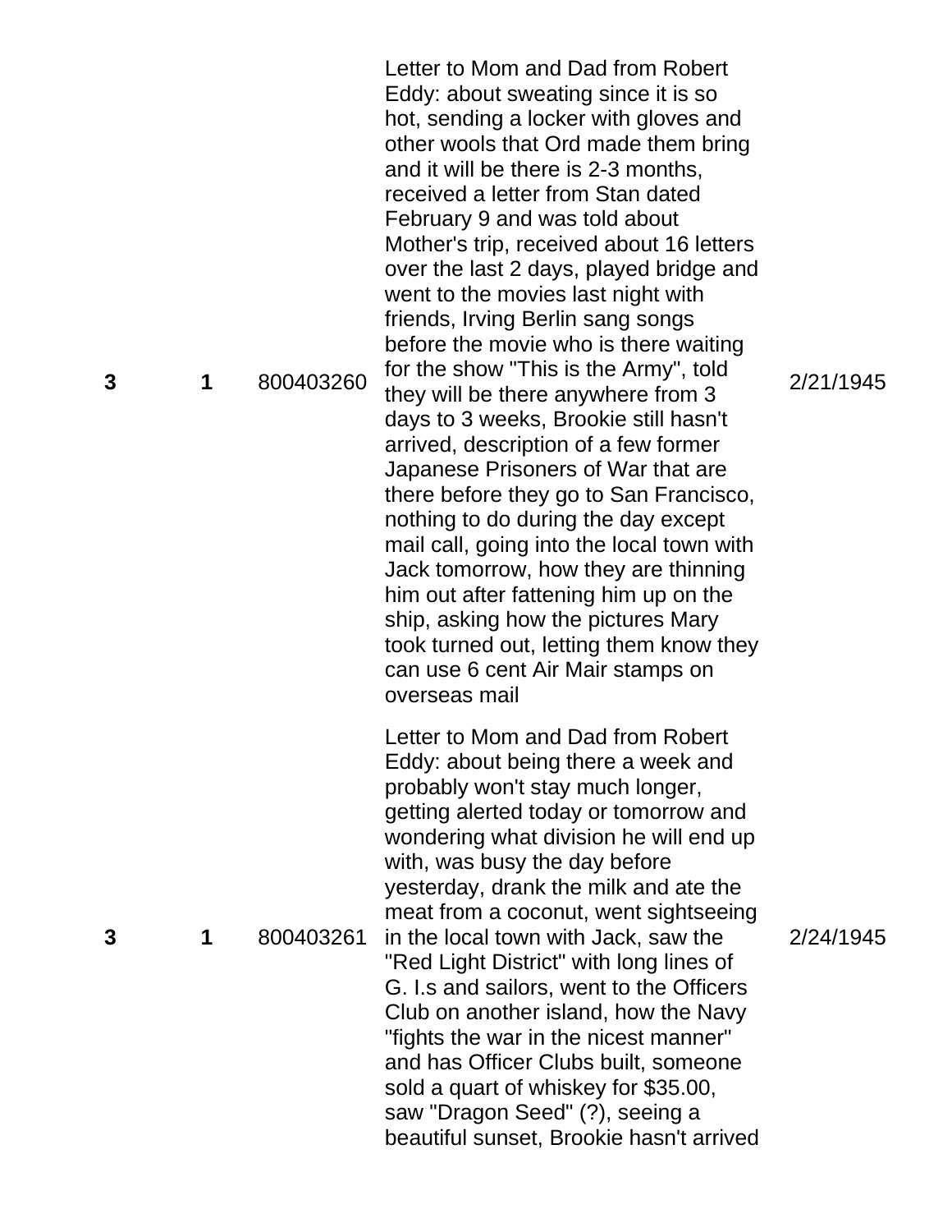| | | | | |
|---|---|---|---|---|
| **3** | **1** | 800403260 | Letter to Mom and Dad from Robert Eddy: about sweating since it is so hot, sending a locker with gloves and other wools that Ord made them bring and it will be there is 2-3 months, received a letter from Stan dated February 9 and was told about Mother's trip, received about 16 letters over the last 2 days, played bridge and went to the movies last night with friends, Irving Berlin sang songs before the movie who is there waiting for the show "This is the Army", told they will be there anywhere from 3 days to 3 weeks, Brookie still hasn't arrived, description of a few former Japanese Prisoners of War that are there before they go to San Francisco, nothing to do during the day except mail call, going into the local town with Jack tomorrow, how they are thinning him out after fattening him up on the ship, asking how the pictures Mary took turned out, letting them know they can use 6 cent Air Mair stamps on overseas mail | 2/21/1945 |
| **3** | **1** | 800403261 | Letter to Mom and Dad from Robert Eddy: about being there a week and probably won't stay much longer, getting alerted today or tomorrow and wondering what division he will end up with, was busy the day before yesterday, drank the milk and ate the meat from a coconut, went sightseeing in the local town with Jack, saw the "Red Light District" with long lines of G. I.s and sailors, went to the Officers Club on another island, how the Navy "fights the war in the nicest manner" and has Officer Clubs built, someone sold a quart of whiskey for $35.00, saw "Dragon Seed" (?), seeing a beautiful sunset, Brookie hasn't arrived | 2/24/1945 |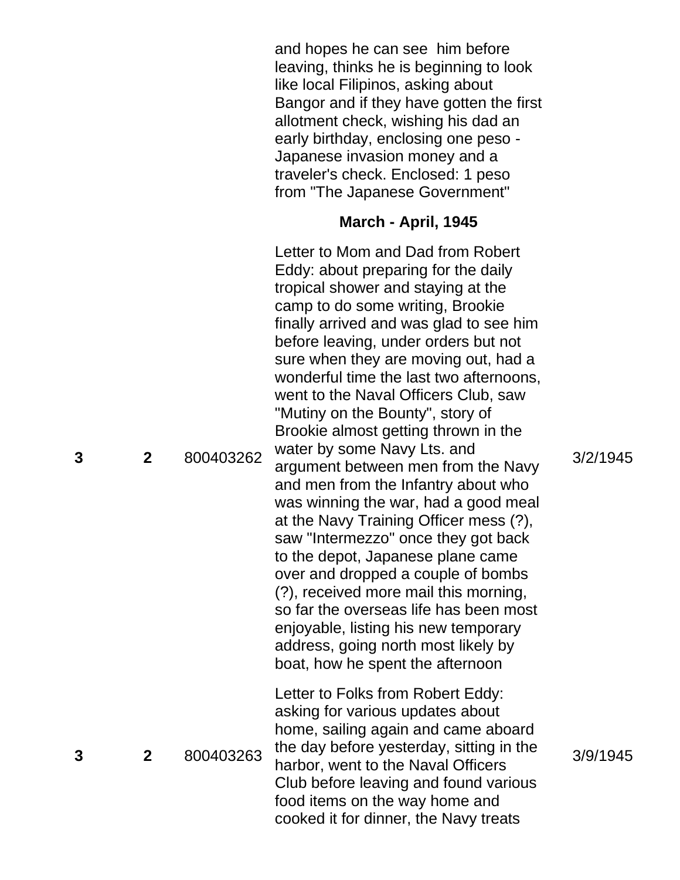| | | | | |
|---|---|---|---|---|
| | | | and hopes he can see him before leaving, thinks he is beginning to look like local Filipinos, asking about Bangor and if they have gotten the first allotment check, wishing his dad an early birthday, enclosing one peso - Japanese invasion money and a traveler's check. Enclosed: 1 peso from "The Japanese Government" | |
| | | | **March - April, 1945** | |
| **3** | **2** | 800403262 | Letter to Mom and Dad from Robert Eddy: about preparing for the daily tropical shower and staying at the camp to do some writing, Brookie finally arrived and was glad to see him before leaving, under orders but not sure when they are moving out, had a wonderful time the last two afternoons, went to the Naval Officers Club, saw "Mutiny on the Bounty", story of Brookie almost getting thrown in the water by some Navy Lts. and argument between men from the Navy and men from the Infantry about who was winning the war, had a good meal at the Navy Training Officer mess (?), saw "Intermezzo" once they got back to the depot, Japanese plane came over and dropped a couple of bombs (?), received more mail this morning, so far the overseas life has been most enjoyable, listing his new temporary address, going north most likely by boat, how he spent the afternoon | 3/2/1945 |
| **3** | **2** | 800403263 | Letter to Folks from Robert Eddy: asking for various updates about home, sailing again and came aboard the day before yesterday, sitting in the harbor, went to the Naval Officers Club before leaving and found various food items on the way home and cooked it for dinner, the Navy treats | 3/9/1945 |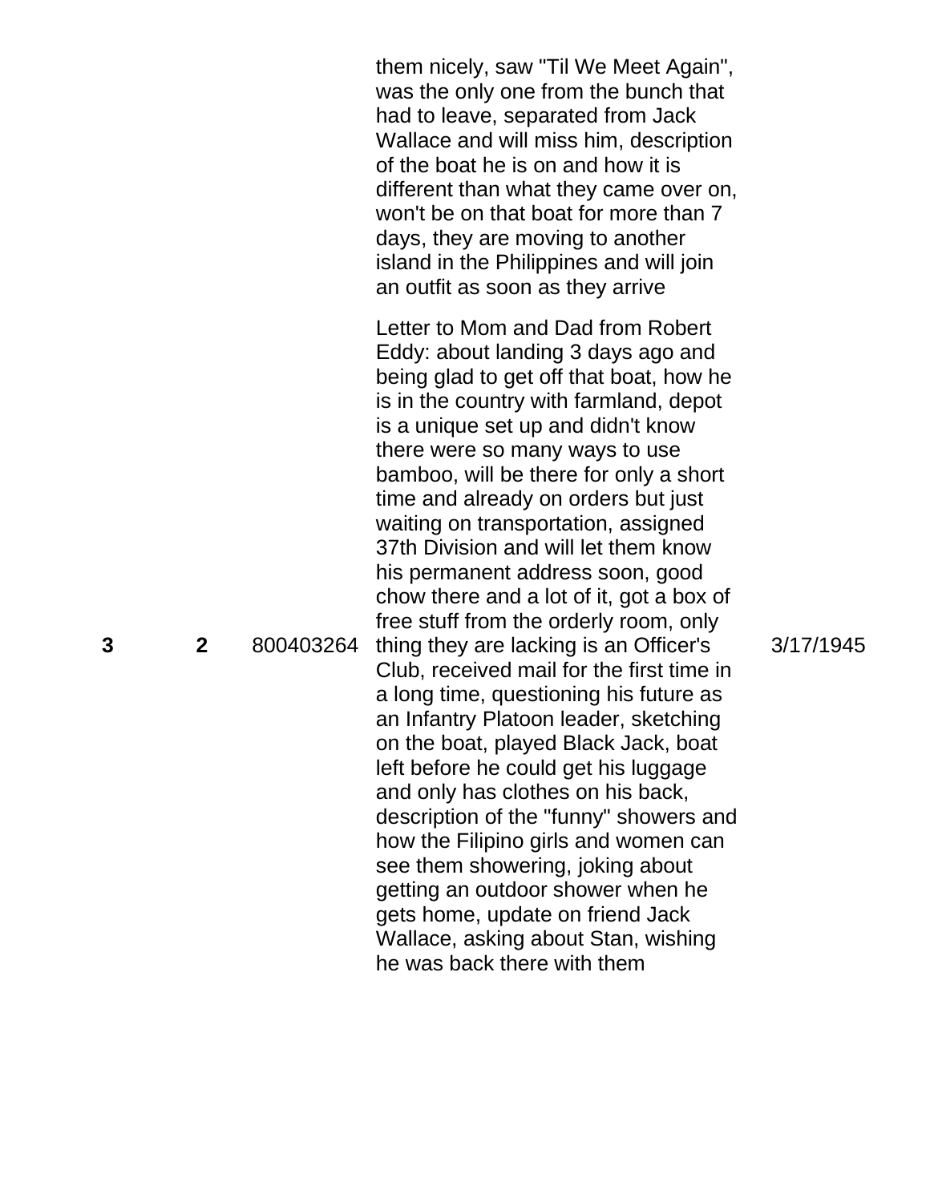| | | | | |
|---|---|---|---|---|
| | | | them nicely, saw "Til We Meet Again", was the only one from the bunch that had to leave, separated from Jack Wallace and will miss him, description of the boat he is on and how it is different than what they came over on, won't be on that boat for more than 7 days, they are moving to another island in the Philippines and will join an outfit as soon as they arrive | |
| **3** | **2** | 800403264 | Letter to Mom and Dad from Robert Eddy: about landing 3 days ago and being glad to get off that boat, how he is in the country with farmland, depot is a unique set up and didn't know there were so many ways to use bamboo, will be there for only a short time and already on orders but just waiting on transportation, assigned 37th Division and will let them know his permanent address soon, good chow there and a lot of it, got a box of free stuff from the orderly room, only thing they are lacking is an Officer's Club, received mail for the first time in a long time, questioning his future as an Infantry Platoon leader, sketching on the boat, played Black Jack, boat left before he could get his luggage and only has clothes on his back, description of the "funny" showers and how the Filipino girls and women can see them showering, joking about getting an outdoor shower when he gets home, update on friend Jack Wallace, asking about Stan, wishing he was back there with them | 3/17/1945 |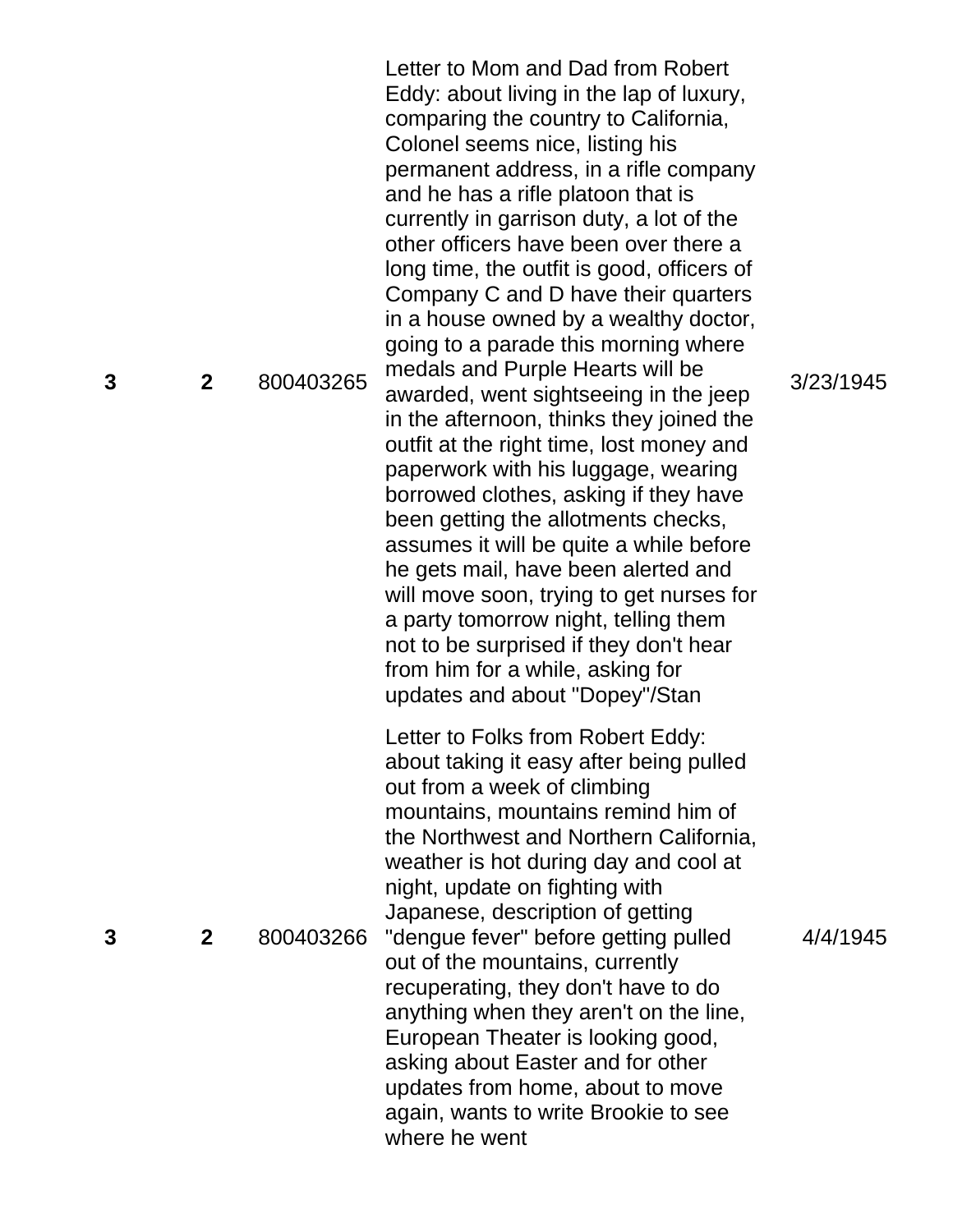| | | | | |
|---|---|---|---|---|
| **3** | **2** | 800403265 | Letter to Mom and Dad from Robert Eddy: about living in the lap of luxury, comparing the country to California, Colonel seems nice, listing his permanent address, in a rifle company and he has a rifle platoon that is currently in garrison duty, a lot of the other officers have been over there a long time, the outfit is good, officers of Company C and D have their quarters in a house owned by a wealthy doctor, going to a parade this morning where medals and Purple Hearts will be awarded, went sightseeing in the jeep in the afternoon, thinks they joined the outfit at the right time, lost money and paperwork with his luggage, wearing borrowed clothes, asking if they have been getting the allotments checks, assumes it will be quite a while before he gets mail, have been alerted and will move soon, trying to get nurses for a party tomorrow night, telling them not to be surprised if they don't hear from him for a while, asking for updates and about "Dopey"/Stan | 3/23/1945 |
| **3** | **2** | 800403266 | Letter to Folks from Robert Eddy: about taking it easy after being pulled out from a week of climbing mountains, mountains remind him of the Northwest and Northern California, weather is hot during day and cool at night, update on fighting with Japanese, description of getting "dengue fever" before getting pulled out of the mountains, currently recuperating, they don't have to do anything when they aren't on the line, European Theater is looking good, asking about Easter and for other updates from home, about to move again, wants to write Brookie to see where he went | 4/4/1945 |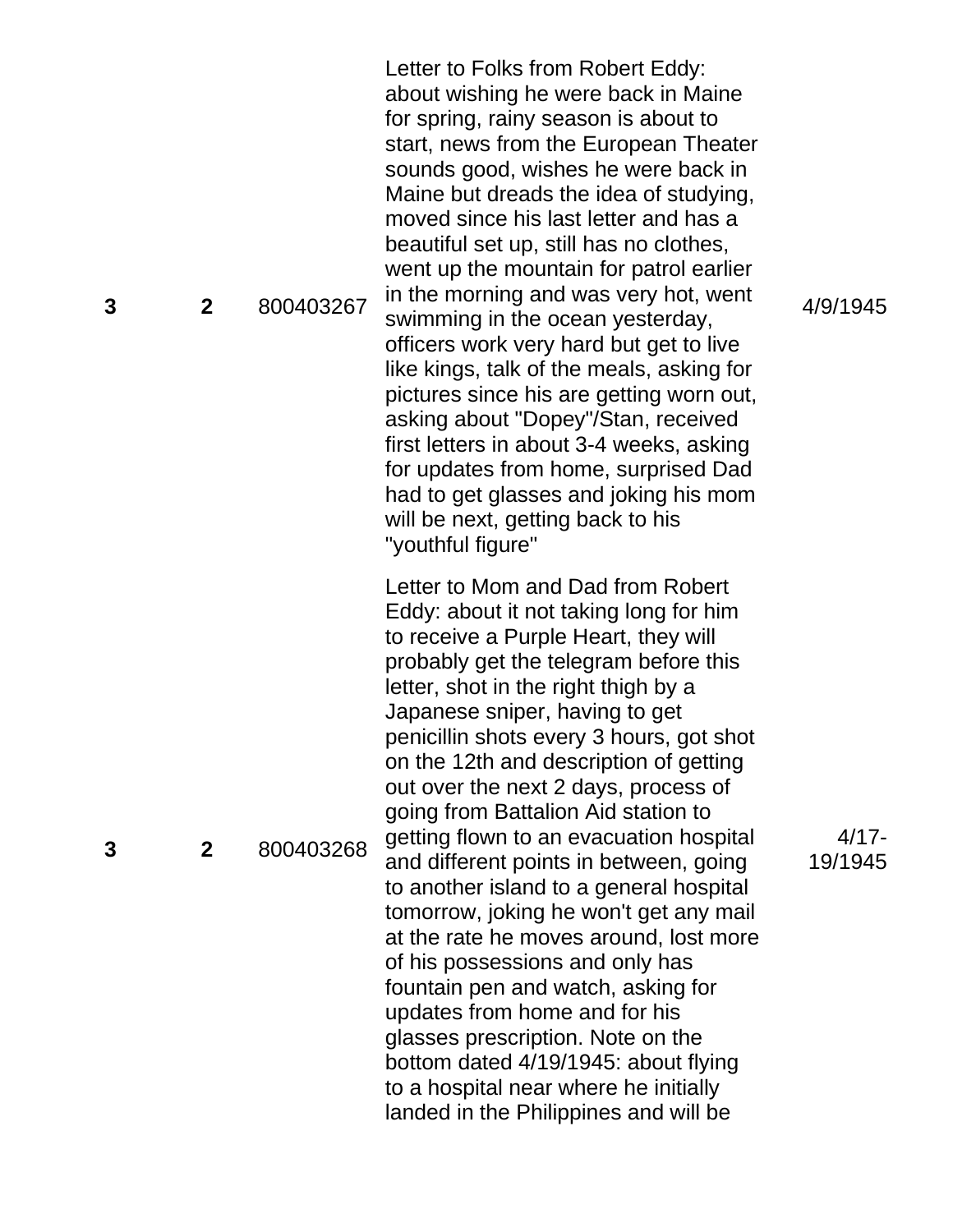| | | | | |
|---|---|---|---|---|
| **3** | **2** | 800403267 | Letter to Folks from Robert Eddy: about wishing he were back in Maine for spring, rainy season is about to start, news from the European Theater sounds good, wishes he were back in Maine but dreads the idea of studying, moved since his last letter and has a beautiful set up, still has no clothes, went up the mountain for patrol earlier in the morning and was very hot, went swimming in the ocean yesterday, officers work very hard but get to live like kings, talk of the meals, asking for pictures since his are getting worn out, asking about "Dopey"/Stan, received first letters in about 3-4 weeks, asking for updates from home, surprised Dad had to get glasses and joking his mom will be next, getting back to his "youthful figure" | 4/9/1945 |
| **3** | **2** | 800403268 | Letter to Mom and Dad from Robert Eddy: about it not taking long for him to receive a Purple Heart, they will probably get the telegram before this letter, shot in the right thigh by a Japanese sniper, having to get penicillin shots every 3 hours, got shot on the 12th and description of getting out over the next 2 days, process of going from Battalion Aid station to getting flown to an evacuation hospital and different points in between, going to another island to a general hospital tomorrow, joking he won't get any mail at the rate he moves around, lost more of his possessions and only has fountain pen and watch, asking for updates from home and for his glasses prescription. Note on the bottom dated 4/19/1945: about flying to a hospital near where he initially landed in the Philippines and will be | 4/17-19/1945 |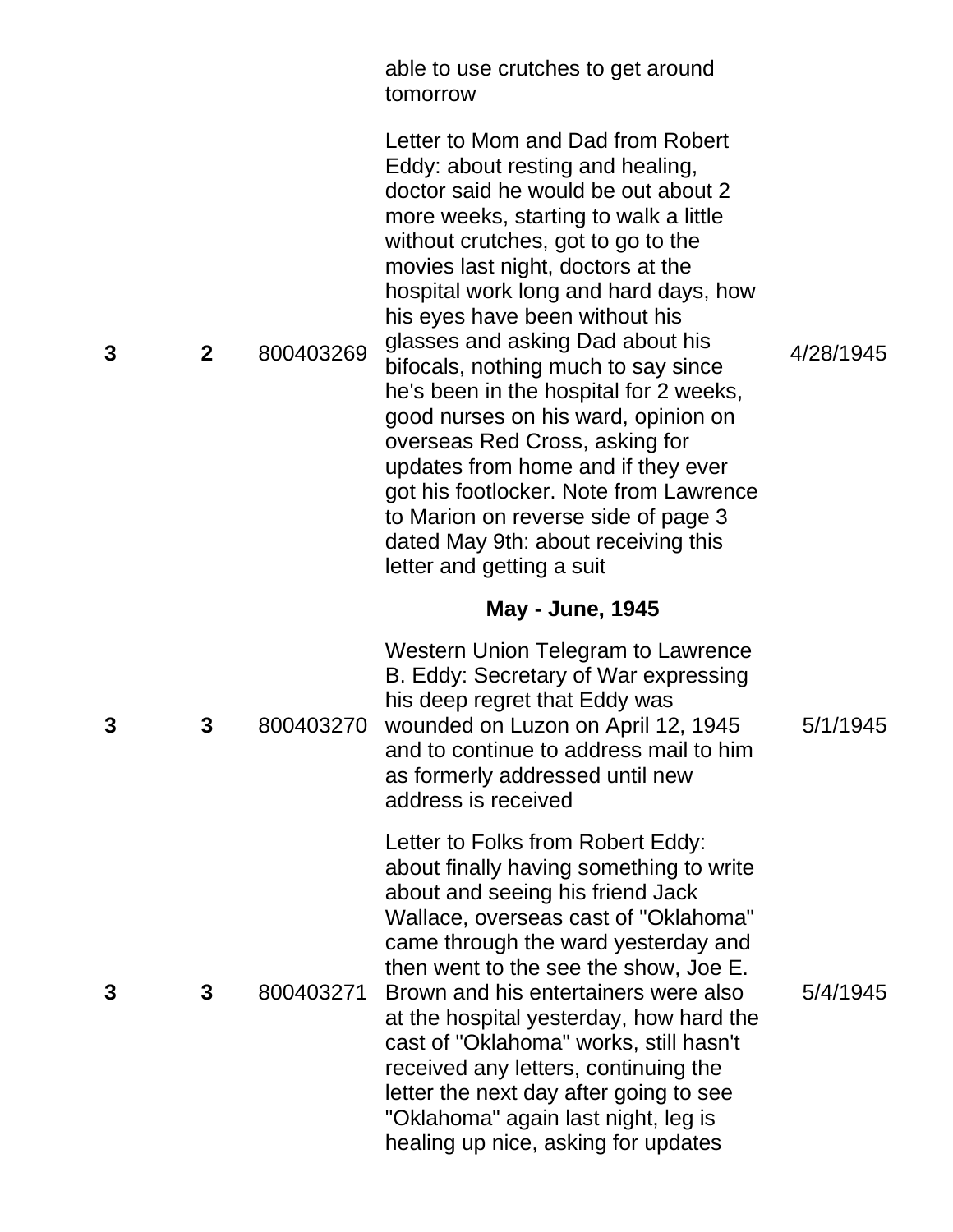| | | | | |
|---|---|---|---|---|
| | | | able to use crutches to get around tomorrow | |
| 3 | 2 | 800403269 | Letter to Mom and Dad from Robert Eddy: about resting and healing, doctor said he would be out about 2 more weeks, starting to walk a little without crutches, got to go to the movies last night, doctors at the hospital work long and hard days, how his eyes have been without his glasses and asking Dad about his bifocals, nothing much to say since he's been in the hospital for 2 weeks, good nurses on his ward, opinion on overseas Red Cross, asking for updates from home and if they ever got his footlocker. Note from Lawrence to Marion on reverse side of page 3 dated May 9th: about receiving this letter and getting a suit | 4/28/1945 |
| | | | **May - June, 1945** | |
| 3 | 3 | 800403270 | Western Union Telegram to Lawrence B. Eddy: Secretary of War expressing his deep regret that Eddy was wounded on Luzon on April 12, 1945 and to continue to address mail to him as formerly addressed until new address is received | 5/1/1945 |
| 3 | 3 | 800403271 | Letter to Folks from Robert Eddy: about finally having something to write about and seeing his friend Jack Wallace, overseas cast of "Oklahoma" came through the ward yesterday and then went to the see the show, Joe E. Brown and his entertainers were also at the hospital yesterday, how hard the cast of "Oklahoma" works, still hasn't received any letters, continuing the letter the next day after going to see "Oklahoma" again last night, leg is healing up nice, asking for updates | 5/4/1945 |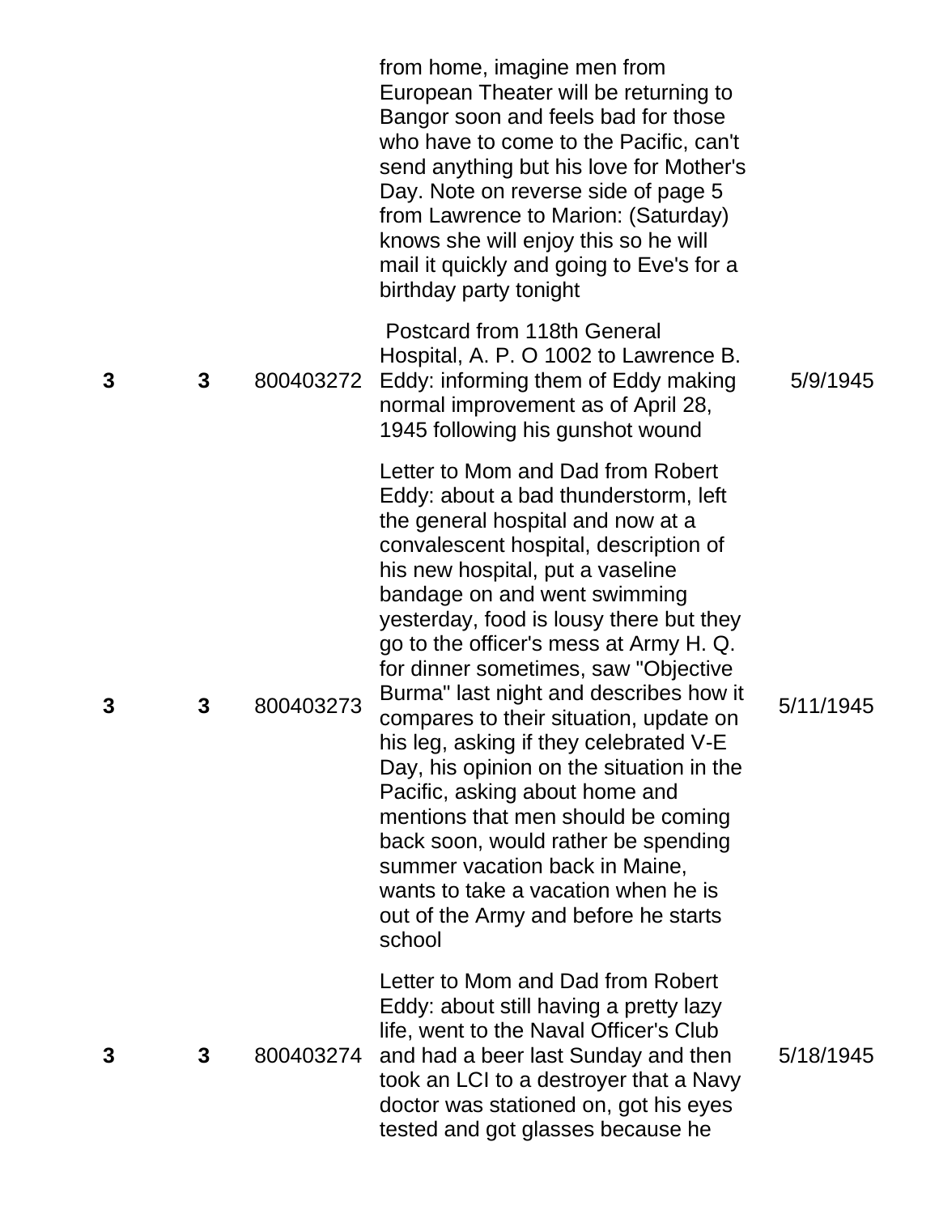| | | | | |
|---|---|---|---|---|
| | | | from home, imagine men from European Theater will be returning to Bangor soon and feels bad for those who have to come to the Pacific, can't send anything but his love for Mother's Day. Note on reverse side of page 5 from Lawrence to Marion: (Saturday) knows she will enjoy this so he will mail it quickly and going to Eve's for a birthday party tonight | |
| **3** | **3** | 800403272 | Postcard from 118th General Hospital, A. P. O 1002 to Lawrence B. Eddy: informing them of Eddy making normal improvement as of April 28, 1945 following his gunshot wound | 5/9/1945 |
| **3** | **3** | 800403273 | Letter to Mom and Dad from Robert Eddy: about a bad thunderstorm, left the general hospital and now at a convalescent hospital, description of his new hospital, put a vaseline bandage on and went swimming yesterday, food is lousy there but they go to the officer's mess at Army H. Q. for dinner sometimes, saw "Objective Burma" last night and describes how it compares to their situation, update on his leg, asking if they celebrated V-E Day, his opinion on the situation in the Pacific, asking about home and mentions that men should be coming back soon, would rather be spending summer vacation back in Maine, wants to take a vacation when he is out of the Army and before he starts school | 5/11/1945 |
| **3** | **3** | 800403274 | Letter to Mom and Dad from Robert Eddy: about still having a pretty lazy life, went to the Naval Officer's Club and had a beer last Sunday and then took an LCI to a destroyer that a Navy doctor was stationed on, got his eyes tested and got glasses because he | 5/18/1945 |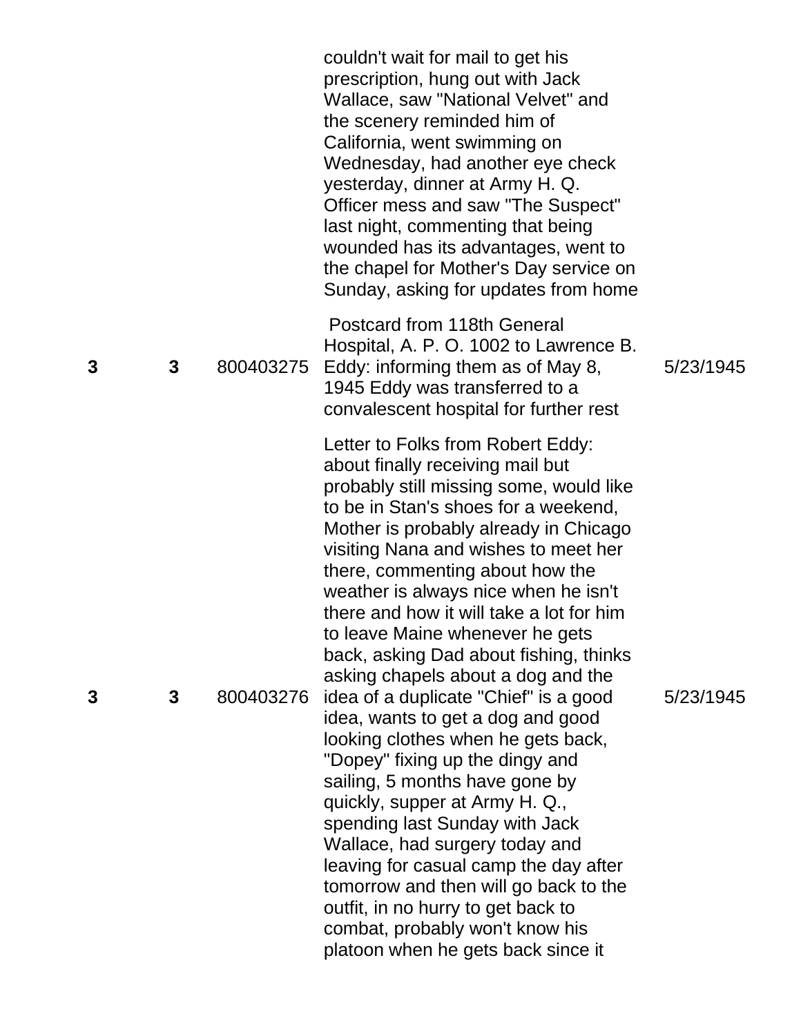| | | | | |
|---|---|---|---|---|
| | | | couldn't wait for mail to get his prescription, hung out with Jack Wallace, saw "National Velvet" and the scenery reminded him of California, went swimming on Wednesday, had another eye check yesterday, dinner at Army H. Q. Officer mess and saw "The Suspect" last night, commenting that being wounded has its advantages, went to the chapel for Mother's Day service on Sunday, asking for updates from home | |
| **3** | **3** | 800403275 | Postcard from 118th General Hospital, A. P. O. 1002 to Lawrence B. Eddy: informing them as of May 8, 1945 Eddy was transferred to a convalescent hospital for further rest | 5/23/1945 |
| **3** | **3** | 800403276 | Letter to Folks from Robert Eddy: about finally receiving mail but probably still missing some, would like to be in Stan's shoes for a weekend, Mother is probably already in Chicago visiting Nana and wishes to meet her there, commenting about how the weather is always nice when he isn't there and how it will take a lot for him to leave Maine whenever he gets back, asking Dad about fishing, thinks asking chapels about a dog and the idea of a duplicate "Chief" is a good idea, wants to get a dog and good looking clothes when he gets back, "Dopey" fixing up the dingy and sailing, 5 months have gone by quickly, supper at Army H. Q., spending last Sunday with Jack Wallace, had surgery today and leaving for casual camp the day after tomorrow and then will go back to the outfit, in no hurry to get back to combat, probably won't know his platoon when he gets back since it | 5/23/1945 |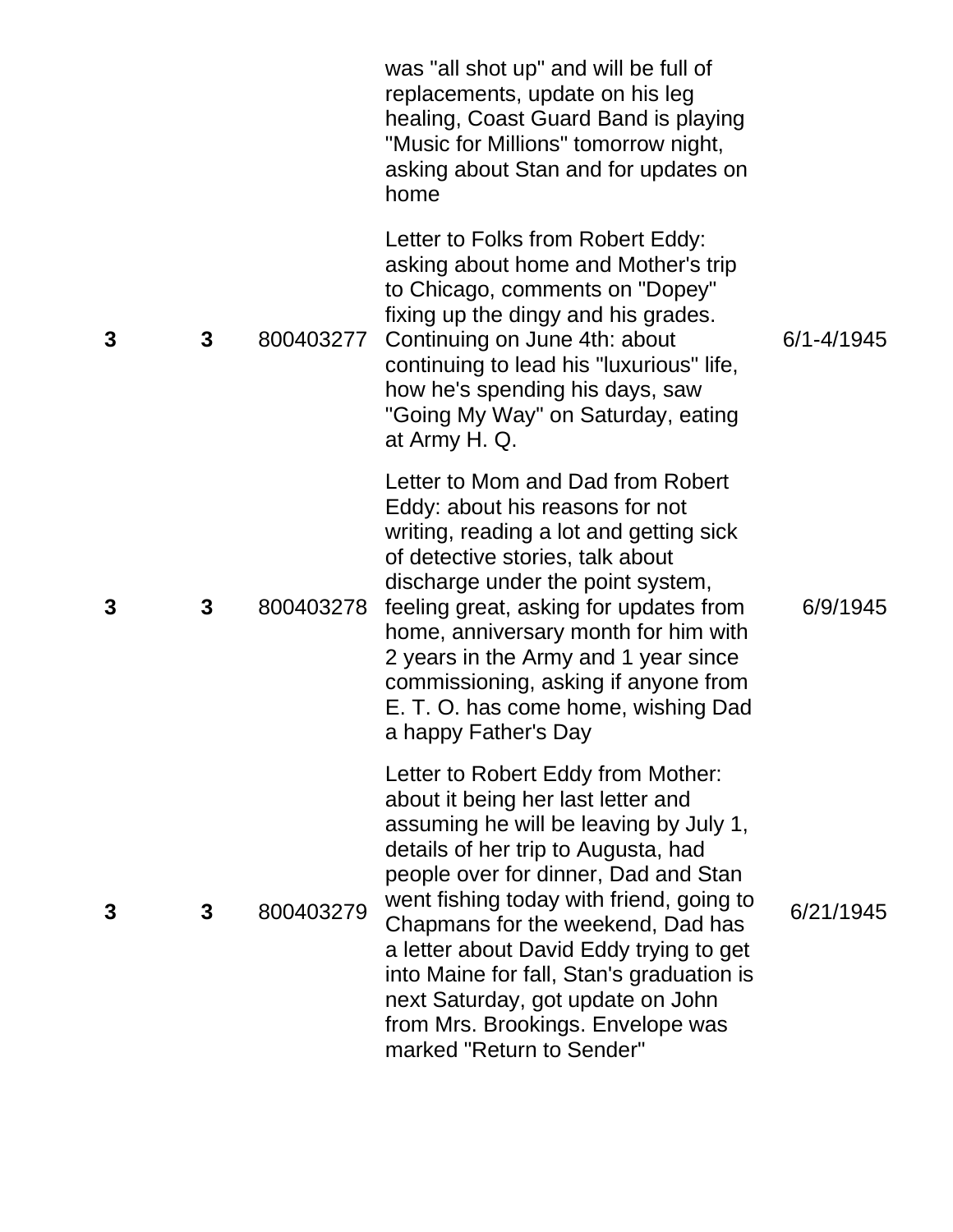| | | | | |
|---|---|---|---|---|
| | | | was "all shot up" and will be full of replacements, update on his leg healing, Coast Guard Band is playing "Music for Millions" tomorrow night, asking about Stan and for updates on home | |
| 3 | 3 | 800403277 | Letter to Folks from Robert Eddy: asking about home and Mother's trip to Chicago, comments on "Dopey" fixing up the dingy and his grades. Continuing on June 4th: about continuing to lead his "luxurious" life, how he's spending his days, saw "Going My Way" on Saturday, eating at Army H. Q. | 6/1-4/1945 |
| 3 | 3 | 800403278 | Letter to Mom and Dad from Robert Eddy: about his reasons for not writing, reading a lot and getting sick of detective stories, talk about discharge under the point system, feeling great, asking for updates from home, anniversary month for him with 2 years in the Army and 1 year since commissioning, asking if anyone from E. T. O. has come home, wishing Dad a happy Father's Day | 6/9/1945 |
| 3 | 3 | 800403279 | Letter to Robert Eddy from Mother: about it being her last letter and assuming he will be leaving by July 1, details of her trip to Augusta, had people over for dinner, Dad and Stan went fishing today with friend, going to Chapmans for the weekend, Dad has a letter about David Eddy trying to get into Maine for fall, Stan's graduation is next Saturday, got update on John from Mrs. Brookings. Envelope was marked "Return to Sender" | 6/21/1945 |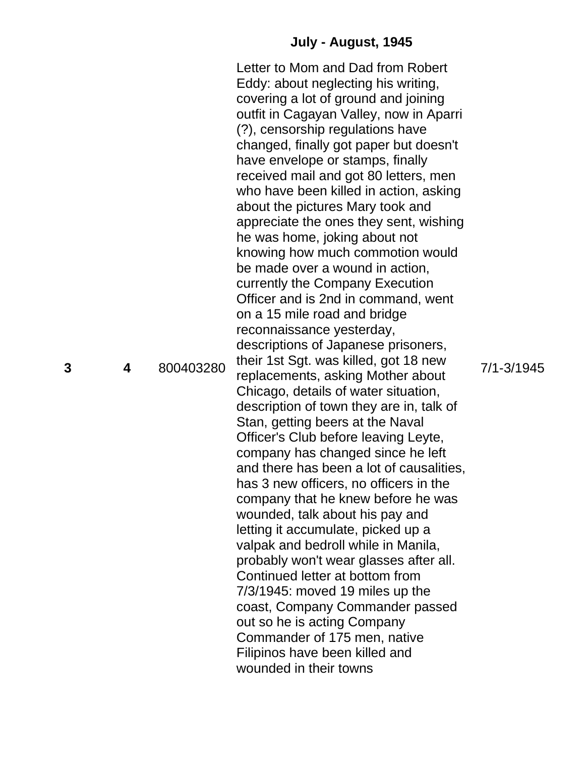**July - August, 1945**

| | | | | |
|---|---|---|---|---|
| **3** | **4** | 800403280 | Letter to Mom and Dad from Robert Eddy: about neglecting his writing, covering a lot of ground and joining outfit in Cagayan Valley, now in Aparri (?), censorship regulations have changed, finally got paper but doesn't have envelope or stamps, finally received mail and got 80 letters, men who have been killed in action, asking about the pictures Mary took and appreciate the ones they sent, wishing he was home, joking about not knowing how much commotion would be made over a wound in action, currently the Company Execution Officer and is 2nd in command, went on a 15 mile road and bridge reconnaissance yesterday, descriptions of Japanese prisoners, their 1st Sgt. was killed, got 18 new replacements, asking Mother about Chicago, details of water situation, description of town they are in, talk of Stan, getting beers at the Naval Officer's Club before leaving Leyte, company has changed since he left and there has been a lot of causalities, has 3 new officers, no officers in the company that he knew before he was wounded, talk about his pay and letting it accumulate, picked up a valpak and bedroll while in Manila, probably won't wear glasses after all. Continued letter at bottom from 7/3/1945: moved 19 miles up the coast, Company Commander passed out so he is acting Company Commander of 175 men, native Filipinos have been killed and wounded in their towns | 7/1-3/1945 |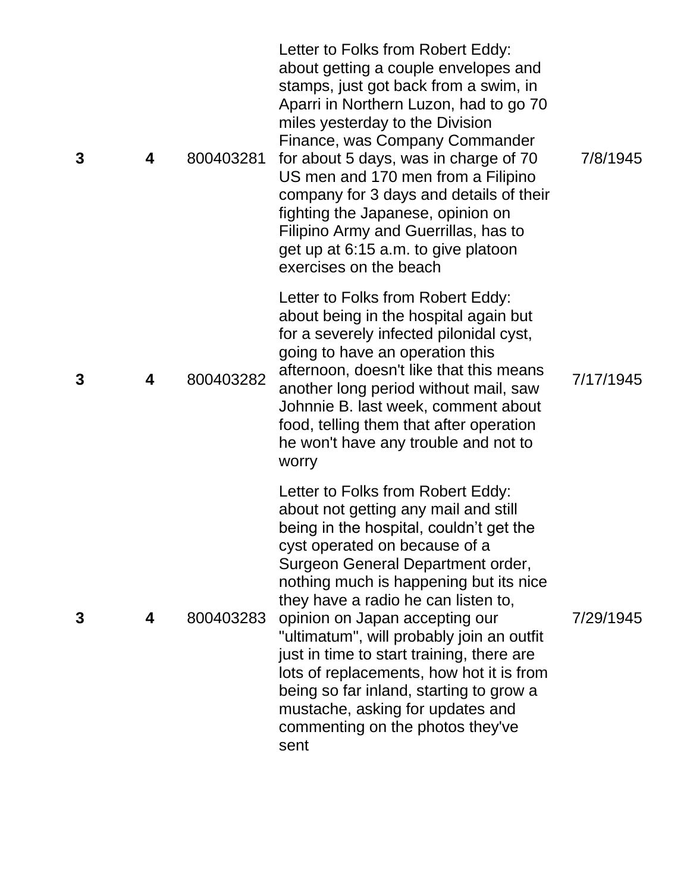| | | | | |
|---|---|---|---|---|
| **3** | **4** | 800403281 | Letter to Folks from Robert Eddy: about getting a couple envelopes and stamps, just got back from a swim, in Aparri in Northern Luzon, had to go 70 miles yesterday to the Division Finance, was Company Commander for about 5 days, was in charge of 70 US men and 170 men from a Filipino company for 3 days and details of their fighting the Japanese, opinion on Filipino Army and Guerrillas, has to get up at 6:15 a.m. to give platoon exercises on the beach | 7/8/1945 |
| **3** | **4** | 800403282 | Letter to Folks from Robert Eddy: about being in the hospital again but for a severely infected pilonidal cyst, going to have an operation this afternoon, doesn't like that this means another long period without mail, saw Johnnie B. last week, comment about food, telling them that after operation he won't have any trouble and not to worry | 7/17/1945 |
| **3** | **4** | 800403283 | Letter to Folks from Robert Eddy: about not getting any mail and still being in the hospital, couldn’t get the cyst operated on because of a Surgeon General Department order, nothing much is happening but its nice they have a radio he can listen to, opinion on Japan accepting our "ultimatum", will probably join an outfit just in time to start training, there are lots of replacements, how hot it is from being so far inland, starting to grow a mustache, asking for updates and commenting on the photos they've sent | 7/29/1945 |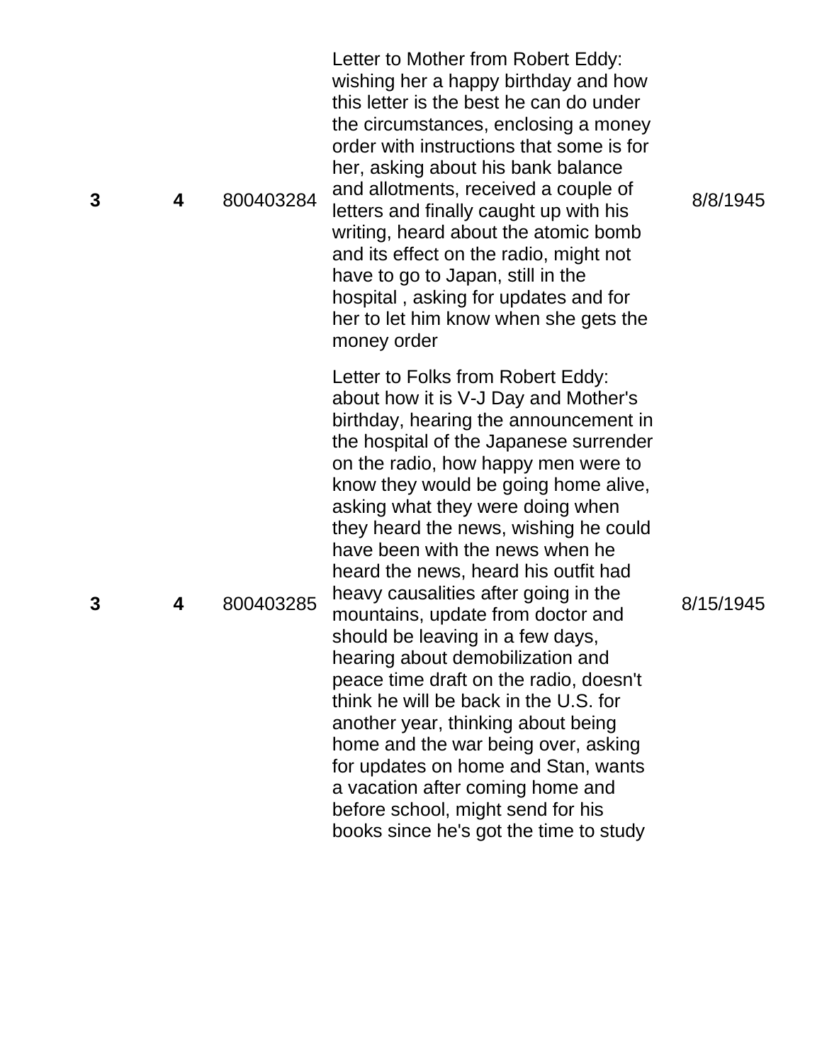| | | | | |
|---|---|---|---|---|
| **3** | **4** | 800403284 | Letter to Mother from Robert Eddy: wishing her a happy birthday and how this letter is the best he can do under the circumstances, enclosing a money order with instructions that some is for her, asking about his bank balance and allotments, received a couple of letters and finally caught up with his writing, heard about the atomic bomb and its effect on the radio, might not have to go to Japan, still in the hospital , asking for updates and for her to let him know when she gets the money order | 8/8/1945 |
| **3** | **4** | 800403285 | Letter to Folks from Robert Eddy: about how it is V-J Day and Mother's birthday, hearing the announcement in the hospital of the Japanese surrender on the radio, how happy men were to know they would be going home alive, asking what they were doing when they heard the news, wishing he could have been with the news when he heard the news, heard his outfit had heavy causalities after going in the mountains, update from doctor and should be leaving in a few days, hearing about demobilization and peace time draft on the radio, doesn't think he will be back in the U.S. for another year, thinking about being home and the war being over, asking for updates on home and Stan, wants a vacation after coming home and before school, might send for his books since he's got the time to study | 8/15/1945 |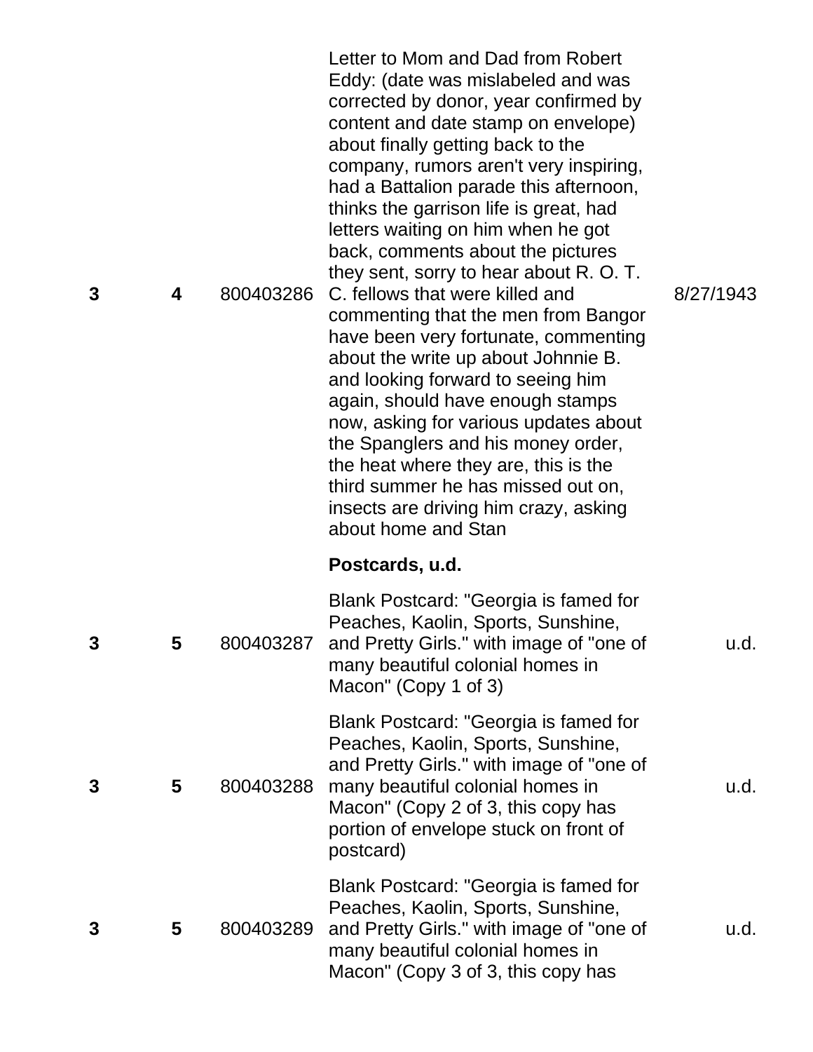| | | | | |
|---|---|---|---|---|
| 3 | 4 | 800403286 | Letter to Mom and Dad from Robert Eddy: (date was mislabeled and was corrected by donor, year confirmed by content and date stamp on envelope) about finally getting back to the company, rumors aren't very inspiring, had a Battalion parade this afternoon, thinks the garrison life is great, had letters waiting on him when he got back, comments about the pictures they sent, sorry to hear about R. O. T. C. fellows that were killed and commenting that the men from Bangor have been very fortunate, commenting about the write up about Johnnie B. and looking forward to seeing him again, should have enough stamps now, asking for various updates about the Spanglers and his money order, the heat where they are, this is the third summer he has missed out on, insects are driving him crazy, asking about home and Stan | 8/27/1943 |
| | | | **Postcards, u.d.** | |
| 3 | 5 | 800403287 | Blank Postcard: "Georgia is famed for Peaches, Kaolin, Sports, Sunshine, and Pretty Girls." with image of "one of many beautiful colonial homes in Macon" (Copy 1 of 3) | u.d. |
| 3 | 5 | 800403288 | Blank Postcard: "Georgia is famed for Peaches, Kaolin, Sports, Sunshine, and Pretty Girls." with image of "one of many beautiful colonial homes in Macon" (Copy 2 of 3, this copy has portion of envelope stuck on front of postcard) | u.d. |
| 3 | 5 | 800403289 | Blank Postcard: "Georgia is famed for Peaches, Kaolin, Sports, Sunshine, and Pretty Girls." with image of "one of many beautiful colonial homes in Macon" (Copy 3 of 3, this copy has | u.d. |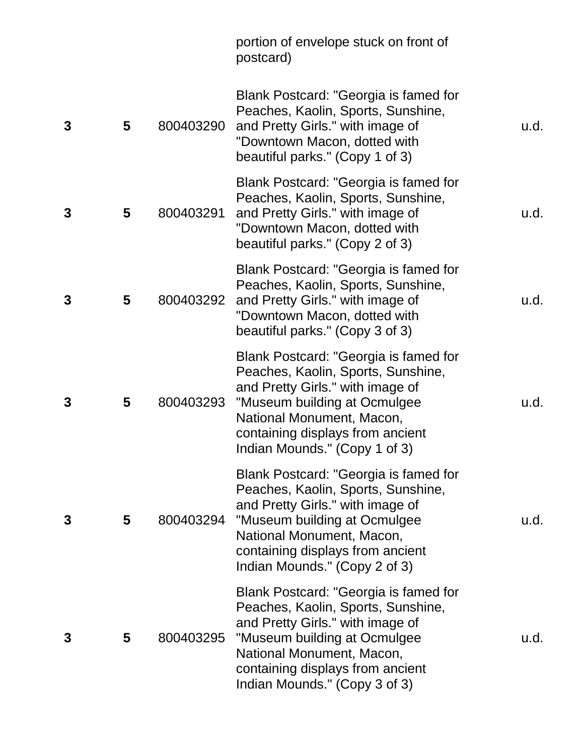| | | | | |
|---|---|---|---|---|
| | | | portion of envelope stuck on front of postcard) | |
| **3** | **5** | 800403290 | Blank Postcard: "Georgia is famed for Peaches, Kaolin, Sports, Sunshine, and Pretty Girls." with image of "Downtown Macon, dotted with beautiful parks." (Copy 1 of 3) | u.d. |
| **3** | **5** | 800403291 | Blank Postcard: "Georgia is famed for Peaches, Kaolin, Sports, Sunshine, and Pretty Girls." with image of "Downtown Macon, dotted with beautiful parks." (Copy 2 of 3) | u.d. |
| **3** | **5** | 800403292 | Blank Postcard: "Georgia is famed for Peaches, Kaolin, Sports, Sunshine, and Pretty Girls." with image of "Downtown Macon, dotted with beautiful parks." (Copy 3 of 3) | u.d. |
| **3** | **5** | 800403293 | Blank Postcard: "Georgia is famed for Peaches, Kaolin, Sports, Sunshine, and Pretty Girls." with image of "Museum building at Ocmulgee National Monument, Macon, containing displays from ancient Indian Mounds." (Copy 1 of 3) | u.d. |
| **3** | **5** | 800403294 | Blank Postcard: "Georgia is famed for Peaches, Kaolin, Sports, Sunshine, and Pretty Girls." with image of "Museum building at Ocmulgee National Monument, Macon, containing displays from ancient Indian Mounds." (Copy 2 of 3) | u.d. |
| **3** | **5** | 800403295 | Blank Postcard: "Georgia is famed for Peaches, Kaolin, Sports, Sunshine, and Pretty Girls." with image of "Museum building at Ocmulgee National Monument, Macon, containing displays from ancient Indian Mounds." (Copy 3 of 3) | u.d. |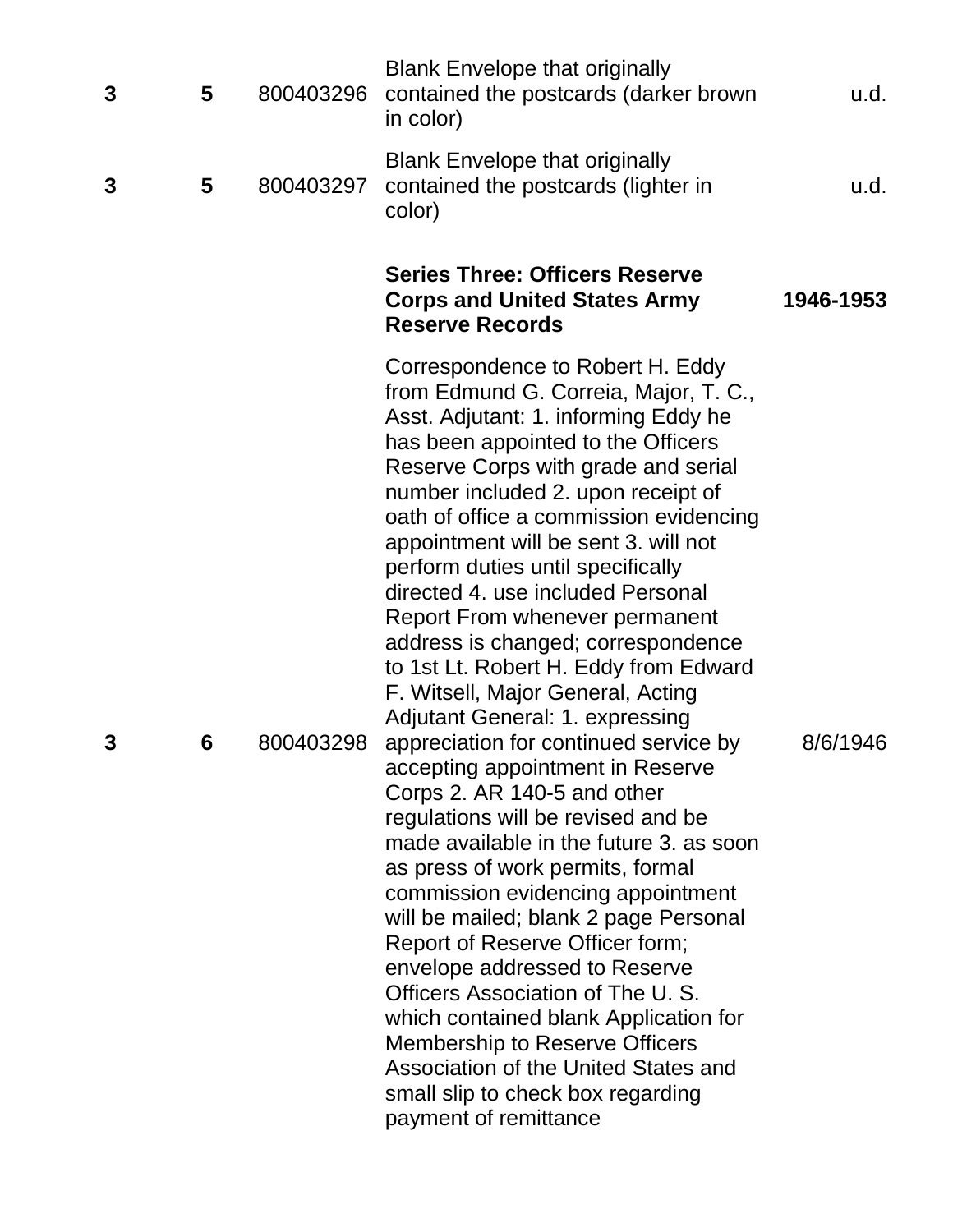| | | | | |
|---|---|---|---|---|
| **3** | **5** | 800403296 | Blank Envelope that originally contained the postcards (darker brown in color) | u.d. |
| **3** | **5** | 800403297 | Blank Envelope that originally contained the postcards (lighter in color) | u.d. |
| | | | **Series Three: Officers Reserve Corps and United States Army Reserve Records** | **1946-1953** |
| **3** | **6** | 800403298 | Correspondence to Robert H. Eddy from Edmund G. Correia, Major, T. C., Asst. Adjutant: 1. informing Eddy he has been appointed to the Officers Reserve Corps with grade and serial number included 2. upon receipt of oath of office a commission evidencing appointment will be sent 3. will not perform duties until specifically directed 4. use included Personal Report From whenever permanent address is changed; correspondence to 1st Lt. Robert H. Eddy from Edward F. Witsell, Major General, Acting Adjutant General: 1. expressing appreciation for continued service by accepting appointment in Reserve Corps 2. AR 140-5 and other regulations will be revised and be made available in the future 3. as soon as press of work permits, formal commission evidencing appointment will be mailed; blank 2 page Personal Report of Reserve Officer form; envelope addressed to Reserve Officers Association of The U. S. which contained blank Application for Membership to Reserve Officers Association of the United States and small slip to check box regarding payment of remittance | 8/6/1946 |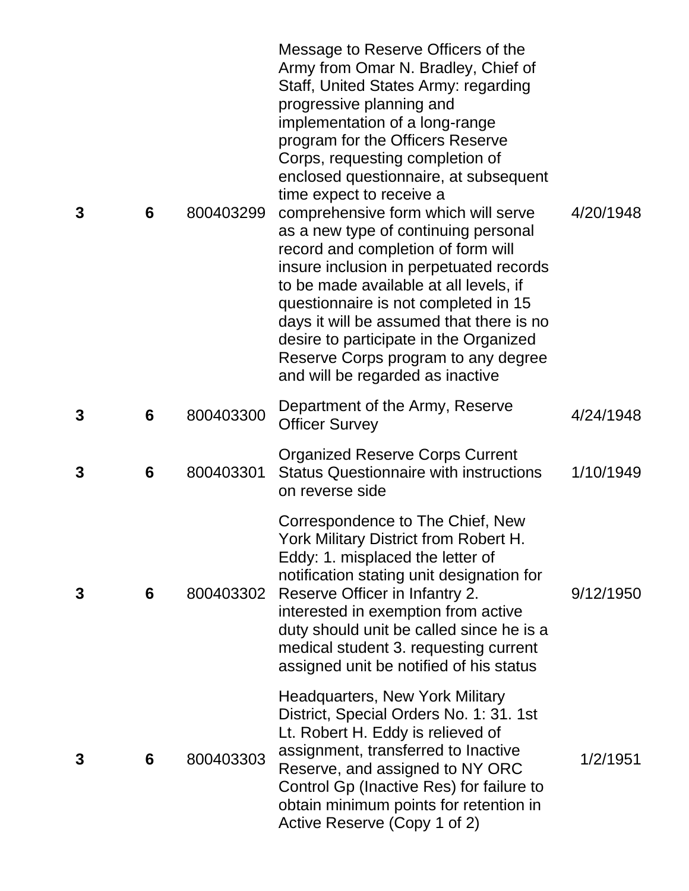| | | | | |
|---|---|---|---|---|
| **3** | **6** | 800403299 | Message to Reserve Officers of the Army from Omar N. Bradley, Chief of Staff, United States Army: regarding progressive planning and implementation of a long-range program for the Officers Reserve Corps, requesting completion of enclosed questionnaire, at subsequent time expect to receive a comprehensive form which will serve as a new type of continuing personal record and completion of form will insure inclusion in perpetuated records to be made available at all levels, if questionnaire is not completed in 15 days it will be assumed that there is no desire to participate in the Organized Reserve Corps program to any degree and will be regarded as inactive | 4/20/1948 |
| **3** | **6** | 800403300 | Department of the Army, Reserve Officer Survey | 4/24/1948 |
| **3** | **6** | 800403301 | Organized Reserve Corps Current Status Questionnaire with instructions on reverse side | 1/10/1949 |
| **3** | **6** | 800403302 | Correspondence to The Chief, New York Military District from Robert H. Eddy: 1. misplaced the letter of notification stating unit designation for Reserve Officer in Infantry 2. interested in exemption from active duty should unit be called since he is a medical student 3. requesting current assigned unit be notified of his status | 9/12/1950 |
| **3** | **6** | 800403303 | Headquarters, New York Military District, Special Orders No. 1: 31. 1st Lt. Robert H. Eddy is relieved of assignment, transferred to Inactive Reserve, and assigned to NY ORC Control Gp (Inactive Res) for failure to obtain minimum points for retention in Active Reserve (Copy 1 of 2) | 1/2/1951 |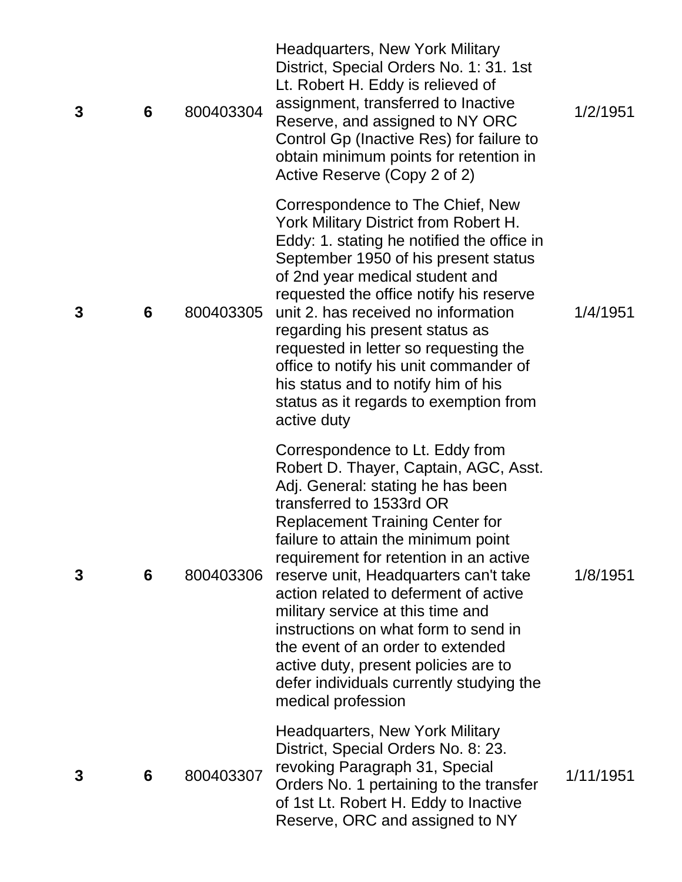| | | | | |
|---|---|---|---|---|
| **3** | **6** | 800403304 | Headquarters, New York Military District, Special Orders No. 1: 31. 1st Lt. Robert H. Eddy is relieved of assignment, transferred to Inactive Reserve, and assigned to NY ORC Control Gp (Inactive Res) for failure to obtain minimum points for retention in Active Reserve (Copy 2 of 2) | 1/2/1951 |
| **3** | **6** | 800403305 | Correspondence to The Chief, New York Military District from Robert H. Eddy: 1. stating he notified the office in September 1950 of his present status of 2nd year medical student and requested the office notify his reserve unit 2. has received no information regarding his present status as requested in letter so requesting the office to notify his unit commander of his status and to notify him of his status as it regards to exemption from active duty | 1/4/1951 |
| **3** | **6** | 800403306 | Correspondence to Lt. Eddy from Robert D. Thayer, Captain, AGC, Asst. Adj. General: stating he has been transferred to 1533rd OR Replacement Training Center for failure to attain the minimum point requirement for retention in an active reserve unit, Headquarters can't take action related to deferment of active military service at this time and instructions on what form to send in the event of an order to extended active duty, present policies are to defer individuals currently studying the medical profession | 1/8/1951 |
| **3** | **6** | 800403307 | Headquarters, New York Military District, Special Orders No. 8: 23. revoking Paragraph 31, Special Orders No. 1 pertaining to the transfer of 1st Lt. Robert H. Eddy to Inactive Reserve, ORC and assigned to NY | 1/11/1951 |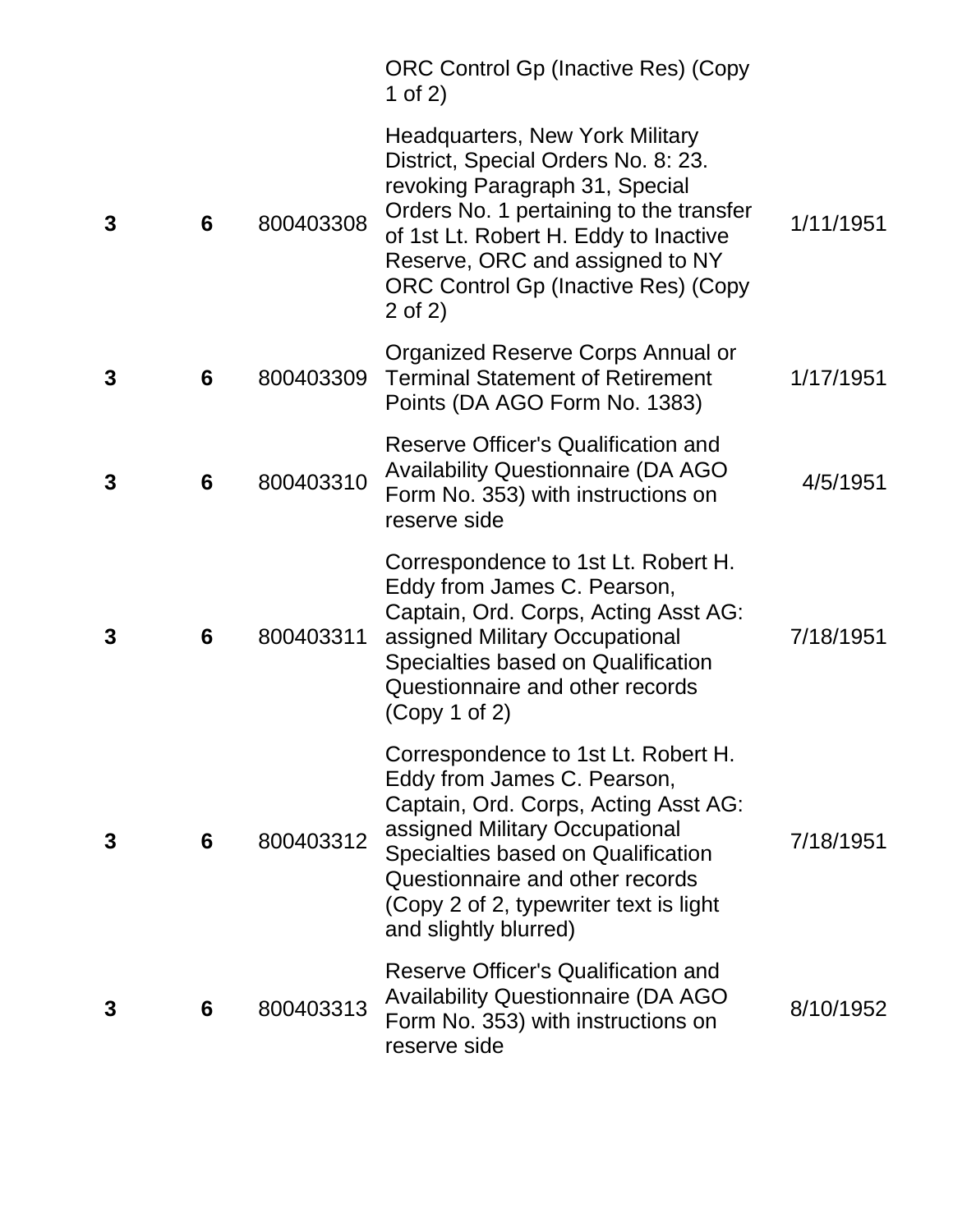| | | | | |
|---|---|---|---|---|
| | | | ORC Control Gp (Inactive Res) (Copy 1 of 2) | |
| **3** | **6** | 800403308 | Headquarters, New York Military District, Special Orders No. 8: 23. revoking Paragraph 31, Special Orders No. 1 pertaining to the transfer of 1st Lt. Robert H. Eddy to Inactive Reserve, ORC and assigned to NY ORC Control Gp (Inactive Res) (Copy 2 of 2) | 1/11/1951 |
| **3** | **6** | 800403309 | Organized Reserve Corps Annual or Terminal Statement of Retirement Points (DA AGO Form No. 1383) | 1/17/1951 |
| **3** | **6** | 800403310 | Reserve Officer's Qualification and Availability Questionnaire (DA AGO Form No. 353) with instructions on reserve side | 4/5/1951 |
| **3** | **6** | 800403311 | Correspondence to 1st Lt. Robert H. Eddy from James C. Pearson, Captain, Ord. Corps, Acting Asst AG: assigned Military Occupational Specialties based on Qualification Questionnaire and other records (Copy 1 of 2) | 7/18/1951 |
| **3** | **6** | 800403312 | Correspondence to 1st Lt. Robert H. Eddy from James C. Pearson, Captain, Ord. Corps, Acting Asst AG: assigned Military Occupational Specialties based on Qualification Questionnaire and other records (Copy 2 of 2, typewriter text is light and slightly blurred) | 7/18/1951 |
| **3** | **6** | 800403313 | Reserve Officer's Qualification and Availability Questionnaire (DA AGO Form No. 353) with instructions on reserve side | 8/10/1952 |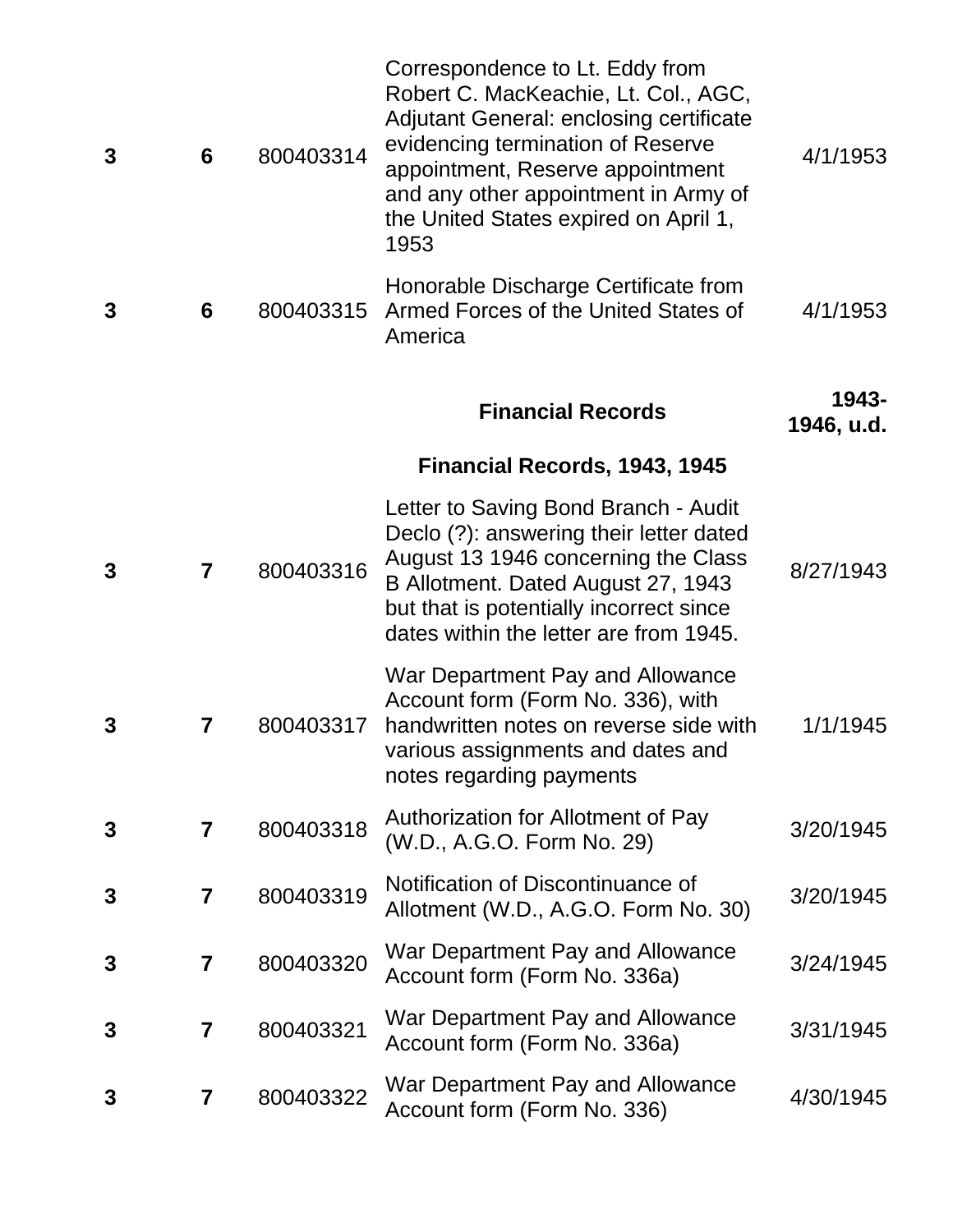| | | | | |
|---|---|---|---|---|
| **3** | **6** | 800403314 | Correspondence to Lt. Eddy from Robert C. MacKeachie, Lt. Col., AGC, Adjutant General: enclosing certificate evidencing termination of Reserve appointment, Reserve appointment and any other appointment in Army of the United States expired on April 1, 1953 | 4/1/1953 |
| **3** | **6** | 800403315 | Honorable Discharge Certificate from Armed Forces of the United States of America | 4/1/1953 |
| | | | **Financial Records** | **1943-1946, u.d.** |
| | | | **Financial Records, 1943, 1945** | |
| **3** | **7** | 800403316 | Letter to Saving Bond Branch - Audit Declo (?): answering their letter dated August 13 1946 concerning the Class B Allotment. Dated August 27, 1943 but that is potentially incorrect since dates within the letter are from 1945. | 8/27/1943 |
| **3** | **7** | 800403317 | War Department Pay and Allowance Account form (Form No. 336), with handwritten notes on reverse side with various assignments and dates and notes regarding payments | 1/1/1945 |
| **3** | **7** | 800403318 | Authorization for Allotment of Pay (W.D., A.G.O. Form No. 29) | 3/20/1945 |
| **3** | **7** | 800403319 | Notification of Discontinuance of Allotment (W.D., A.G.O. Form No. 30) | 3/20/1945 |
| **3** | **7** | 800403320 | War Department Pay and Allowance Account form (Form No. 336a) | 3/24/1945 |
| **3** | **7** | 800403321 | War Department Pay and Allowance Account form (Form No. 336a) | 3/31/1945 |
| **3** | **7** | 800403322 | War Department Pay and Allowance Account form (Form No. 336) | 4/30/1945 |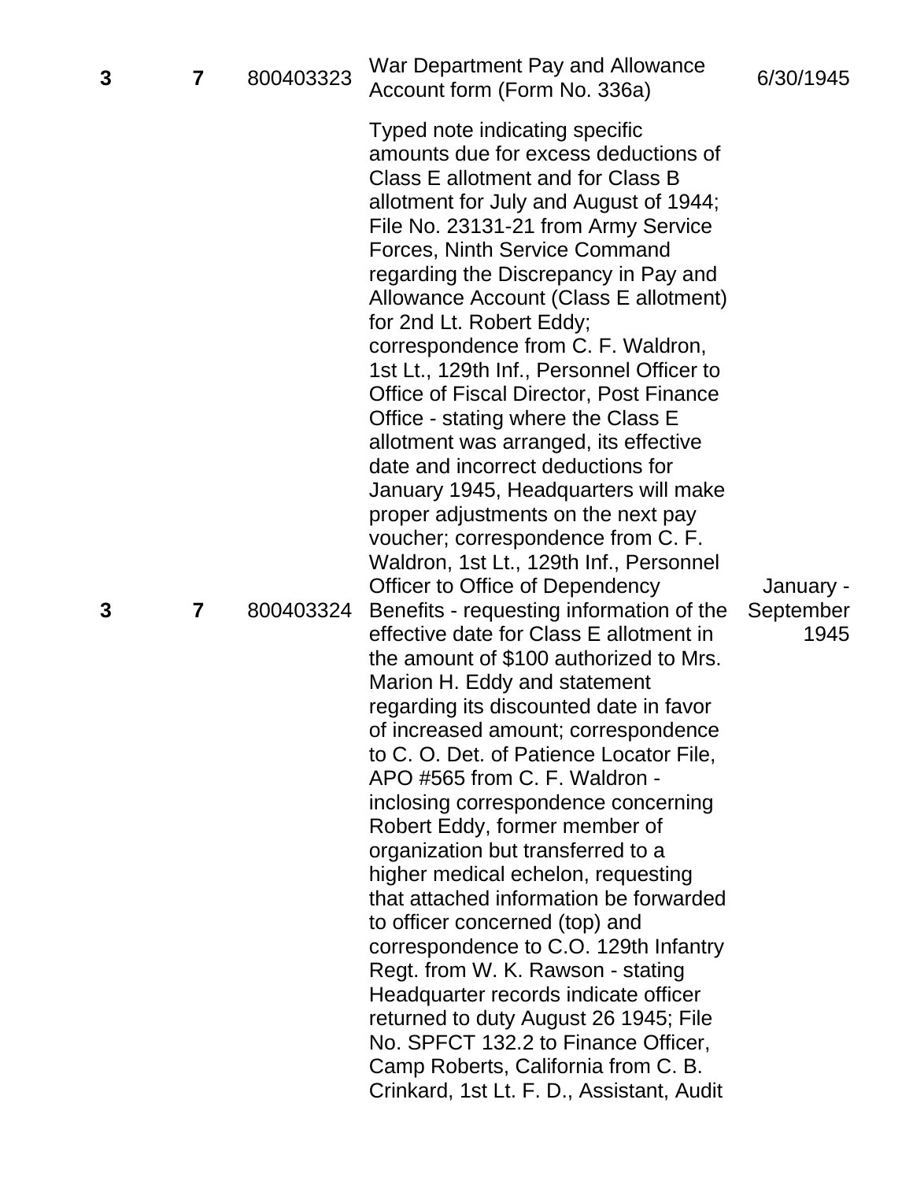| | | | | |
|---|---|---|---|---|
| 3 | 7 | 800403323 | War Department Pay and Allowance Account form (Form No. 336a) | 6/30/1945 |
| 3 | 7 | 800403324 | Typed note indicating specific amounts due for excess deductions of Class E allotment and for Class B allotment for July and August of 1944; File No. 23131-21 from Army Service Forces, Ninth Service Command regarding the Discrepancy in Pay and Allowance Account (Class E allotment) for 2nd Lt. Robert Eddy; correspondence from C. F. Waldron, 1st Lt., 129th Inf., Personnel Officer to Office of Fiscal Director, Post Finance Office - stating where the Class E allotment was arranged, its effective date and incorrect deductions for January 1945, Headquarters will make proper adjustments on the next pay voucher; correspondence from C. F. Waldron, 1st Lt., 129th Inf., Personnel Officer to Office of Dependency Benefits - requesting information of the effective date for Class E allotment in the amount of $100 authorized to Mrs. Marion H. Eddy and statement regarding its discounted date in favor of increased amount; correspondence to C. O. Det. of Patience Locator File, APO #565 from C. F. Waldron - inclosing correspondence concerning Robert Eddy, former member of organization but transferred to a higher medical echelon, requesting that attached information be forwarded to officer concerned (top) and correspondence to C.O. 129th Infantry Regt. from W. K. Rawson - stating Headquarter records indicate officer returned to duty August 26 1945; File No. SPFCT 132.2 to Finance Officer, Camp Roberts, California from C. B. Crinkard, 1st Lt. F. D., Assistant, Audit | January - September 1945 |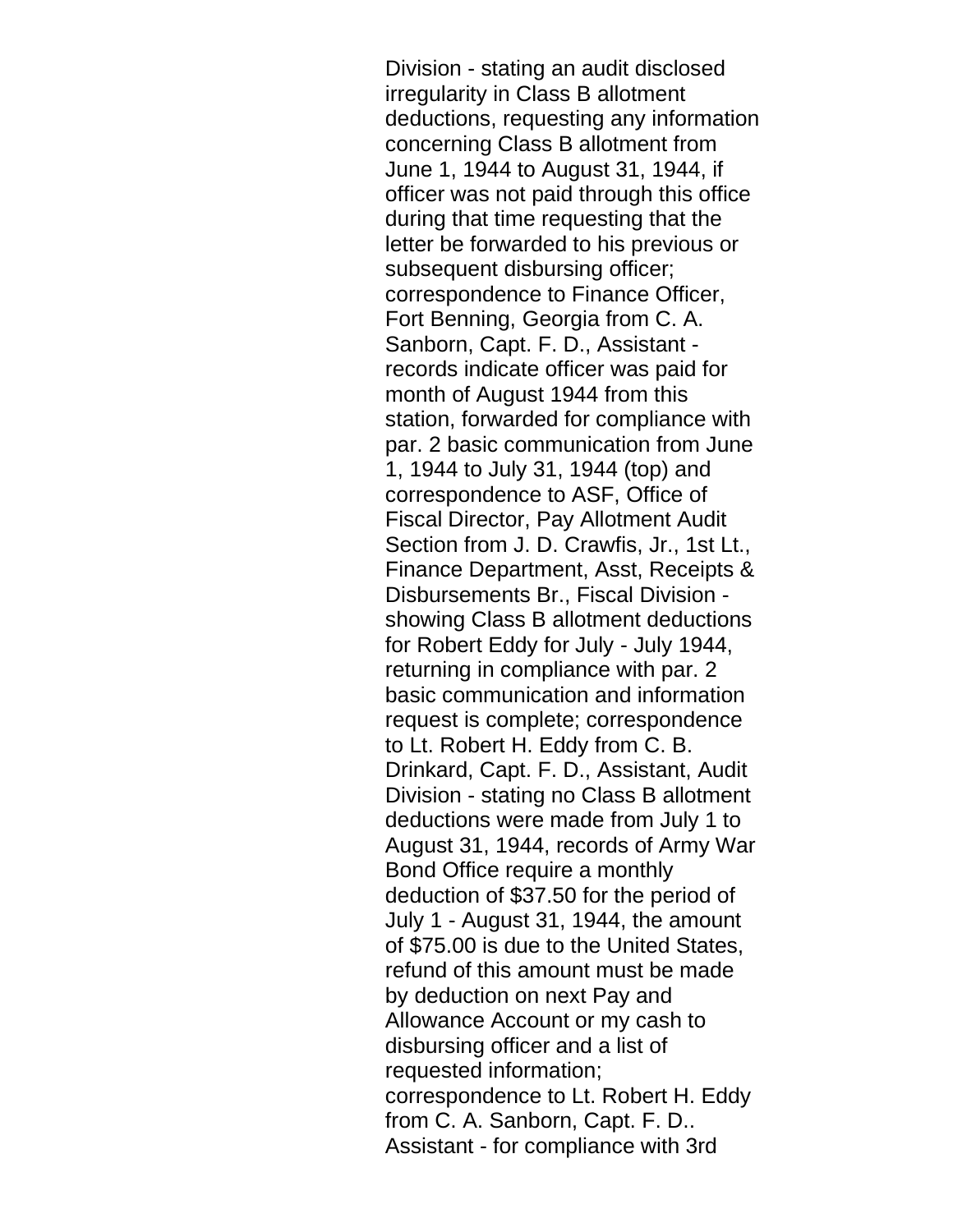Division - stating an audit disclosed irregularity in Class B allotment deductions, requesting any information concerning Class B allotment from June 1, 1944 to August 31, 1944, if officer was not paid through this office during that time requesting that the letter be forwarded to his previous or subsequent disbursing officer; correspondence to Finance Officer, Fort Benning, Georgia from C. A. Sanborn, Capt. F. D., Assistant - records indicate officer was paid for month of August 1944 from this station, forwarded for compliance with par. 2 basic communication from June 1, 1944 to July 31, 1944 (top) and correspondence to ASF, Office of Fiscal Director, Pay Allotment Audit Section from J. D. Crawfis, Jr., 1st Lt., Finance Department, Asst, Receipts & Disbursements Br., Fiscal Division - showing Class B allotment deductions for Robert Eddy for July - July 1944, returning in compliance with par. 2 basic communication and information request is complete; correspondence to Lt. Robert H. Eddy from C. B. Drinkard, Capt. F. D., Assistant, Audit Division - stating no Class B allotment deductions were made from July 1 to August 31, 1944, records of Army War Bond Office require a monthly deduction of $37.50 for the period of July 1 - August 31, 1944, the amount of $75.00 is due to the United States, refund of this amount must be made by deduction on next Pay and Allowance Account or my cash to disbursing officer and a list of requested information; correspondence to Lt. Robert H. Eddy from C. A. Sanborn, Capt. F. D.. Assistant - for compliance with 3rd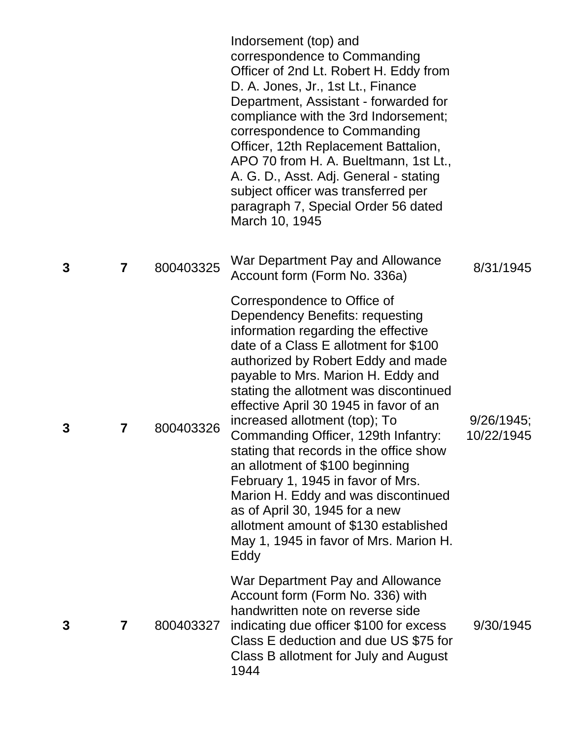| | | | | |
|---|---|---|---|---|
| | | | Indorsement (top) and correspondence to Commanding Officer of 2nd Lt. Robert H. Eddy from D. A. Jones, Jr., 1st Lt., Finance Department, Assistant - forwarded for compliance with the 3rd Indorsement; correspondence to Commanding Officer, 12th Replacement Battalion, APO 70 from H. A. Bueltmann, 1st Lt., A. G. D., Asst. Adj. General - stating subject officer was transferred per paragraph 7, Special Order 56 dated March 10, 1945 | |
| **3** | **7** | 800403325 | War Department Pay and Allowance Account form (Form No. 336a) | 8/31/1945 |
| **3** | **7** | 800403326 | Correspondence to Office of Dependency Benefits: requesting information regarding the effective date of a Class E allotment for $100 authorized by Robert Eddy and made payable to Mrs. Marion H. Eddy and stating the allotment was discontinued effective April 30 1945 in favor of an increased allotment (top); To Commanding Officer, 129th Infantry: stating that records in the office show an allotment of $100 beginning February 1, 1945 in favor of Mrs. Marion H. Eddy and was discontinued as of April 30, 1945 for a new allotment amount of $130 established May 1, 1945 in favor of Mrs. Marion H. Eddy | 9/26/1945; 10/22/1945 |
| **3** | **7** | 800403327 | War Department Pay and Allowance Account form (Form No. 336) with handwritten note on reverse side indicating due officer $100 for excess Class E deduction and due US $75 for Class B allotment for July and August 1944 | 9/30/1945 |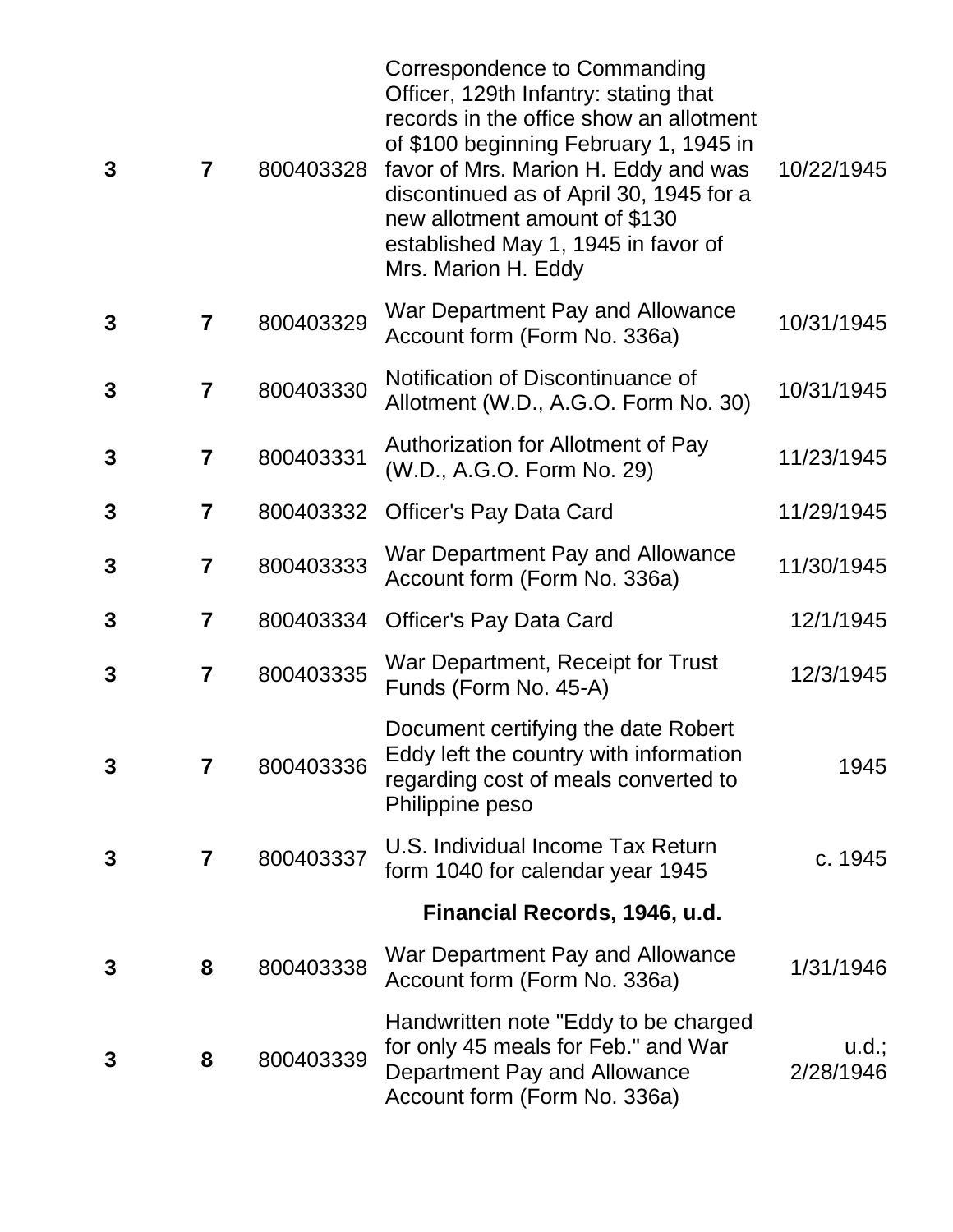| | | | | |
|---|---|---|---|---|
| **3** | **7** | 800403328 | Correspondence to Commanding Officer, 129th Infantry: stating that records in the office show an allotment of $100 beginning February 1, 1945 in favor of Mrs. Marion H. Eddy and was discontinued as of April 30, 1945 for a new allotment amount of $130 established May 1, 1945 in favor of Mrs. Marion H. Eddy | 10/22/1945 |
| **3** | **7** | 800403329 | War Department Pay and Allowance Account form (Form No. 336a) | 10/31/1945 |
| **3** | **7** | 800403330 | Notification of Discontinuance of Allotment (W.D., A.G.O. Form No. 30) | 10/31/1945 |
| **3** | **7** | 800403331 | Authorization for Allotment of Pay (W.D., A.G.O. Form No. 29) | 11/23/1945 |
| **3** | **7** | 800403332 | Officer's Pay Data Card | 11/29/1945 |
| **3** | **7** | 800403333 | War Department Pay and Allowance Account form (Form No. 336a) | 11/30/1945 |
| **3** | **7** | 800403334 | Officer's Pay Data Card | 12/1/1945 |
| **3** | **7** | 800403335 | War Department, Receipt for Trust Funds (Form No. 45-A) | 12/3/1945 |
| **3** | **7** | 800403336 | Document certifying the date Robert Eddy left the country with information regarding cost of meals converted to Philippine peso | 1945 |
| **3** | **7** | 800403337 | U.S. Individual Income Tax Return form 1040 for calendar year 1945 | c. 1945 |
| | | | **Financial Records, 1946, u.d.** | |
| **3** | **8** | 800403338 | War Department Pay and Allowance Account form (Form No. 336a) | 1/31/1946 |
| **3** | **8** | 800403339 | Handwritten note "Eddy to be charged for only 45 meals for Feb." and War Department Pay and Allowance Account form (Form No. 336a) | u.d.; 2/28/1946 |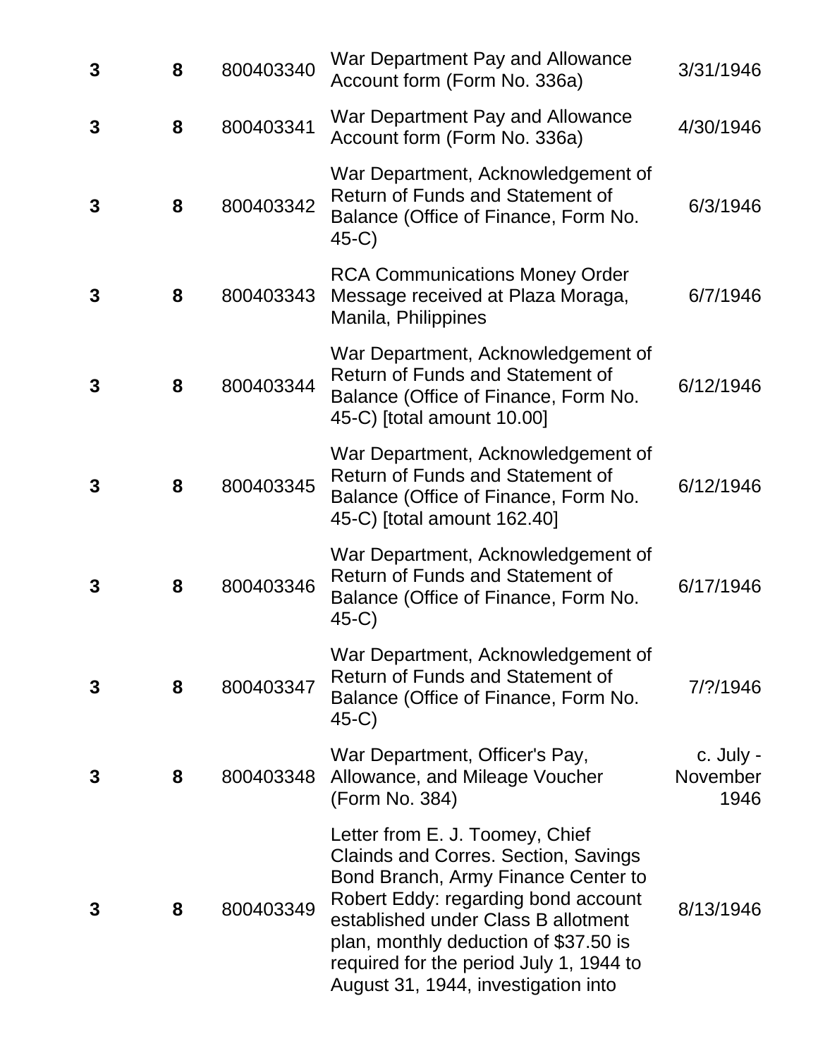| | | | | |
|---|---|---|---|---|
| **3** | **8** | 800403340 | War Department Pay and Allowance Account form (Form No. 336a) | 3/31/1946 |
| **3** | **8** | 800403341 | War Department Pay and Allowance Account form (Form No. 336a) | 4/30/1946 |
| **3** | **8** | 800403342 | War Department, Acknowledgement of Return of Funds and Statement of Balance (Office of Finance, Form No. 45-C) | 6/3/1946 |
| **3** | **8** | 800403343 | RCA Communications Money Order Message received at Plaza Moraga, Manila, Philippines | 6/7/1946 |
| **3** | **8** | 800403344 | War Department, Acknowledgement of Return of Funds and Statement of Balance (Office of Finance, Form No. 45-C) [total amount 10.00] | 6/12/1946 |
| **3** | **8** | 800403345 | War Department, Acknowledgement of Return of Funds and Statement of Balance (Office of Finance, Form No. 45-C) [total amount 162.40] | 6/12/1946 |
| **3** | **8** | 800403346 | War Department, Acknowledgement of Return of Funds and Statement of Balance (Office of Finance, Form No. 45-C) | 6/17/1946 |
| **3** | **8** | 800403347 | War Department, Acknowledgement of Return of Funds and Statement of Balance (Office of Finance, Form No. 45-C) | 7/?/1946 |
| **3** | **8** | 800403348 | War Department, Officer's Pay, Allowance, and Mileage Voucher (Form No. 384) | c. July - November 1946 |
| **3** | **8** | 800403349 | Letter from E. J. Toomey, Chief Claims and Corres. Section, Savings Bond Branch, Army Finance Center to Robert Eddy: regarding bond account established under Class B allotment plan, monthly deduction of $37.50 is required for the period July 1, 1944 to August 31, 1944, investigation into | 8/13/1946 |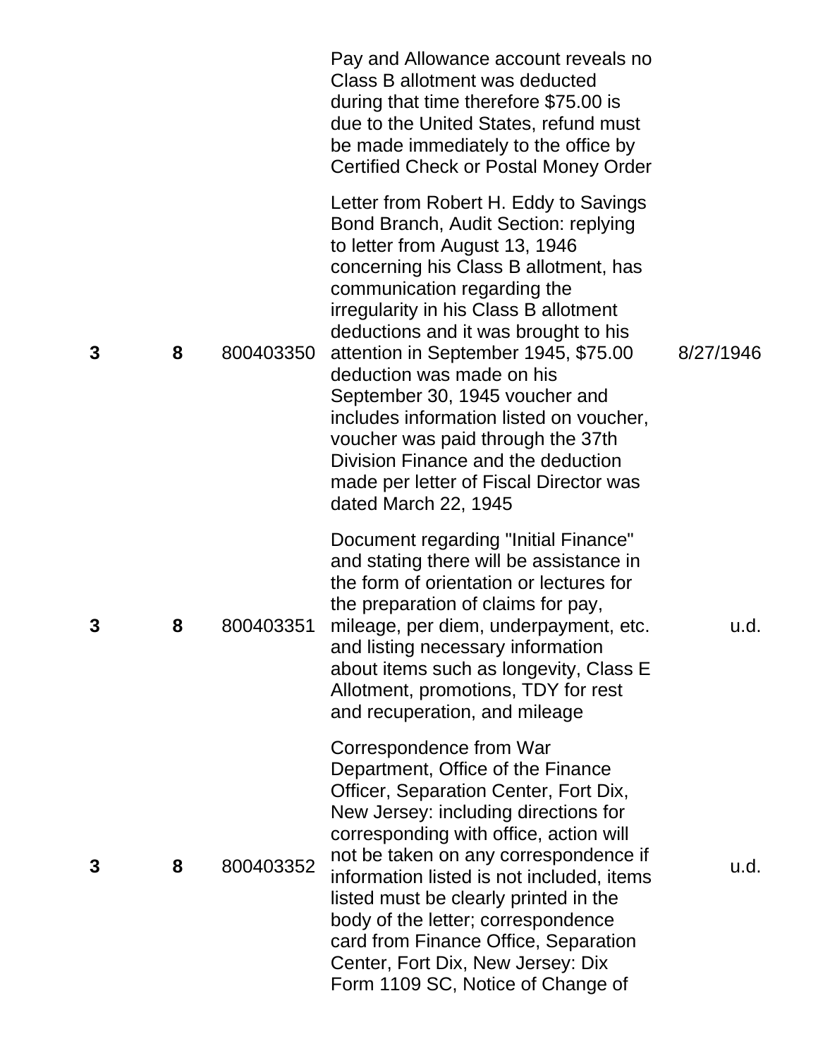| | | | | |
|---|---|---|---|---|
| | | | Pay and Allowance account reveals no Class B allotment was deducted during that time therefore $75.00 is due to the United States, refund must be made immediately to the office by Certified Check or Postal Money Order | |
| 3 | 8 | 800403350 | Letter from Robert H. Eddy to Savings Bond Branch, Audit Section: replying to letter from August 13, 1946 concerning his Class B allotment, has communication regarding the irregularity in his Class B allotment deductions and it was brought to his attention in September 1945, $75.00 deduction was made on his September 30, 1945 voucher and includes information listed on voucher, voucher was paid through the 37th Division Finance and the deduction made per letter of Fiscal Director was dated March 22, 1945 | 8/27/1946 |
| 3 | 8 | 800403351 | Document regarding "Initial Finance" and stating there will be assistance in the form of orientation or lectures for the preparation of claims for pay, mileage, per diem, underpayment, etc. and listing necessary information about items such as longevity, Class E Allotment, promotions, TDY for rest and recuperation, and mileage | u.d. |
| 3 | 8 | 800403352 | Correspondence from War Department, Office of the Finance Officer, Separation Center, Fort Dix, New Jersey: including directions for corresponding with office, action will not be taken on any correspondence if information listed is not included, items listed must be clearly printed in the body of the letter; correspondence card from Finance Office, Separation Center, Fort Dix, New Jersey: Dix Form 1109 SC, Notice of Change of | u.d. |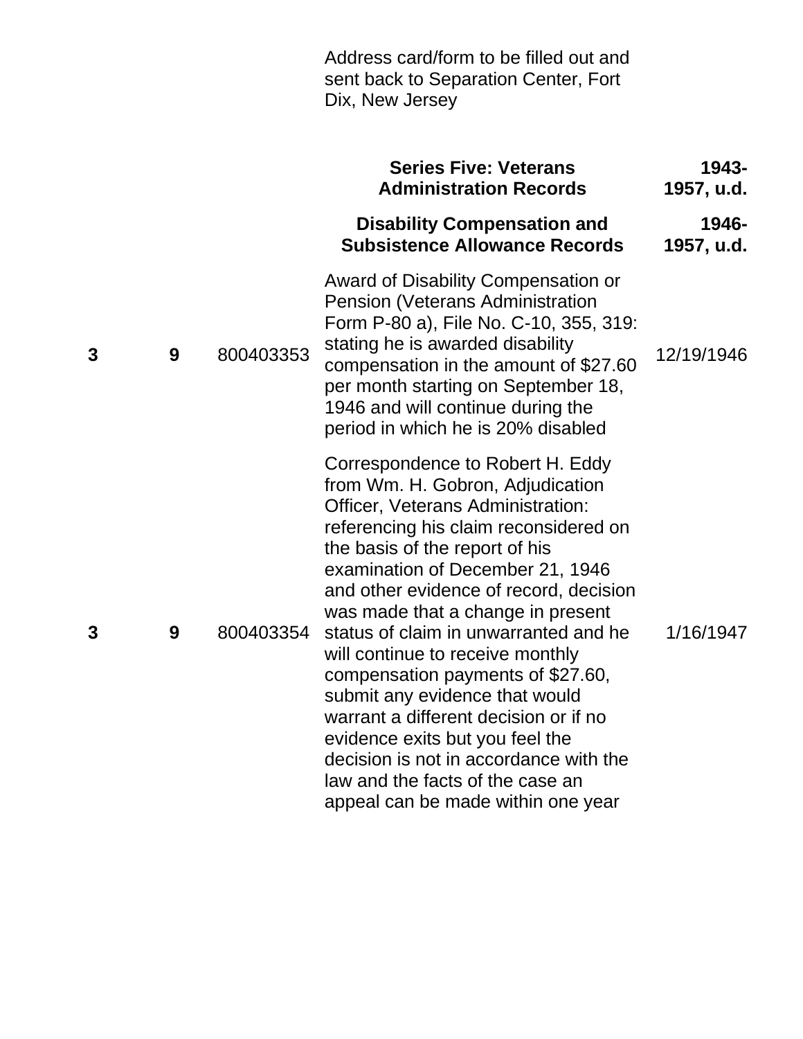| | | | Address card/form to be filled out and sent back to Separation Center, Fort Dix, New Jersey | |
|---|---|---|---|---|
| | | | **Series Five: Veterans Administration Records** | **1943-1957, u.d.** |
| | | | **Disability Compensation and Subsistence Allowance Records** | **1946-1957, u.d.** |
| **3** | **9** | 800403353 | Award of Disability Compensation or Pension (Veterans Administration Form P-80 a), File No. C-10, 355, 319: stating he is awarded disability compensation in the amount of $27.60 per month starting on September 18, 1946 and will continue during the period in which he is 20% disabled | 12/19/1946 |
| **3** | **9** | 800403354 | Correspondence to Robert H. Eddy from Wm. H. Gobron, Adjudication Officer, Veterans Administration: referencing his claim reconsidered on the basis of the report of his examination of December 21, 1946 and other evidence of record, decision was made that a change in present status of claim in unwarranted and he will continue to receive monthly compensation payments of $27.60, submit any evidence that would warrant a different decision or if no evidence exits but you feel the decision is not in accordance with the law and the facts of the case an appeal can be made within one year | 1/16/1947 |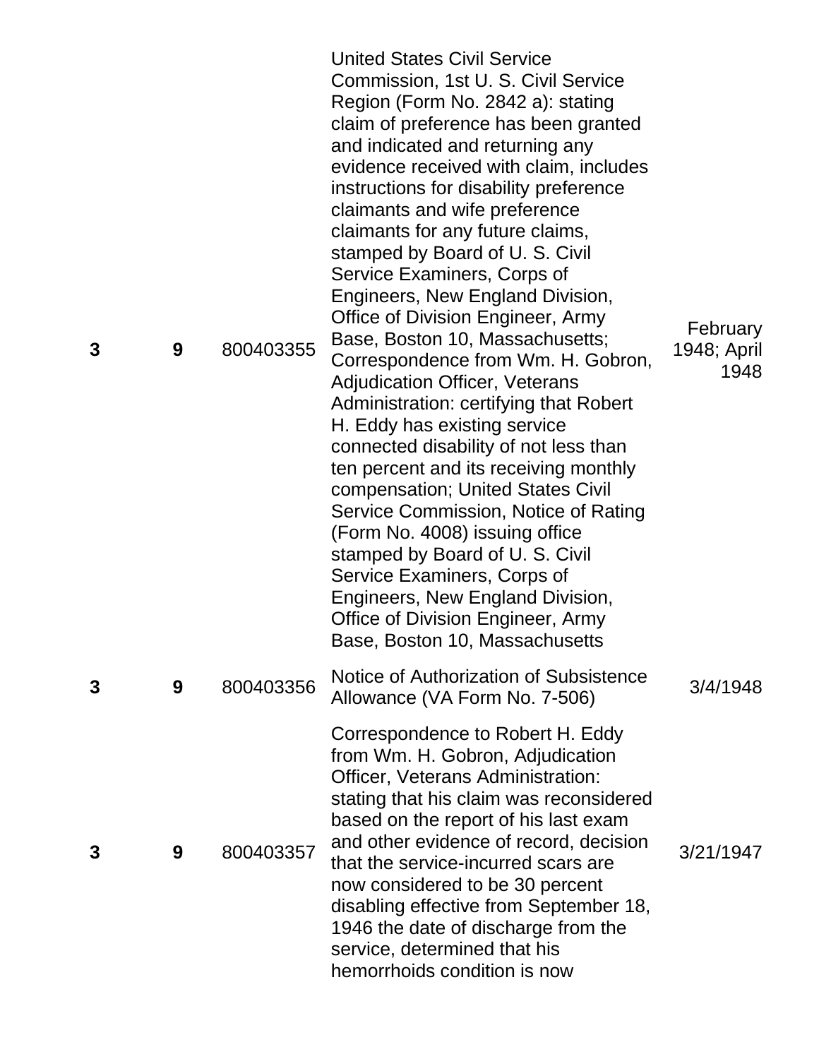| | | | | |
|---|---|---|---|---|
| **3** | **9** | 800403355 | United States Civil Service Commission, 1st U. S. Civil Service Region (Form No. 2842 a): stating claim of preference has been granted and indicated and returning any evidence received with claim, includes instructions for disability preference claimants and wife preference claimants for any future claims, stamped by Board of U. S. Civil Service Examiners, Corps of Engineers, New England Division, Office of Division Engineer, Army Base, Boston 10, Massachusetts; Correspondence from Wm. H. Gobron, Adjudication Officer, Veterans Administration: certifying that Robert H. Eddy has existing service connected disability of not less than ten percent and its receiving monthly compensation; United States Civil Service Commission, Notice of Rating (Form No. 4008) issuing office stamped by Board of U. S. Civil Service Examiners, Corps of Engineers, New England Division, Office of Division Engineer, Army Base, Boston 10, Massachusetts | February 1948; April 1948 |
| **3** | **9** | 800403356 | Notice of Authorization of Subsistence Allowance (VA Form No. 7-506) | 3/4/1948 |
| **3** | **9** | 800403357 | Correspondence to Robert H. Eddy from Wm. H. Gobron, Adjudication Officer, Veterans Administration: stating that his claim was reconsidered based on the report of his last exam and other evidence of record, decision that the service-incurred scars are now considered to be 30 percent disabling effective from September 18, 1946 the date of discharge from the service, determined that his hemorrhoids condition is now | 3/21/1947 |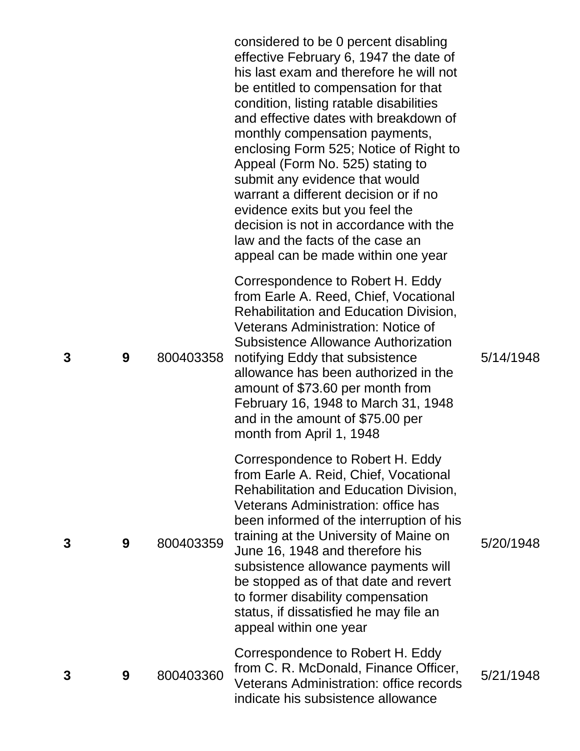|  |  |  | considered to be 0 percent disabling effective February 6, 1947 the date of his last exam and therefore he will not be entitled to compensation for that condition, listing ratable disabilities and effective dates with breakdown of monthly compensation payments, enclosing Form 525; Notice of Right to Appeal (Form No. 525) stating to submit any evidence that would warrant a different decision or if no evidence exits but you feel the decision is not in accordance with the law and the facts of the case an appeal can be made within one year |  |
|---|---|---|---|---|
| **3** | **9** | 800403358 | Correspondence to Robert H. Eddy from Earle A. Reed, Chief, Vocational Rehabilitation and Education Division, Veterans Administration: Notice of Subsistence Allowance Authorization notifying Eddy that subsistence allowance has been authorized in the amount of $73.60 per month from February 16, 1948 to March 31, 1948 and in the amount of $75.00 per month from April 1, 1948 | 5/14/1948 |
| **3** | **9** | 800403359 | Correspondence to Robert H. Eddy from Earle A. Reid, Chief, Vocational Rehabilitation and Education Division, Veterans Administration: office has been informed of the interruption of his training at the University of Maine on June 16, 1948 and therefore his subsistence allowance payments will be stopped as of that date and revert to former disability compensation status, if dissatisfied he may file an appeal within one year | 5/20/1948 |
| **3** | **9** | 800403360 | Correspondence to Robert H. Eddy from C. R. McDonald, Finance Officer, Veterans Administration: office records indicate his subsistence allowance | 5/21/1948 |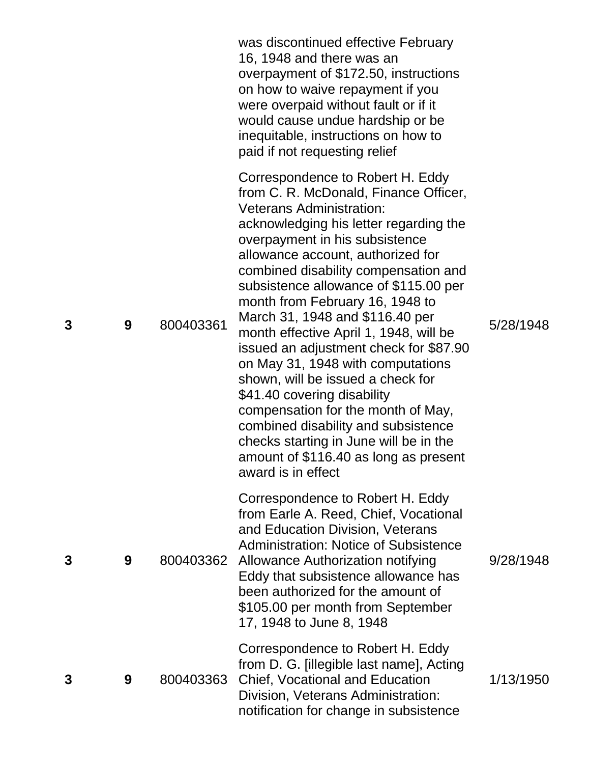| | | | was discontinued effective February 16, 1948 and there was an overpayment of $172.50, instructions on how to waive repayment if you were overpaid without fault or if it would cause undue hardship or be inequitable, instructions on how to paid if not requesting relief | |
|---|---|---|---|---|
| **3** | **9** | 800403361 | Correspondence to Robert H. Eddy from C. R. McDonald, Finance Officer, Veterans Administration: acknowledging his letter regarding the overpayment in his subsistence allowance account, authorized for combined disability compensation and subsistence allowance of $115.00 per month from February 16, 1948 to March 31, 1948 and $116.40 per month effective April 1, 1948, will be issued an adjustment check for $87.90 on May 31, 1948 with computations shown, will be issued a check for $41.40 covering disability compensation for the month of May, combined disability and subsistence checks starting in June will be in the amount of $116.40 as long as present award is in effect | 5/28/1948 |
| **3** | **9** | 800403362 | Correspondence to Robert H. Eddy from Earle A. Reed, Chief, Vocational and Education Division, Veterans Administration: Notice of Subsistence Allowance Authorization notifying Eddy that subsistence allowance has been authorized for the amount of $105.00 per month from September 17, 1948 to June 8, 1948 | 9/28/1948 |
| **3** | **9** | 800403363 | Correspondence to Robert H. Eddy from D. G. [illegible last name], Acting Chief, Vocational and Education Division, Veterans Administration: notification for change in subsistence | 1/13/1950 |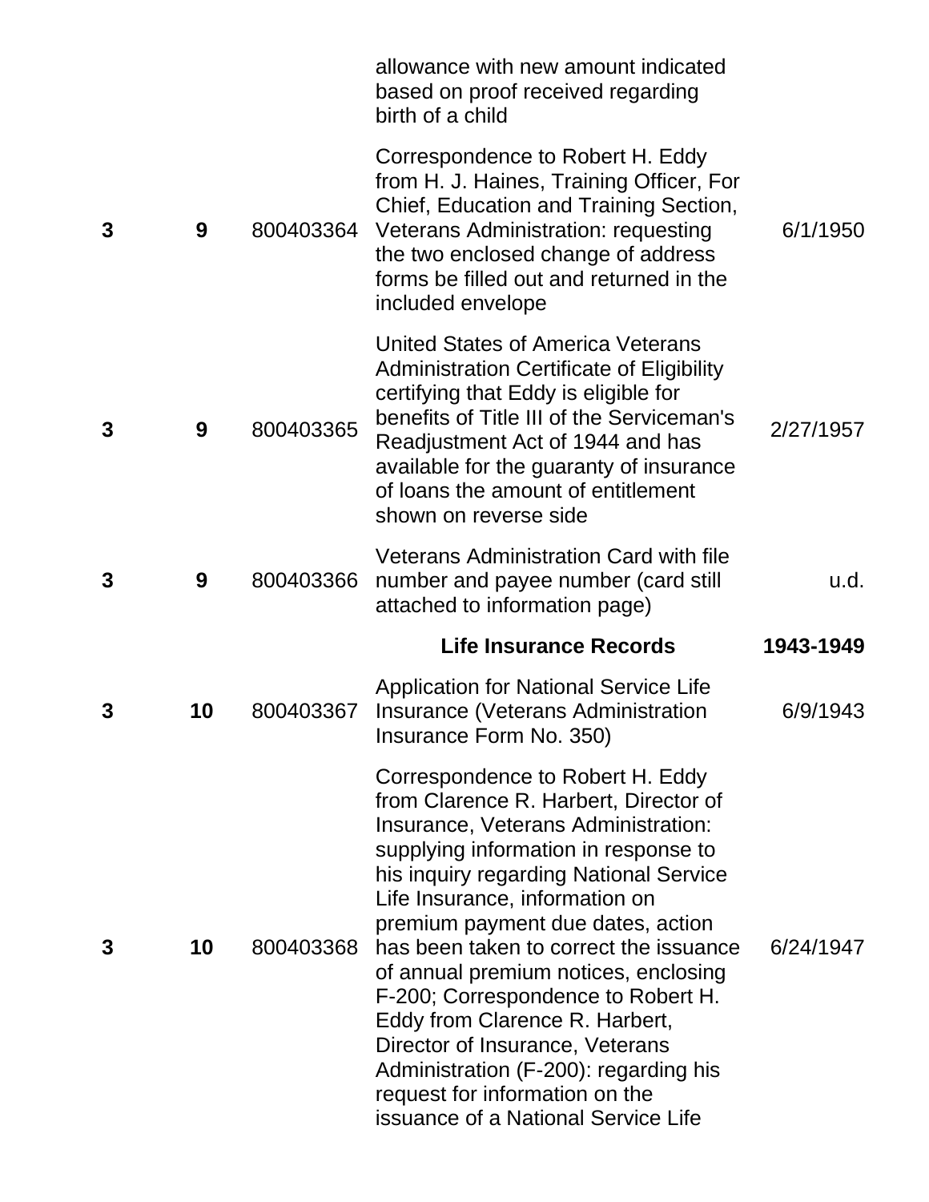| | | | | |
|---|---|---|---|---|
| | | | allowance with new amount indicated based on proof received regarding birth of a child | |
| **3** | **9** | 800403364 | Correspondence to Robert H. Eddy from H. J. Haines, Training Officer, For Chief, Education and Training Section, Veterans Administration: requesting the two enclosed change of address forms be filled out and returned in the included envelope | 6/1/1950 |
| **3** | **9** | 800403365 | United States of America Veterans Administration Certificate of Eligibility certifying that Eddy is eligible for benefits of Title III of the Serviceman's Readjustment Act of 1944 and has available for the guaranty of insurance of loans the amount of entitlement shown on reverse side | 2/27/1957 |
| **3** | **9** | 800403366 | Veterans Administration Card with file number and payee number (card still attached to information page) | u.d. |
| | | | **Life Insurance Records** | **1943-1949** |
| **3** | **10** | 800403367 | Application for National Service Life Insurance (Veterans Administration Insurance Form No. 350) | 6/9/1943 |
| **3** | **10** | 800403368 | Correspondence to Robert H. Eddy from Clarence R. Harbert, Director of Insurance, Veterans Administration: supplying information in response to his inquiry regarding National Service Life Insurance, information on premium payment due dates, action has been taken to correct the issuance of annual premium notices, enclosing F-200; Correspondence to Robert H. Eddy from Clarence R. Harbert, Director of Insurance, Veterans Administration (F-200): regarding his request for information on the issuance of a National Service Life | 6/24/1947 |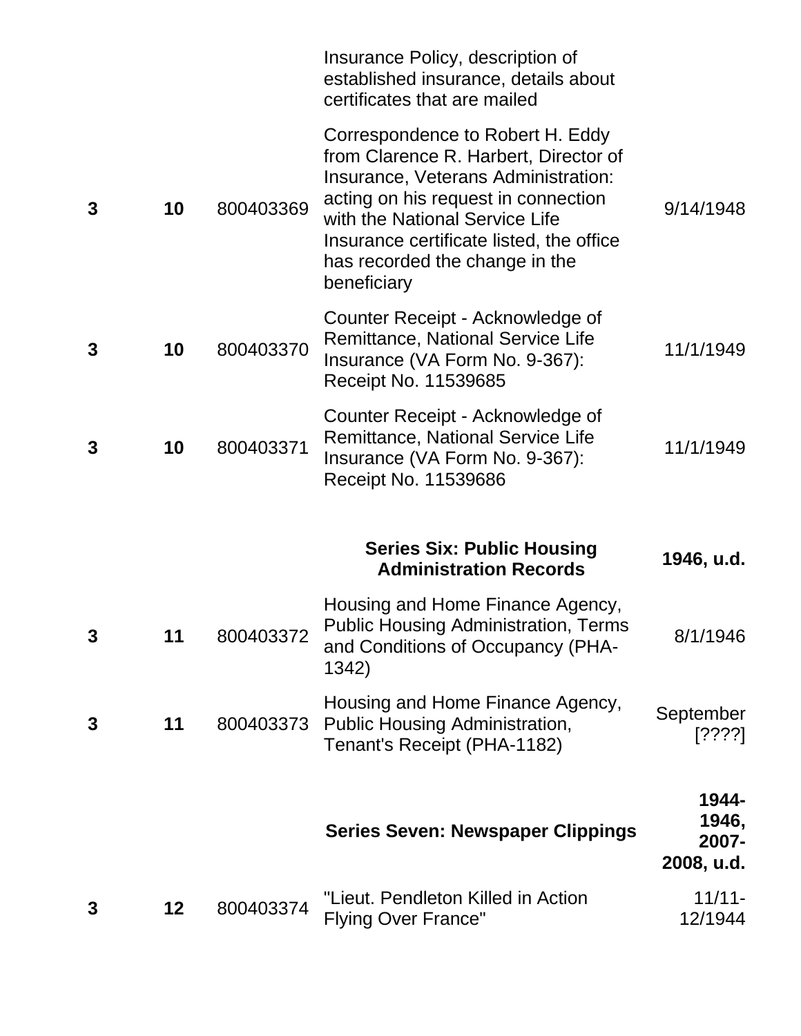| | | | | |
|---|---|---|---|---|
| | | | Insurance Policy, description of established insurance, details about certificates that are mailed | |
| **3** | **10** | 800403369 | Correspondence to Robert H. Eddy from Clarence R. Harbert, Director of Insurance, Veterans Administration: acting on his request in connection with the National Service Life Insurance certificate listed, the office has recorded the change in the beneficiary | 9/14/1948 |
| **3** | **10** | 800403370 | Counter Receipt - Acknowledge of Remittance, National Service Life Insurance (VA Form No. 9-367): Receipt No. 11539685 | 11/1/1949 |
| **3** | **10** | 800403371 | Counter Receipt - Acknowledge of Remittance, National Service Life Insurance (VA Form No. 9-367): Receipt No. 11539686 | 11/1/1949 |
| | | | **Series Six: Public Housing Administration Records** | **1946, u.d.** |
| **3** | **11** | 800403372 | Housing and Home Finance Agency, Public Housing Administration, Terms and Conditions of Occupancy (PHA-1342) | 8/1/1946 |
| **3** | **11** | 800403373 | Housing and Home Finance Agency, Public Housing Administration, Tenant's Receipt (PHA-1182) | September [????] |
| | | | **Series Seven: Newspaper Clippings** | **1944-1946, 2007-2008, u.d.** |
| **3** | **12** | 800403374 | "Lieut. Pendleton Killed in Action Flying Over France" | 11/11-12/1944 |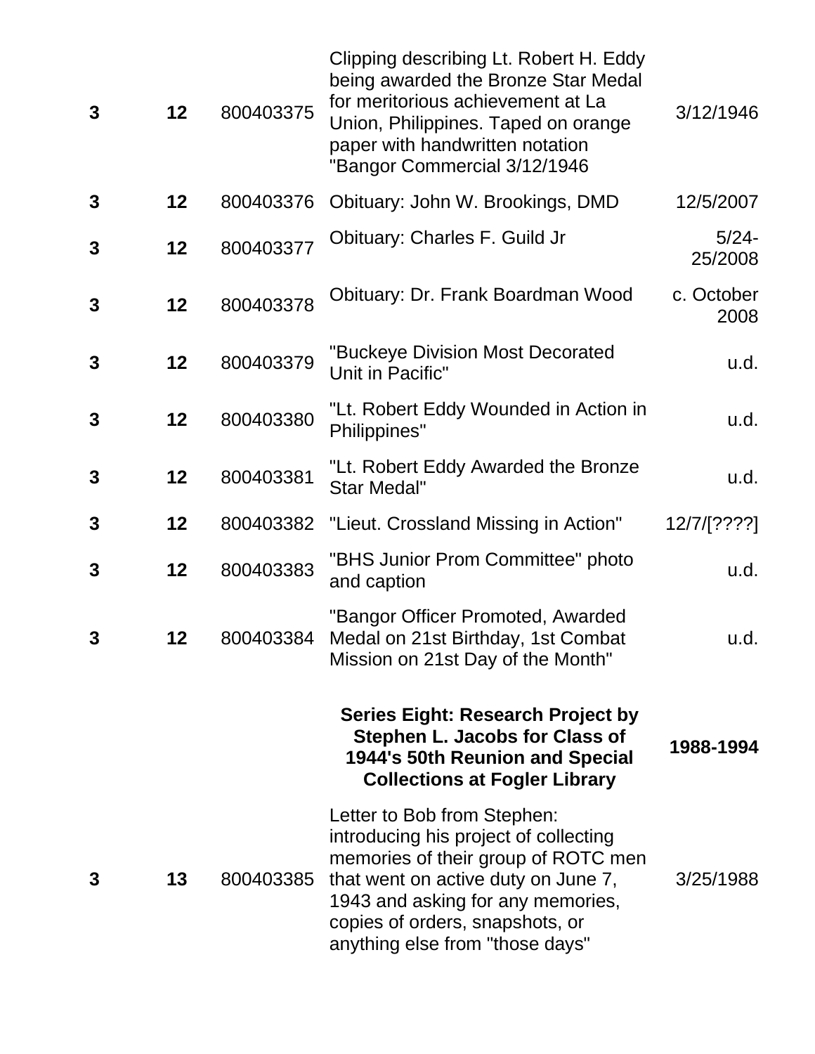| | | | | |
|---|---|---|---|---|
| **3** | **12** | 800403375 | Clipping describing Lt. Robert H. Eddy being awarded the Bronze Star Medal for meritorious achievement at La Union, Philippines. Taped on orange paper with handwritten notation "Bangor Commercial 3/12/1946 | 3/12/1946 |
| **3** | **12** | 800403376 | Obituary: John W. Brookings, DMD | 12/5/2007 |
| **3** | **12** | 800403377 | Obituary: Charles F. Guild Jr | 5/24-25/2008 |
| **3** | **12** | 800403378 | Obituary: Dr. Frank Boardman Wood | c. October 2008 |
| **3** | **12** | 800403379 | "Buckeye Division Most Decorated Unit in Pacific" | u.d. |
| **3** | **12** | 800403380 | "Lt. Robert Eddy Wounded in Action in Philippines" | u.d. |
| **3** | **12** | 800403381 | "Lt. Robert Eddy Awarded the Bronze Star Medal" | u.d. |
| **3** | **12** | 800403382 | "Lieut. Crossland Missing in Action" | 12/7/[????] |
| **3** | **12** | 800403383 | "BHS Junior Prom Committee" photo and caption | u.d. |
| **3** | **12** | 800403384 | "Bangor Officer Promoted, Awarded Medal on 21st Birthday, 1st Combat Mission on 21st Day of the Month" | u.d. |
| | | | **Series Eight: Research Project by Stephen L. Jacobs for Class of 1944's 50th Reunion and Special Collections at Fogler Library** | **1988-1994** |
| **3** | **13** | 800403385 | Letter to Bob from Stephen: introducing his project of collecting memories of their group of ROTC men that went on active duty on June 7, 1943 and asking for any memories, copies of orders, snapshots, or anything else from "those days" | 3/25/1988 |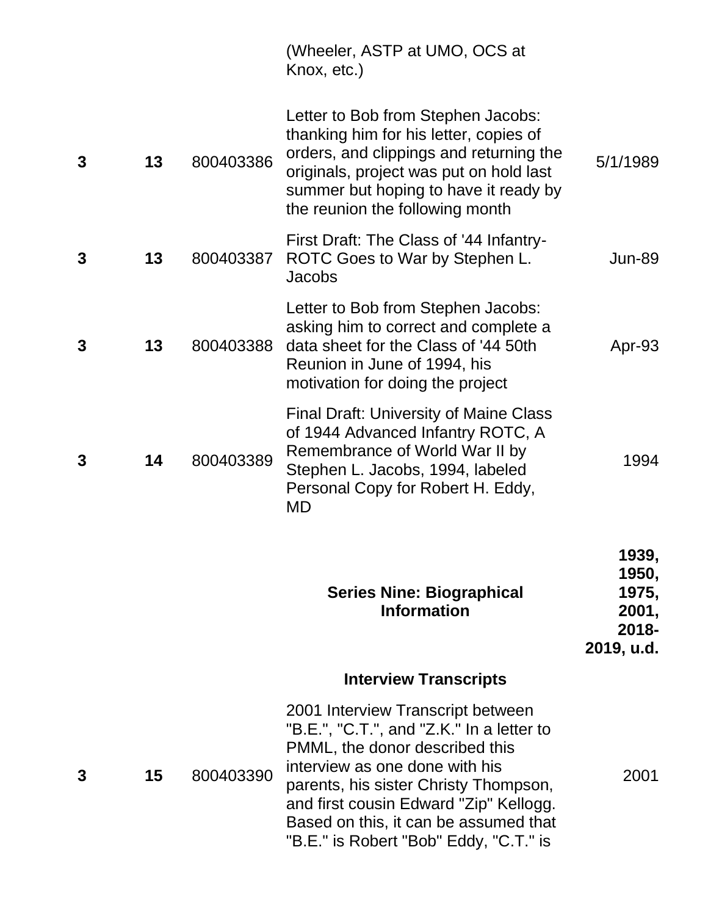| | | | (Wheeler, ASTP at UMO, OCS at Knox, etc.) | |
|---|---|---|---|---|
| **3** | **13** | 800403386 | Letter to Bob from Stephen Jacobs: thanking him for his letter, copies of orders, and clippings and returning the originals, project was put on hold last summer but hoping to have it ready by the reunion the following month | 5/1/1989 |
| **3** | **13** | 800403387 | First Draft: The Class of '44 Infantry-ROTC Goes to War by Stephen L. Jacobs | Jun-89 |
| **3** | **13** | 800403388 | Letter to Bob from Stephen Jacobs: asking him to correct and complete a data sheet for the Class of '44 50th Reunion in June of 1994, his motivation for doing the project | Apr-93 |
| **3** | **14** | 800403389 | Final Draft: University of Maine Class of 1944 Advanced Infantry ROTC, A Remembrance of World War II by Stephen L. Jacobs, 1994, labeled Personal Copy for Robert H. Eddy, MD | 1994 |
| | | | **Series Nine: Biographical Information** | **1939, 1950, 1975, 2001, 2018-2019, u.d.** |
| | | | **Interview Transcripts** | |
| **3** | **15** | 800403390 | 2001 Interview Transcript between "B.E.", "C.T.", and "Z.K." In a letter to PMML, the donor described this interview as one done with his parents, his sister Christy Thompson, and first cousin Edward "Zip" Kellogg. Based on this, it can be assumed that "B.E." is Robert "Bob" Eddy, "C.T." is | 2001 |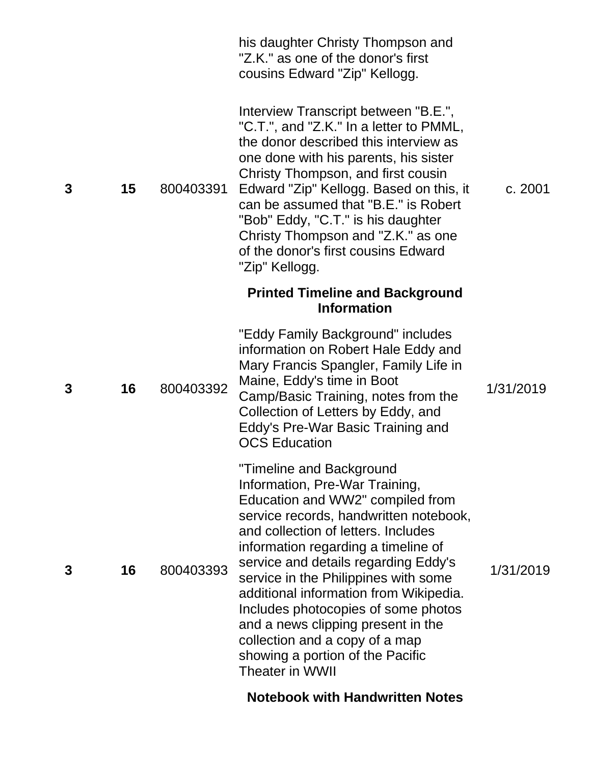| | | | his daughter Christy Thompson and "Z.K." as one of the donor's first cousins Edward "Zip" Kellogg. | |
|---|---|---|---|---|
| 3 | 15 | 800403391 | Interview Transcript between "B.E.", "C.T.", and "Z.K." In a letter to PMML, the donor described this interview as one done with his parents, his sister Christy Thompson, and first cousin Edward "Zip" Kellogg. Based on this, it can be assumed that "B.E." is Robert "Bob" Eddy, "C.T." is his daughter Christy Thompson and "Z.K." as one of the donor's first cousins Edward "Zip" Kellogg. | c. 2001 |
| | | | **Printed Timeline and Background Information** | |
| 3 | 16 | 800403392 | "Eddy Family Background" includes information on Robert Hale Eddy and Mary Francis Spangler, Family Life in Maine, Eddy's time in Boot Camp/Basic Training, notes from the Collection of Letters by Eddy, and Eddy's Pre-War Basic Training and OCS Education | 1/31/2019 |
| 3 | 16 | 800403393 | "Timeline and Background Information, Pre-War Training, Education and WW2" compiled from service records, handwritten notebook, and collection of letters. Includes information regarding a timeline of service and details regarding Eddy's service in the Philippines with some additional information from Wikipedia. Includes photocopies of some photos and a news clipping present in the collection and a copy of a map showing a portion of the Pacific Theater in WWII | 1/31/2019 |
| | | | **Notebook with Handwritten Notes** | |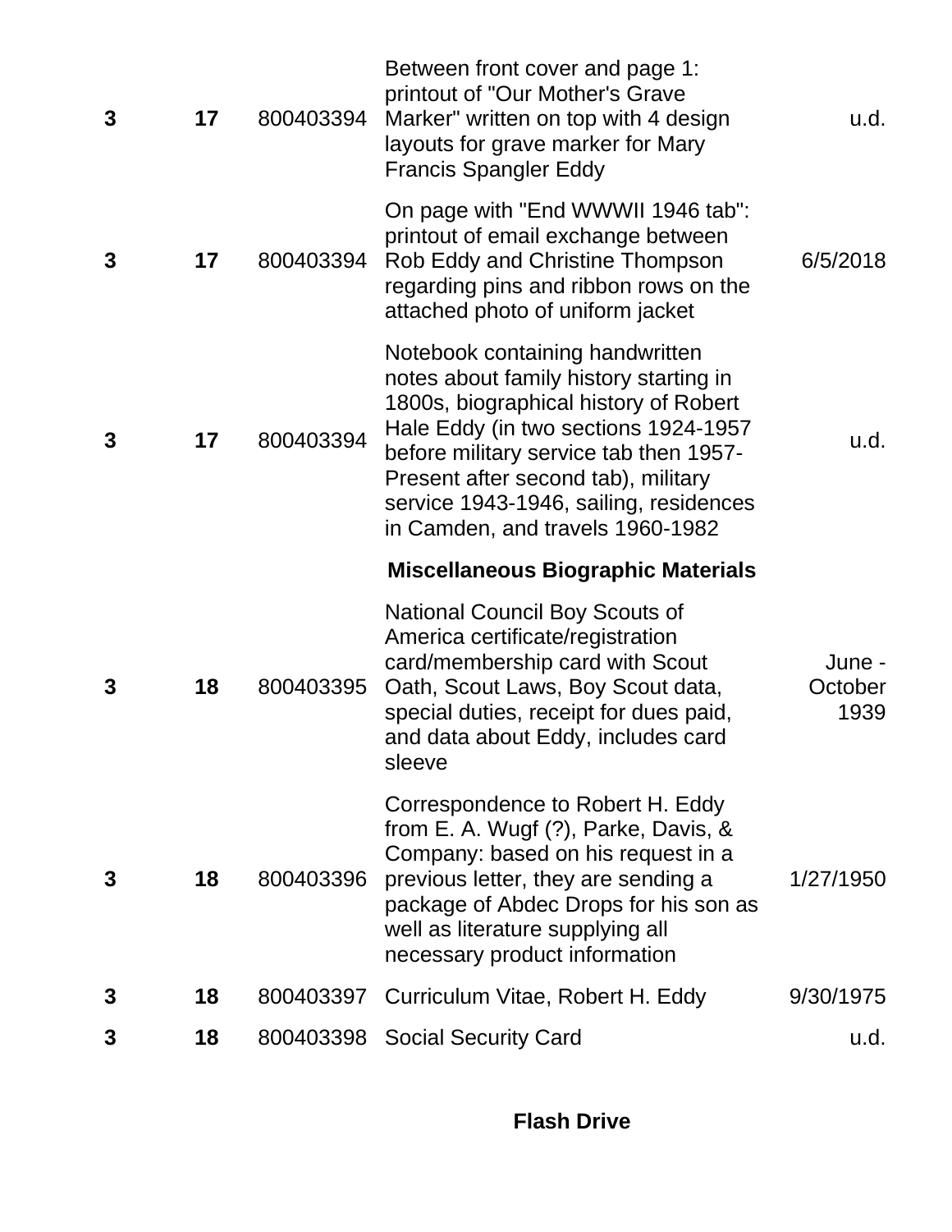| | | | | |
|---|---|---|---|---|
| **3** | **17** | 800403394 | Between front cover and page 1: printout of "Our Mother's Grave Marker" written on top with 4 design layouts for grave marker for Mary Francis Spangler Eddy | u.d. |
| **3** | **17** | 800403394 | On page with "End WWWII 1946 tab": printout of email exchange between Rob Eddy and Christine Thompson regarding pins and ribbon rows on the attached photo of uniform jacket | 6/5/2018 |
| **3** | **17** | 800403394 | Notebook containing handwritten notes about family history starting in 1800s, biographical history of Robert Hale Eddy (in two sections 1924-1957 before military service tab then 1957-Present after second tab), military service 1943-1946, sailing, residences in Camden, and travels 1960-1982 | u.d. |
| | | | **Miscellaneous Biographic Materials** | |
| **3** | **18** | 800403395 | National Council Boy Scouts of America certificate/registration card/membership card with Scout Oath, Scout Laws, Boy Scout data, special duties, receipt for dues paid, and data about Eddy, includes card sleeve | June - October 1939 |
| **3** | **18** | 800403396 | Correspondence to Robert H. Eddy from E. A. Wugf (?), Parke, Davis, & Company: based on his request in a previous letter, they are sending a package of Abdec Drops for his son as well as literature supplying all necessary product information | 1/27/1950 |
| **3** | **18** | 800403397 | Curriculum Vitae, Robert H. Eddy | 9/30/1975 |
| **3** | **18** | 800403398 | Social Security Card | u.d. |

**Flash Drive**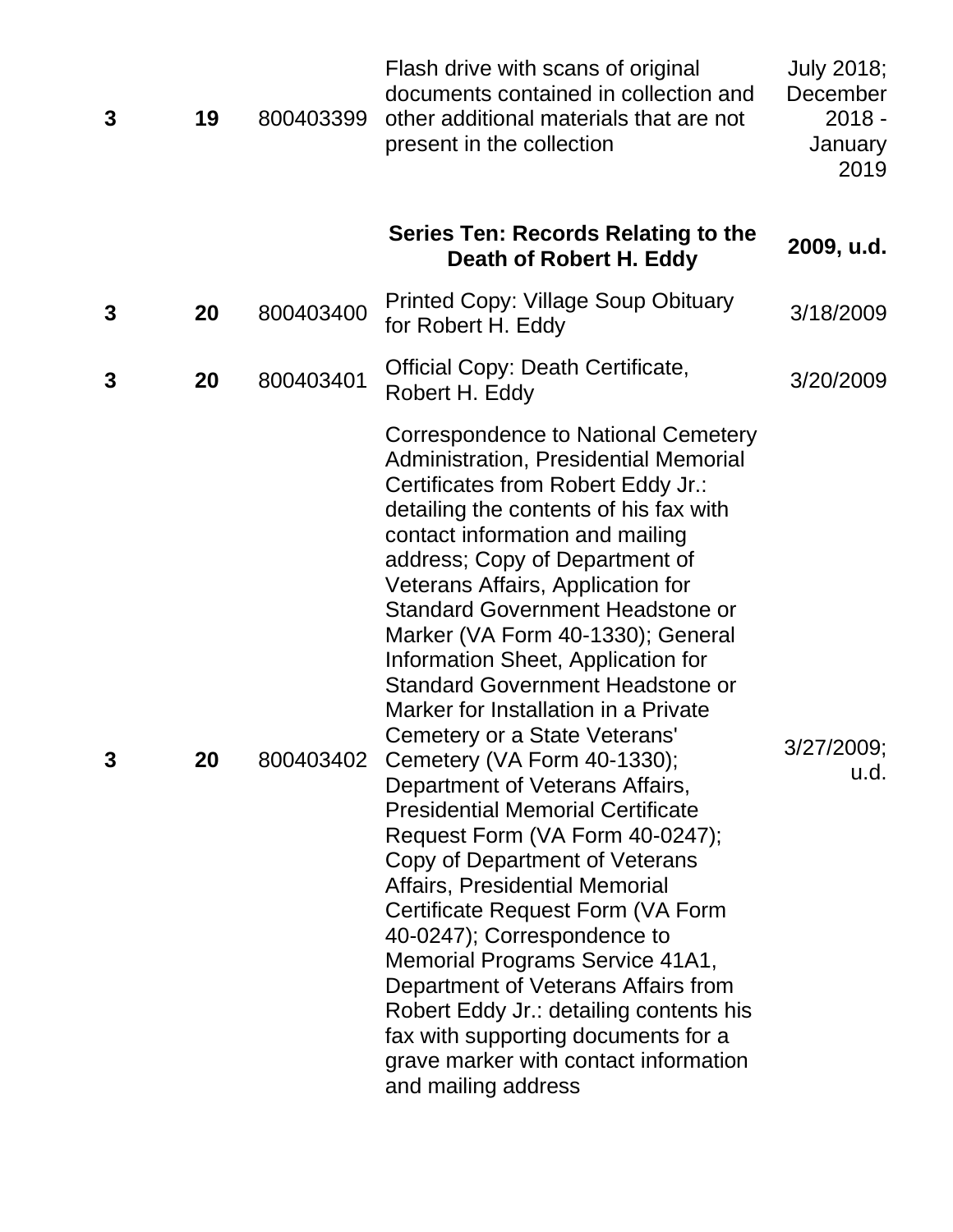| | | | | |
|---|---|---|---|---|
| **3** | **19** | 800403399 | Flash drive with scans of original documents contained in collection and other additional materials that are not present in the collection | July 2018; December 2018 - January 2019 |
| | | | **Series Ten: Records Relating to the Death of Robert H. Eddy** | **2009, u.d.** |
| **3** | **20** | 800403400 | Printed Copy: Village Soup Obituary for Robert H. Eddy | 3/18/2009 |
| **3** | **20** | 800403401 | Official Copy: Death Certificate, Robert H. Eddy | 3/20/2009 |
| **3** | **20** | 800403402 | Correspondence to National Cemetery Administration, Presidential Memorial Certificates from Robert Eddy Jr.: detailing the contents of his fax with contact information and mailing address; Copy of Department of Veterans Affairs, Application for Standard Government Headstone or Marker (VA Form 40-1330); General Information Sheet, Application for Standard Government Headstone or Marker for Installation in a Private Cemetery or a State Veterans' Cemetery (VA Form 40-1330); Department of Veterans Affairs, Presidential Memorial Certificate Request Form (VA Form 40-0247); Copy of Department of Veterans Affairs, Presidential Memorial Certificate Request Form (VA Form 40-0247); Correspondence to Memorial Programs Service 41A1, Department of Veterans Affairs from Robert Eddy Jr.: detailing contents his fax with supporting documents for a grave marker with contact information and mailing address | 3/27/2009; u.d. |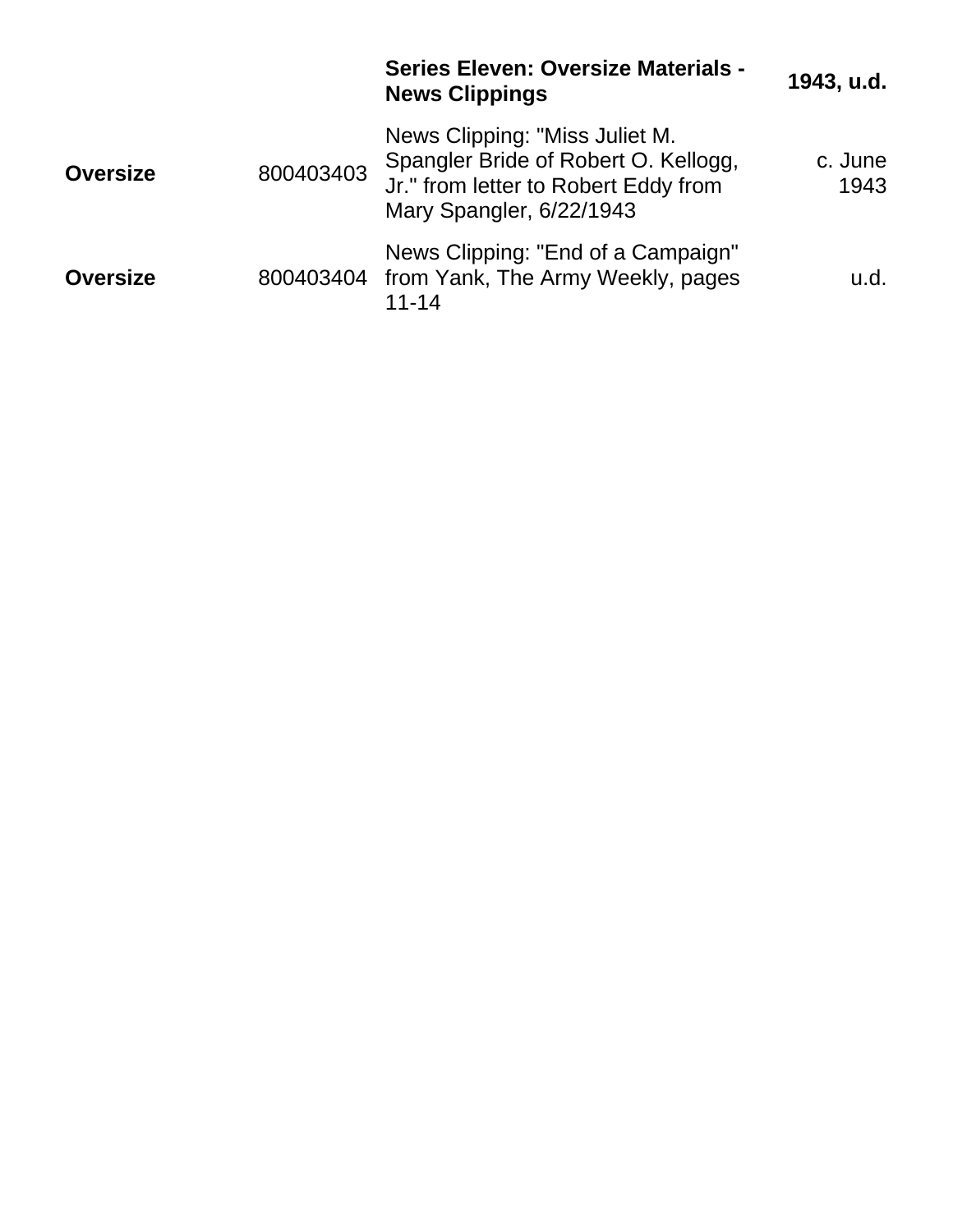| | | | |
|---|---|---|---|
| | | **Series Eleven: Oversize Materials - News Clippings** | **1943, u.d.** |
| **Oversize** | 800403403 | News Clipping: "Miss Juliet M. Spangler Bride of Robert O. Kellogg, Jr." from letter to Robert Eddy from Mary Spangler, 6/22/1943 | c. June 1943 |
| **Oversize** | 800403404 | News Clipping: "End of a Campaign" from Yank, The Army Weekly, pages 11-14 | u.d. |